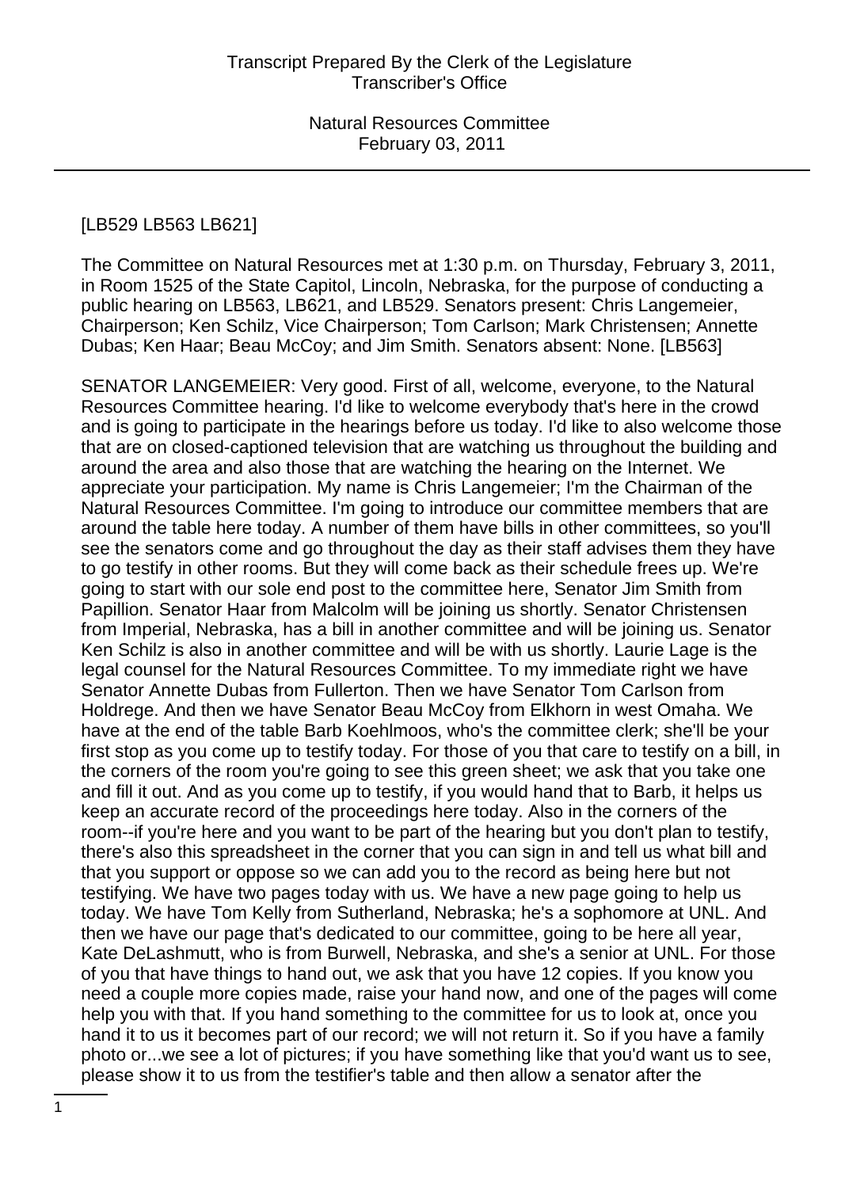[LB529 LB563 LB621]

The Committee on Natural Resources met at 1:30 p.m. on Thursday, February 3, 2011, in Room 1525 of the State Capitol, Lincoln, Nebraska, for the purpose of conducting a public hearing on LB563, LB621, and LB529. Senators present: Chris Langemeier, Chairperson; Ken Schilz, Vice Chairperson; Tom Carlson; Mark Christensen; Annette Dubas; Ken Haar; Beau McCoy; and Jim Smith. Senators absent: None. [LB563]

SENATOR LANGEMEIER: Very good. First of all, welcome, everyone, to the Natural Resources Committee hearing. I'd like to welcome everybody that's here in the crowd and is going to participate in the hearings before us today. I'd like to also welcome those that are on closed-captioned television that are watching us throughout the building and around the area and also those that are watching the hearing on the Internet. We appreciate your participation. My name is Chris Langemeier; I'm the Chairman of the Natural Resources Committee. I'm going to introduce our committee members that are around the table here today. A number of them have bills in other committees, so you'll see the senators come and go throughout the day as their staff advises them they have to go testify in other rooms. But they will come back as their schedule frees up. We're going to start with our sole end post to the committee here, Senator Jim Smith from Papillion. Senator Haar from Malcolm will be joining us shortly. Senator Christensen from Imperial, Nebraska, has a bill in another committee and will be joining us. Senator Ken Schilz is also in another committee and will be with us shortly. Laurie Lage is the legal counsel for the Natural Resources Committee. To my immediate right we have Senator Annette Dubas from Fullerton. Then we have Senator Tom Carlson from Holdrege. And then we have Senator Beau McCoy from Elkhorn in west Omaha. We have at the end of the table Barb Koehlmoos, who's the committee clerk; she'll be your first stop as you come up to testify today. For those of you that care to testify on a bill, in the corners of the room you're going to see this green sheet; we ask that you take one and fill it out. And as you come up to testify, if you would hand that to Barb, it helps us keep an accurate record of the proceedings here today. Also in the corners of the room--if you're here and you want to be part of the hearing but you don't plan to testify, there's also this spreadsheet in the corner that you can sign in and tell us what bill and that you support or oppose so we can add you to the record as being here but not testifying. We have two pages today with us. We have a new page going to help us today. We have Tom Kelly from Sutherland, Nebraska; he's a sophomore at UNL. And then we have our page that's dedicated to our committee, going to be here all year, Kate DeLashmutt, who is from Burwell, Nebraska, and she's a senior at UNL. For those of you that have things to hand out, we ask that you have 12 copies. If you know you need a couple more copies made, raise your hand now, and one of the pages will come help you with that. If you hand something to the committee for us to look at, once you hand it to us it becomes part of our record; we will not return it. So if you have a family photo or...we see a lot of pictures; if you have something like that you'd want us to see, please show it to us from the testifier's table and then allow a senator after the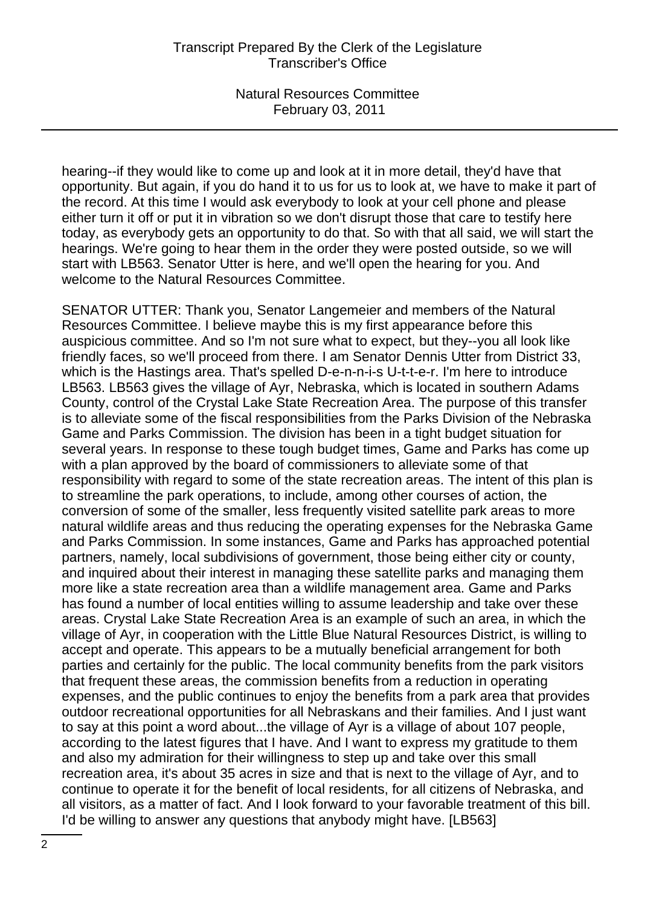hearing--if they would like to come up and look at it in more detail, they'd have that opportunity. But again, if you do hand it to us for us to look at, we have to make it part of the record. At this time I would ask everybody to look at your cell phone and please either turn it off or put it in vibration so we don't disrupt those that care to testify here today, as everybody gets an opportunity to do that. So with that all said, we will start the hearings. We're going to hear them in the order they were posted outside, so we will start with LB563. Senator Utter is here, and we'll open the hearing for you. And welcome to the Natural Resources Committee.

SENATOR UTTER: Thank you, Senator Langemeier and members of the Natural Resources Committee. I believe maybe this is my first appearance before this auspicious committee. And so I'm not sure what to expect, but they--you all look like friendly faces, so we'll proceed from there. I am Senator Dennis Utter from District 33, which is the Hastings area. That's spelled D-e-n-n-i-s U-t-t-e-r. I'm here to introduce LB563. LB563 gives the village of Ayr, Nebraska, which is located in southern Adams County, control of the Crystal Lake State Recreation Area. The purpose of this transfer is to alleviate some of the fiscal responsibilities from the Parks Division of the Nebraska Game and Parks Commission. The division has been in a tight budget situation for several years. In response to these tough budget times, Game and Parks has come up with a plan approved by the board of commissioners to alleviate some of that responsibility with regard to some of the state recreation areas. The intent of this plan is to streamline the park operations, to include, among other courses of action, the conversion of some of the smaller, less frequently visited satellite park areas to more natural wildlife areas and thus reducing the operating expenses for the Nebraska Game and Parks Commission. In some instances, Game and Parks has approached potential partners, namely, local subdivisions of government, those being either city or county, and inquired about their interest in managing these satellite parks and managing them more like a state recreation area than a wildlife management area. Game and Parks has found a number of local entities willing to assume leadership and take over these areas. Crystal Lake State Recreation Area is an example of such an area, in which the village of Ayr, in cooperation with the Little Blue Natural Resources District, is willing to accept and operate. This appears to be a mutually beneficial arrangement for both parties and certainly for the public. The local community benefits from the park visitors that frequent these areas, the commission benefits from a reduction in operating expenses, and the public continues to enjoy the benefits from a park area that provides outdoor recreational opportunities for all Nebraskans and their families. And I just want to say at this point a word about...the village of Ayr is a village of about 107 people, according to the latest figures that I have. And I want to express my gratitude to them and also my admiration for their willingness to step up and take over this small recreation area, it's about 35 acres in size and that is next to the village of Ayr, and to continue to operate it for the benefit of local residents, for all citizens of Nebraska, and all visitors, as a matter of fact. And I look forward to your favorable treatment of this bill. I'd be willing to answer any questions that anybody might have. [LB563]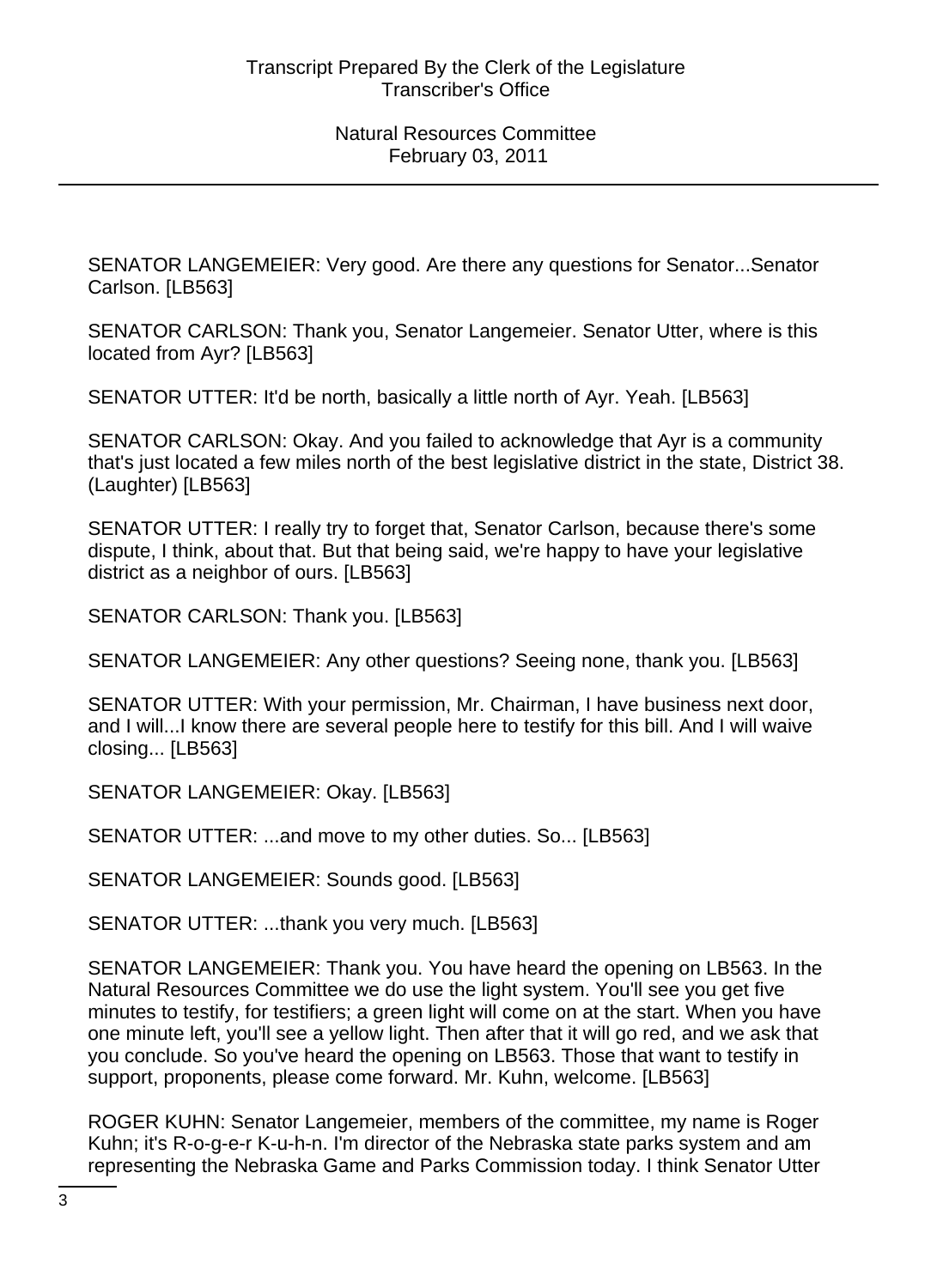SENATOR LANGEMEIER: Very good. Are there any questions for Senator...Senator Carlson. [LB563]

SENATOR CARLSON: Thank you, Senator Langemeier. Senator Utter, where is this located from Ayr? [LB563]

SENATOR UTTER: It'd be north, basically a little north of Ayr. Yeah. [LB563]

SENATOR CARLSON: Okay. And you failed to acknowledge that Ayr is a community that's just located a few miles north of the best legislative district in the state, District 38. (Laughter) [LB563]

SENATOR UTTER: I really try to forget that, Senator Carlson, because there's some dispute, I think, about that. But that being said, we're happy to have your legislative district as a neighbor of ours. [LB563]

SENATOR CARLSON: Thank you. [LB563]

SENATOR LANGEMEIER: Any other questions? Seeing none, thank you. [LB563]

SENATOR UTTER: With your permission, Mr. Chairman, I have business next door, and I will...I know there are several people here to testify for this bill. And I will waive closing... [LB563]

SENATOR LANGEMEIER: Okay. [LB563]

SENATOR UTTER: ...and move to my other duties. So... [LB563]

SENATOR LANGEMEIER: Sounds good. [LB563]

SENATOR UTTER: ...thank you very much. [LB563]

SENATOR LANGEMEIER: Thank you. You have heard the opening on LB563. In the Natural Resources Committee we do use the light system. You'll see you get five minutes to testify, for testifiers; a green light will come on at the start. When you have one minute left, you'll see a yellow light. Then after that it will go red, and we ask that you conclude. So you've heard the opening on LB563. Those that want to testify in support, proponents, please come forward. Mr. Kuhn, welcome. [LB563]

ROGER KUHN: Senator Langemeier, members of the committee, my name is Roger Kuhn; it's R-o-g-e-r K-u-h-n. I'm director of the Nebraska state parks system and am representing the Nebraska Game and Parks Commission today. I think Senator Utter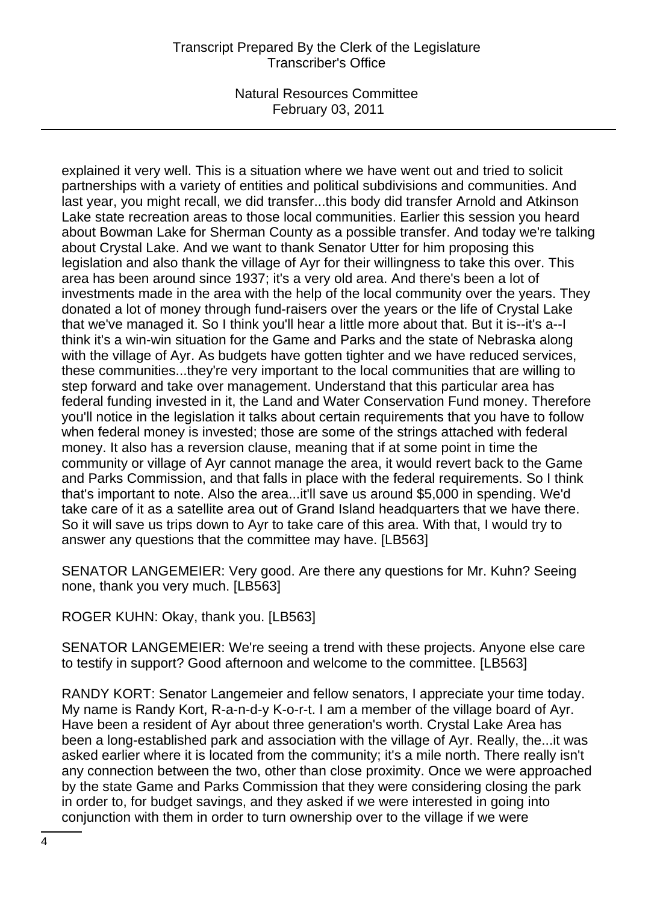explained it very well. This is a situation where we have went out and tried to solicit partnerships with a variety of entities and political subdivisions and communities. And last year, you might recall, we did transfer...this body did transfer Arnold and Atkinson Lake state recreation areas to those local communities. Earlier this session you heard about Bowman Lake for Sherman County as a possible transfer. And today we're talking about Crystal Lake. And we want to thank Senator Utter for him proposing this legislation and also thank the village of Ayr for their willingness to take this over. This area has been around since 1937; it's a very old area. And there's been a lot of investments made in the area with the help of the local community over the years. They donated a lot of money through fund-raisers over the years or the life of Crystal Lake that we've managed it. So I think you'll hear a little more about that. But it is--it's a--I think it's a win-win situation for the Game and Parks and the state of Nebraska along with the village of Ayr. As budgets have gotten tighter and we have reduced services, these communities...they're very important to the local communities that are willing to step forward and take over management. Understand that this particular area has federal funding invested in it, the Land and Water Conservation Fund money. Therefore you'll notice in the legislation it talks about certain requirements that you have to follow when federal money is invested; those are some of the strings attached with federal money. It also has a reversion clause, meaning that if at some point in time the community or village of Ayr cannot manage the area, it would revert back to the Game and Parks Commission, and that falls in place with the federal requirements. So I think that's important to note. Also the area...it'll save us around $5,000 in spending. We'd take care of it as a satellite area out of Grand Island headquarters that we have there. So it will save us trips down to Ayr to take care of this area. With that, I would try to answer any questions that the committee may have. [LB563]

SENATOR LANGEMEIER: Very good. Are there any questions for Mr. Kuhn? Seeing none, thank you very much. [LB563]

ROGER KUHN: Okay, thank you. [LB563]

SENATOR LANGEMEIER: We're seeing a trend with these projects. Anyone else care to testify in support? Good afternoon and welcome to the committee. [LB563]

RANDY KORT: Senator Langemeier and fellow senators, I appreciate your time today. My name is Randy Kort, R-a-n-d-y K-o-r-t. I am a member of the village board of Ayr. Have been a resident of Ayr about three generation's worth. Crystal Lake Area has been a long-established park and association with the village of Ayr. Really, the...it was asked earlier where it is located from the community; it's a mile north. There really isn't any connection between the two, other than close proximity. Once we were approached by the state Game and Parks Commission that they were considering closing the park in order to, for budget savings, and they asked if we were interested in going into conjunction with them in order to turn ownership over to the village if we were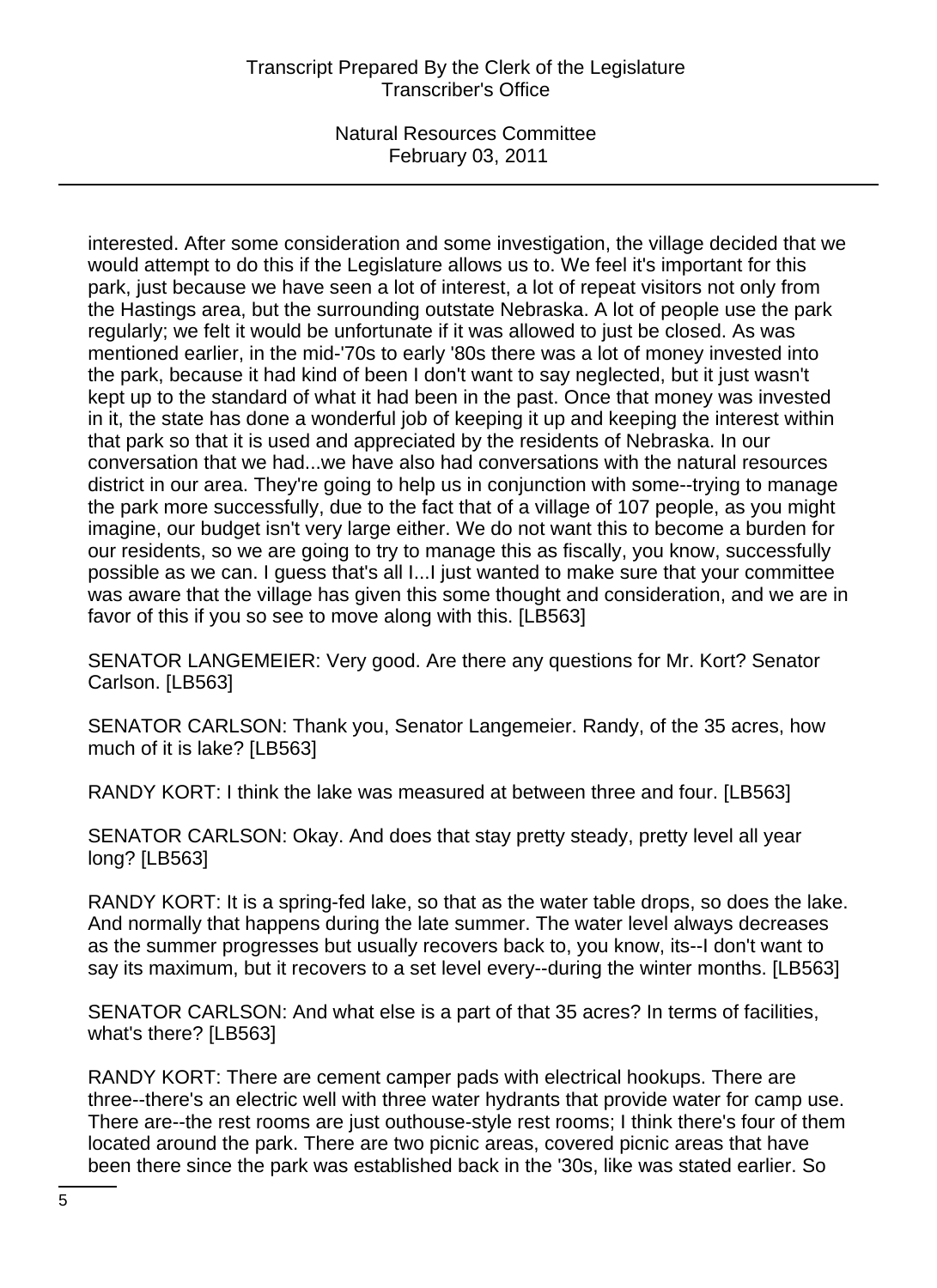interested. After some consideration and some investigation, the village decided that we would attempt to do this if the Legislature allows us to. We feel it's important for this park, just because we have seen a lot of interest, a lot of repeat visitors not only from the Hastings area, but the surrounding outstate Nebraska. A lot of people use the park regularly; we felt it would be unfortunate if it was allowed to just be closed. As was mentioned earlier, in the mid-'70s to early '80s there was a lot of money invested into the park, because it had kind of been I don't want to say neglected, but it just wasn't kept up to the standard of what it had been in the past. Once that money was invested in it, the state has done a wonderful job of keeping it up and keeping the interest within that park so that it is used and appreciated by the residents of Nebraska. In our conversation that we had...we have also had conversations with the natural resources district in our area. They're going to help us in conjunction with some--trying to manage the park more successfully, due to the fact that of a village of 107 people, as you might imagine, our budget isn't very large either. We do not want this to become a burden for our residents, so we are going to try to manage this as fiscally, you know, successfully possible as we can. I guess that's all I...I just wanted to make sure that your committee was aware that the village has given this some thought and consideration, and we are in favor of this if you so see to move along with this. [LB563]

SENATOR LANGEMEIER: Very good. Are there any questions for Mr. Kort? Senator Carlson. [LB563]

SENATOR CARLSON: Thank you, Senator Langemeier. Randy, of the 35 acres, how much of it is lake? [LB563]

RANDY KORT: I think the lake was measured at between three and four. [LB563]

SENATOR CARLSON: Okay. And does that stay pretty steady, pretty level all year long? [LB563]

RANDY KORT: It is a spring-fed lake, so that as the water table drops, so does the lake. And normally that happens during the late summer. The water level always decreases as the summer progresses but usually recovers back to, you know, its--I don't want to say its maximum, but it recovers to a set level every--during the winter months. [LB563]

SENATOR CARLSON: And what else is a part of that 35 acres? In terms of facilities, what's there? [LB563]

RANDY KORT: There are cement camper pads with electrical hookups. There are three--there's an electric well with three water hydrants that provide water for camp use. There are--the rest rooms are just outhouse-style rest rooms; I think there's four of them located around the park. There are two picnic areas, covered picnic areas that have been there since the park was established back in the '30s, like was stated earlier. So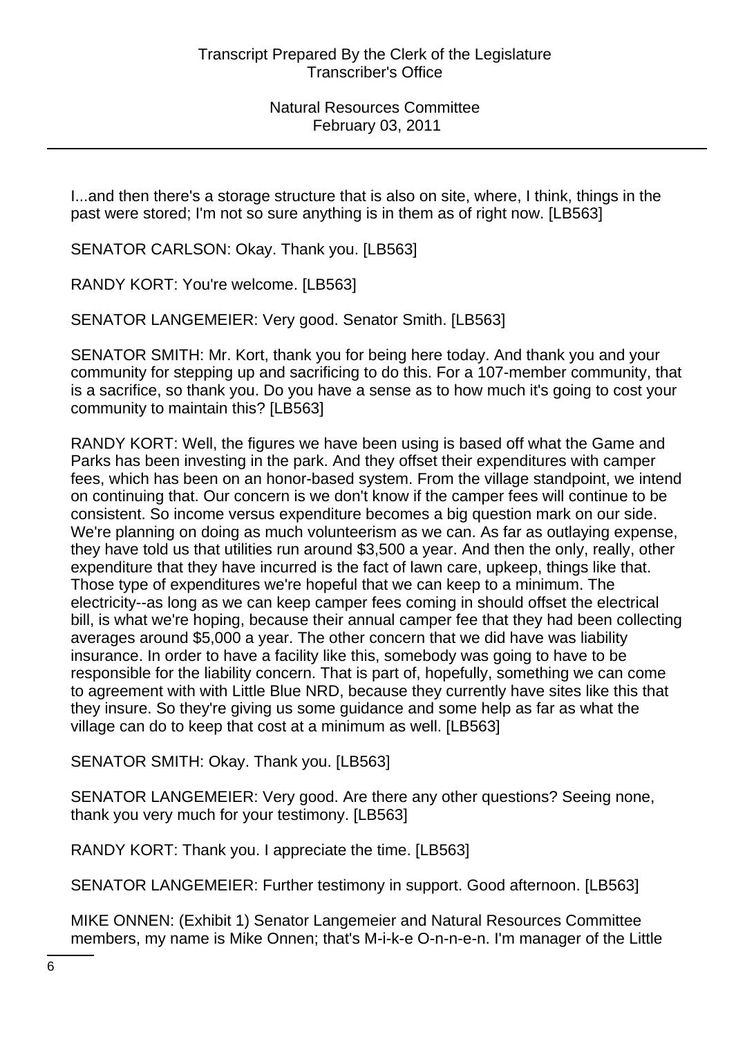I...and then there's a storage structure that is also on site, where, I think, things in the past were stored; I'm not so sure anything is in them as of right now. [LB563]

SENATOR CARLSON: Okay. Thank you. [LB563]

RANDY KORT: You're welcome. [LB563]

SENATOR LANGEMEIER: Very good. Senator Smith. [LB563]

SENATOR SMITH: Mr. Kort, thank you for being here today. And thank you and your community for stepping up and sacrificing to do this. For a 107-member community, that is a sacrifice, so thank you. Do you have a sense as to how much it's going to cost your community to maintain this? [LB563]

RANDY KORT: Well, the figures we have been using is based off what the Game and Parks has been investing in the park. And they offset their expenditures with camper fees, which has been on an honor-based system. From the village standpoint, we intend on continuing that. Our concern is we don't know if the camper fees will continue to be consistent. So income versus expenditure becomes a big question mark on our side. We're planning on doing as much volunteerism as we can. As far as outlaying expense, they have told us that utilities run around $3,500 a year. And then the only, really, other expenditure that they have incurred is the fact of lawn care, upkeep, things like that. Those type of expenditures we're hopeful that we can keep to a minimum. The electricity--as long as we can keep camper fees coming in should offset the electrical bill, is what we're hoping, because their annual camper fee that they had been collecting averages around $5,000 a year. The other concern that we did have was liability insurance. In order to have a facility like this, somebody was going to have to be responsible for the liability concern. That is part of, hopefully, something we can come to agreement with with Little Blue NRD, because they currently have sites like this that they insure. So they're giving us some guidance and some help as far as what the village can do to keep that cost at a minimum as well. [LB563]

SENATOR SMITH: Okay. Thank you. [LB563]

SENATOR LANGEMEIER: Very good. Are there any other questions? Seeing none, thank you very much for your testimony. [LB563]

RANDY KORT: Thank you. I appreciate the time. [LB563]

SENATOR LANGEMEIER: Further testimony in support. Good afternoon. [LB563]

MIKE ONNEN: (Exhibit 1) Senator Langemeier and Natural Resources Committee members, my name is Mike Onnen; that's M-i-k-e O-n-n-e-n. I'm manager of the Little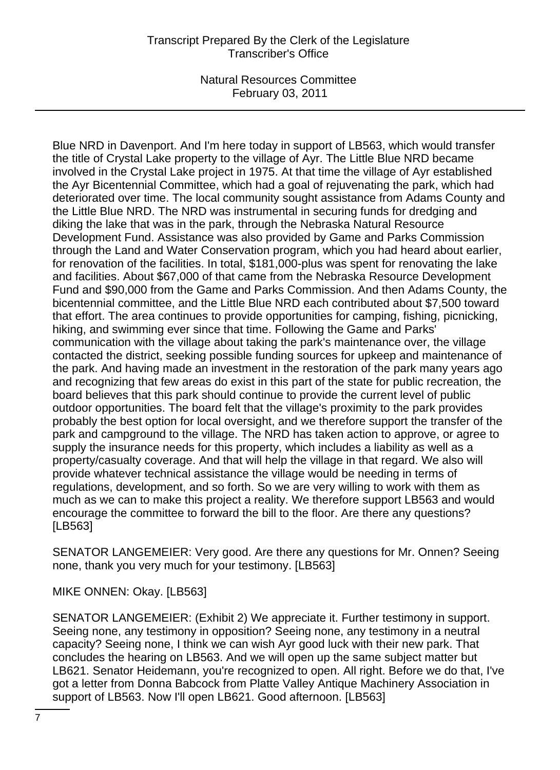Blue NRD in Davenport. And I'm here today in support of LB563, which would transfer the title of Crystal Lake property to the village of Ayr. The Little Blue NRD became involved in the Crystal Lake project in 1975. At that time the village of Ayr established the Ayr Bicentennial Committee, which had a goal of rejuvenating the park, which had deteriorated over time. The local community sought assistance from Adams County and the Little Blue NRD. The NRD was instrumental in securing funds for dredging and diking the lake that was in the park, through the Nebraska Natural Resource Development Fund. Assistance was also provided by Game and Parks Commission through the Land and Water Conservation program, which you had heard about earlier, for renovation of the facilities. In total, $181,000-plus was spent for renovating the lake and facilities. About $67,000 of that came from the Nebraska Resource Development Fund and $90,000 from the Game and Parks Commission. And then Adams County, the bicentennial committee, and the Little Blue NRD each contributed about $7,500 toward that effort. The area continues to provide opportunities for camping, fishing, picnicking, hiking, and swimming ever since that time. Following the Game and Parks' communication with the village about taking the park's maintenance over, the village contacted the district, seeking possible funding sources for upkeep and maintenance of the park. And having made an investment in the restoration of the park many years ago and recognizing that few areas do exist in this part of the state for public recreation, the board believes that this park should continue to provide the current level of public outdoor opportunities. The board felt that the village's proximity to the park provides probably the best option for local oversight, and we therefore support the transfer of the park and campground to the village. The NRD has taken action to approve, or agree to supply the insurance needs for this property, which includes a liability as well as a property/casualty coverage. And that will help the village in that regard. We also will provide whatever technical assistance the village would be needing in terms of regulations, development, and so forth. So we are very willing to work with them as much as we can to make this project a reality. We therefore support LB563 and would encourage the committee to forward the bill to the floor. Are there any questions? [LB563]

SENATOR LANGEMEIER: Very good. Are there any questions for Mr. Onnen? Seeing none, thank you very much for your testimony. [LB563]

MIKE ONNEN: Okay. [LB563]

SENATOR LANGEMEIER: (Exhibit 2) We appreciate it. Further testimony in support. Seeing none, any testimony in opposition? Seeing none, any testimony in a neutral capacity? Seeing none, I think we can wish Ayr good luck with their new park. That concludes the hearing on LB563. And we will open up the same subject matter but LB621. Senator Heidemann, you're recognized to open. All right. Before we do that, I've got a letter from Donna Babcock from Platte Valley Antique Machinery Association in support of LB563. Now I'll open LB621. Good afternoon. [LB563]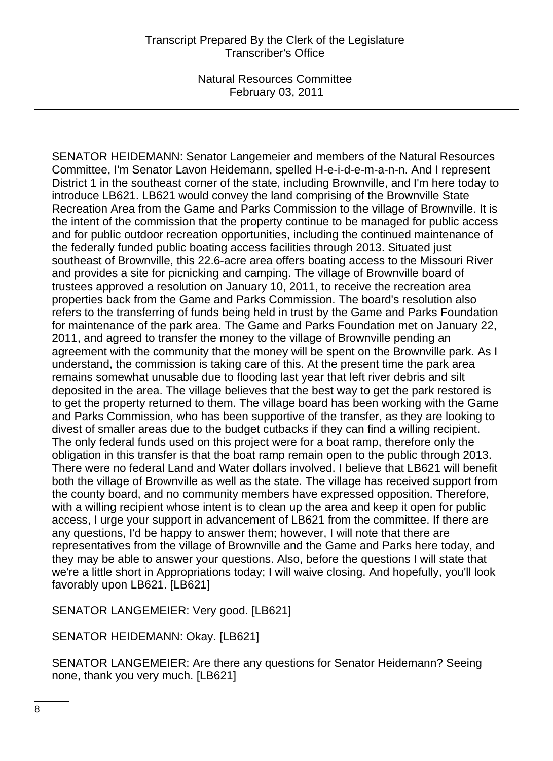SENATOR HEIDEMANN: Senator Langemeier and members of the Natural Resources Committee, I'm Senator Lavon Heidemann, spelled H-e-i-d-e-m-a-n-n. And I represent District 1 in the southeast corner of the state, including Brownville, and I'm here today to introduce LB621. LB621 would convey the land comprising of the Brownville State Recreation Area from the Game and Parks Commission to the village of Brownville. It is the intent of the commission that the property continue to be managed for public access and for public outdoor recreation opportunities, including the continued maintenance of the federally funded public boating access facilities through 2013. Situated just southeast of Brownville, this 22.6-acre area offers boating access to the Missouri River and provides a site for picnicking and camping. The village of Brownville board of trustees approved a resolution on January 10, 2011, to receive the recreation area properties back from the Game and Parks Commission. The board's resolution also refers to the transferring of funds being held in trust by the Game and Parks Foundation for maintenance of the park area. The Game and Parks Foundation met on January 22, 2011, and agreed to transfer the money to the village of Brownville pending an agreement with the community that the money will be spent on the Brownville park. As I understand, the commission is taking care of this. At the present time the park area remains somewhat unusable due to flooding last year that left river debris and silt deposited in the area. The village believes that the best way to get the park restored is to get the property returned to them. The village board has been working with the Game and Parks Commission, who has been supportive of the transfer, as they are looking to divest of smaller areas due to the budget cutbacks if they can find a willing recipient. The only federal funds used on this project were for a boat ramp, therefore only the obligation in this transfer is that the boat ramp remain open to the public through 2013. There were no federal Land and Water dollars involved. I believe that LB621 will benefit both the village of Brownville as well as the state. The village has received support from the county board, and no community members have expressed opposition. Therefore, with a willing recipient whose intent is to clean up the area and keep it open for public access, I urge your support in advancement of LB621 from the committee. If there are any questions, I'd be happy to answer them; however, I will note that there are representatives from the village of Brownville and the Game and Parks here today, and they may be able to answer your questions. Also, before the questions I will state that we're a little short in Appropriations today; I will waive closing. And hopefully, you'll look favorably upon LB621. [LB621]

SENATOR LANGEMEIER: Very good. [LB621]

SENATOR HEIDEMANN: Okay. [LB621]

SENATOR LANGEMEIER: Are there any questions for Senator Heidemann? Seeing none, thank you very much. [LB621]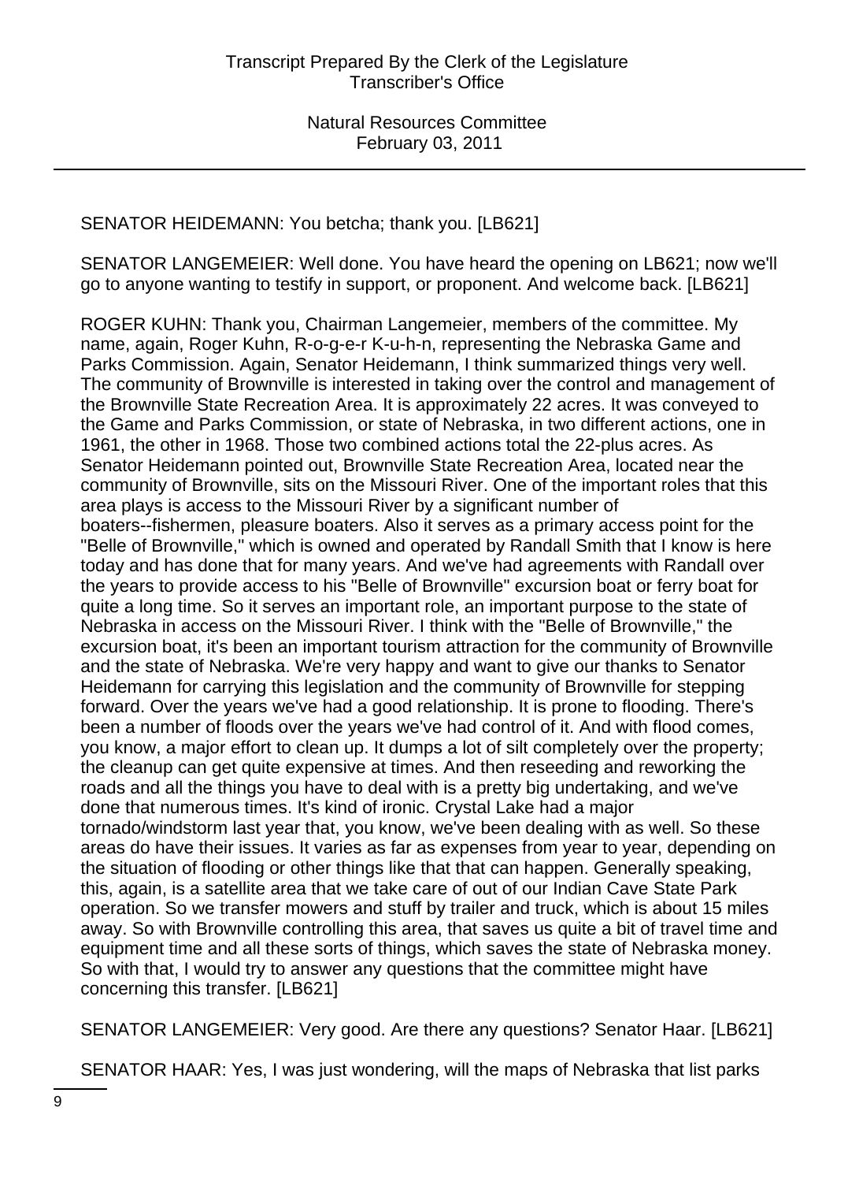SENATOR HEIDEMANN: You betcha; thank you. [LB621]

SENATOR LANGEMEIER: Well done. You have heard the opening on LB621; now we'll go to anyone wanting to testify in support, or proponent. And welcome back. [LB621]

ROGER KUHN: Thank you, Chairman Langemeier, members of the committee. My name, again, Roger Kuhn, R-o-g-e-r K-u-h-n, representing the Nebraska Game and Parks Commission. Again, Senator Heidemann, I think summarized things very well. The community of Brownville is interested in taking over the control and management of the Brownville State Recreation Area. It is approximately 22 acres. It was conveyed to the Game and Parks Commission, or state of Nebraska, in two different actions, one in 1961, the other in 1968. Those two combined actions total the 22-plus acres. As Senator Heidemann pointed out, Brownville State Recreation Area, located near the community of Brownville, sits on the Missouri River. One of the important roles that this area plays is access to the Missouri River by a significant number of boaters--fishermen, pleasure boaters. Also it serves as a primary access point for the "Belle of Brownville," which is owned and operated by Randall Smith that I know is here today and has done that for many years. And we've had agreements with Randall over the years to provide access to his "Belle of Brownville" excursion boat or ferry boat for quite a long time. So it serves an important role, an important purpose to the state of Nebraska in access on the Missouri River. I think with the "Belle of Brownville," the excursion boat, it's been an important tourism attraction for the community of Brownville and the state of Nebraska. We're very happy and want to give our thanks to Senator Heidemann for carrying this legislation and the community of Brownville for stepping forward. Over the years we've had a good relationship. It is prone to flooding. There's been a number of floods over the years we've had control of it. And with flood comes, you know, a major effort to clean up. It dumps a lot of silt completely over the property; the cleanup can get quite expensive at times. And then reseeding and reworking the roads and all the things you have to deal with is a pretty big undertaking, and we've done that numerous times. It's kind of ironic. Crystal Lake had a major tornado/windstorm last year that, you know, we've been dealing with as well. So these areas do have their issues. It varies as far as expenses from year to year, depending on the situation of flooding or other things like that that can happen. Generally speaking, this, again, is a satellite area that we take care of out of our Indian Cave State Park operation. So we transfer mowers and stuff by trailer and truck, which is about 15 miles away. So with Brownville controlling this area, that saves us quite a bit of travel time and equipment time and all these sorts of things, which saves the state of Nebraska money. So with that, I would try to answer any questions that the committee might have concerning this transfer. [LB621]

SENATOR LANGEMEIER: Very good. Are there any questions? Senator Haar. [LB621]

SENATOR HAAR: Yes, I was just wondering, will the maps of Nebraska that list parks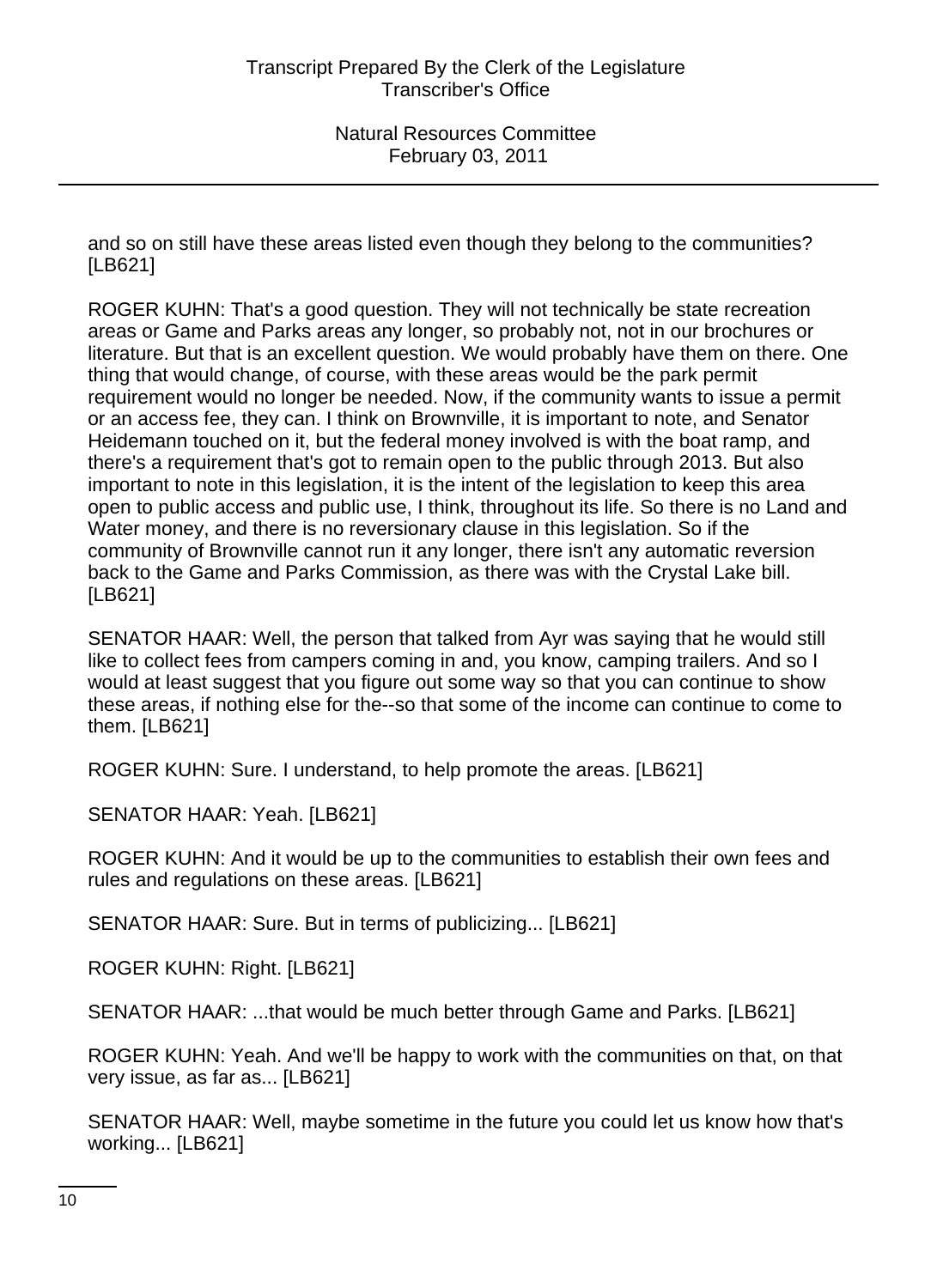and so on still have these areas listed even though they belong to the communities? [LB621]

ROGER KUHN: That's a good question. They will not technically be state recreation areas or Game and Parks areas any longer, so probably not, not in our brochures or literature. But that is an excellent question. We would probably have them on there. One thing that would change, of course, with these areas would be the park permit requirement would no longer be needed. Now, if the community wants to issue a permit or an access fee, they can. I think on Brownville, it is important to note, and Senator Heidemann touched on it, but the federal money involved is with the boat ramp, and there's a requirement that's got to remain open to the public through 2013. But also important to note in this legislation, it is the intent of the legislation to keep this area open to public access and public use, I think, throughout its life. So there is no Land and Water money, and there is no reversionary clause in this legislation. So if the community of Brownville cannot run it any longer, there isn't any automatic reversion back to the Game and Parks Commission, as there was with the Crystal Lake bill. [LB621]

SENATOR HAAR: Well, the person that talked from Ayr was saying that he would still like to collect fees from campers coming in and, you know, camping trailers. And so I would at least suggest that you figure out some way so that you can continue to show these areas, if nothing else for the--so that some of the income can continue to come to them. [LB621]

ROGER KUHN: Sure. I understand, to help promote the areas. [LB621]

SENATOR HAAR: Yeah. [LB621]

ROGER KUHN: And it would be up to the communities to establish their own fees and rules and regulations on these areas. [LB621]

SENATOR HAAR: Sure. But in terms of publicizing... [LB621]

ROGER KUHN: Right. [LB621]

SENATOR HAAR: ...that would be much better through Game and Parks. [LB621]

ROGER KUHN: Yeah. And we'll be happy to work with the communities on that, on that very issue, as far as... [LB621]

SENATOR HAAR: Well, maybe sometime in the future you could let us know how that's working... [LB621]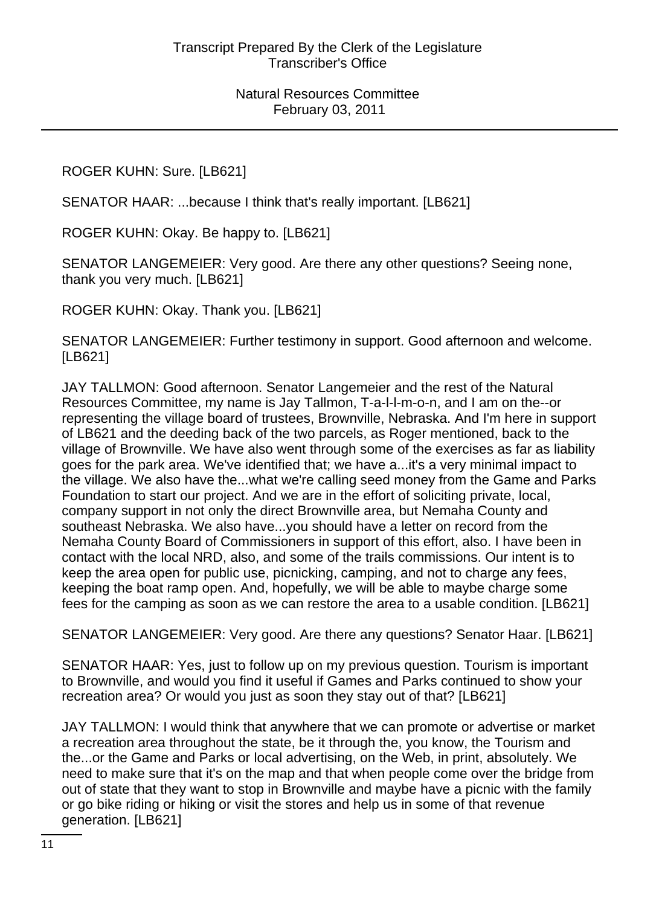ROGER KUHN: Sure. [LB621]

SENATOR HAAR: ...because I think that's really important. [LB621]

ROGER KUHN: Okay. Be happy to. [LB621]

SENATOR LANGEMEIER: Very good. Are there any other questions? Seeing none, thank you very much. [LB621]

ROGER KUHN: Okay. Thank you. [LB621]

SENATOR LANGEMEIER: Further testimony in support. Good afternoon and welcome. [LB621]

JAY TALLMON: Good afternoon. Senator Langemeier and the rest of the Natural Resources Committee, my name is Jay Tallmon, T-a-l-l-m-o-n, and I am on the--or representing the village board of trustees, Brownville, Nebraska. And I'm here in support of LB621 and the deeding back of the two parcels, as Roger mentioned, back to the village of Brownville. We have also went through some of the exercises as far as liability goes for the park area. We've identified that; we have a...it's a very minimal impact to the village. We also have the...what we're calling seed money from the Game and Parks Foundation to start our project. And we are in the effort of soliciting private, local, company support in not only the direct Brownville area, but Nemaha County and southeast Nebraska. We also have...you should have a letter on record from the Nemaha County Board of Commissioners in support of this effort, also. I have been in contact with the local NRD, also, and some of the trails commissions. Our intent is to keep the area open for public use, picnicking, camping, and not to charge any fees, keeping the boat ramp open. And, hopefully, we will be able to maybe charge some fees for the camping as soon as we can restore the area to a usable condition. [LB621]

SENATOR LANGEMEIER: Very good. Are there any questions? Senator Haar. [LB621]

SENATOR HAAR: Yes, just to follow up on my previous question. Tourism is important to Brownville, and would you find it useful if Games and Parks continued to show your recreation area? Or would you just as soon they stay out of that? [LB621]

JAY TALLMON: I would think that anywhere that we can promote or advertise or market a recreation area throughout the state, be it through the, you know, the Tourism and the...or the Game and Parks or local advertising, on the Web, in print, absolutely. We need to make sure that it's on the map and that when people come over the bridge from out of state that they want to stop in Brownville and maybe have a picnic with the family or go bike riding or hiking or visit the stores and help us in some of that revenue generation. [LB621]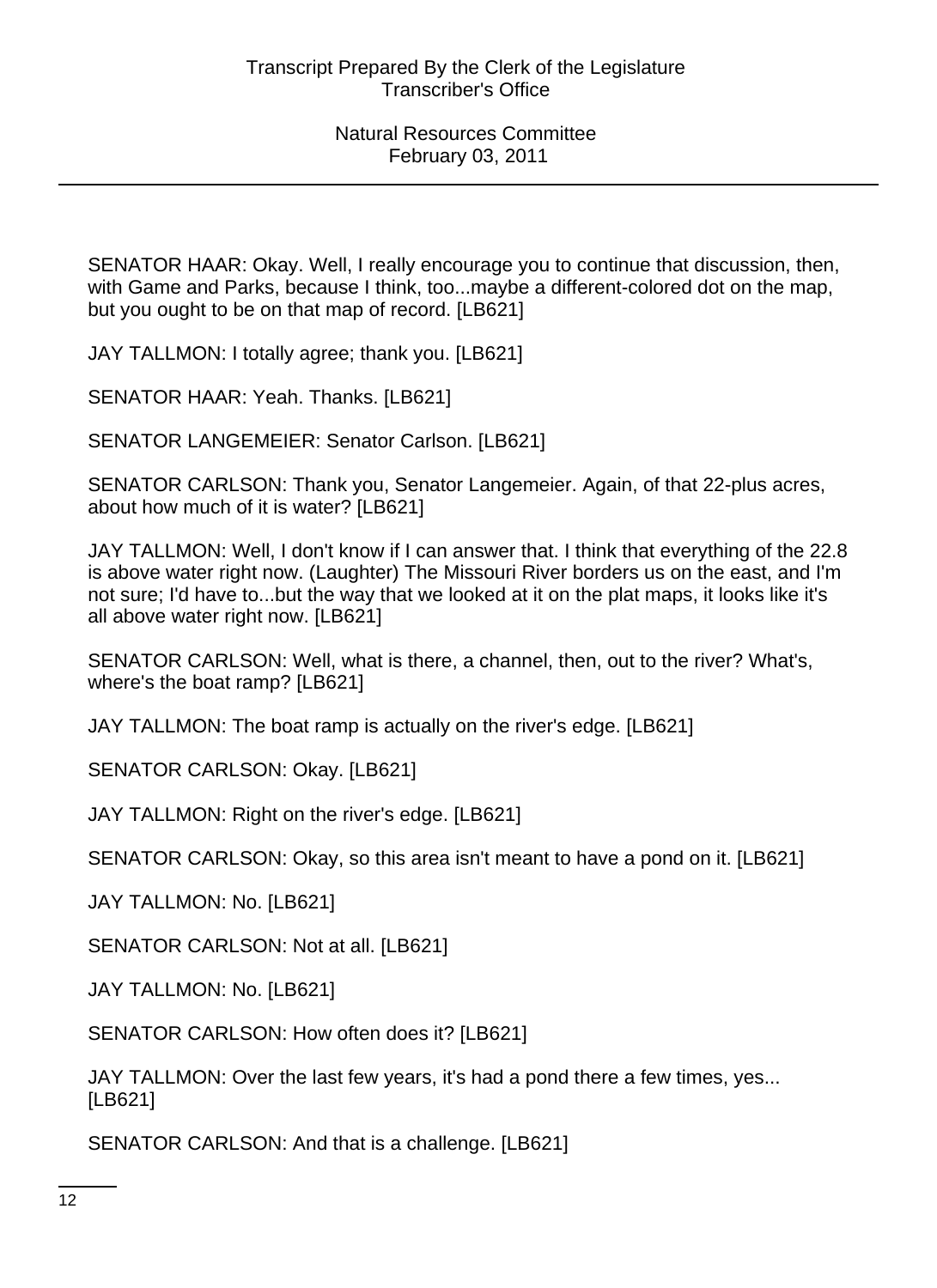SENATOR HAAR: Okay. Well, I really encourage you to continue that discussion, then, with Game and Parks, because I think, too...maybe a different-colored dot on the map, but you ought to be on that map of record. [LB621]

JAY TALLMON: I totally agree; thank you. [LB621]

SENATOR HAAR: Yeah. Thanks. [LB621]

SENATOR LANGEMEIER: Senator Carlson. [LB621]

SENATOR CARLSON: Thank you, Senator Langemeier. Again, of that 22-plus acres, about how much of it is water? [LB621]

JAY TALLMON: Well, I don't know if I can answer that. I think that everything of the 22.8 is above water right now. (Laughter) The Missouri River borders us on the east, and I'm not sure; I'd have to...but the way that we looked at it on the plat maps, it looks like it's all above water right now. [LB621]

SENATOR CARLSON: Well, what is there, a channel, then, out to the river? What's, where's the boat ramp? [LB621]

JAY TALLMON: The boat ramp is actually on the river's edge. [LB621]

SENATOR CARLSON: Okay. [LB621]

JAY TALLMON: Right on the river's edge. [LB621]

SENATOR CARLSON: Okay, so this area isn't meant to have a pond on it. [LB621]

JAY TALLMON: No. [LB621]

SENATOR CARLSON: Not at all. [LB621]

JAY TALLMON: No. [LB621]

SENATOR CARLSON: How often does it? [LB621]

JAY TALLMON: Over the last few years, it's had a pond there a few times, yes... [LB621]

SENATOR CARLSON: And that is a challenge. [LB621]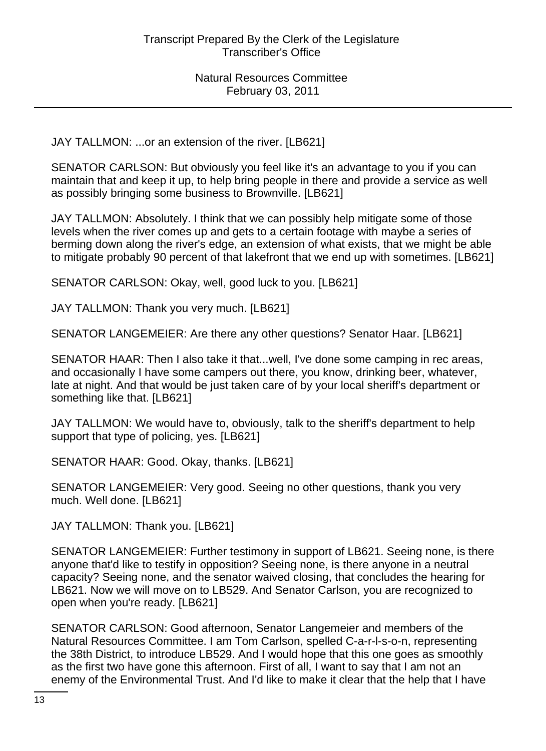JAY TALLMON: ...or an extension of the river. [LB621]

SENATOR CARLSON: But obviously you feel like it's an advantage to you if you can maintain that and keep it up, to help bring people in there and provide a service as well as possibly bringing some business to Brownville. [LB621]

JAY TALLMON: Absolutely. I think that we can possibly help mitigate some of those levels when the river comes up and gets to a certain footage with maybe a series of berming down along the river's edge, an extension of what exists, that we might be able to mitigate probably 90 percent of that lakefront that we end up with sometimes. [LB621]

SENATOR CARLSON: Okay, well, good luck to you. [LB621]

JAY TALLMON: Thank you very much. [LB621]

SENATOR LANGEMEIER: Are there any other questions? Senator Haar. [LB621]

SENATOR HAAR: Then I also take it that...well, I've done some camping in rec areas, and occasionally I have some campers out there, you know, drinking beer, whatever, late at night. And that would be just taken care of by your local sheriff's department or something like that. [LB621]

JAY TALLMON: We would have to, obviously, talk to the sheriff's department to help support that type of policing, yes. [LB621]

SENATOR HAAR: Good. Okay, thanks. [LB621]

SENATOR LANGEMEIER: Very good. Seeing no other questions, thank you very much. Well done. [LB621]

JAY TALLMON: Thank you. [LB621]

SENATOR LANGEMEIER: Further testimony in support of LB621. Seeing none, is there anyone that'd like to testify in opposition? Seeing none, is there anyone in a neutral capacity? Seeing none, and the senator waived closing, that concludes the hearing for LB621. Now we will move on to LB529. And Senator Carlson, you are recognized to open when you're ready. [LB621]

SENATOR CARLSON: Good afternoon, Senator Langemeier and members of the Natural Resources Committee. I am Tom Carlson, spelled C-a-r-l-s-o-n, representing the 38th District, to introduce LB529. And I would hope that this one goes as smoothly as the first two have gone this afternoon. First of all, I want to say that I am not an enemy of the Environmental Trust. And I'd like to make it clear that the help that I have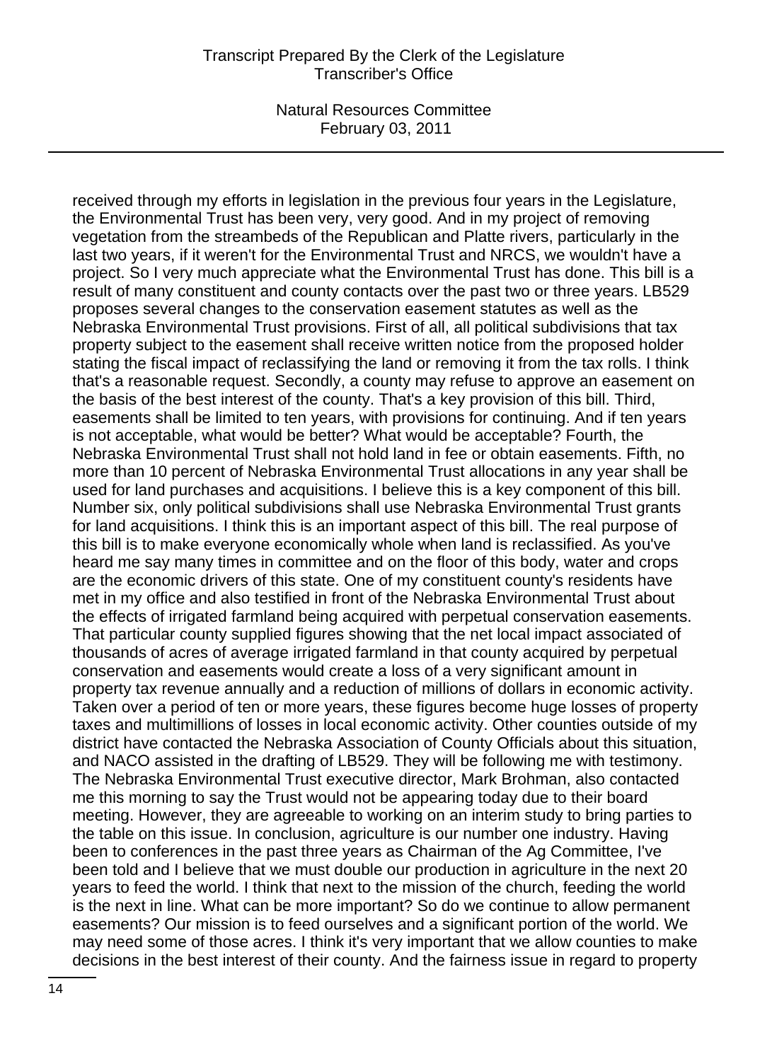received through my efforts in legislation in the previous four years in the Legislature, the Environmental Trust has been very, very good. And in my project of removing vegetation from the streambeds of the Republican and Platte rivers, particularly in the last two years, if it weren't for the Environmental Trust and NRCS, we wouldn't have a project. So I very much appreciate what the Environmental Trust has done. This bill is a result of many constituent and county contacts over the past two or three years. LB529 proposes several changes to the conservation easement statutes as well as the Nebraska Environmental Trust provisions. First of all, all political subdivisions that tax property subject to the easement shall receive written notice from the proposed holder stating the fiscal impact of reclassifying the land or removing it from the tax rolls. I think that's a reasonable request. Secondly, a county may refuse to approve an easement on the basis of the best interest of the county. That's a key provision of this bill. Third, easements shall be limited to ten years, with provisions for continuing. And if ten years is not acceptable, what would be better? What would be acceptable? Fourth, the Nebraska Environmental Trust shall not hold land in fee or obtain easements. Fifth, no more than 10 percent of Nebraska Environmental Trust allocations in any year shall be used for land purchases and acquisitions. I believe this is a key component of this bill. Number six, only political subdivisions shall use Nebraska Environmental Trust grants for land acquisitions. I think this is an important aspect of this bill. The real purpose of this bill is to make everyone economically whole when land is reclassified. As you've heard me say many times in committee and on the floor of this body, water and crops are the economic drivers of this state. One of my constituent county's residents have met in my office and also testified in front of the Nebraska Environmental Trust about the effects of irrigated farmland being acquired with perpetual conservation easements. That particular county supplied figures showing that the net local impact associated of thousands of acres of average irrigated farmland in that county acquired by perpetual conservation and easements would create a loss of a very significant amount in property tax revenue annually and a reduction of millions of dollars in economic activity. Taken over a period of ten or more years, these figures become huge losses of property taxes and multimillions of losses in local economic activity. Other counties outside of my district have contacted the Nebraska Association of County Officials about this situation, and NACO assisted in the drafting of LB529. They will be following me with testimony. The Nebraska Environmental Trust executive director, Mark Brohman, also contacted me this morning to say the Trust would not be appearing today due to their board meeting. However, they are agreeable to working on an interim study to bring parties to the table on this issue. In conclusion, agriculture is our number one industry. Having been to conferences in the past three years as Chairman of the Ag Committee, I've been told and I believe that we must double our production in agriculture in the next 20 years to feed the world. I think that next to the mission of the church, feeding the world is the next in line. What can be more important? So do we continue to allow permanent easements? Our mission is to feed ourselves and a significant portion of the world. We may need some of those acres. I think it's very important that we allow counties to make decisions in the best interest of their county. And the fairness issue in regard to property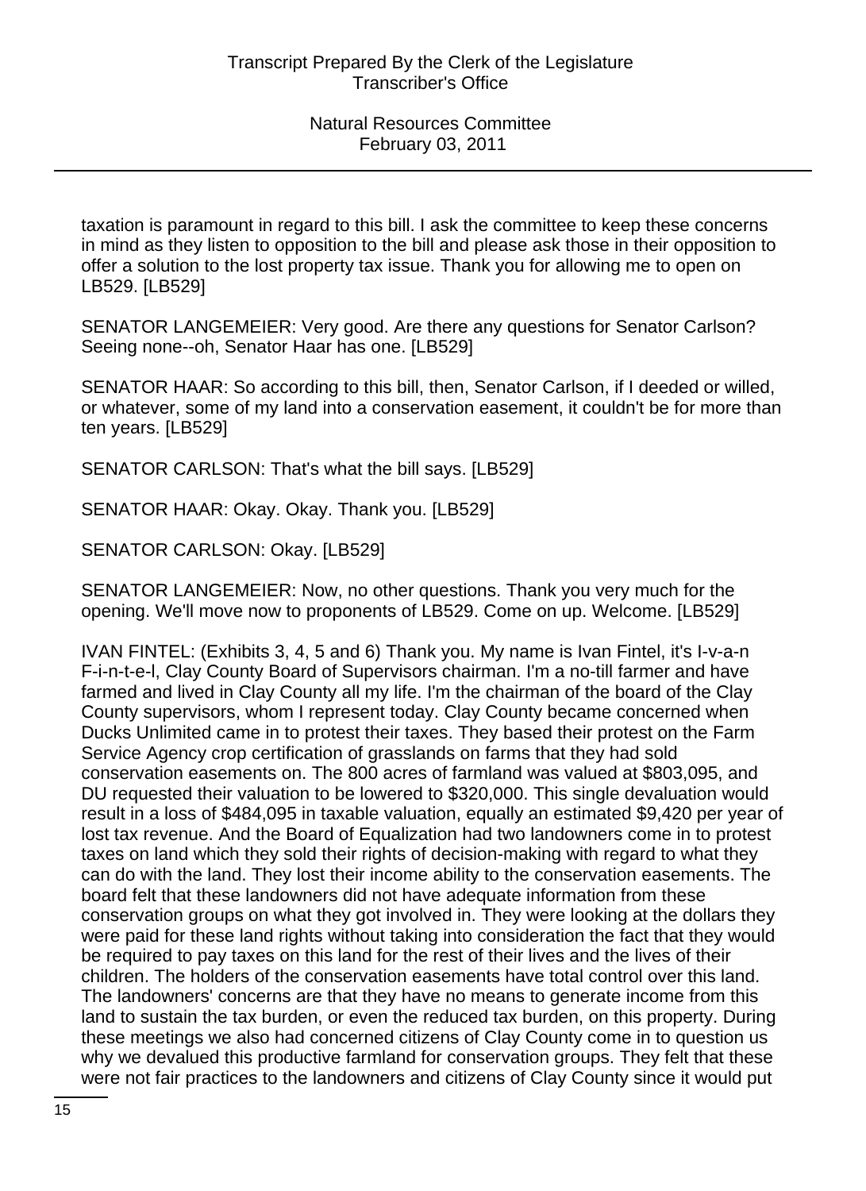taxation is paramount in regard to this bill. I ask the committee to keep these concerns in mind as they listen to opposition to the bill and please ask those in their opposition to offer a solution to the lost property tax issue. Thank you for allowing me to open on LB529. [LB529]

SENATOR LANGEMEIER: Very good. Are there any questions for Senator Carlson? Seeing none--oh, Senator Haar has one. [LB529]

SENATOR HAAR: So according to this bill, then, Senator Carlson, if I deeded or willed, or whatever, some of my land into a conservation easement, it couldn't be for more than ten years. [LB529]

SENATOR CARLSON: That's what the bill says. [LB529]

SENATOR HAAR: Okay. Okay. Thank you. [LB529]

SENATOR CARLSON: Okay. [LB529]

SENATOR LANGEMEIER: Now, no other questions. Thank you very much for the opening. We'll move now to proponents of LB529. Come on up. Welcome. [LB529]

IVAN FINTEL: (Exhibits 3, 4, 5 and 6) Thank you. My name is Ivan Fintel, it's I-v-a-n F-i-n-t-e-l, Clay County Board of Supervisors chairman. I'm a no-till farmer and have farmed and lived in Clay County all my life. I'm the chairman of the board of the Clay County supervisors, whom I represent today. Clay County became concerned when Ducks Unlimited came in to protest their taxes. They based their protest on the Farm Service Agency crop certification of grasslands on farms that they had sold conservation easements on. The 800 acres of farmland was valued at $803,095, and DU requested their valuation to be lowered to $320,000. This single devaluation would result in a loss of $484,095 in taxable valuation, equally an estimated $9,420 per year of lost tax revenue. And the Board of Equalization had two landowners come in to protest taxes on land which they sold their rights of decision-making with regard to what they can do with the land. They lost their income ability to the conservation easements. The board felt that these landowners did not have adequate information from these conservation groups on what they got involved in. They were looking at the dollars they were paid for these land rights without taking into consideration the fact that they would be required to pay taxes on this land for the rest of their lives and the lives of their children. The holders of the conservation easements have total control over this land. The landowners' concerns are that they have no means to generate income from this land to sustain the tax burden, or even the reduced tax burden, on this property. During these meetings we also had concerned citizens of Clay County come in to question us why we devalued this productive farmland for conservation groups. They felt that these were not fair practices to the landowners and citizens of Clay County since it would put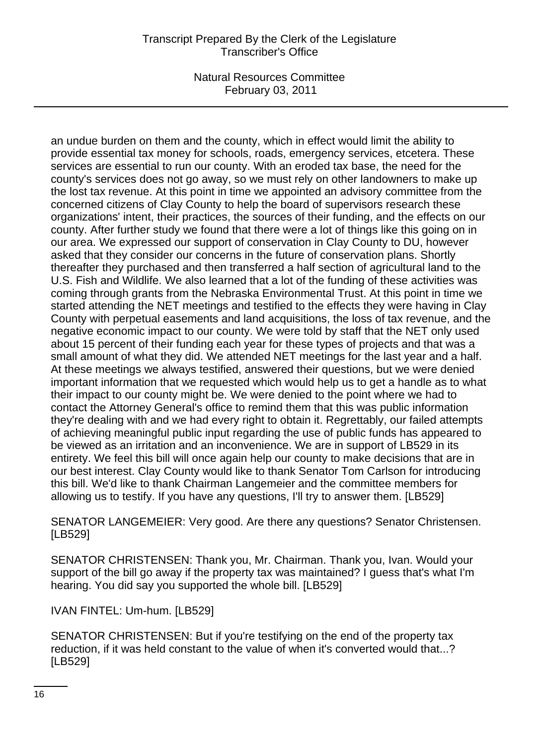an undue burden on them and the county, which in effect would limit the ability to provide essential tax money for schools, roads, emergency services, etcetera. These services are essential to run our county. With an eroded tax base, the need for the county's services does not go away, so we must rely on other landowners to make up the lost tax revenue. At this point in time we appointed an advisory committee from the concerned citizens of Clay County to help the board of supervisors research these organizations' intent, their practices, the sources of their funding, and the effects on our county. After further study we found that there were a lot of things like this going on in our area. We expressed our support of conservation in Clay County to DU, however asked that they consider our concerns in the future of conservation plans. Shortly thereafter they purchased and then transferred a half section of agricultural land to the U.S. Fish and Wildlife. We also learned that a lot of the funding of these activities was coming through grants from the Nebraska Environmental Trust. At this point in time we started attending the NET meetings and testified to the effects they were having in Clay County with perpetual easements and land acquisitions, the loss of tax revenue, and the negative economic impact to our county. We were told by staff that the NET only used about 15 percent of their funding each year for these types of projects and that was a small amount of what they did. We attended NET meetings for the last year and a half. At these meetings we always testified, answered their questions, but we were denied important information that we requested which would help us to get a handle as to what their impact to our county might be. We were denied to the point where we had to contact the Attorney General's office to remind them that this was public information they're dealing with and we had every right to obtain it. Regrettably, our failed attempts of achieving meaningful public input regarding the use of public funds has appeared to be viewed as an irritation and an inconvenience. We are in support of LB529 in its entirety. We feel this bill will once again help our county to make decisions that are in our best interest. Clay County would like to thank Senator Tom Carlson for introducing this bill. We'd like to thank Chairman Langemeier and the committee members for allowing us to testify. If you have any questions, I'll try to answer them. [LB529]

SENATOR LANGEMEIER: Very good. Are there any questions? Senator Christensen. [LB529]

SENATOR CHRISTENSEN: Thank you, Mr. Chairman. Thank you, Ivan. Would your support of the bill go away if the property tax was maintained? I guess that's what I'm hearing. You did say you supported the whole bill. [LB529]

IVAN FINTEL: Um-hum. [LB529]

SENATOR CHRISTENSEN: But if you're testifying on the end of the property tax reduction, if it was held constant to the value of when it's converted would that...? [LB529]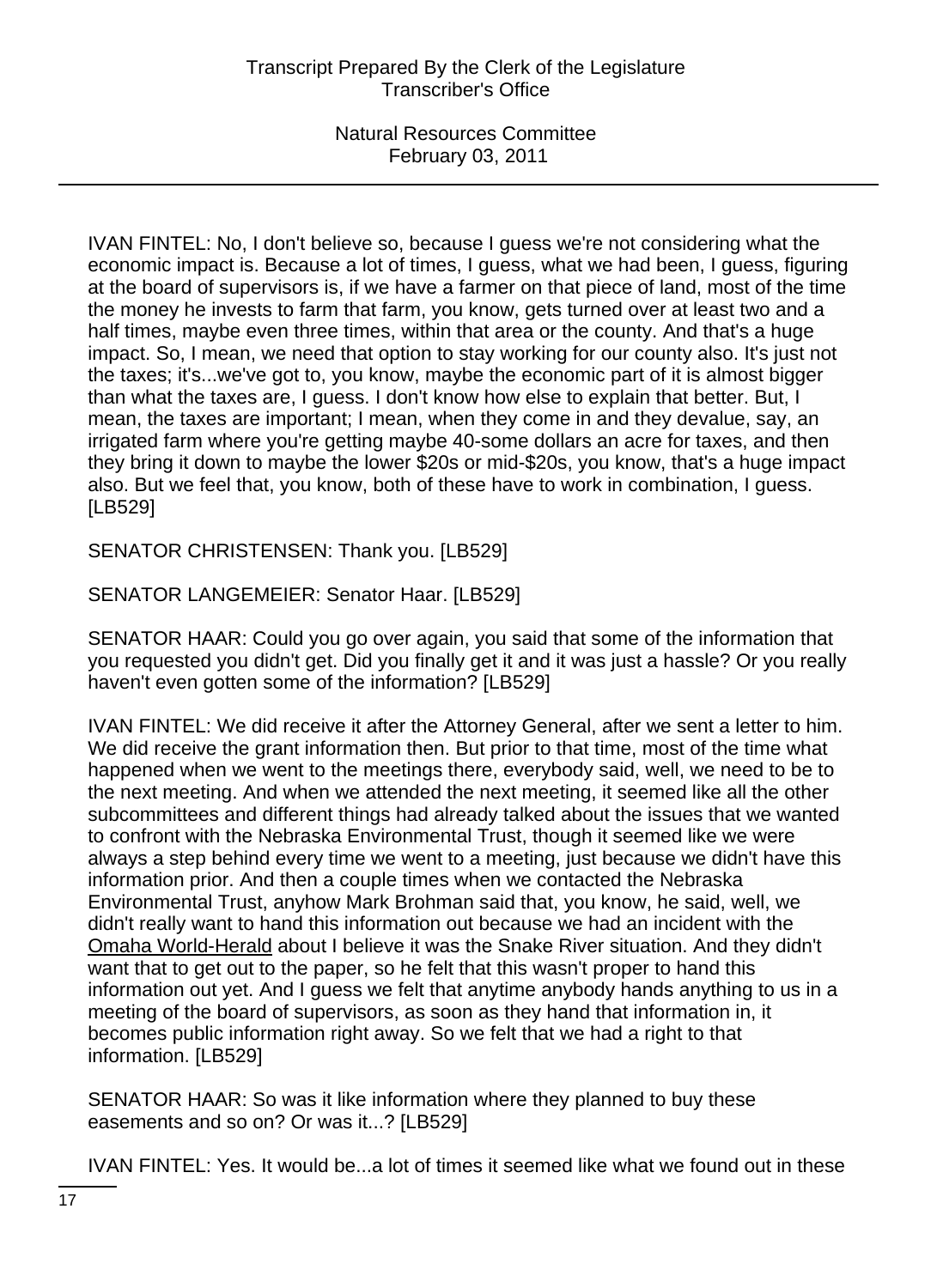IVAN FINTEL: No, I don't believe so, because I guess we're not considering what the economic impact is. Because a lot of times, I guess, what we had been, I guess, figuring at the board of supervisors is, if we have a farmer on that piece of land, most of the time the money he invests to farm that farm, you know, gets turned over at least two and a half times, maybe even three times, within that area or the county. And that's a huge impact. So, I mean, we need that option to stay working for our county also. It's just not the taxes; it's...we've got to, you know, maybe the economic part of it is almost bigger than what the taxes are, I guess. I don't know how else to explain that better. But, I mean, the taxes are important; I mean, when they come in and they devalue, say, an irrigated farm where you're getting maybe 40-some dollars an acre for taxes, and then they bring it down to maybe the lower $20s or mid-$20s, you know, that's a huge impact also. But we feel that, you know, both of these have to work in combination, I guess. [LB529]

SENATOR CHRISTENSEN: Thank you. [LB529]

SENATOR LANGEMEIER: Senator Haar. [LB529]

SENATOR HAAR: Could you go over again, you said that some of the information that you requested you didn't get. Did you finally get it and it was just a hassle? Or you really haven't even gotten some of the information? [LB529]

IVAN FINTEL: We did receive it after the Attorney General, after we sent a letter to him. We did receive the grant information then. But prior to that time, most of the time what happened when we went to the meetings there, everybody said, well, we need to be to the next meeting. And when we attended the next meeting, it seemed like all the other subcommittees and different things had already talked about the issues that we wanted to confront with the Nebraska Environmental Trust, though it seemed like we were always a step behind every time we went to a meeting, just because we didn't have this information prior. And then a couple times when we contacted the Nebraska Environmental Trust, anyhow Mark Brohman said that, you know, he said, well, we didn't really want to hand this information out because we had an incident with the Omaha World-Herald about I believe it was the Snake River situation. And they didn't want that to get out to the paper, so he felt that this wasn't proper to hand this information out yet. And I guess we felt that anytime anybody hands anything to us in a meeting of the board of supervisors, as soon as they hand that information in, it becomes public information right away. So we felt that we had a right to that information. [LB529]

SENATOR HAAR: So was it like information where they planned to buy these easements and so on? Or was it...? [LB529]

IVAN FINTEL: Yes. It would be...a lot of times it seemed like what we found out in these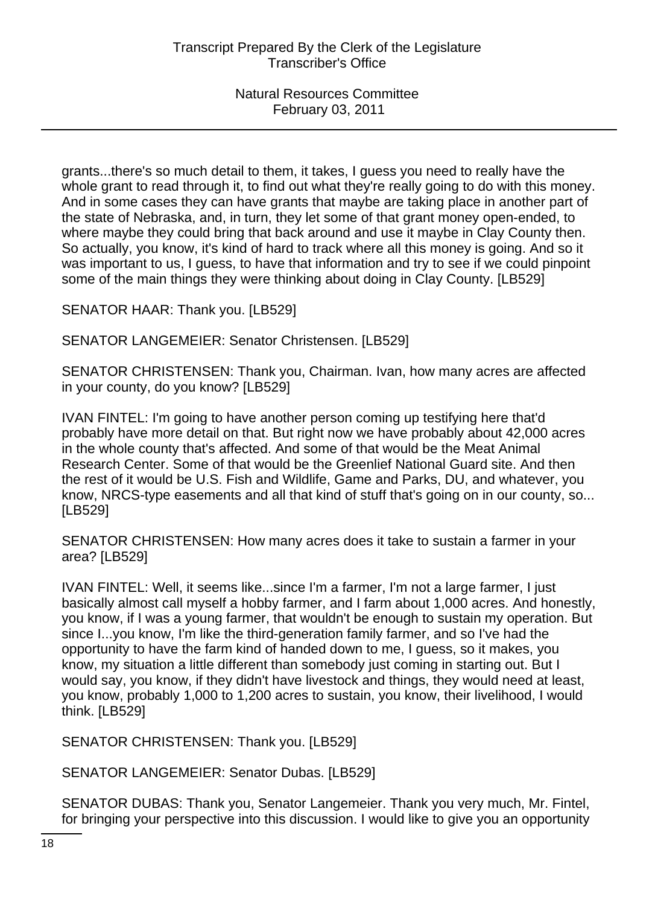grants...there's so much detail to them, it takes, I guess you need to really have the whole grant to read through it, to find out what they're really going to do with this money. And in some cases they can have grants that maybe are taking place in another part of the state of Nebraska, and, in turn, they let some of that grant money open-ended, to where maybe they could bring that back around and use it maybe in Clay County then. So actually, you know, it's kind of hard to track where all this money is going. And so it was important to us, I guess, to have that information and try to see if we could pinpoint some of the main things they were thinking about doing in Clay County. [LB529]

SENATOR HAAR: Thank you. [LB529]

SENATOR LANGEMEIER: Senator Christensen. [LB529]

SENATOR CHRISTENSEN: Thank you, Chairman. Ivan, how many acres are affected in your county, do you know? [LB529]

IVAN FINTEL: I'm going to have another person coming up testifying here that'd probably have more detail on that. But right now we have probably about 42,000 acres in the whole county that's affected. And some of that would be the Meat Animal Research Center. Some of that would be the Greenlief National Guard site. And then the rest of it would be U.S. Fish and Wildlife, Game and Parks, DU, and whatever, you know, NRCS-type easements and all that kind of stuff that's going on in our county, so... [LB529]

SENATOR CHRISTENSEN: How many acres does it take to sustain a farmer in your area? [LB529]

IVAN FINTEL: Well, it seems like...since I'm a farmer, I'm not a large farmer, I just basically almost call myself a hobby farmer, and I farm about 1,000 acres. And honestly, you know, if I was a young farmer, that wouldn't be enough to sustain my operation. But since I...you know, I'm like the third-generation family farmer, and so I've had the opportunity to have the farm kind of handed down to me, I guess, so it makes, you know, my situation a little different than somebody just coming in starting out. But I would say, you know, if they didn't have livestock and things, they would need at least, you know, probably 1,000 to 1,200 acres to sustain, you know, their livelihood, I would think. [LB529]

SENATOR CHRISTENSEN: Thank you. [LB529]

SENATOR LANGEMEIER: Senator Dubas. [LB529]

SENATOR DUBAS: Thank you, Senator Langemeier. Thank you very much, Mr. Fintel, for bringing your perspective into this discussion. I would like to give you an opportunity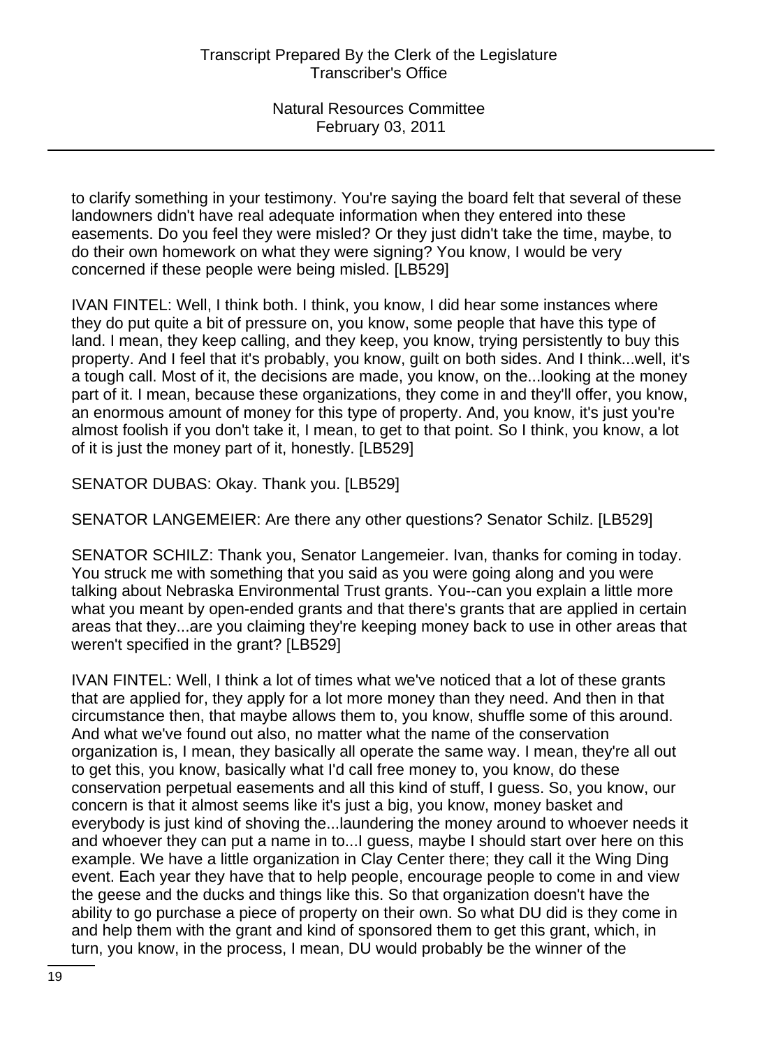to clarify something in your testimony. You're saying the board felt that several of these landowners didn't have real adequate information when they entered into these easements. Do you feel they were misled? Or they just didn't take the time, maybe, to do their own homework on what they were signing? You know, I would be very concerned if these people were being misled. [LB529]

IVAN FINTEL: Well, I think both. I think, you know, I did hear some instances where they do put quite a bit of pressure on, you know, some people that have this type of land. I mean, they keep calling, and they keep, you know, trying persistently to buy this property. And I feel that it's probably, you know, guilt on both sides. And I think...well, it's a tough call. Most of it, the decisions are made, you know, on the...looking at the money part of it. I mean, because these organizations, they come in and they'll offer, you know, an enormous amount of money for this type of property. And, you know, it's just you're almost foolish if you don't take it, I mean, to get to that point. So I think, you know, a lot of it is just the money part of it, honestly. [LB529]

SENATOR DUBAS: Okay. Thank you. [LB529]

SENATOR LANGEMEIER: Are there any other questions? Senator Schilz. [LB529]

SENATOR SCHILZ: Thank you, Senator Langemeier. Ivan, thanks for coming in today. You struck me with something that you said as you were going along and you were talking about Nebraska Environmental Trust grants. You--can you explain a little more what you meant by open-ended grants and that there's grants that are applied in certain areas that they...are you claiming they're keeping money back to use in other areas that weren't specified in the grant? [LB529]

IVAN FINTEL: Well, I think a lot of times what we've noticed that a lot of these grants that are applied for, they apply for a lot more money than they need. And then in that circumstance then, that maybe allows them to, you know, shuffle some of this around. And what we've found out also, no matter what the name of the conservation organization is, I mean, they basically all operate the same way. I mean, they're all out to get this, you know, basically what I'd call free money to, you know, do these conservation perpetual easements and all this kind of stuff, I guess. So, you know, our concern is that it almost seems like it's just a big, you know, money basket and everybody is just kind of shoving the...laundering the money around to whoever needs it and whoever they can put a name in to...I guess, maybe I should start over here on this example. We have a little organization in Clay Center there; they call it the Wing Ding event. Each year they have that to help people, encourage people to come in and view the geese and the ducks and things like this. So that organization doesn't have the ability to go purchase a piece of property on their own. So what DU did is they come in and help them with the grant and kind of sponsored them to get this grant, which, in turn, you know, in the process, I mean, DU would probably be the winner of the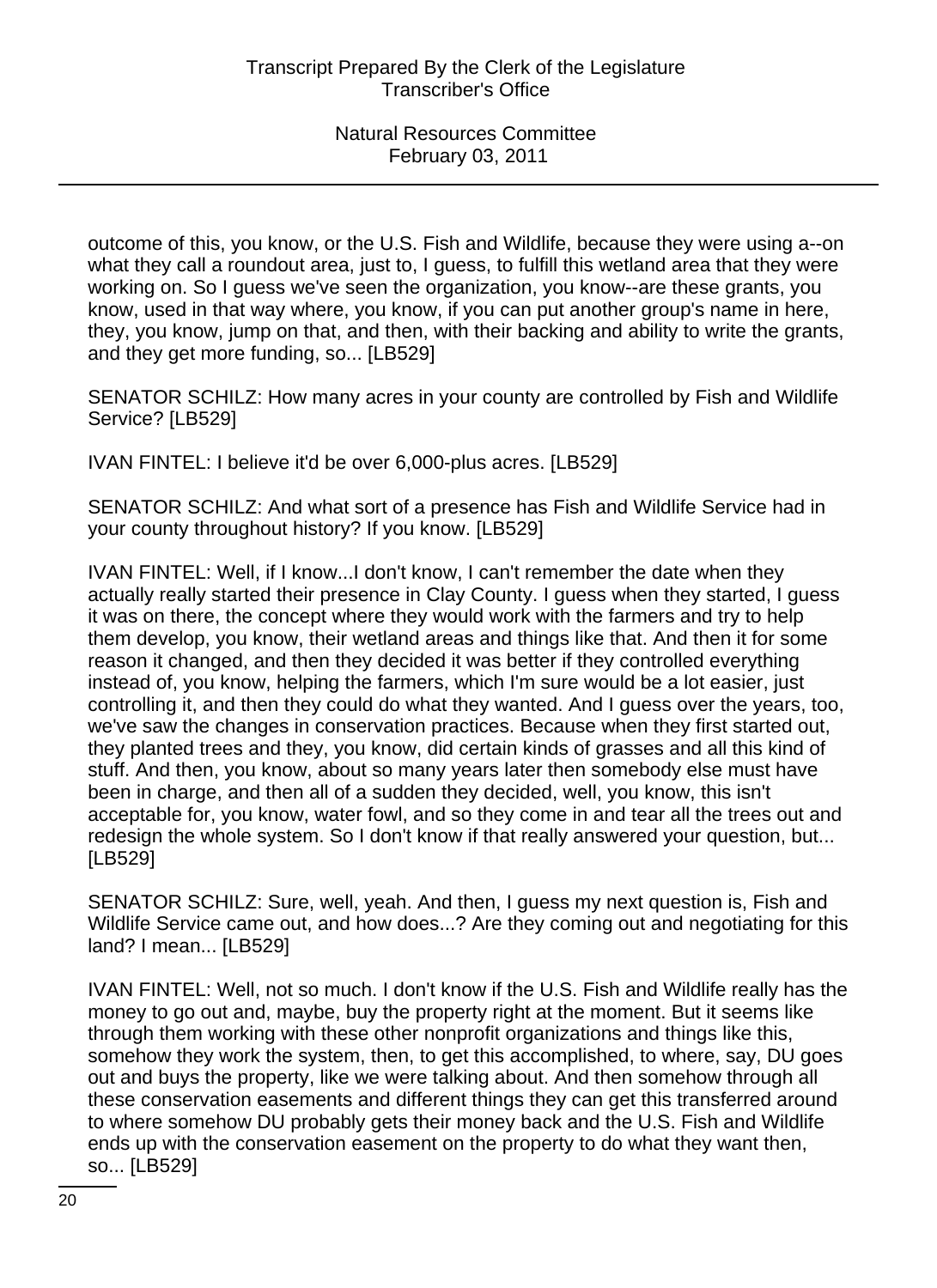outcome of this, you know, or the U.S. Fish and Wildlife, because they were using a--on what they call a roundout area, just to, I guess, to fulfill this wetland area that they were working on. So I guess we've seen the organization, you know--are these grants, you know, used in that way where, you know, if you can put another group's name in here, they, you know, jump on that, and then, with their backing and ability to write the grants, and they get more funding, so... [LB529]

SENATOR SCHILZ: How many acres in your county are controlled by Fish and Wildlife Service? [LB529]

IVAN FINTEL: I believe it'd be over 6,000-plus acres. [LB529]

SENATOR SCHILZ: And what sort of a presence has Fish and Wildlife Service had in your county throughout history? If you know. [LB529]

IVAN FINTEL: Well, if I know...I don't know, I can't remember the date when they actually really started their presence in Clay County. I guess when they started, I guess it was on there, the concept where they would work with the farmers and try to help them develop, you know, their wetland areas and things like that. And then it for some reason it changed, and then they decided it was better if they controlled everything instead of, you know, helping the farmers, which I'm sure would be a lot easier, just controlling it, and then they could do what they wanted. And I guess over the years, too, we've saw the changes in conservation practices. Because when they first started out, they planted trees and they, you know, did certain kinds of grasses and all this kind of stuff. And then, you know, about so many years later then somebody else must have been in charge, and then all of a sudden they decided, well, you know, this isn't acceptable for, you know, water fowl, and so they come in and tear all the trees out and redesign the whole system. So I don't know if that really answered your question, but... [LB529]

SENATOR SCHILZ: Sure, well, yeah. And then, I guess my next question is, Fish and Wildlife Service came out, and how does...? Are they coming out and negotiating for this land? I mean... [LB529]

IVAN FINTEL: Well, not so much. I don't know if the U.S. Fish and Wildlife really has the money to go out and, maybe, buy the property right at the moment. But it seems like through them working with these other nonprofit organizations and things like this, somehow they work the system, then, to get this accomplished, to where, say, DU goes out and buys the property, like we were talking about. And then somehow through all these conservation easements and different things they can get this transferred around to where somehow DU probably gets their money back and the U.S. Fish and Wildlife ends up with the conservation easement on the property to do what they want then, so... [LB529]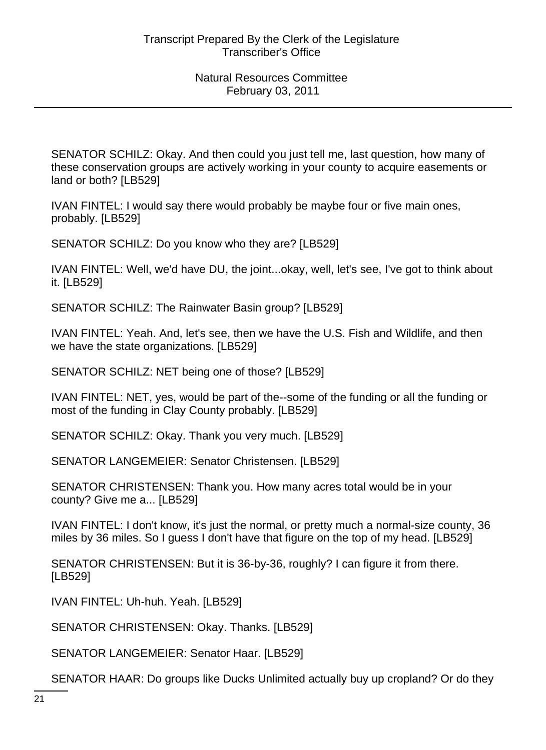SENATOR SCHILZ: Okay. And then could you just tell me, last question, how many of these conservation groups are actively working in your county to acquire easements or land or both? [LB529]

IVAN FINTEL: I would say there would probably be maybe four or five main ones, probably. [LB529]

SENATOR SCHILZ: Do you know who they are? [LB529]

IVAN FINTEL: Well, we'd have DU, the joint...okay, well, let's see, I've got to think about it. [LB529]

SENATOR SCHILZ: The Rainwater Basin group? [LB529]

IVAN FINTEL: Yeah. And, let's see, then we have the U.S. Fish and Wildlife, and then we have the state organizations. [LB529]

SENATOR SCHILZ: NET being one of those? [LB529]

IVAN FINTEL: NET, yes, would be part of the--some of the funding or all the funding or most of the funding in Clay County probably. [LB529]

SENATOR SCHILZ: Okay. Thank you very much. [LB529]

SENATOR LANGEMEIER: Senator Christensen. [LB529]

SENATOR CHRISTENSEN: Thank you. How many acres total would be in your county? Give me a... [LB529]

IVAN FINTEL: I don't know, it's just the normal, or pretty much a normal-size county, 36 miles by 36 miles. So I guess I don't have that figure on the top of my head. [LB529]

SENATOR CHRISTENSEN: But it is 36-by-36, roughly? I can figure it from there. [LB529]

IVAN FINTEL: Uh-huh. Yeah. [LB529]

SENATOR CHRISTENSEN: Okay. Thanks. [LB529]

SENATOR LANGEMEIER: Senator Haar. [LB529]

SENATOR HAAR: Do groups like Ducks Unlimited actually buy up cropland? Or do they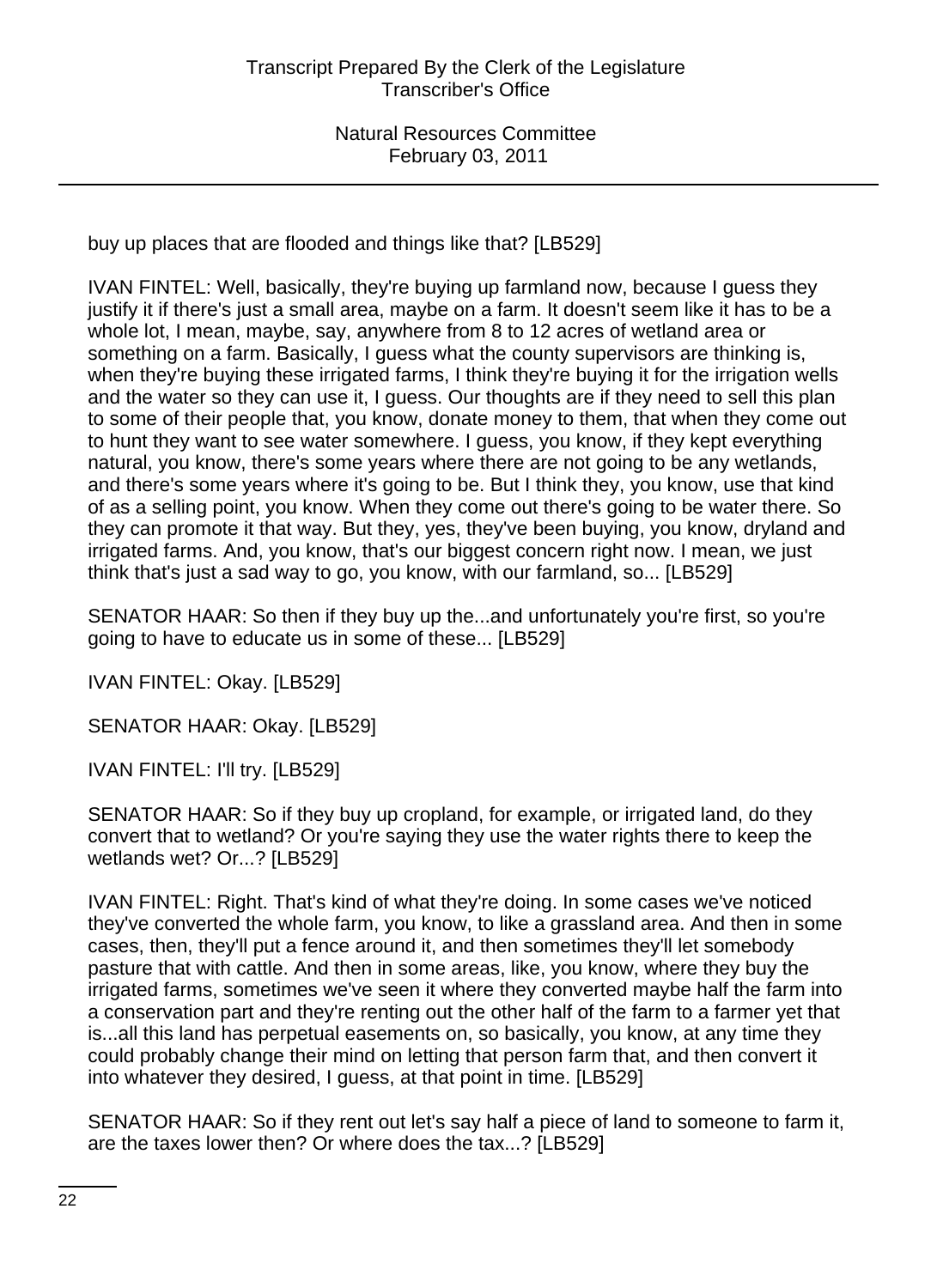buy up places that are flooded and things like that? [LB529]

IVAN FINTEL: Well, basically, they're buying up farmland now, because I guess they justify it if there's just a small area, maybe on a farm. It doesn't seem like it has to be a whole lot, I mean, maybe, say, anywhere from 8 to 12 acres of wetland area or something on a farm. Basically, I guess what the county supervisors are thinking is, when they're buying these irrigated farms, I think they're buying it for the irrigation wells and the water so they can use it, I guess. Our thoughts are if they need to sell this plan to some of their people that, you know, donate money to them, that when they come out to hunt they want to see water somewhere. I guess, you know, if they kept everything natural, you know, there's some years where there are not going to be any wetlands, and there's some years where it's going to be. But I think they, you know, use that kind of as a selling point, you know. When they come out there's going to be water there. So they can promote it that way. But they, yes, they've been buying, you know, dryland and irrigated farms. And, you know, that's our biggest concern right now. I mean, we just think that's just a sad way to go, you know, with our farmland, so... [LB529]

SENATOR HAAR: So then if they buy up the...and unfortunately you're first, so you're going to have to educate us in some of these... [LB529]

IVAN FINTEL: Okay. [LB529]

SENATOR HAAR: Okay. [LB529]

IVAN FINTEL: I'll try. [LB529]

SENATOR HAAR: So if they buy up cropland, for example, or irrigated land, do they convert that to wetland? Or you're saying they use the water rights there to keep the wetlands wet? Or...? [LB529]

IVAN FINTEL: Right. That's kind of what they're doing. In some cases we've noticed they've converted the whole farm, you know, to like a grassland area. And then in some cases, then, they'll put a fence around it, and then sometimes they'll let somebody pasture that with cattle. And then in some areas, like, you know, where they buy the irrigated farms, sometimes we've seen it where they converted maybe half the farm into a conservation part and they're renting out the other half of the farm to a farmer yet that is...all this land has perpetual easements on, so basically, you know, at any time they could probably change their mind on letting that person farm that, and then convert it into whatever they desired, I guess, at that point in time. [LB529]

SENATOR HAAR: So if they rent out let's say half a piece of land to someone to farm it, are the taxes lower then? Or where does the tax...? [LB529]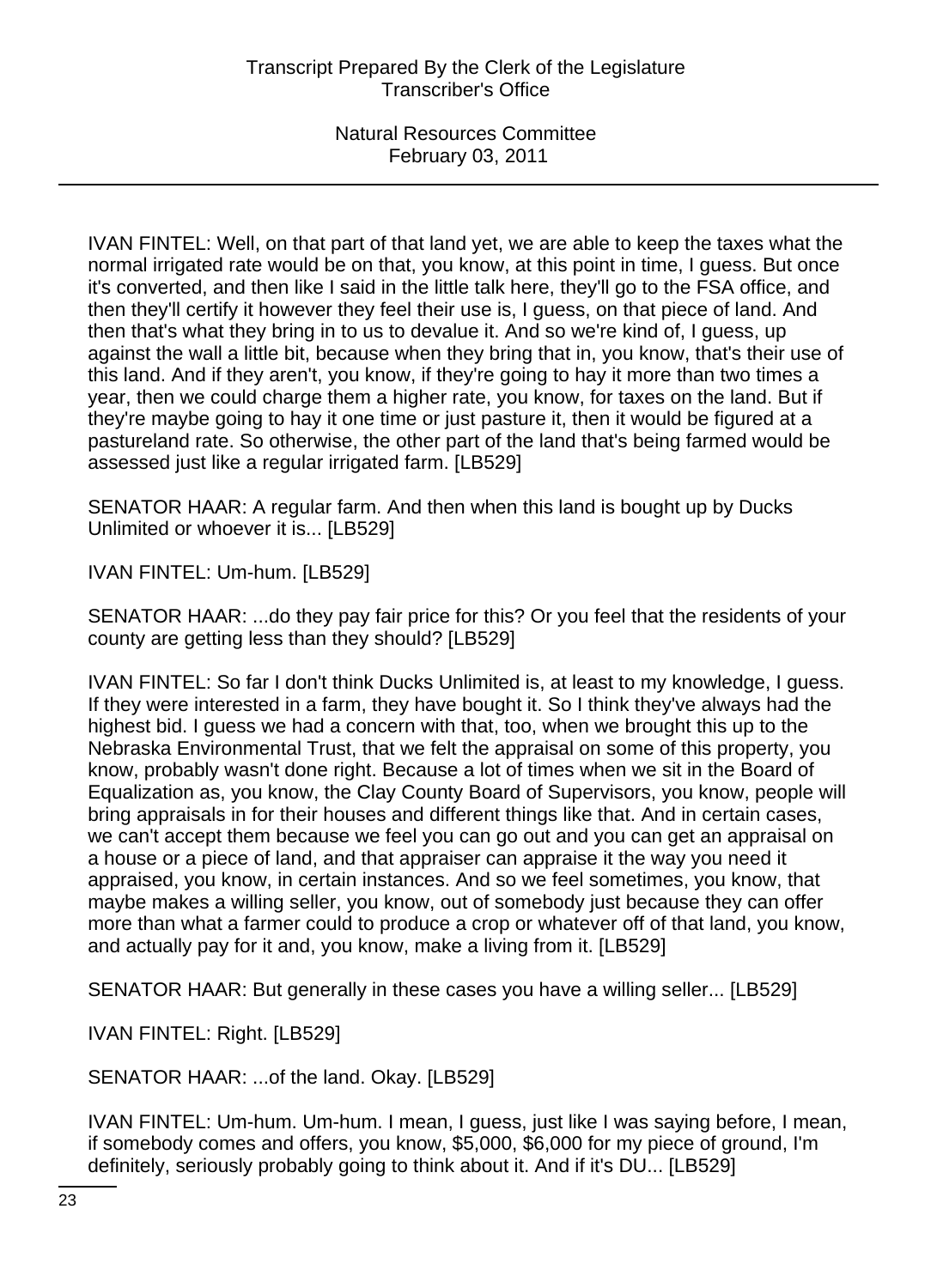IVAN FINTEL: Well, on that part of that land yet, we are able to keep the taxes what the normal irrigated rate would be on that, you know, at this point in time, I guess. But once it's converted, and then like I said in the little talk here, they'll go to the FSA office, and then they'll certify it however they feel their use is, I guess, on that piece of land. And then that's what they bring in to us to devalue it. And so we're kind of, I guess, up against the wall a little bit, because when they bring that in, you know, that's their use of this land. And if they aren't, you know, if they're going to hay it more than two times a year, then we could charge them a higher rate, you know, for taxes on the land. But if they're maybe going to hay it one time or just pasture it, then it would be figured at a pastureland rate. So otherwise, the other part of the land that's being farmed would be assessed just like a regular irrigated farm. [LB529]

SENATOR HAAR: A regular farm. And then when this land is bought up by Ducks Unlimited or whoever it is... [LB529]

IVAN FINTEL: Um-hum. [LB529]

SENATOR HAAR: ...do they pay fair price for this? Or you feel that the residents of your county are getting less than they should? [LB529]

IVAN FINTEL: So far I don't think Ducks Unlimited is, at least to my knowledge, I guess. If they were interested in a farm, they have bought it. So I think they've always had the highest bid. I guess we had a concern with that, too, when we brought this up to the Nebraska Environmental Trust, that we felt the appraisal on some of this property, you know, probably wasn't done right. Because a lot of times when we sit in the Board of Equalization as, you know, the Clay County Board of Supervisors, you know, people will bring appraisals in for their houses and different things like that. And in certain cases, we can't accept them because we feel you can go out and you can get an appraisal on a house or a piece of land, and that appraiser can appraise it the way you need it appraised, you know, in certain instances. And so we feel sometimes, you know, that maybe makes a willing seller, you know, out of somebody just because they can offer more than what a farmer could to produce a crop or whatever off of that land, you know, and actually pay for it and, you know, make a living from it. [LB529]

SENATOR HAAR: But generally in these cases you have a willing seller... [LB529]

IVAN FINTEL: Right. [LB529]

SENATOR HAAR: ...of the land. Okay. [LB529]

IVAN FINTEL: Um-hum. Um-hum. I mean, I guess, just like I was saying before, I mean, if somebody comes and offers, you know, $5,000, $6,000 for my piece of ground, I'm definitely, seriously probably going to think about it. And if it's DU... [LB529]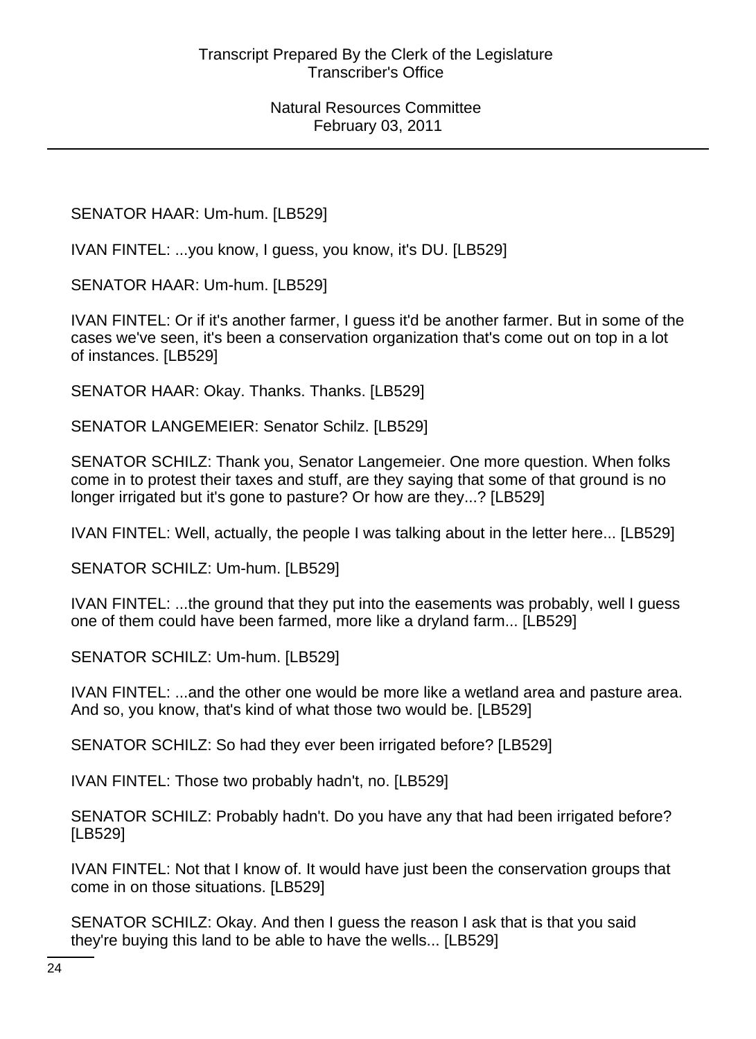SENATOR HAAR: Um-hum. [LB529]

IVAN FINTEL: ...you know, I guess, you know, it's DU. [LB529]

SENATOR HAAR: Um-hum. [LB529]

IVAN FINTEL: Or if it's another farmer, I guess it'd be another farmer. But in some of the cases we've seen, it's been a conservation organization that's come out on top in a lot of instances. [LB529]

SENATOR HAAR: Okay. Thanks. Thanks. [LB529]

SENATOR LANGEMEIER: Senator Schilz. [LB529]

SENATOR SCHILZ: Thank you, Senator Langemeier. One more question. When folks come in to protest their taxes and stuff, are they saying that some of that ground is no longer irrigated but it's gone to pasture? Or how are they...? [LB529]

IVAN FINTEL: Well, actually, the people I was talking about in the letter here... [LB529]

SENATOR SCHILZ: Um-hum. [LB529]

IVAN FINTEL: ...the ground that they put into the easements was probably, well I guess one of them could have been farmed, more like a dryland farm... [LB529]

SENATOR SCHILZ: Um-hum. [LB529]

IVAN FINTEL: ...and the other one would be more like a wetland area and pasture area. And so, you know, that's kind of what those two would be. [LB529]

SENATOR SCHILZ: So had they ever been irrigated before? [LB529]

IVAN FINTEL: Those two probably hadn't, no. [LB529]

SENATOR SCHILZ: Probably hadn't. Do you have any that had been irrigated before? [LB529]

IVAN FINTEL: Not that I know of. It would have just been the conservation groups that come in on those situations. [LB529]

SENATOR SCHILZ: Okay. And then I guess the reason I ask that is that you said they're buying this land to be able to have the wells... [LB529]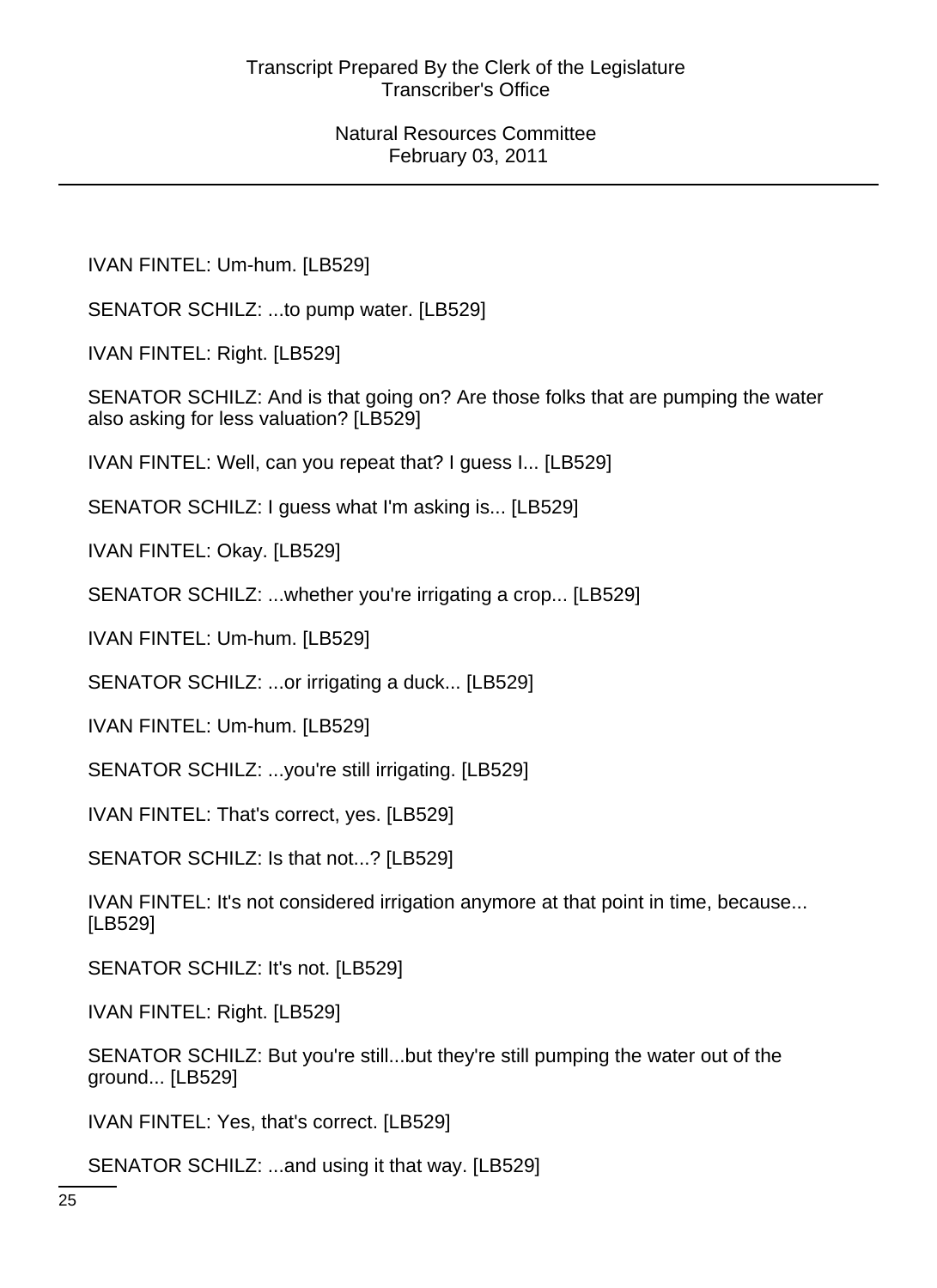IVAN FINTEL: Um-hum. [LB529]

SENATOR SCHILZ: ...to pump water. [LB529]

IVAN FINTEL: Right. [LB529]

SENATOR SCHILZ: And is that going on? Are those folks that are pumping the water also asking for less valuation? [LB529]

IVAN FINTEL: Well, can you repeat that? I guess I... [LB529]

SENATOR SCHILZ: I guess what I'm asking is... [LB529]

IVAN FINTEL: Okay. [LB529]

SENATOR SCHILZ: ...whether you're irrigating a crop... [LB529]

IVAN FINTEL: Um-hum. [LB529]

SENATOR SCHILZ: ...or irrigating a duck... [LB529]

IVAN FINTEL: Um-hum. [LB529]

SENATOR SCHILZ: ...you're still irrigating. [LB529]

IVAN FINTEL: That's correct, yes. [LB529]

SENATOR SCHILZ: Is that not...? [LB529]

IVAN FINTEL: It's not considered irrigation anymore at that point in time, because... [LB529]

SENATOR SCHILZ: It's not. [LB529]

IVAN FINTEL: Right. [LB529]

SENATOR SCHILZ: But you're still...but they're still pumping the water out of the ground... [LB529]

IVAN FINTEL: Yes, that's correct. [LB529]

SENATOR SCHILZ: ...and using it that way. [LB529]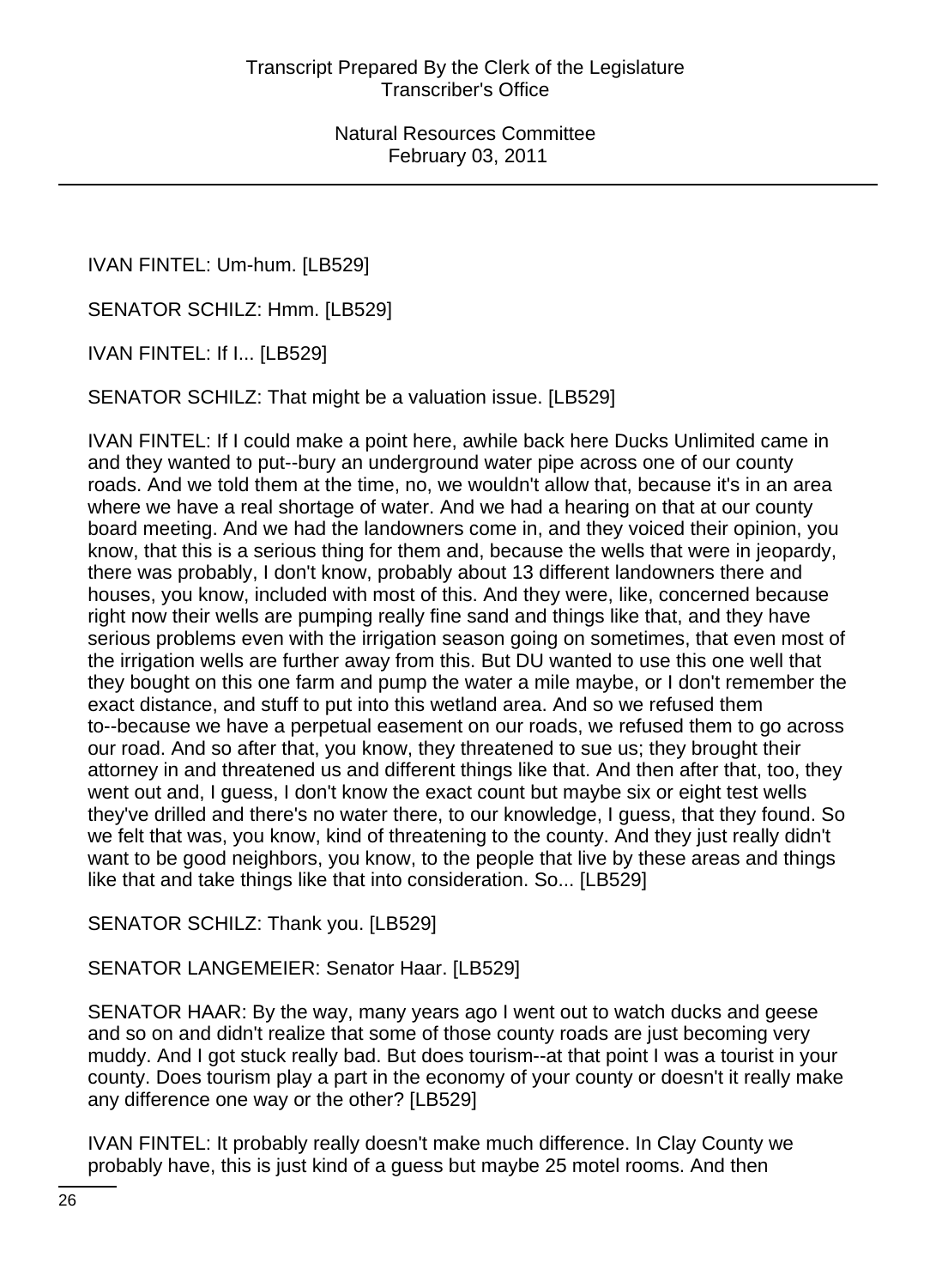IVAN FINTEL: Um-hum. [LB529]

SENATOR SCHILZ: Hmm. [LB529]

IVAN FINTEL: If I... [LB529]

SENATOR SCHILZ: That might be a valuation issue. [LB529]

IVAN FINTEL: If I could make a point here, awhile back here Ducks Unlimited came in and they wanted to put--bury an underground water pipe across one of our county roads. And we told them at the time, no, we wouldn't allow that, because it's in an area where we have a real shortage of water. And we had a hearing on that at our county board meeting. And we had the landowners come in, and they voiced their opinion, you know, that this is a serious thing for them and, because the wells that were in jeopardy, there was probably, I don't know, probably about 13 different landowners there and houses, you know, included with most of this. And they were, like, concerned because right now their wells are pumping really fine sand and things like that, and they have serious problems even with the irrigation season going on sometimes, that even most of the irrigation wells are further away from this. But DU wanted to use this one well that they bought on this one farm and pump the water a mile maybe, or I don't remember the exact distance, and stuff to put into this wetland area. And so we refused them to--because we have a perpetual easement on our roads, we refused them to go across our road. And so after that, you know, they threatened to sue us; they brought their attorney in and threatened us and different things like that. And then after that, too, they went out and, I guess, I don't know the exact count but maybe six or eight test wells they've drilled and there's no water there, to our knowledge, I guess, that they found. So we felt that was, you know, kind of threatening to the county. And they just really didn't want to be good neighbors, you know, to the people that live by these areas and things like that and take things like that into consideration. So... [LB529]

SENATOR SCHILZ: Thank you. [LB529]

SENATOR LANGEMEIER: Senator Haar. [LB529]

SENATOR HAAR: By the way, many years ago I went out to watch ducks and geese and so on and didn't realize that some of those county roads are just becoming very muddy. And I got stuck really bad. But does tourism--at that point I was a tourist in your county. Does tourism play a part in the economy of your county or doesn't it really make any difference one way or the other? [LB529]

IVAN FINTEL: It probably really doesn't make much difference. In Clay County we probably have, this is just kind of a guess but maybe 25 motel rooms. And then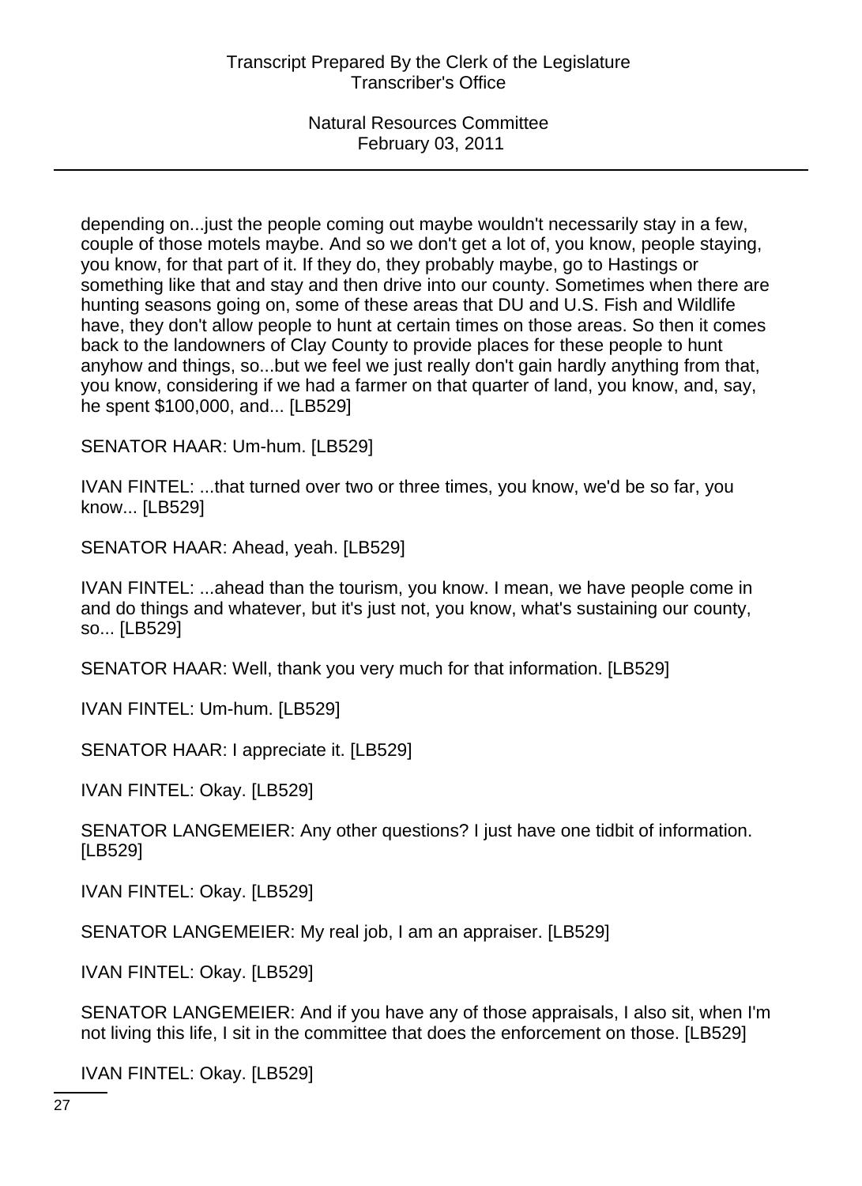depending on...just the people coming out maybe wouldn't necessarily stay in a few, couple of those motels maybe. And so we don't get a lot of, you know, people staying, you know, for that part of it. If they do, they probably maybe, go to Hastings or something like that and stay and then drive into our county. Sometimes when there are hunting seasons going on, some of these areas that DU and U.S. Fish and Wildlife have, they don't allow people to hunt at certain times on those areas. So then it comes back to the landowners of Clay County to provide places for these people to hunt anyhow and things, so...but we feel we just really don't gain hardly anything from that, you know, considering if we had a farmer on that quarter of land, you know, and, say, he spent $100,000, and... [LB529]

SENATOR HAAR: Um-hum. [LB529]

IVAN FINTEL: ...that turned over two or three times, you know, we'd be so far, you know... [LB529]

SENATOR HAAR: Ahead, yeah. [LB529]

IVAN FINTEL: ...ahead than the tourism, you know. I mean, we have people come in and do things and whatever, but it's just not, you know, what's sustaining our county, so... [LB529]

SENATOR HAAR: Well, thank you very much for that information. [LB529]

IVAN FINTEL: Um-hum. [LB529]

SENATOR HAAR: I appreciate it. [LB529]

IVAN FINTEL: Okay. [LB529]

SENATOR LANGEMEIER: Any other questions? I just have one tidbit of information. [LB529]

IVAN FINTEL: Okay. [LB529]

SENATOR LANGEMEIER: My real job, I am an appraiser. [LB529]

IVAN FINTEL: Okay. [LB529]

SENATOR LANGEMEIER: And if you have any of those appraisals, I also sit, when I'm not living this life, I sit in the committee that does the enforcement on those. [LB529]

IVAN FINTEL: Okay. [LB529]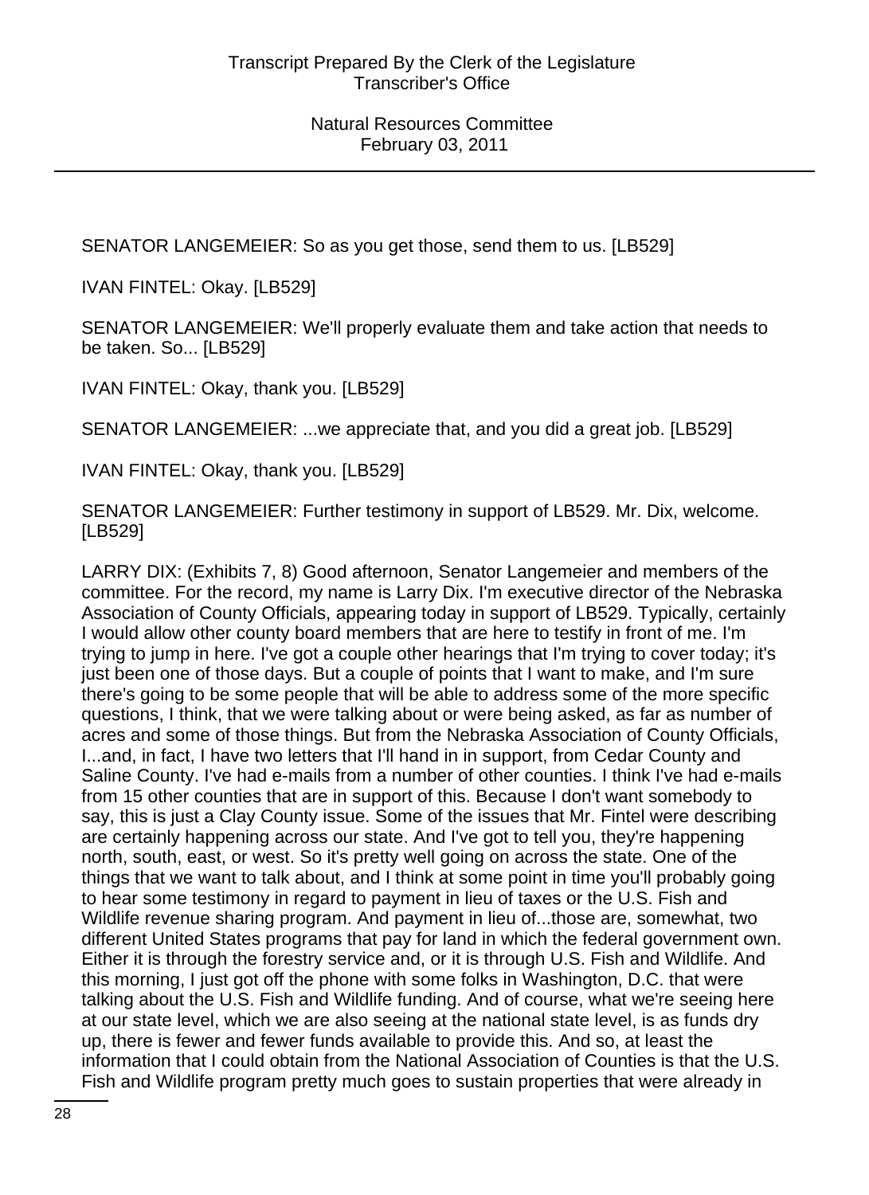SENATOR LANGEMEIER: So as you get those, send them to us. [LB529]

IVAN FINTEL: Okay. [LB529]

SENATOR LANGEMEIER: We'll properly evaluate them and take action that needs to be taken. So... [LB529]

IVAN FINTEL: Okay, thank you. [LB529]

SENATOR LANGEMEIER: ...we appreciate that, and you did a great job. [LB529]

IVAN FINTEL: Okay, thank you. [LB529]

SENATOR LANGEMEIER: Further testimony in support of LB529. Mr. Dix, welcome. [LB529]

LARRY DIX: (Exhibits 7, 8) Good afternoon, Senator Langemeier and members of the committee. For the record, my name is Larry Dix. I'm executive director of the Nebraska Association of County Officials, appearing today in support of LB529. Typically, certainly I would allow other county board members that are here to testify in front of me. I'm trying to jump in here. I've got a couple other hearings that I'm trying to cover today; it's just been one of those days. But a couple of points that I want to make, and I'm sure there's going to be some people that will be able to address some of the more specific questions, I think, that we were talking about or were being asked, as far as number of acres and some of those things. But from the Nebraska Association of County Officials, I...and, in fact, I have two letters that I'll hand in in support, from Cedar County and Saline County. I've had e-mails from a number of other counties. I think I've had e-mails from 15 other counties that are in support of this. Because I don't want somebody to say, this is just a Clay County issue. Some of the issues that Mr. Fintel were describing are certainly happening across our state. And I've got to tell you, they're happening north, south, east, or west. So it's pretty well going on across the state. One of the things that we want to talk about, and I think at some point in time you'll probably going to hear some testimony in regard to payment in lieu of taxes or the U.S. Fish and Wildlife revenue sharing program. And payment in lieu of...those are, somewhat, two different United States programs that pay for land in which the federal government own. Either it is through the forestry service and, or it is through U.S. Fish and Wildlife. And this morning, I just got off the phone with some folks in Washington, D.C. that were talking about the U.S. Fish and Wildlife funding. And of course, what we're seeing here at our state level, which we are also seeing at the national state level, is as funds dry up, there is fewer and fewer funds available to provide this. And so, at least the information that I could obtain from the National Association of Counties is that the U.S. Fish and Wildlife program pretty much goes to sustain properties that were already in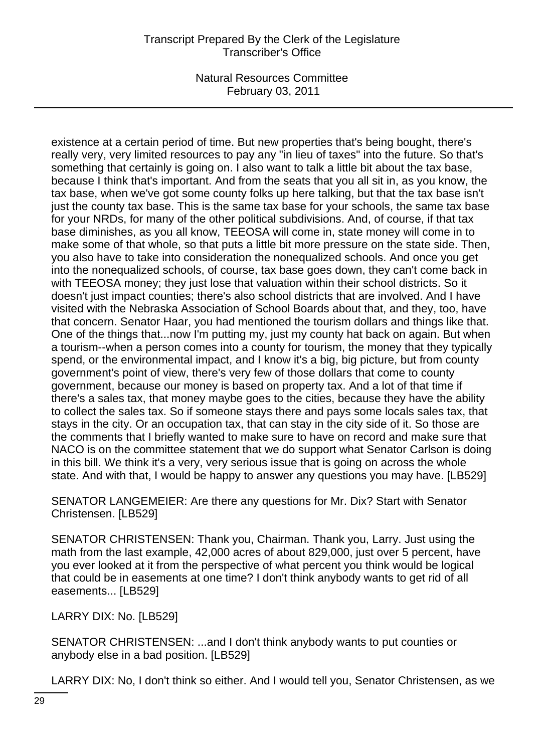existence at a certain period of time. But new properties that's being bought, there's really very, very limited resources to pay any "in lieu of taxes" into the future. So that's something that certainly is going on. I also want to talk a little bit about the tax base, because I think that's important. And from the seats that you all sit in, as you know, the tax base, when we've got some county folks up here talking, but that the tax base isn't just the county tax base. This is the same tax base for your schools, the same tax base for your NRDs, for many of the other political subdivisions. And, of course, if that tax base diminishes, as you all know, TEEOSA will come in, state money will come in to make some of that whole, so that puts a little bit more pressure on the state side. Then, you also have to take into consideration the nonequalized schools. And once you get into the nonequalized schools, of course, tax base goes down, they can't come back in with TEEOSA money; they just lose that valuation within their school districts. So it doesn't just impact counties; there's also school districts that are involved. And I have visited with the Nebraska Association of School Boards about that, and they, too, have that concern. Senator Haar, you had mentioned the tourism dollars and things like that. One of the things that...now I'm putting my, just my county hat back on again. But when a tourism--when a person comes into a county for tourism, the money that they typically spend, or the environmental impact, and I know it's a big, big picture, but from county government's point of view, there's very few of those dollars that come to county government, because our money is based on property tax. And a lot of that time if there's a sales tax, that money maybe goes to the cities, because they have the ability to collect the sales tax. So if someone stays there and pays some locals sales tax, that stays in the city. Or an occupation tax, that can stay in the city side of it. So those are the comments that I briefly wanted to make sure to have on record and make sure that NACO is on the committee statement that we do support what Senator Carlson is doing in this bill. We think it's a very, very serious issue that is going on across the whole state. And with that, I would be happy to answer any questions you may have. [LB529]

SENATOR LANGEMEIER: Are there any questions for Mr. Dix? Start with Senator Christensen. [LB529]

SENATOR CHRISTENSEN: Thank you, Chairman. Thank you, Larry. Just using the math from the last example, 42,000 acres of about 829,000, just over 5 percent, have you ever looked at it from the perspective of what percent you think would be logical that could be in easements at one time? I don't think anybody wants to get rid of all easements... [LB529]

LARRY DIX: No. [LB529]

SENATOR CHRISTENSEN: ...and I don't think anybody wants to put counties or anybody else in a bad position. [LB529]

LARRY DIX: No, I don't think so either. And I would tell you, Senator Christensen, as we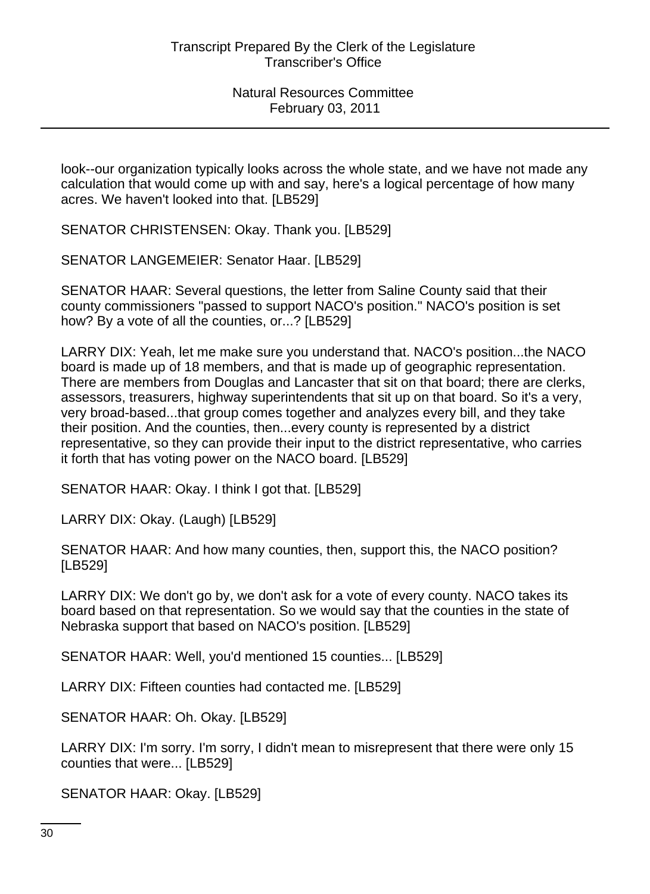look--our organization typically looks across the whole state, and we have not made any calculation that would come up with and say, here's a logical percentage of how many acres. We haven't looked into that. [LB529]

SENATOR CHRISTENSEN: Okay. Thank you. [LB529]

SENATOR LANGEMEIER: Senator Haar. [LB529]

SENATOR HAAR: Several questions, the letter from Saline County said that their county commissioners "passed to support NACO's position." NACO's position is set how? By a vote of all the counties, or...? [LB529]

LARRY DIX: Yeah, let me make sure you understand that. NACO's position...the NACO board is made up of 18 members, and that is made up of geographic representation. There are members from Douglas and Lancaster that sit on that board; there are clerks, assessors, treasurers, highway superintendents that sit up on that board. So it's a very, very broad-based...that group comes together and analyzes every bill, and they take their position. And the counties, then...every county is represented by a district representative, so they can provide their input to the district representative, who carries it forth that has voting power on the NACO board. [LB529]

SENATOR HAAR: Okay. I think I got that. [LB529]

LARRY DIX: Okay. (Laugh) [LB529]

SENATOR HAAR: And how many counties, then, support this, the NACO position? [LB529]

LARRY DIX: We don't go by, we don't ask for a vote of every county. NACO takes its board based on that representation. So we would say that the counties in the state of Nebraska support that based on NACO's position. [LB529]

SENATOR HAAR: Well, you'd mentioned 15 counties... [LB529]

LARRY DIX: Fifteen counties had contacted me. [LB529]

SENATOR HAAR: Oh. Okay. [LB529]

LARRY DIX: I'm sorry. I'm sorry, I didn't mean to misrepresent that there were only 15 counties that were... [LB529]

SENATOR HAAR: Okay. [LB529]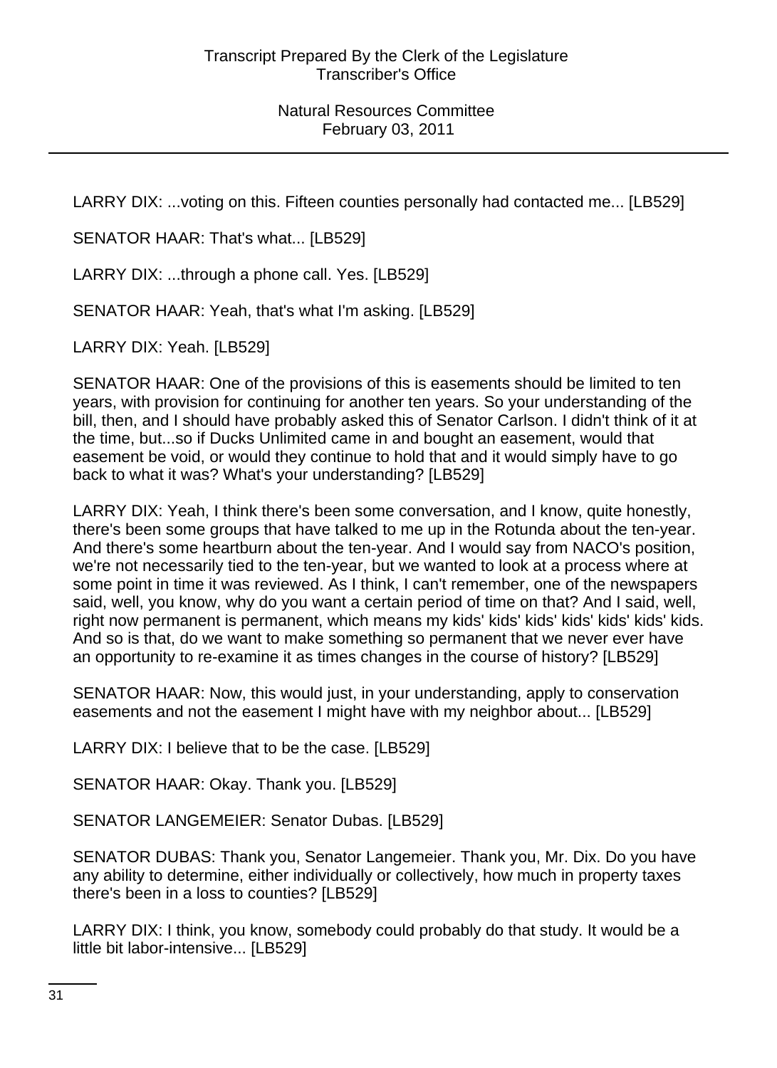LARRY DIX: ...voting on this. Fifteen counties personally had contacted me... [LB529]

SENATOR HAAR: That's what... [LB529]

LARRY DIX: ...through a phone call. Yes. [LB529]

SENATOR HAAR: Yeah, that's what I'm asking. [LB529]

LARRY DIX: Yeah. [LB529]

SENATOR HAAR: One of the provisions of this is easements should be limited to ten years, with provision for continuing for another ten years. So your understanding of the bill, then, and I should have probably asked this of Senator Carlson. I didn't think of it at the time, but...so if Ducks Unlimited came in and bought an easement, would that easement be void, or would they continue to hold that and it would simply have to go back to what it was? What's your understanding? [LB529]

LARRY DIX: Yeah, I think there's been some conversation, and I know, quite honestly, there's been some groups that have talked to me up in the Rotunda about the ten-year. And there's some heartburn about the ten-year. And I would say from NACO's position, we're not necessarily tied to the ten-year, but we wanted to look at a process where at some point in time it was reviewed. As I think, I can't remember, one of the newspapers said, well, you know, why do you want a certain period of time on that? And I said, well, right now permanent is permanent, which means my kids' kids' kids' kids' kids' kids' kids. And so is that, do we want to make something so permanent that we never ever have an opportunity to re-examine it as times changes in the course of history? [LB529]

SENATOR HAAR: Now, this would just, in your understanding, apply to conservation easements and not the easement I might have with my neighbor about... [LB529]

LARRY DIX: I believe that to be the case. [LB529]

SENATOR HAAR: Okay. Thank you. [LB529]

SENATOR LANGEMEIER: Senator Dubas. [LB529]

SENATOR DUBAS: Thank you, Senator Langemeier. Thank you, Mr. Dix. Do you have any ability to determine, either individually or collectively, how much in property taxes there's been in a loss to counties? [LB529]

LARRY DIX: I think, you know, somebody could probably do that study. It would be a little bit labor-intensive... [LB529]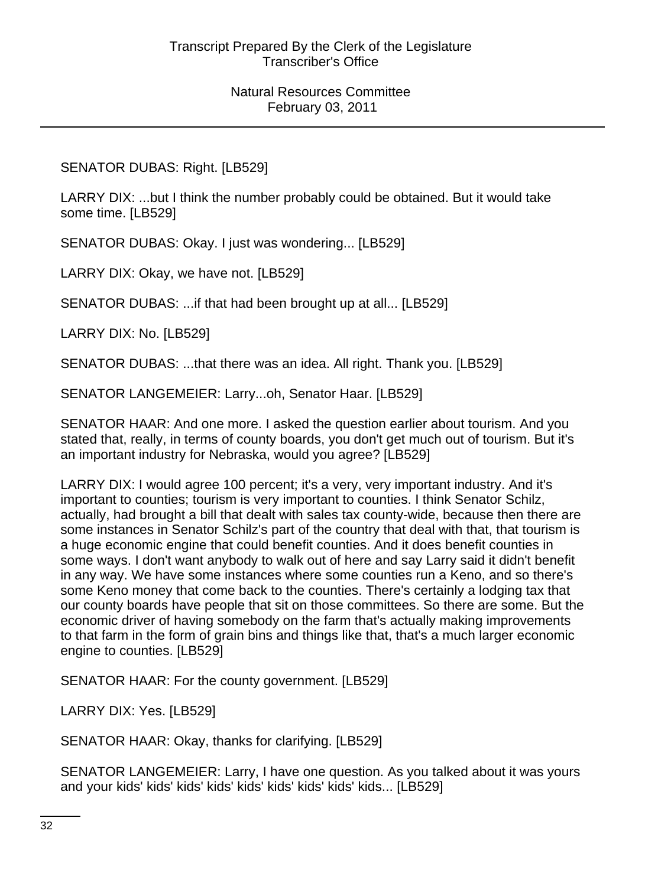SENATOR DUBAS: Right. [LB529]

LARRY DIX: ...but I think the number probably could be obtained. But it would take some time. [LB529]

SENATOR DUBAS: Okay. I just was wondering... [LB529]

LARRY DIX: Okay, we have not. [LB529]

SENATOR DUBAS: ...if that had been brought up at all... [LB529]

LARRY DIX: No. [LB529]

SENATOR DUBAS: ...that there was an idea. All right. Thank you. [LB529]

SENATOR LANGEMEIER: Larry...oh, Senator Haar. [LB529]

SENATOR HAAR: And one more. I asked the question earlier about tourism. And you stated that, really, in terms of county boards, you don't get much out of tourism. But it's an important industry for Nebraska, would you agree? [LB529]

LARRY DIX: I would agree 100 percent; it's a very, very important industry. And it's important to counties; tourism is very important to counties. I think Senator Schilz, actually, had brought a bill that dealt with sales tax county-wide, because then there are some instances in Senator Schilz's part of the country that deal with that, that tourism is a huge economic engine that could benefit counties. And it does benefit counties in some ways. I don't want anybody to walk out of here and say Larry said it didn't benefit in any way. We have some instances where some counties run a Keno, and so there's some Keno money that come back to the counties. There's certainly a lodging tax that our county boards have people that sit on those committees. So there are some. But the economic driver of having somebody on the farm that's actually making improvements to that farm in the form of grain bins and things like that, that's a much larger economic engine to counties. [LB529]

SENATOR HAAR: For the county government. [LB529]

LARRY DIX: Yes. [LB529]

SENATOR HAAR: Okay, thanks for clarifying. [LB529]

SENATOR LANGEMEIER: Larry, I have one question. As you talked about it was yours and your kids' kids' kids' kids' kids' kids' kids' kids' kids... [LB529]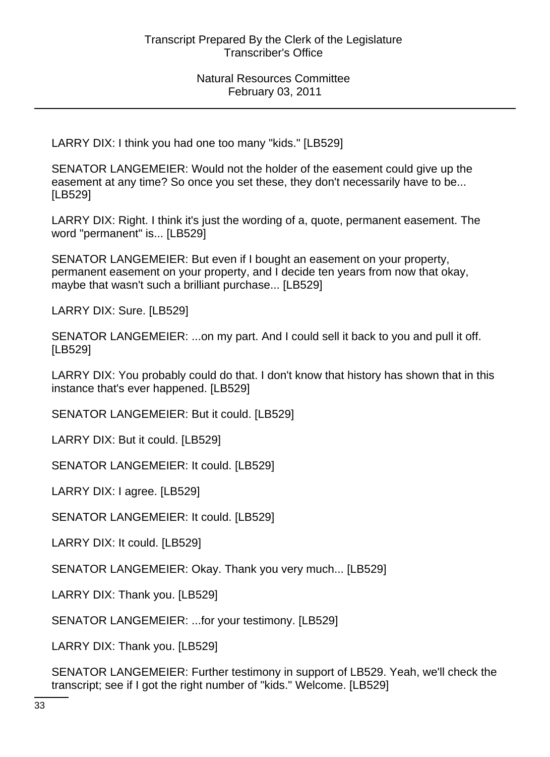LARRY DIX: I think you had one too many "kids." [LB529]

SENATOR LANGEMEIER: Would not the holder of the easement could give up the easement at any time? So once you set these, they don't necessarily have to be... [LB529]

LARRY DIX: Right. I think it's just the wording of a, quote, permanent easement. The word "permanent" is... [LB529]

SENATOR LANGEMEIER: But even if I bought an easement on your property, permanent easement on your property, and I decide ten years from now that okay, maybe that wasn't such a brilliant purchase... [LB529]

LARRY DIX: Sure. [LB529]

SENATOR LANGEMEIER: ...on my part. And I could sell it back to you and pull it off. [LB529]

LARRY DIX: You probably could do that. I don't know that history has shown that in this instance that's ever happened. [LB529]

SENATOR LANGEMEIER: But it could. [LB529]

LARRY DIX: But it could. [LB529]

SENATOR LANGEMEIER: It could. [LB529]

LARRY DIX: I agree. [LB529]

SENATOR LANGEMEIER: It could. [LB529]

LARRY DIX: It could. [LB529]

SENATOR LANGEMEIER: Okay. Thank you very much... [LB529]

LARRY DIX: Thank you. [LB529]

SENATOR LANGEMEIER: ...for your testimony. [LB529]

LARRY DIX: Thank you. [LB529]

SENATOR LANGEMEIER: Further testimony in support of LB529. Yeah, we'll check the transcript; see if I got the right number of "kids." Welcome. [LB529]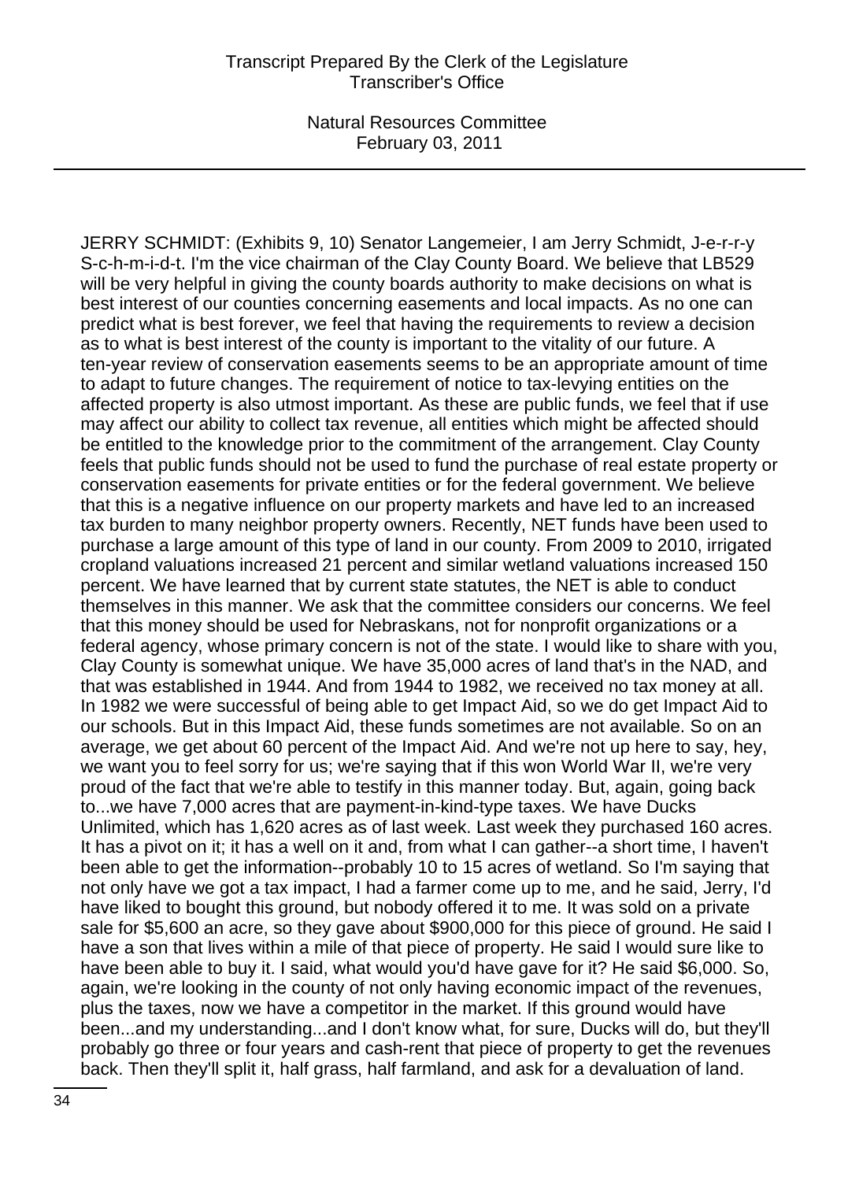JERRY SCHMIDT: (Exhibits 9, 10) Senator Langemeier, I am Jerry Schmidt, J-e-r-r-y S-c-h-m-i-d-t. I'm the vice chairman of the Clay County Board. We believe that LB529 will be very helpful in giving the county boards authority to make decisions on what is best interest of our counties concerning easements and local impacts. As no one can predict what is best forever, we feel that having the requirements to review a decision as to what is best interest of the county is important to the vitality of our future. A ten-year review of conservation easements seems to be an appropriate amount of time to adapt to future changes. The requirement of notice to tax-levying entities on the affected property is also utmost important. As these are public funds, we feel that if use may affect our ability to collect tax revenue, all entities which might be affected should be entitled to the knowledge prior to the commitment of the arrangement. Clay County feels that public funds should not be used to fund the purchase of real estate property or conservation easements for private entities or for the federal government. We believe that this is a negative influence on our property markets and have led to an increased tax burden to many neighbor property owners. Recently, NET funds have been used to purchase a large amount of this type of land in our county. From 2009 to 2010, irrigated cropland valuations increased 21 percent and similar wetland valuations increased 150 percent. We have learned that by current state statutes, the NET is able to conduct themselves in this manner. We ask that the committee considers our concerns. We feel that this money should be used for Nebraskans, not for nonprofit organizations or a federal agency, whose primary concern is not of the state. I would like to share with you, Clay County is somewhat unique. We have 35,000 acres of land that's in the NAD, and that was established in 1944. And from 1944 to 1982, we received no tax money at all. In 1982 we were successful of being able to get Impact Aid, so we do get Impact Aid to our schools. But in this Impact Aid, these funds sometimes are not available. So on an average, we get about 60 percent of the Impact Aid. And we're not up here to say, hey, we want you to feel sorry for us; we're saying that if this won World War II, we're very proud of the fact that we're able to testify in this manner today. But, again, going back to...we have 7,000 acres that are payment-in-kind-type taxes. We have Ducks Unlimited, which has 1,620 acres as of last week. Last week they purchased 160 acres. It has a pivot on it; it has a well on it and, from what I can gather--a short time, I haven't been able to get the information--probably 10 to 15 acres of wetland. So I'm saying that not only have we got a tax impact, I had a farmer come up to me, and he said, Jerry, I'd have liked to bought this ground, but nobody offered it to me. It was sold on a private sale for $5,600 an acre, so they gave about $900,000 for this piece of ground. He said I have a son that lives within a mile of that piece of property. He said I would sure like to have been able to buy it. I said, what would you'd have gave for it? He said $6,000. So, again, we're looking in the county of not only having economic impact of the revenues, plus the taxes, now we have a competitor in the market. If this ground would have been...and my understanding...and I don't know what, for sure, Ducks will do, but they'll probably go three or four years and cash-rent that piece of property to get the revenues back. Then they'll split it, half grass, half farmland, and ask for a devaluation of land.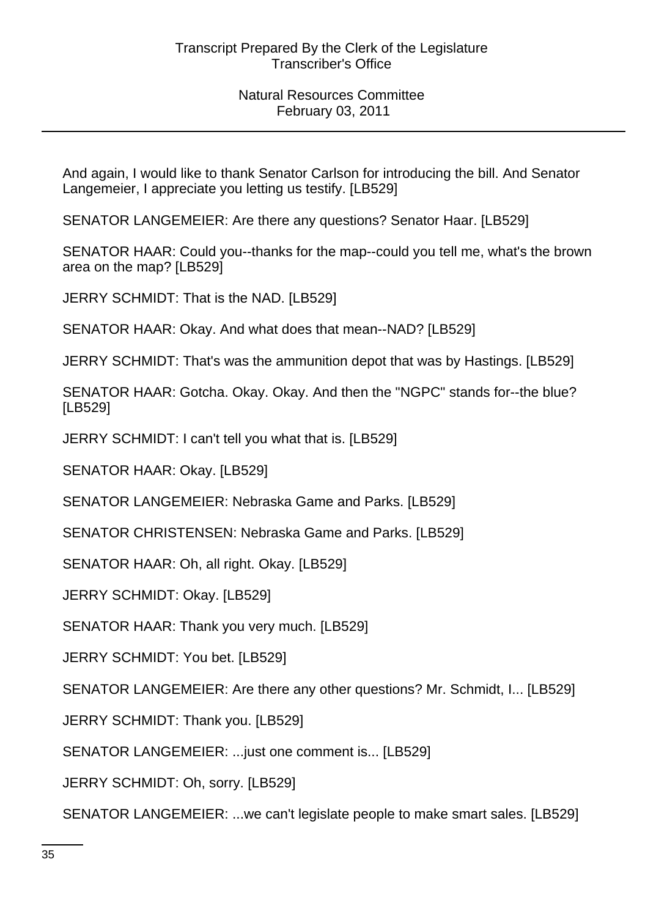And again, I would like to thank Senator Carlson for introducing the bill. And Senator Langemeier, I appreciate you letting us testify. [LB529]

SENATOR LANGEMEIER: Are there any questions? Senator Haar. [LB529]

SENATOR HAAR: Could you--thanks for the map--could you tell me, what's the brown area on the map? [LB529]

JERRY SCHMIDT: That is the NAD. [LB529]

SENATOR HAAR: Okay. And what does that mean--NAD? [LB529]

JERRY SCHMIDT: That's was the ammunition depot that was by Hastings. [LB529]

SENATOR HAAR: Gotcha. Okay. Okay. And then the "NGPC" stands for--the blue? [LB529]

JERRY SCHMIDT: I can't tell you what that is. [LB529]

SENATOR HAAR: Okay. [LB529]

SENATOR LANGEMEIER: Nebraska Game and Parks. [LB529]

SENATOR CHRISTENSEN: Nebraska Game and Parks. [LB529]

SENATOR HAAR: Oh, all right. Okay. [LB529]

JERRY SCHMIDT: Okay. [LB529]

SENATOR HAAR: Thank you very much. [LB529]

JERRY SCHMIDT: You bet. [LB529]

SENATOR LANGEMEIER: Are there any other questions? Mr. Schmidt, I... [LB529]

JERRY SCHMIDT: Thank you. [LB529]

SENATOR LANGEMEIER: ...just one comment is... [LB529]

JERRY SCHMIDT: Oh, sorry. [LB529]

SENATOR LANGEMEIER: ...we can't legislate people to make smart sales. [LB529]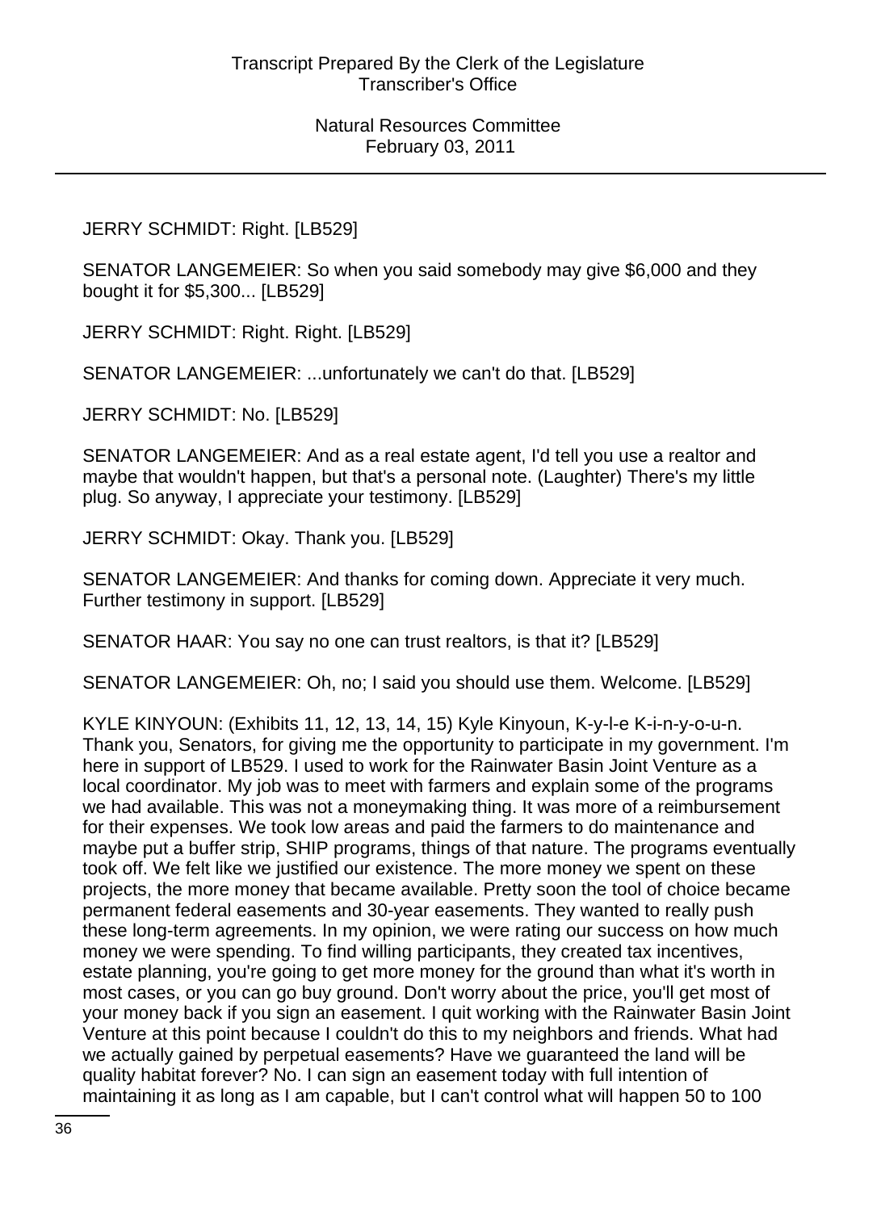JERRY SCHMIDT: Right. [LB529]

SENATOR LANGEMEIER: So when you said somebody may give $6,000 and they bought it for $5,300... [LB529]

JERRY SCHMIDT: Right. Right. [LB529]

SENATOR LANGEMEIER: ...unfortunately we can't do that. [LB529]

JERRY SCHMIDT: No. [LB529]

SENATOR LANGEMEIER: And as a real estate agent, I'd tell you use a realtor and maybe that wouldn't happen, but that's a personal note. (Laughter) There's my little plug. So anyway, I appreciate your testimony. [LB529]

JERRY SCHMIDT: Okay. Thank you. [LB529]

SENATOR LANGEMEIER: And thanks for coming down. Appreciate it very much. Further testimony in support. [LB529]

SENATOR HAAR: You say no one can trust realtors, is that it? [LB529]

SENATOR LANGEMEIER: Oh, no; I said you should use them. Welcome. [LB529]

KYLE KINYOUN: (Exhibits 11, 12, 13, 14, 15) Kyle Kinyoun, K-y-l-e K-i-n-y-o-u-n. Thank you, Senators, for giving me the opportunity to participate in my government. I'm here in support of LB529. I used to work for the Rainwater Basin Joint Venture as a local coordinator. My job was to meet with farmers and explain some of the programs we had available. This was not a moneymaking thing. It was more of a reimbursement for their expenses. We took low areas and paid the farmers to do maintenance and maybe put a buffer strip, SHIP programs, things of that nature. The programs eventually took off. We felt like we justified our existence. The more money we spent on these projects, the more money that became available. Pretty soon the tool of choice became permanent federal easements and 30-year easements. They wanted to really push these long-term agreements. In my opinion, we were rating our success on how much money we were spending. To find willing participants, they created tax incentives, estate planning, you're going to get more money for the ground than what it's worth in most cases, or you can go buy ground. Don't worry about the price, you'll get most of your money back if you sign an easement. I quit working with the Rainwater Basin Joint Venture at this point because I couldn't do this to my neighbors and friends. What had we actually gained by perpetual easements? Have we guaranteed the land will be quality habitat forever? No. I can sign an easement today with full intention of maintaining it as long as I am capable, but I can't control what will happen 50 to 100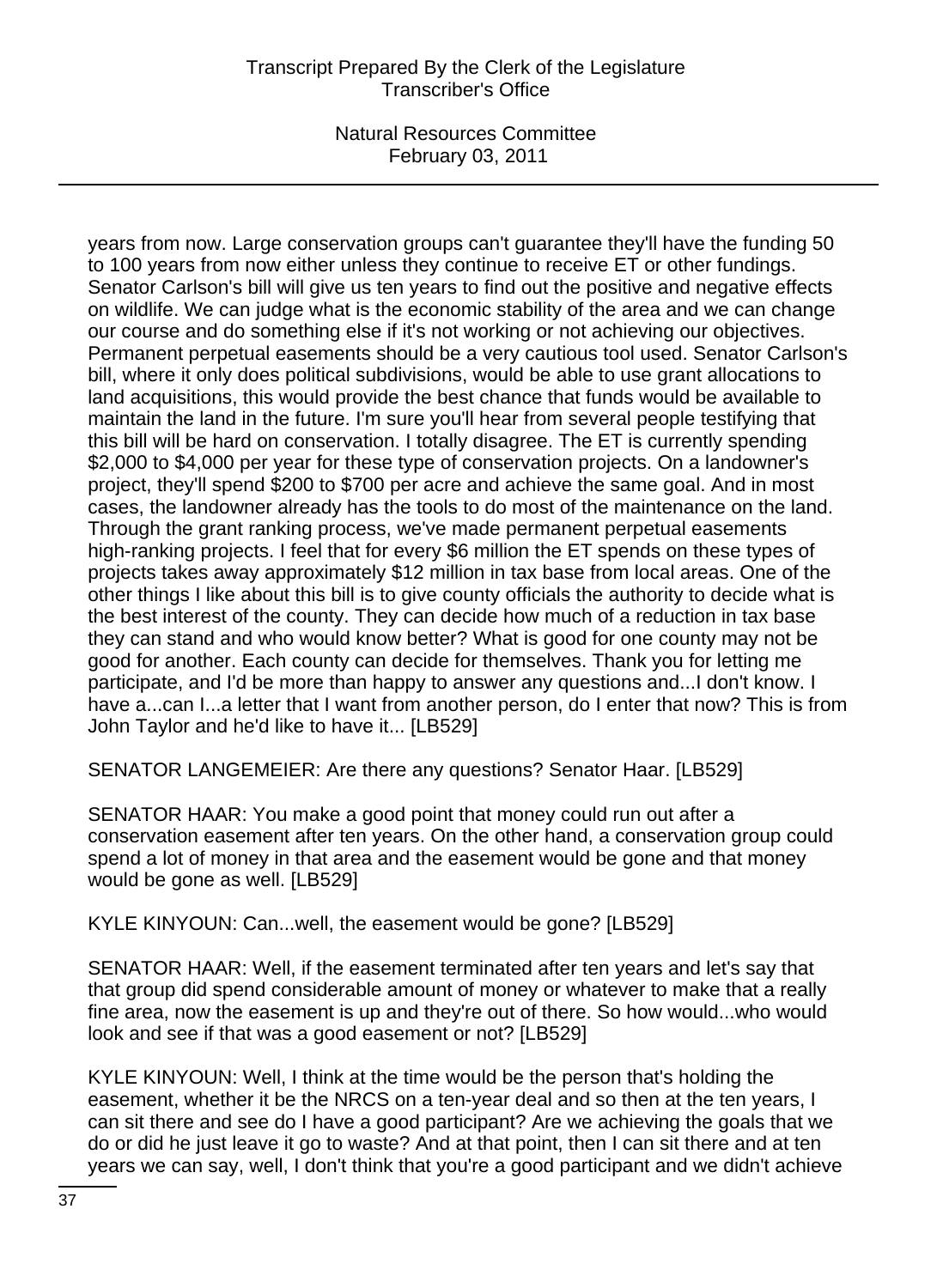years from now. Large conservation groups can't guarantee they'll have the funding 50 to 100 years from now either unless they continue to receive ET or other fundings. Senator Carlson's bill will give us ten years to find out the positive and negative effects on wildlife. We can judge what is the economic stability of the area and we can change our course and do something else if it's not working or not achieving our objectives. Permanent perpetual easements should be a very cautious tool used. Senator Carlson's bill, where it only does political subdivisions, would be able to use grant allocations to land acquisitions, this would provide the best chance that funds would be available to maintain the land in the future. I'm sure you'll hear from several people testifying that this bill will be hard on conservation. I totally disagree. The ET is currently spending $2,000 to $4,000 per year for these type of conservation projects. On a landowner's project, they'll spend $200 to $700 per acre and achieve the same goal. And in most cases, the landowner already has the tools to do most of the maintenance on the land. Through the grant ranking process, we've made permanent perpetual easements high-ranking projects. I feel that for every $6 million the ET spends on these types of projects takes away approximately $12 million in tax base from local areas. One of the other things I like about this bill is to give county officials the authority to decide what is the best interest of the county. They can decide how much of a reduction in tax base they can stand and who would know better? What is good for one county may not be good for another. Each county can decide for themselves. Thank you for letting me participate, and I'd be more than happy to answer any questions and...I don't know. I have a...can I...a letter that I want from another person, do I enter that now? This is from John Taylor and he'd like to have it... [LB529]

SENATOR LANGEMEIER: Are there any questions? Senator Haar. [LB529]

SENATOR HAAR: You make a good point that money could run out after a conservation easement after ten years. On the other hand, a conservation group could spend a lot of money in that area and the easement would be gone and that money would be gone as well. [LB529]

KYLE KINYOUN: Can...well, the easement would be gone? [LB529]

SENATOR HAAR: Well, if the easement terminated after ten years and let's say that that group did spend considerable amount of money or whatever to make that a really fine area, now the easement is up and they're out of there. So how would...who would look and see if that was a good easement or not? [LB529]

KYLE KINYOUN: Well, I think at the time would be the person that's holding the easement, whether it be the NRCS on a ten-year deal and so then at the ten years, I can sit there and see do I have a good participant? Are we achieving the goals that we do or did he just leave it go to waste? And at that point, then I can sit there and at ten years we can say, well, I don't think that you're a good participant and we didn't achieve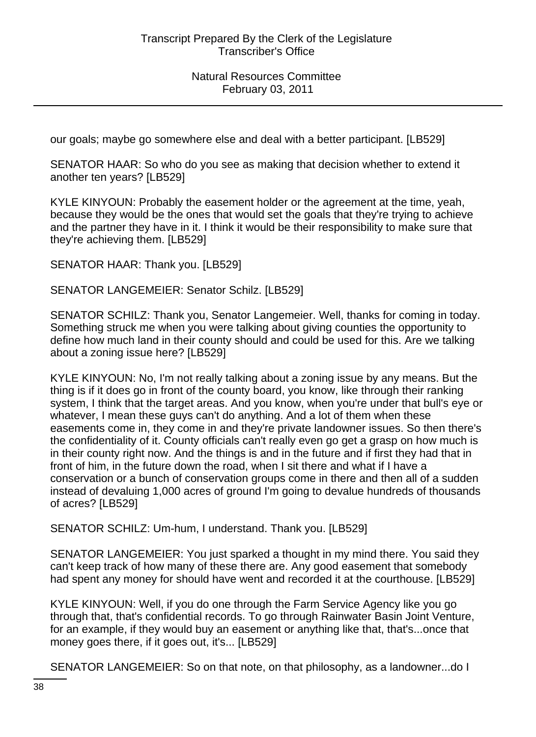our goals; maybe go somewhere else and deal with a better participant. [LB529]

SENATOR HAAR: So who do you see as making that decision whether to extend it another ten years? [LB529]

KYLE KINYOUN: Probably the easement holder or the agreement at the time, yeah, because they would be the ones that would set the goals that they're trying to achieve and the partner they have in it. I think it would be their responsibility to make sure that they're achieving them. [LB529]

SENATOR HAAR: Thank you. [LB529]

SENATOR LANGEMEIER: Senator Schilz. [LB529]

SENATOR SCHILZ: Thank you, Senator Langemeier. Well, thanks for coming in today. Something struck me when you were talking about giving counties the opportunity to define how much land in their county should and could be used for this. Are we talking about a zoning issue here? [LB529]

KYLE KINYOUN: No, I'm not really talking about a zoning issue by any means. But the thing is if it does go in front of the county board, you know, like through their ranking system, I think that the target areas. And you know, when you're under that bull's eye or whatever, I mean these guys can't do anything. And a lot of them when these easements come in, they come in and they're private landowner issues. So then there's the confidentiality of it. County officials can't really even go get a grasp on how much is in their county right now. And the things is and in the future and if first they had that in front of him, in the future down the road, when I sit there and what if I have a conservation or a bunch of conservation groups come in there and then all of a sudden instead of devaluing 1,000 acres of ground I'm going to devalue hundreds of thousands of acres? [LB529]

SENATOR SCHILZ: Um-hum, I understand. Thank you. [LB529]

SENATOR LANGEMEIER: You just sparked a thought in my mind there. You said they can't keep track of how many of these there are. Any good easement that somebody had spent any money for should have went and recorded it at the courthouse. [LB529]

KYLE KINYOUN: Well, if you do one through the Farm Service Agency like you go through that, that's confidential records. To go through Rainwater Basin Joint Venture, for an example, if they would buy an easement or anything like that, that's...once that money goes there, if it goes out, it's... [LB529]

SENATOR LANGEMEIER: So on that note, on that philosophy, as a landowner...do I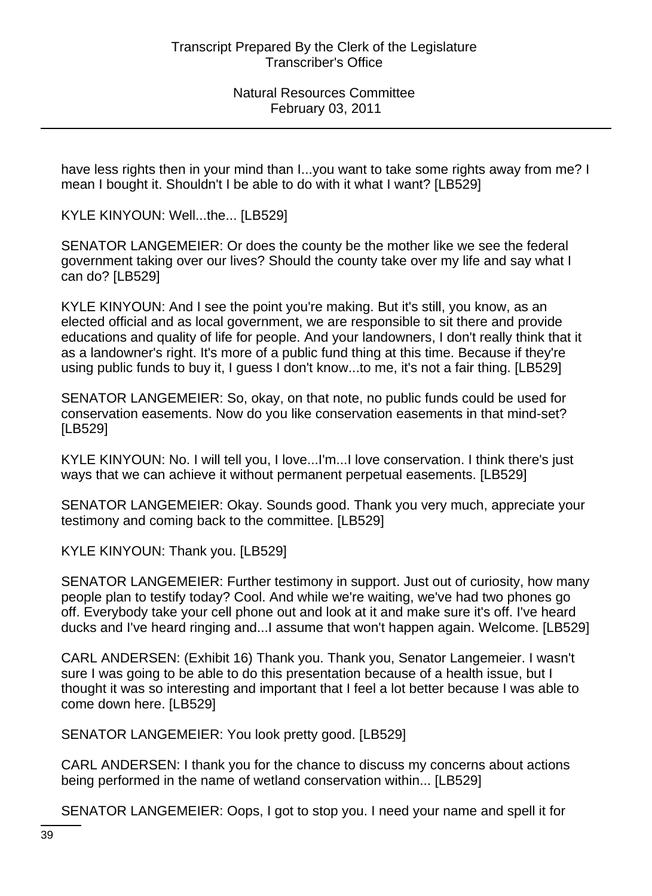have less rights then in your mind than I...you want to take some rights away from me? I mean I bought it. Shouldn't I be able to do with it what I want? [LB529]

KYLE KINYOUN: Well...the... [LB529]

SENATOR LANGEMEIER: Or does the county be the mother like we see the federal government taking over our lives? Should the county take over my life and say what I can do? [LB529]

KYLE KINYOUN: And I see the point you're making. But it's still, you know, as an elected official and as local government, we are responsible to sit there and provide educations and quality of life for people. And your landowners, I don't really think that it as a landowner's right. It's more of a public fund thing at this time. Because if they're using public funds to buy it, I guess I don't know...to me, it's not a fair thing. [LB529]

SENATOR LANGEMEIER: So, okay, on that note, no public funds could be used for conservation easements. Now do you like conservation easements in that mind-set? [LB529]

KYLE KINYOUN: No. I will tell you, I love...I'm...I love conservation. I think there's just ways that we can achieve it without permanent perpetual easements. [LB529]

SENATOR LANGEMEIER: Okay. Sounds good. Thank you very much, appreciate your testimony and coming back to the committee. [LB529]

KYLE KINYOUN: Thank you. [LB529]

SENATOR LANGEMEIER: Further testimony in support. Just out of curiosity, how many people plan to testify today? Cool. And while we're waiting, we've had two phones go off. Everybody take your cell phone out and look at it and make sure it's off. I've heard ducks and I've heard ringing and...I assume that won't happen again. Welcome. [LB529]

CARL ANDERSEN: (Exhibit 16) Thank you. Thank you, Senator Langemeier. I wasn't sure I was going to be able to do this presentation because of a health issue, but I thought it was so interesting and important that I feel a lot better because I was able to come down here. [LB529]

SENATOR LANGEMEIER: You look pretty good. [LB529]

CARL ANDERSEN: I thank you for the chance to discuss my concerns about actions being performed in the name of wetland conservation within... [LB529]

SENATOR LANGEMEIER: Oops, I got to stop you. I need your name and spell it for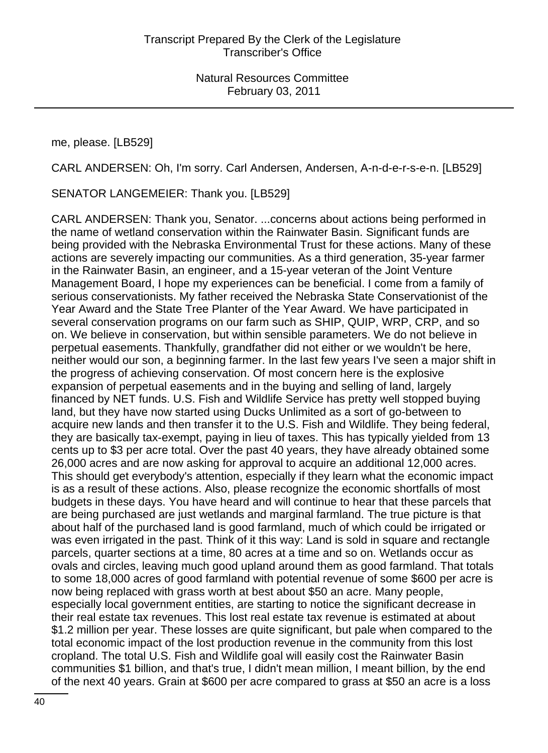me, please. [LB529]

CARL ANDERSEN: Oh, I'm sorry. Carl Andersen, Andersen, A-n-d-e-r-s-e-n. [LB529]

SENATOR LANGEMEIER: Thank you. [LB529]

CARL ANDERSEN: Thank you, Senator. ...concerns about actions being performed in the name of wetland conservation within the Rainwater Basin. Significant funds are being provided with the Nebraska Environmental Trust for these actions. Many of these actions are severely impacting our communities. As a third generation, 35-year farmer in the Rainwater Basin, an engineer, and a 15-year veteran of the Joint Venture Management Board, I hope my experiences can be beneficial. I come from a family of serious conservationists. My father received the Nebraska State Conservationist of the Year Award and the State Tree Planter of the Year Award. We have participated in several conservation programs on our farm such as SHIP, QUIP, WRP, CRP, and so on. We believe in conservation, but within sensible parameters. We do not believe in perpetual easements. Thankfully, grandfather did not either or we wouldn't be here, neither would our son, a beginning farmer. In the last few years I've seen a major shift in the progress of achieving conservation. Of most concern here is the explosive expansion of perpetual easements and in the buying and selling of land, largely financed by NET funds. U.S. Fish and Wildlife Service has pretty well stopped buying land, but they have now started using Ducks Unlimited as a sort of go-between to acquire new lands and then transfer it to the U.S. Fish and Wildlife. They being federal, they are basically tax-exempt, paying in lieu of taxes. This has typically yielded from 13 cents up to $3 per acre total. Over the past 40 years, they have already obtained some 26,000 acres and are now asking for approval to acquire an additional 12,000 acres. This should get everybody's attention, especially if they learn what the economic impact is as a result of these actions. Also, please recognize the economic shortfalls of most budgets in these days. You have heard and will continue to hear that these parcels that are being purchased are just wetlands and marginal farmland. The true picture is that about half of the purchased land is good farmland, much of which could be irrigated or was even irrigated in the past. Think of it this way: Land is sold in square and rectangle parcels, quarter sections at a time, 80 acres at a time and so on. Wetlands occur as ovals and circles, leaving much good upland around them as good farmland. That totals to some 18,000 acres of good farmland with potential revenue of some $600 per acre is now being replaced with grass worth at best about $50 an acre. Many people, especially local government entities, are starting to notice the significant decrease in their real estate tax revenues. This lost real estate tax revenue is estimated at about $1.2 million per year. These losses are quite significant, but pale when compared to the total economic impact of the lost production revenue in the community from this lost cropland. The total U.S. Fish and Wildlife goal will easily cost the Rainwater Basin communities $1 billion, and that's true, I didn't mean million, I meant billion, by the end of the next 40 years. Grain at $600 per acre compared to grass at $50 an acre is a loss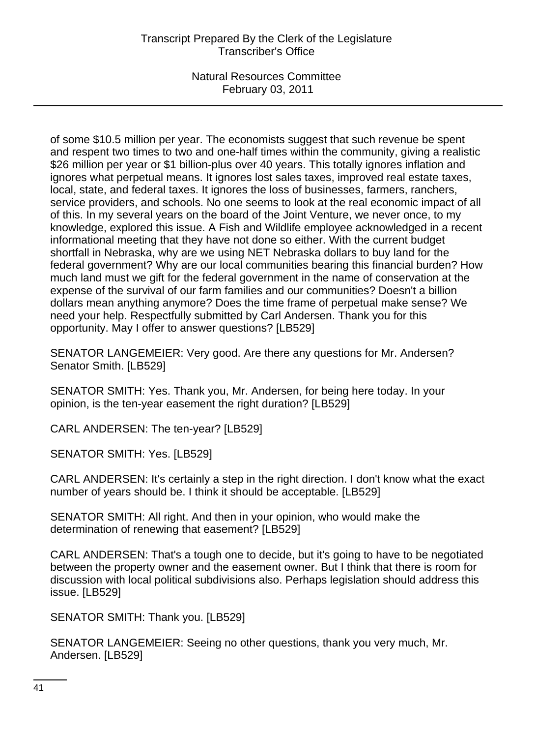of some $10.5 million per year. The economists suggest that such revenue be spent and respent two times to two and one-half times within the community, giving a realistic $26 million per year or $1 billion-plus over 40 years. This totally ignores inflation and ignores what perpetual means. It ignores lost sales taxes, improved real estate taxes, local, state, and federal taxes. It ignores the loss of businesses, farmers, ranchers, service providers, and schools. No one seems to look at the real economic impact of all of this. In my several years on the board of the Joint Venture, we never once, to my knowledge, explored this issue. A Fish and Wildlife employee acknowledged in a recent informational meeting that they have not done so either. With the current budget shortfall in Nebraska, why are we using NET Nebraska dollars to buy land for the federal government? Why are our local communities bearing this financial burden? How much land must we gift for the federal government in the name of conservation at the expense of the survival of our farm families and our communities? Doesn't a billion dollars mean anything anymore? Does the time frame of perpetual make sense? We need your help. Respectfully submitted by Carl Andersen. Thank you for this opportunity. May I offer to answer questions? [LB529]

SENATOR LANGEMEIER: Very good. Are there any questions for Mr. Andersen? Senator Smith. [LB529]

SENATOR SMITH: Yes. Thank you, Mr. Andersen, for being here today. In your opinion, is the ten-year easement the right duration? [LB529]

CARL ANDERSEN: The ten-year? [LB529]

SENATOR SMITH: Yes. [LB529]

CARL ANDERSEN: It's certainly a step in the right direction. I don't know what the exact number of years should be. I think it should be acceptable. [LB529]

SENATOR SMITH: All right. And then in your opinion, who would make the determination of renewing that easement? [LB529]

CARL ANDERSEN: That's a tough one to decide, but it's going to have to be negotiated between the property owner and the easement owner. But I think that there is room for discussion with local political subdivisions also. Perhaps legislation should address this issue. [LB529]

SENATOR SMITH: Thank you. [LB529]

SENATOR LANGEMEIER: Seeing no other questions, thank you very much, Mr. Andersen. [LB529]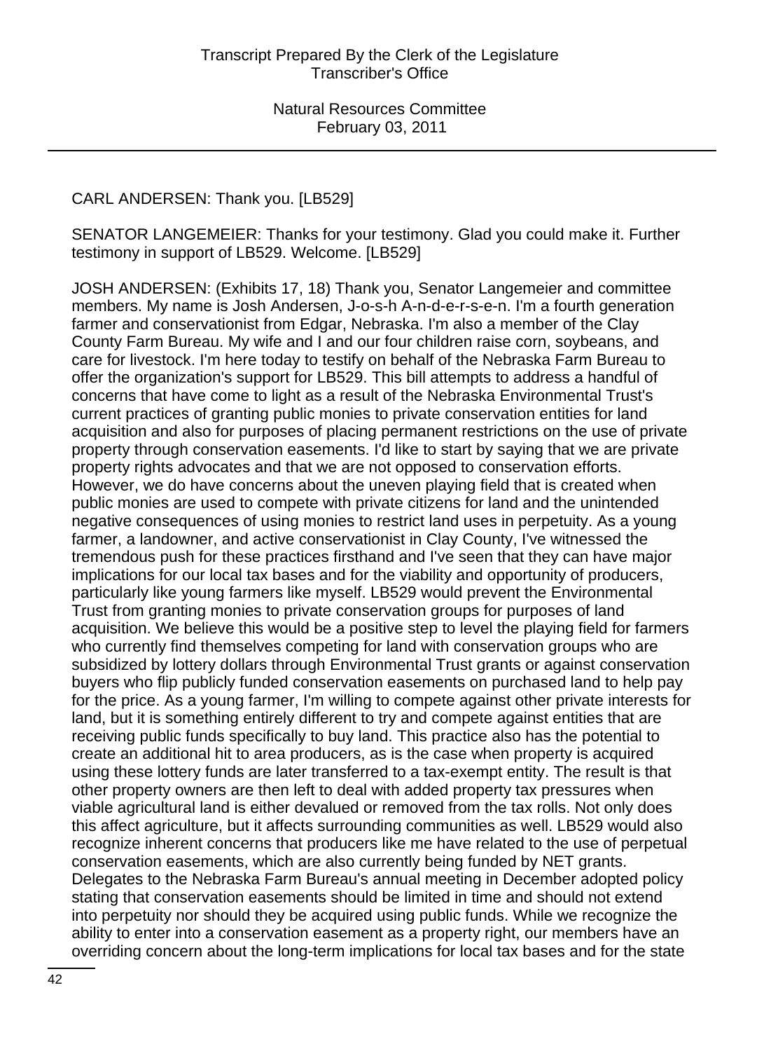CARL ANDERSEN: Thank you. [LB529]

SENATOR LANGEMEIER: Thanks for your testimony. Glad you could make it. Further testimony in support of LB529. Welcome. [LB529]

JOSH ANDERSEN: (Exhibits 17, 18) Thank you, Senator Langemeier and committee members. My name is Josh Andersen, J-o-s-h A-n-d-e-r-s-e-n. I'm a fourth generation farmer and conservationist from Edgar, Nebraska. I'm also a member of the Clay County Farm Bureau. My wife and I and our four children raise corn, soybeans, and care for livestock. I'm here today to testify on behalf of the Nebraska Farm Bureau to offer the organization's support for LB529. This bill attempts to address a handful of concerns that have come to light as a result of the Nebraska Environmental Trust's current practices of granting public monies to private conservation entities for land acquisition and also for purposes of placing permanent restrictions on the use of private property through conservation easements. I'd like to start by saying that we are private property rights advocates and that we are not opposed to conservation efforts. However, we do have concerns about the uneven playing field that is created when public monies are used to compete with private citizens for land and the unintended negative consequences of using monies to restrict land uses in perpetuity. As a young farmer, a landowner, and active conservationist in Clay County, I've witnessed the tremendous push for these practices firsthand and I've seen that they can have major implications for our local tax bases and for the viability and opportunity of producers, particularly like young farmers like myself. LB529 would prevent the Environmental Trust from granting monies to private conservation groups for purposes of land acquisition. We believe this would be a positive step to level the playing field for farmers who currently find themselves competing for land with conservation groups who are subsidized by lottery dollars through Environmental Trust grants or against conservation buyers who flip publicly funded conservation easements on purchased land to help pay for the price. As a young farmer, I'm willing to compete against other private interests for land, but it is something entirely different to try and compete against entities that are receiving public funds specifically to buy land. This practice also has the potential to create an additional hit to area producers, as is the case when property is acquired using these lottery funds are later transferred to a tax-exempt entity. The result is that other property owners are then left to deal with added property tax pressures when viable agricultural land is either devalued or removed from the tax rolls. Not only does this affect agriculture, but it affects surrounding communities as well. LB529 would also recognize inherent concerns that producers like me have related to the use of perpetual conservation easements, which are also currently being funded by NET grants. Delegates to the Nebraska Farm Bureau's annual meeting in December adopted policy stating that conservation easements should be limited in time and should not extend into perpetuity nor should they be acquired using public funds. While we recognize the ability to enter into a conservation easement as a property right, our members have an overriding concern about the long-term implications for local tax bases and for the state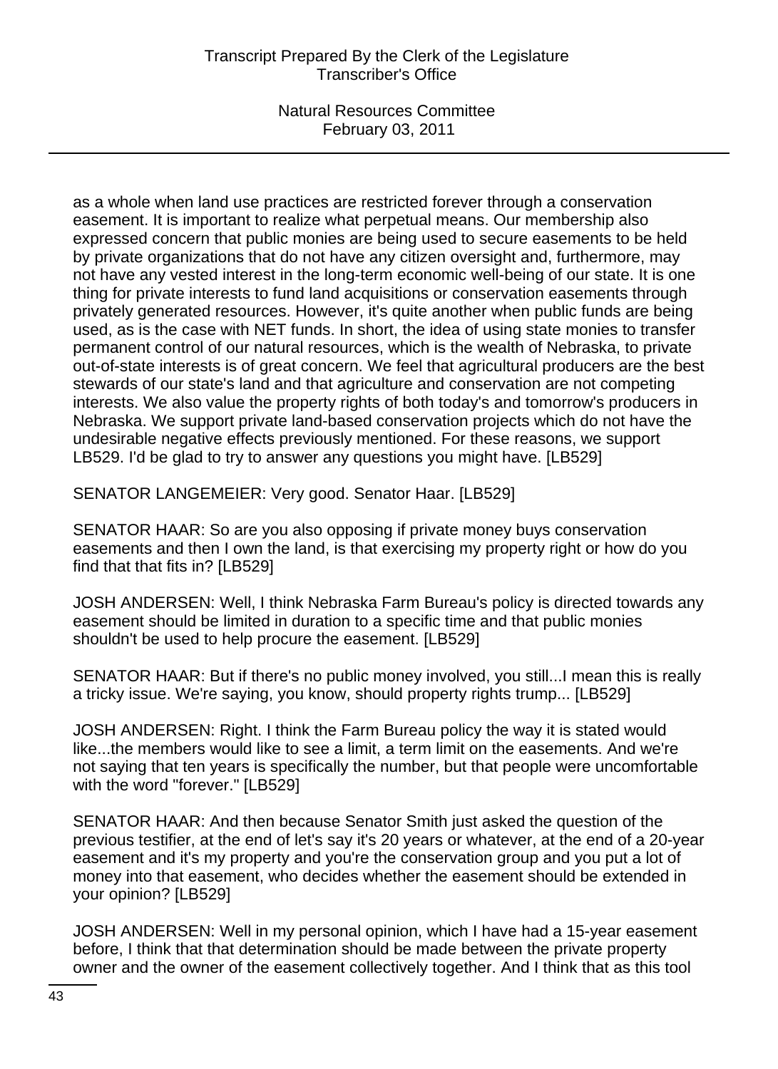as a whole when land use practices are restricted forever through a conservation easement. It is important to realize what perpetual means. Our membership also expressed concern that public monies are being used to secure easements to be held by private organizations that do not have any citizen oversight and, furthermore, may not have any vested interest in the long-term economic well-being of our state. It is one thing for private interests to fund land acquisitions or conservation easements through privately generated resources. However, it's quite another when public funds are being used, as is the case with NET funds. In short, the idea of using state monies to transfer permanent control of our natural resources, which is the wealth of Nebraska, to private out-of-state interests is of great concern. We feel that agricultural producers are the best stewards of our state's land and that agriculture and conservation are not competing interests. We also value the property rights of both today's and tomorrow's producers in Nebraska. We support private land-based conservation projects which do not have the undesirable negative effects previously mentioned. For these reasons, we support LB529. I'd be glad to try to answer any questions you might have. [LB529]

SENATOR LANGEMEIER: Very good. Senator Haar. [LB529]

SENATOR HAAR: So are you also opposing if private money buys conservation easements and then I own the land, is that exercising my property right or how do you find that that fits in? [LB529]

JOSH ANDERSEN: Well, I think Nebraska Farm Bureau's policy is directed towards any easement should be limited in duration to a specific time and that public monies shouldn't be used to help procure the easement. [LB529]

SENATOR HAAR: But if there's no public money involved, you still...I mean this is really a tricky issue. We're saying, you know, should property rights trump... [LB529]

JOSH ANDERSEN: Right. I think the Farm Bureau policy the way it is stated would like...the members would like to see a limit, a term limit on the easements. And we're not saying that ten years is specifically the number, but that people were uncomfortable with the word "forever." [LB529]

SENATOR HAAR: And then because Senator Smith just asked the question of the previous testifier, at the end of let's say it's 20 years or whatever, at the end of a 20-year easement and it's my property and you're the conservation group and you put a lot of money into that easement, who decides whether the easement should be extended in your opinion? [LB529]

JOSH ANDERSEN: Well in my personal opinion, which I have had a 15-year easement before, I think that that determination should be made between the private property owner and the owner of the easement collectively together. And I think that as this tool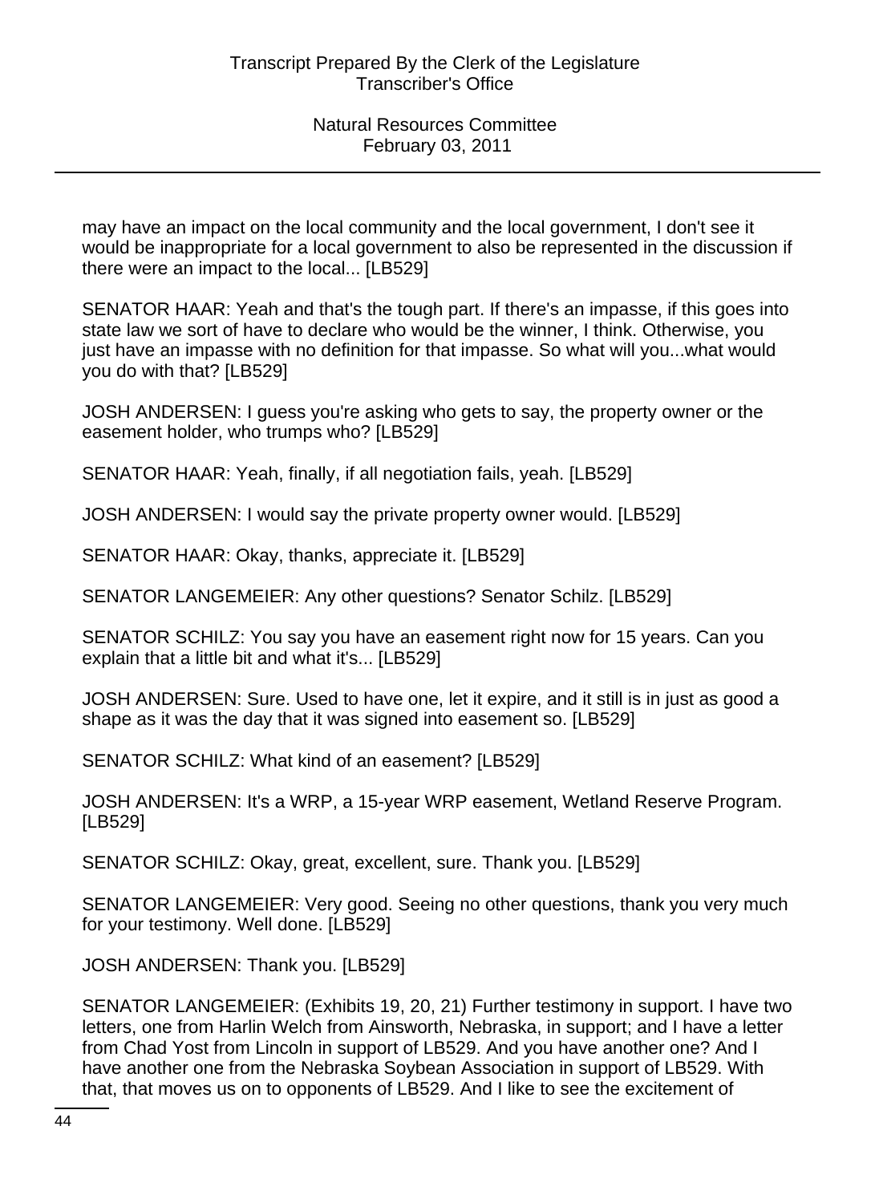may have an impact on the local community and the local government, I don't see it would be inappropriate for a local government to also be represented in the discussion if there were an impact to the local... [LB529]

SENATOR HAAR: Yeah and that's the tough part. If there's an impasse, if this goes into state law we sort of have to declare who would be the winner, I think. Otherwise, you just have an impasse with no definition for that impasse. So what will you...what would you do with that? [LB529]

JOSH ANDERSEN: I guess you're asking who gets to say, the property owner or the easement holder, who trumps who? [LB529]

SENATOR HAAR: Yeah, finally, if all negotiation fails, yeah. [LB529]

JOSH ANDERSEN: I would say the private property owner would. [LB529]

SENATOR HAAR: Okay, thanks, appreciate it. [LB529]

SENATOR LANGEMEIER: Any other questions? Senator Schilz. [LB529]

SENATOR SCHILZ: You say you have an easement right now for 15 years. Can you explain that a little bit and what it's... [LB529]

JOSH ANDERSEN: Sure. Used to have one, let it expire, and it still is in just as good a shape as it was the day that it was signed into easement so. [LB529]

SENATOR SCHILZ: What kind of an easement? [LB529]

JOSH ANDERSEN: It's a WRP, a 15-year WRP easement, Wetland Reserve Program. [LB529]

SENATOR SCHILZ: Okay, great, excellent, sure. Thank you. [LB529]

SENATOR LANGEMEIER: Very good. Seeing no other questions, thank you very much for your testimony. Well done. [LB529]

JOSH ANDERSEN: Thank you. [LB529]

SENATOR LANGEMEIER: (Exhibits 19, 20, 21) Further testimony in support. I have two letters, one from Harlin Welch from Ainsworth, Nebraska, in support; and I have a letter from Chad Yost from Lincoln in support of LB529. And you have another one? And I have another one from the Nebraska Soybean Association in support of LB529. With that, that moves us on to opponents of LB529. And I like to see the excitement of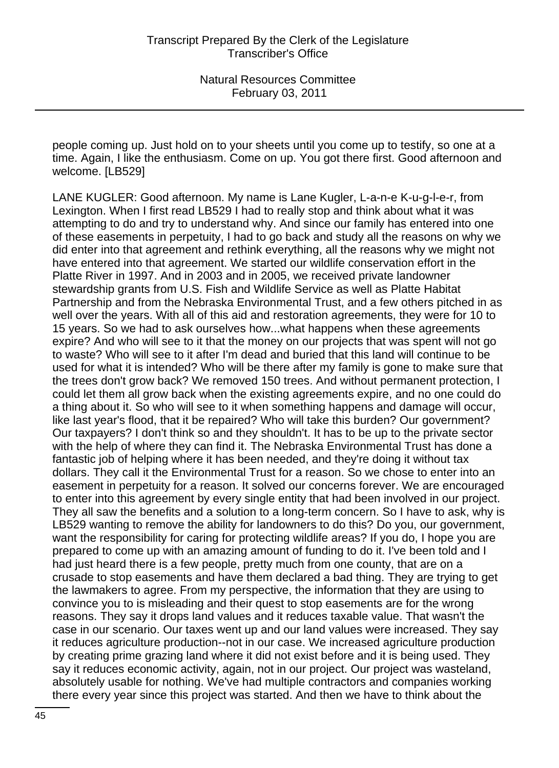people coming up. Just hold on to your sheets until you come up to testify, so one at a time. Again, I like the enthusiasm. Come on up. You got there first. Good afternoon and welcome. [LB529]

LANE KUGLER: Good afternoon. My name is Lane Kugler, L-a-n-e K-u-g-l-e-r, from Lexington. When I first read LB529 I had to really stop and think about what it was attempting to do and try to understand why. And since our family has entered into one of these easements in perpetuity, I had to go back and study all the reasons on why we did enter into that agreement and rethink everything, all the reasons why we might not have entered into that agreement. We started our wildlife conservation effort in the Platte River in 1997. And in 2003 and in 2005, we received private landowner stewardship grants from U.S. Fish and Wildlife Service as well as Platte Habitat Partnership and from the Nebraska Environmental Trust, and a few others pitched in as well over the years. With all of this aid and restoration agreements, they were for 10 to 15 years. So we had to ask ourselves how...what happens when these agreements expire? And who will see to it that the money on our projects that was spent will not go to waste? Who will see to it after I'm dead and buried that this land will continue to be used for what it is intended? Who will be there after my family is gone to make sure that the trees don't grow back? We removed 150 trees. And without permanent protection, I could let them all grow back when the existing agreements expire, and no one could do a thing about it. So who will see to it when something happens and damage will occur, like last year's flood, that it be repaired? Who will take this burden? Our government? Our taxpayers? I don't think so and they shouldn't. It has to be up to the private sector with the help of where they can find it. The Nebraska Environmental Trust has done a fantastic job of helping where it has been needed, and they're doing it without tax dollars. They call it the Environmental Trust for a reason. So we chose to enter into an easement in perpetuity for a reason. It solved our concerns forever. We are encouraged to enter into this agreement by every single entity that had been involved in our project. They all saw the benefits and a solution to a long-term concern. So I have to ask, why is LB529 wanting to remove the ability for landowners to do this? Do you, our government, want the responsibility for caring for protecting wildlife areas? If you do, I hope you are prepared to come up with an amazing amount of funding to do it. I've been told and I had just heard there is a few people, pretty much from one county, that are on a crusade to stop easements and have them declared a bad thing. They are trying to get the lawmakers to agree. From my perspective, the information that they are using to convince you to is misleading and their quest to stop easements are for the wrong reasons. They say it drops land values and it reduces taxable value. That wasn't the case in our scenario. Our taxes went up and our land values were increased. They say it reduces agriculture production--not in our case. We increased agriculture production by creating prime grazing land where it did not exist before and it is being used. They say it reduces economic activity, again, not in our project. Our project was wasteland, absolutely usable for nothing. We've had multiple contractors and companies working there every year since this project was started. And then we have to think about the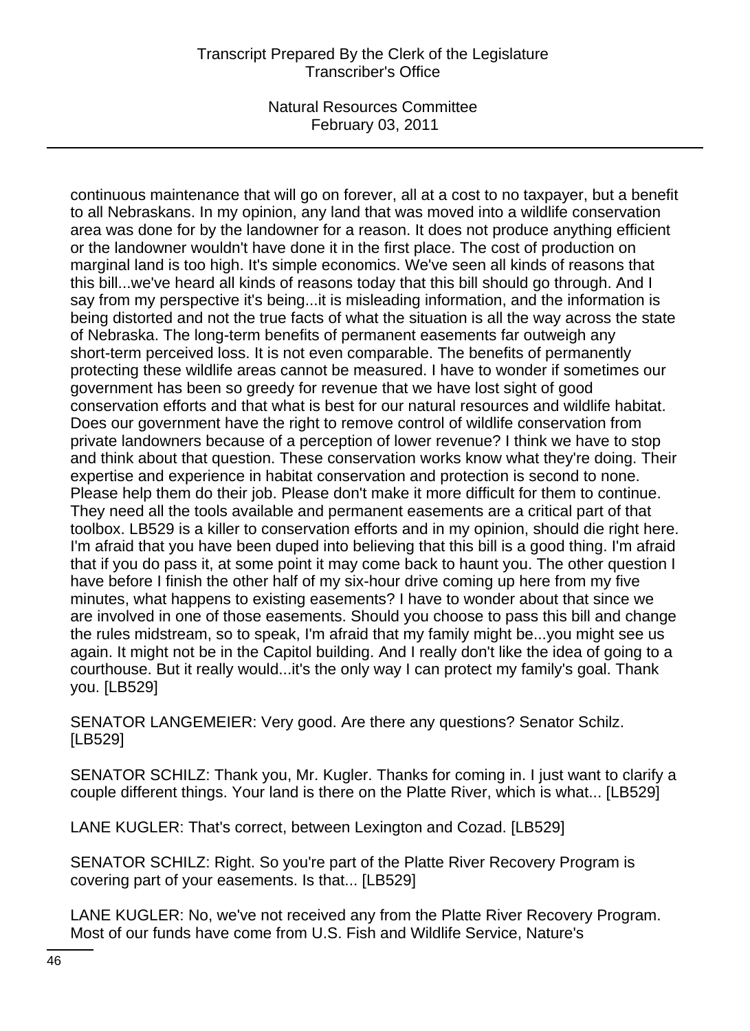continuous maintenance that will go on forever, all at a cost to no taxpayer, but a benefit to all Nebraskans. In my opinion, any land that was moved into a wildlife conservation area was done for by the landowner for a reason. It does not produce anything efficient or the landowner wouldn't have done it in the first place. The cost of production on marginal land is too high. It's simple economics. We've seen all kinds of reasons that this bill...we've heard all kinds of reasons today that this bill should go through. And I say from my perspective it's being...it is misleading information, and the information is being distorted and not the true facts of what the situation is all the way across the state of Nebraska. The long-term benefits of permanent easements far outweigh any short-term perceived loss. It is not even comparable. The benefits of permanently protecting these wildlife areas cannot be measured. I have to wonder if sometimes our government has been so greedy for revenue that we have lost sight of good conservation efforts and that what is best for our natural resources and wildlife habitat. Does our government have the right to remove control of wildlife conservation from private landowners because of a perception of lower revenue? I think we have to stop and think about that question. These conservation works know what they're doing. Their expertise and experience in habitat conservation and protection is second to none. Please help them do their job. Please don't make it more difficult for them to continue. They need all the tools available and permanent easements are a critical part of that toolbox. LB529 is a killer to conservation efforts and in my opinion, should die right here. I'm afraid that you have been duped into believing that this bill is a good thing. I'm afraid that if you do pass it, at some point it may come back to haunt you. The other question I have before I finish the other half of my six-hour drive coming up here from my five minutes, what happens to existing easements? I have to wonder about that since we are involved in one of those easements. Should you choose to pass this bill and change the rules midstream, so to speak, I'm afraid that my family might be...you might see us again. It might not be in the Capitol building. And I really don't like the idea of going to a courthouse. But it really would...it's the only way I can protect my family's goal. Thank you. [LB529]

SENATOR LANGEMEIER: Very good. Are there any questions? Senator Schilz. [LB529]

SENATOR SCHILZ: Thank you, Mr. Kugler. Thanks for coming in. I just want to clarify a couple different things. Your land is there on the Platte River, which is what... [LB529]

LANE KUGLER: That's correct, between Lexington and Cozad. [LB529]

SENATOR SCHILZ: Right. So you're part of the Platte River Recovery Program is covering part of your easements. Is that... [LB529]

LANE KUGLER: No, we've not received any from the Platte River Recovery Program. Most of our funds have come from U.S. Fish and Wildlife Service, Nature's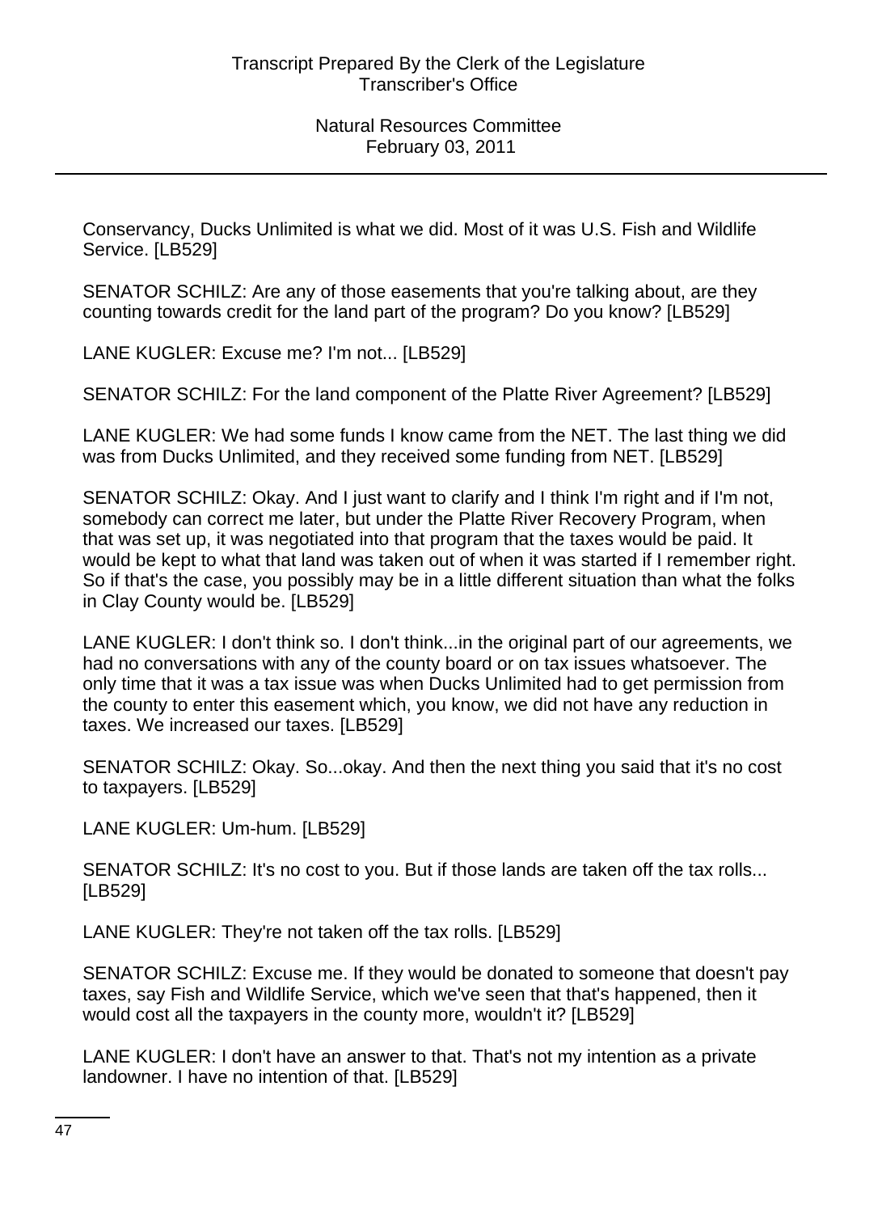Conservancy, Ducks Unlimited is what we did. Most of it was U.S. Fish and Wildlife Service. [LB529]

SENATOR SCHILZ: Are any of those easements that you're talking about, are they counting towards credit for the land part of the program? Do you know? [LB529]

LANE KUGLER: Excuse me? I'm not... [LB529]

SENATOR SCHILZ: For the land component of the Platte River Agreement? [LB529]

LANE KUGLER: We had some funds I know came from the NET. The last thing we did was from Ducks Unlimited, and they received some funding from NET. [LB529]

SENATOR SCHILZ: Okay. And I just want to clarify and I think I'm right and if I'm not, somebody can correct me later, but under the Platte River Recovery Program, when that was set up, it was negotiated into that program that the taxes would be paid. It would be kept to what that land was taken out of when it was started if I remember right. So if that's the case, you possibly may be in a little different situation than what the folks in Clay County would be. [LB529]

LANE KUGLER: I don't think so. I don't think...in the original part of our agreements, we had no conversations with any of the county board or on tax issues whatsoever. The only time that it was a tax issue was when Ducks Unlimited had to get permission from the county to enter this easement which, you know, we did not have any reduction in taxes. We increased our taxes. [LB529]

SENATOR SCHILZ: Okay. So...okay. And then the next thing you said that it's no cost to taxpayers. [LB529]

LANE KUGLER: Um-hum. [LB529]

SENATOR SCHILZ: It's no cost to you. But if those lands are taken off the tax rolls... [LB529]

LANE KUGLER: They're not taken off the tax rolls. [LB529]

SENATOR SCHILZ: Excuse me. If they would be donated to someone that doesn't pay taxes, say Fish and Wildlife Service, which we've seen that that's happened, then it would cost all the taxpayers in the county more, wouldn't it? [LB529]

LANE KUGLER: I don't have an answer to that. That's not my intention as a private landowner. I have no intention of that. [LB529]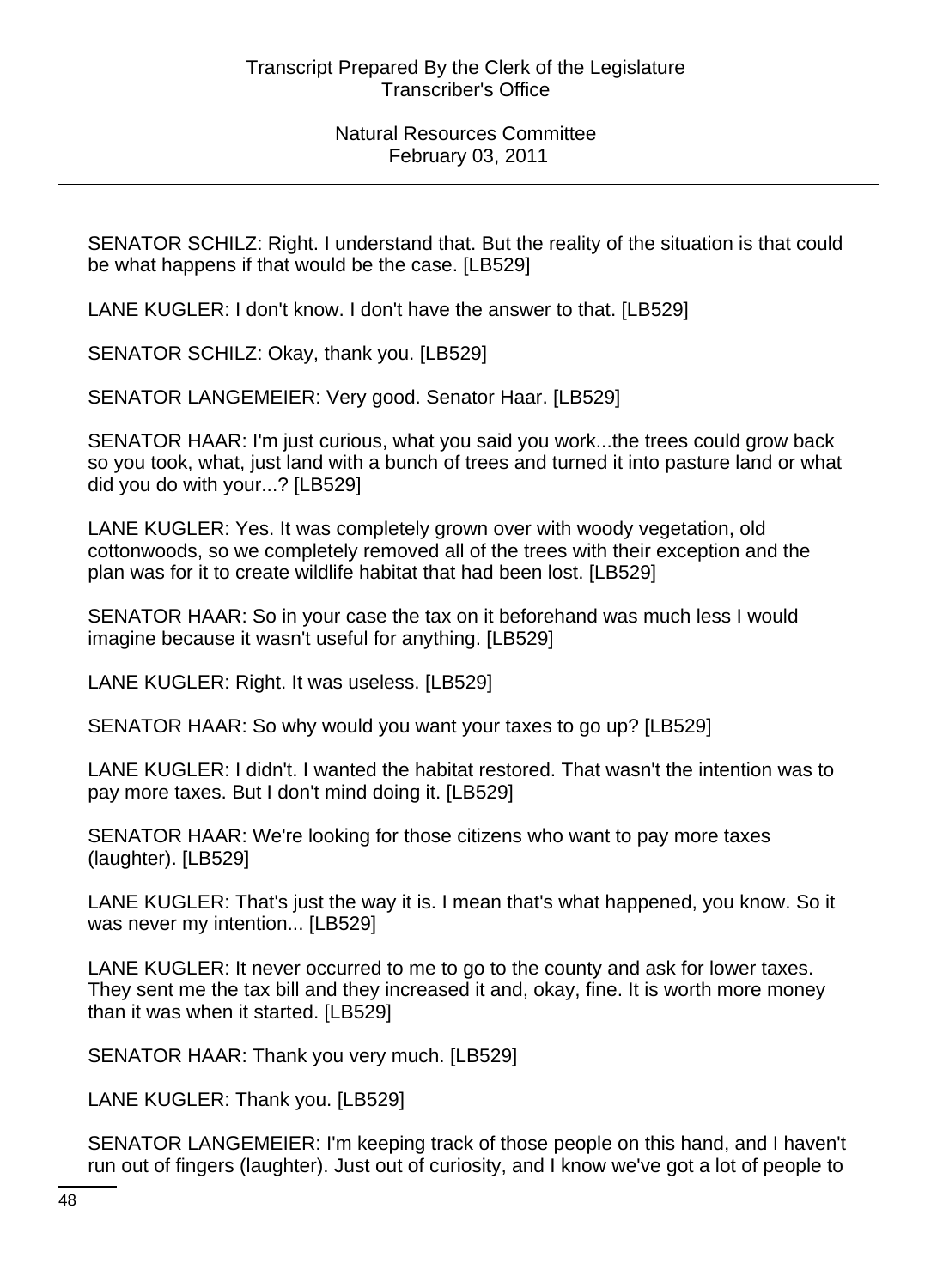SENATOR SCHILZ: Right. I understand that. But the reality of the situation is that could be what happens if that would be the case. [LB529]

LANE KUGLER: I don't know. I don't have the answer to that. [LB529]

SENATOR SCHILZ: Okay, thank you. [LB529]

SENATOR LANGEMEIER: Very good. Senator Haar. [LB529]

SENATOR HAAR: I'm just curious, what you said you work...the trees could grow back so you took, what, just land with a bunch of trees and turned it into pasture land or what did you do with your...? [LB529]

LANE KUGLER: Yes. It was completely grown over with woody vegetation, old cottonwoods, so we completely removed all of the trees with their exception and the plan was for it to create wildlife habitat that had been lost. [LB529]

SENATOR HAAR: So in your case the tax on it beforehand was much less I would imagine because it wasn't useful for anything. [LB529]

LANE KUGLER: Right. It was useless. [LB529]

SENATOR HAAR: So why would you want your taxes to go up? [LB529]

LANE KUGLER: I didn't. I wanted the habitat restored. That wasn't the intention was to pay more taxes. But I don't mind doing it. [LB529]

SENATOR HAAR: We're looking for those citizens who want to pay more taxes (laughter). [LB529]

LANE KUGLER: That's just the way it is. I mean that's what happened, you know. So it was never my intention... [LB529]

LANE KUGLER: It never occurred to me to go to the county and ask for lower taxes. They sent me the tax bill and they increased it and, okay, fine. It is worth more money than it was when it started. [LB529]

SENATOR HAAR: Thank you very much. [LB529]

LANE KUGLER: Thank you. [LB529]

SENATOR LANGEMEIER: I'm keeping track of those people on this hand, and I haven't run out of fingers (laughter). Just out of curiosity, and I know we've got a lot of people to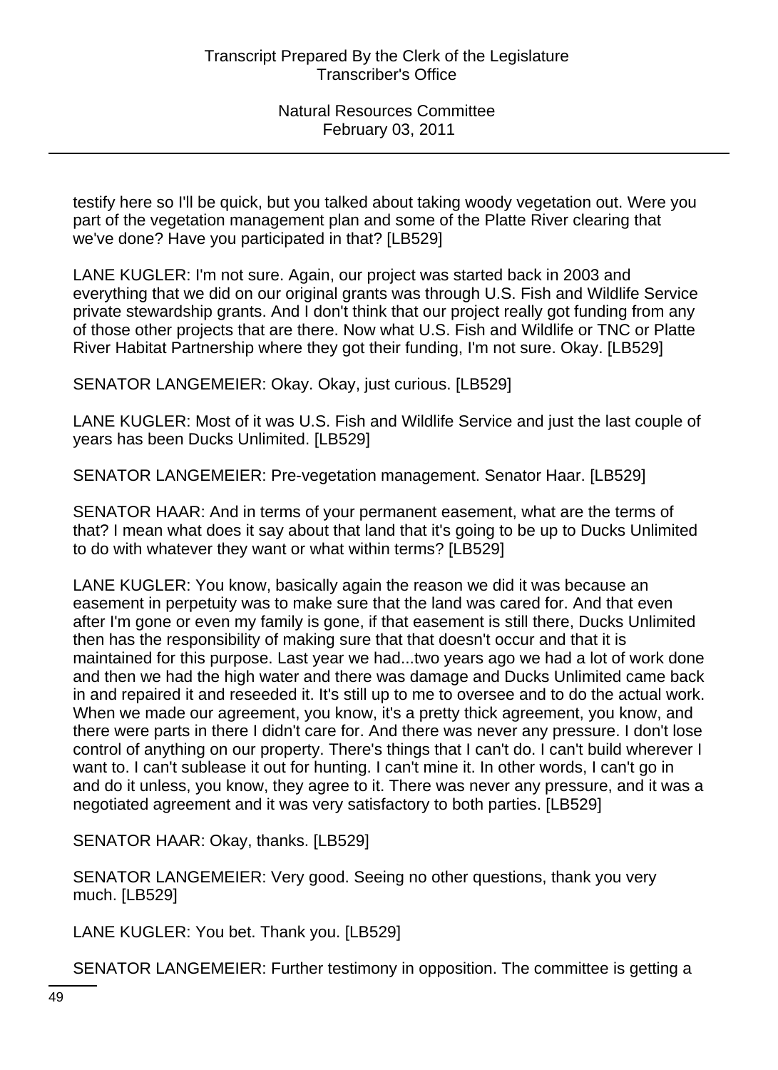testify here so I'll be quick, but you talked about taking woody vegetation out. Were you part of the vegetation management plan and some of the Platte River clearing that we've done? Have you participated in that? [LB529]

LANE KUGLER: I'm not sure. Again, our project was started back in 2003 and everything that we did on our original grants was through U.S. Fish and Wildlife Service private stewardship grants. And I don't think that our project really got funding from any of those other projects that are there. Now what U.S. Fish and Wildlife or TNC or Platte River Habitat Partnership where they got their funding, I'm not sure. Okay. [LB529]

SENATOR LANGEMEIER: Okay. Okay, just curious. [LB529]

LANE KUGLER: Most of it was U.S. Fish and Wildlife Service and just the last couple of years has been Ducks Unlimited. [LB529]

SENATOR LANGEMEIER: Pre-vegetation management. Senator Haar. [LB529]

SENATOR HAAR: And in terms of your permanent easement, what are the terms of that? I mean what does it say about that land that it's going to be up to Ducks Unlimited to do with whatever they want or what within terms? [LB529]

LANE KUGLER: You know, basically again the reason we did it was because an easement in perpetuity was to make sure that the land was cared for. And that even after I'm gone or even my family is gone, if that easement is still there, Ducks Unlimited then has the responsibility of making sure that that doesn't occur and that it is maintained for this purpose. Last year we had...two years ago we had a lot of work done and then we had the high water and there was damage and Ducks Unlimited came back in and repaired it and reseeded it. It's still up to me to oversee and to do the actual work. When we made our agreement, you know, it's a pretty thick agreement, you know, and there were parts in there I didn't care for. And there was never any pressure. I don't lose control of anything on our property. There's things that I can't do. I can't build wherever I want to. I can't sublease it out for hunting. I can't mine it. In other words, I can't go in and do it unless, you know, they agree to it. There was never any pressure, and it was a negotiated agreement and it was very satisfactory to both parties. [LB529]

SENATOR HAAR: Okay, thanks. [LB529]

SENATOR LANGEMEIER: Very good. Seeing no other questions, thank you very much. [LB529]

LANE KUGLER: You bet. Thank you. [LB529]

SENATOR LANGEMEIER: Further testimony in opposition. The committee is getting a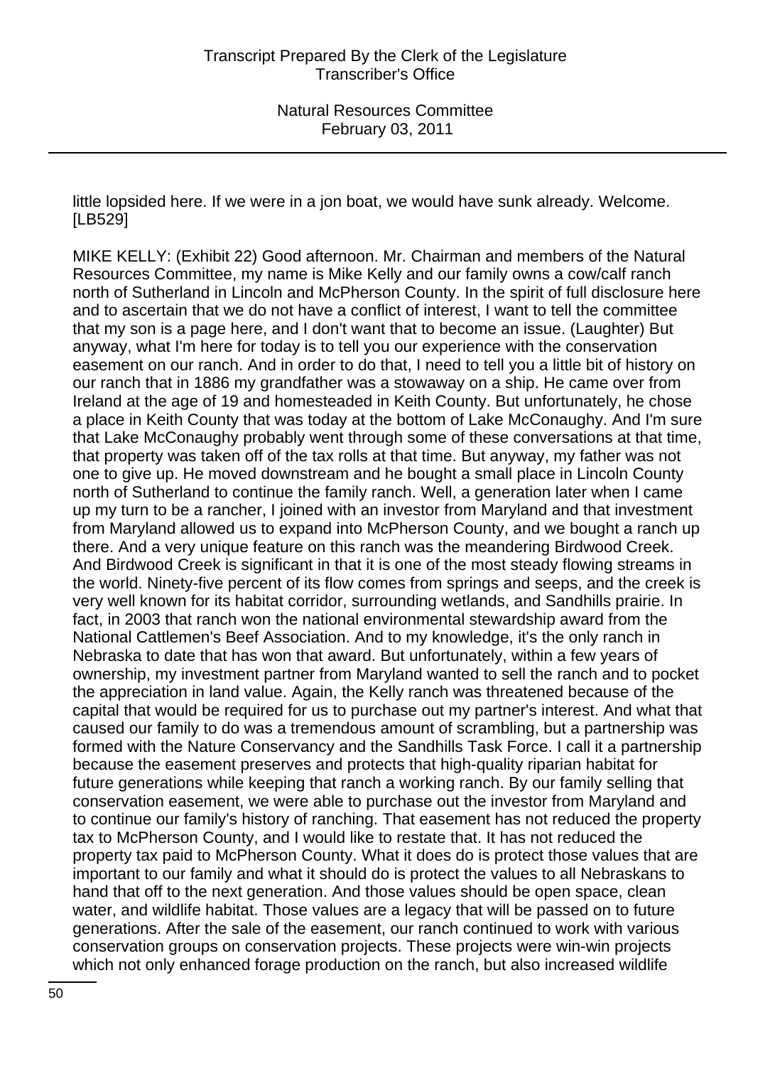little lopsided here. If we were in a jon boat, we would have sunk already. Welcome. [LB529]

MIKE KELLY: (Exhibit 22) Good afternoon. Mr. Chairman and members of the Natural Resources Committee, my name is Mike Kelly and our family owns a cow/calf ranch north of Sutherland in Lincoln and McPherson County. In the spirit of full disclosure here and to ascertain that we do not have a conflict of interest, I want to tell the committee that my son is a page here, and I don't want that to become an issue. (Laughter) But anyway, what I'm here for today is to tell you our experience with the conservation easement on our ranch. And in order to do that, I need to tell you a little bit of history on our ranch that in 1886 my grandfather was a stowaway on a ship. He came over from Ireland at the age of 19 and homesteaded in Keith County. But unfortunately, he chose a place in Keith County that was today at the bottom of Lake McConaughy. And I'm sure that Lake McConaughy probably went through some of these conversations at that time, that property was taken off of the tax rolls at that time. But anyway, my father was not one to give up. He moved downstream and he bought a small place in Lincoln County north of Sutherland to continue the family ranch. Well, a generation later when I came up my turn to be a rancher, I joined with an investor from Maryland and that investment from Maryland allowed us to expand into McPherson County, and we bought a ranch up there. And a very unique feature on this ranch was the meandering Birdwood Creek. And Birdwood Creek is significant in that it is one of the most steady flowing streams in the world. Ninety-five percent of its flow comes from springs and seeps, and the creek is very well known for its habitat corridor, surrounding wetlands, and Sandhills prairie. In fact, in 2003 that ranch won the national environmental stewardship award from the National Cattlemen's Beef Association. And to my knowledge, it's the only ranch in Nebraska to date that has won that award. But unfortunately, within a few years of ownership, my investment partner from Maryland wanted to sell the ranch and to pocket the appreciation in land value. Again, the Kelly ranch was threatened because of the capital that would be required for us to purchase out my partner's interest. And what that caused our family to do was a tremendous amount of scrambling, but a partnership was formed with the Nature Conservancy and the Sandhills Task Force. I call it a partnership because the easement preserves and protects that high-quality riparian habitat for future generations while keeping that ranch a working ranch. By our family selling that conservation easement, we were able to purchase out the investor from Maryland and to continue our family's history of ranching. That easement has not reduced the property tax to McPherson County, and I would like to restate that. It has not reduced the property tax paid to McPherson County. What it does do is protect those values that are important to our family and what it should do is protect the values to all Nebraskans to hand that off to the next generation. And those values should be open space, clean water, and wildlife habitat. Those values are a legacy that will be passed on to future generations. After the sale of the easement, our ranch continued to work with various conservation groups on conservation projects. These projects were win-win projects which not only enhanced forage production on the ranch, but also increased wildlife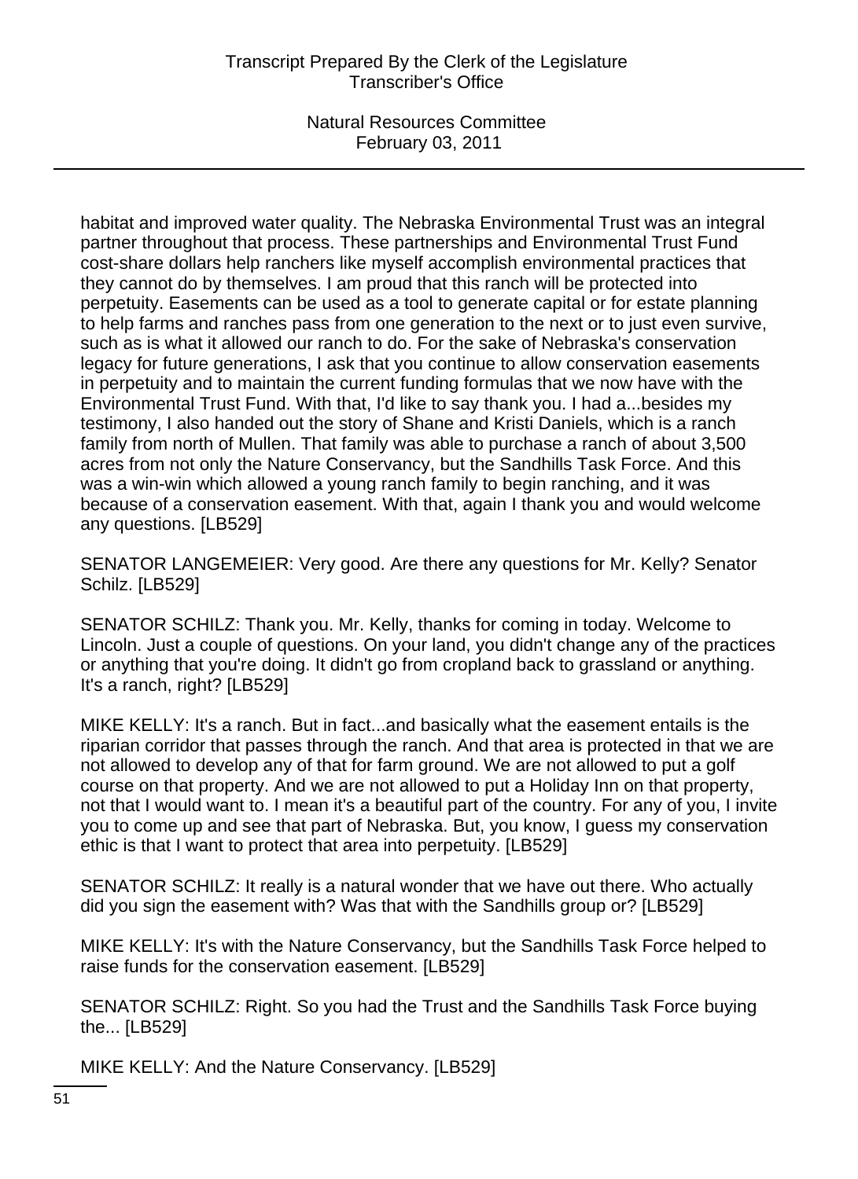habitat and improved water quality. The Nebraska Environmental Trust was an integral partner throughout that process. These partnerships and Environmental Trust Fund cost-share dollars help ranchers like myself accomplish environmental practices that they cannot do by themselves. I am proud that this ranch will be protected into perpetuity. Easements can be used as a tool to generate capital or for estate planning to help farms and ranches pass from one generation to the next or to just even survive, such as is what it allowed our ranch to do. For the sake of Nebraska's conservation legacy for future generations, I ask that you continue to allow conservation easements in perpetuity and to maintain the current funding formulas that we now have with the Environmental Trust Fund. With that, I'd like to say thank you. I had a...besides my testimony, I also handed out the story of Shane and Kristi Daniels, which is a ranch family from north of Mullen. That family was able to purchase a ranch of about 3,500 acres from not only the Nature Conservancy, but the Sandhills Task Force. And this was a win-win which allowed a young ranch family to begin ranching, and it was because of a conservation easement. With that, again I thank you and would welcome any questions. [LB529]

SENATOR LANGEMEIER: Very good. Are there any questions for Mr. Kelly? Senator Schilz. [LB529]

SENATOR SCHILZ: Thank you. Mr. Kelly, thanks for coming in today. Welcome to Lincoln. Just a couple of questions. On your land, you didn't change any of the practices or anything that you're doing. It didn't go from cropland back to grassland or anything. It's a ranch, right? [LB529]

MIKE KELLY: It's a ranch. But in fact...and basically what the easement entails is the riparian corridor that passes through the ranch. And that area is protected in that we are not allowed to develop any of that for farm ground. We are not allowed to put a golf course on that property. And we are not allowed to put a Holiday Inn on that property, not that I would want to. I mean it's a beautiful part of the country. For any of you, I invite you to come up and see that part of Nebraska. But, you know, I guess my conservation ethic is that I want to protect that area into perpetuity. [LB529]

SENATOR SCHILZ: It really is a natural wonder that we have out there. Who actually did you sign the easement with? Was that with the Sandhills group or? [LB529]

MIKE KELLY: It's with the Nature Conservancy, but the Sandhills Task Force helped to raise funds for the conservation easement. [LB529]

SENATOR SCHILZ: Right. So you had the Trust and the Sandhills Task Force buying the... [LB529]

MIKE KELLY: And the Nature Conservancy. [LB529]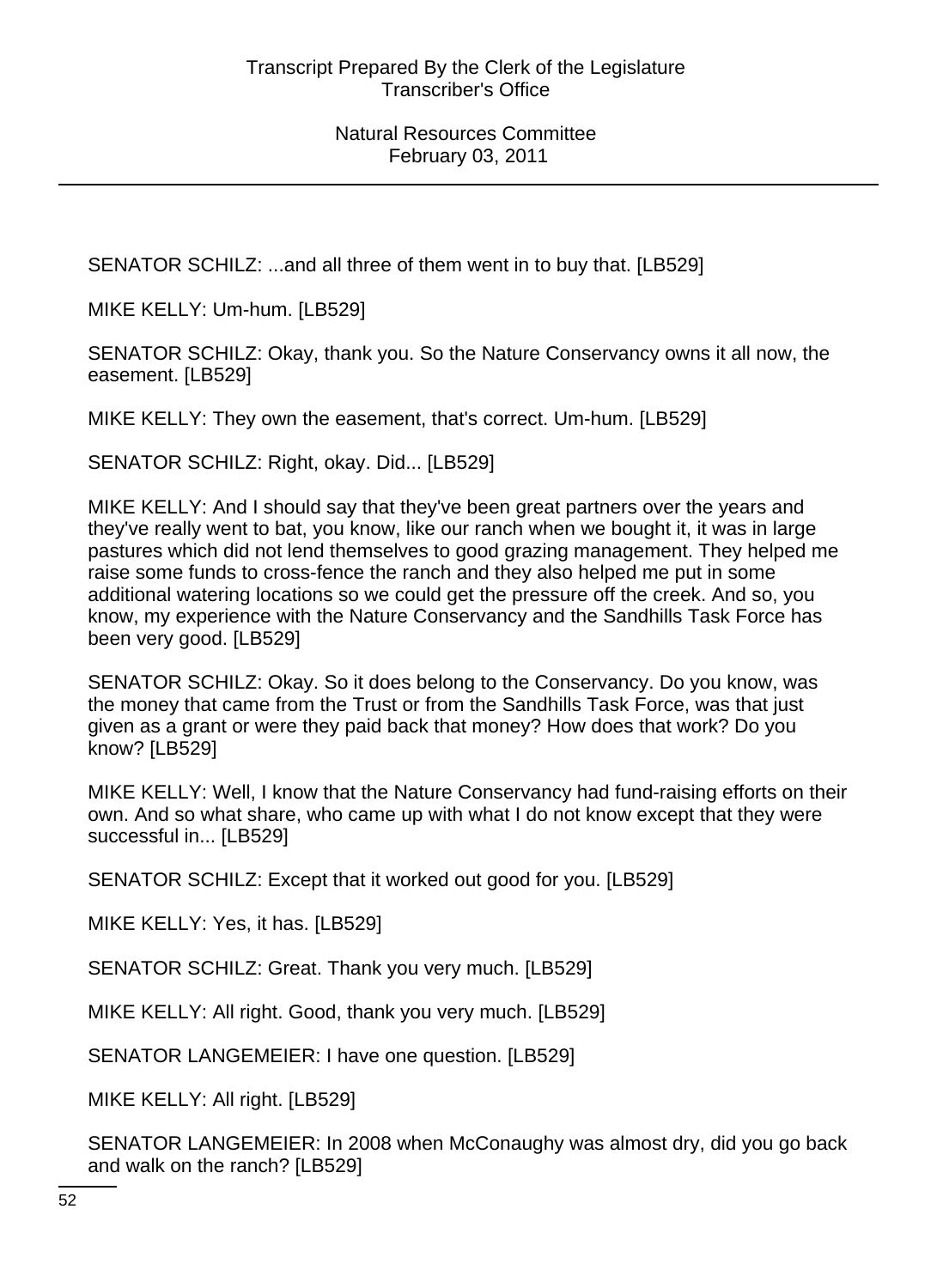SENATOR SCHILZ: ...and all three of them went in to buy that. [LB529]

MIKE KELLY: Um-hum. [LB529]

SENATOR SCHILZ: Okay, thank you. So the Nature Conservancy owns it all now, the easement. [LB529]

MIKE KELLY: They own the easement, that's correct. Um-hum. [LB529]

SENATOR SCHILZ: Right, okay. Did... [LB529]

MIKE KELLY: And I should say that they've been great partners over the years and they've really went to bat, you know, like our ranch when we bought it, it was in large pastures which did not lend themselves to good grazing management. They helped me raise some funds to cross-fence the ranch and they also helped me put in some additional watering locations so we could get the pressure off the creek. And so, you know, my experience with the Nature Conservancy and the Sandhills Task Force has been very good. [LB529]

SENATOR SCHILZ: Okay. So it does belong to the Conservancy. Do you know, was the money that came from the Trust or from the Sandhills Task Force, was that just given as a grant or were they paid back that money? How does that work? Do you know? [LB529]

MIKE KELLY: Well, I know that the Nature Conservancy had fund-raising efforts on their own. And so what share, who came up with what I do not know except that they were successful in... [LB529]

SENATOR SCHILZ: Except that it worked out good for you. [LB529]

MIKE KELLY: Yes, it has. [LB529]

SENATOR SCHILZ: Great. Thank you very much. [LB529]

MIKE KELLY: All right. Good, thank you very much. [LB529]

SENATOR LANGEMEIER: I have one question. [LB529]

MIKE KELLY: All right. [LB529]

SENATOR LANGEMEIER: In 2008 when McConaughy was almost dry, did you go back and walk on the ranch? [LB529]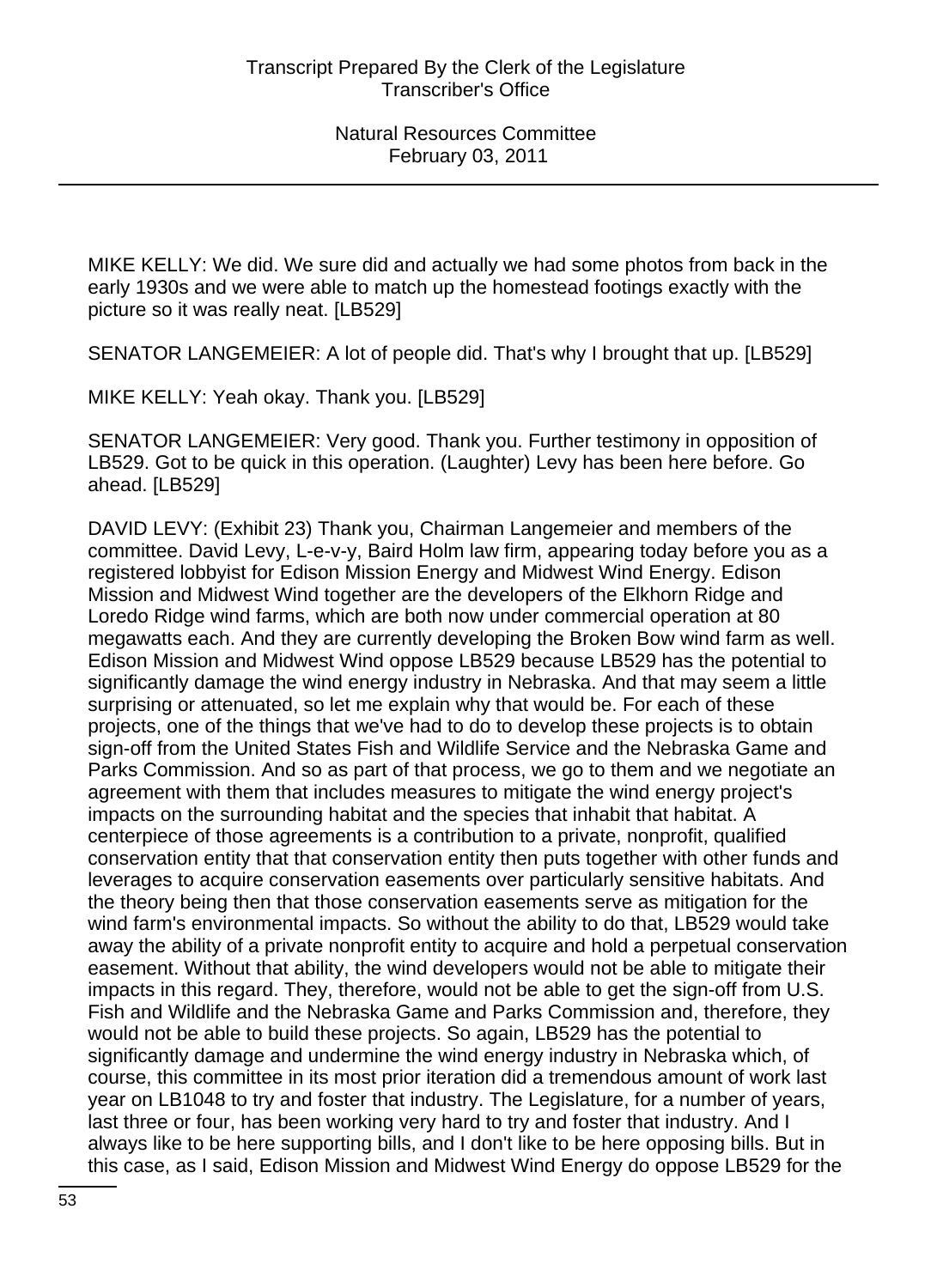MIKE KELLY: We did. We sure did and actually we had some photos from back in the early 1930s and we were able to match up the homestead footings exactly with the picture so it was really neat. [LB529]

SENATOR LANGEMEIER: A lot of people did. That's why I brought that up. [LB529]

MIKE KELLY: Yeah okay. Thank you. [LB529]

SENATOR LANGEMEIER: Very good. Thank you. Further testimony in opposition of LB529. Got to be quick in this operation. (Laughter) Levy has been here before. Go ahead. [LB529]

DAVID LEVY: (Exhibit 23) Thank you, Chairman Langemeier and members of the committee. David Levy, L-e-v-y, Baird Holm law firm, appearing today before you as a registered lobbyist for Edison Mission Energy and Midwest Wind Energy. Edison Mission and Midwest Wind together are the developers of the Elkhorn Ridge and Loredo Ridge wind farms, which are both now under commercial operation at 80 megawatts each. And they are currently developing the Broken Bow wind farm as well. Edison Mission and Midwest Wind oppose LB529 because LB529 has the potential to significantly damage the wind energy industry in Nebraska. And that may seem a little surprising or attenuated, so let me explain why that would be. For each of these projects, one of the things that we've had to do to develop these projects is to obtain sign-off from the United States Fish and Wildlife Service and the Nebraska Game and Parks Commission. And so as part of that process, we go to them and we negotiate an agreement with them that includes measures to mitigate the wind energy project's impacts on the surrounding habitat and the species that inhabit that habitat. A centerpiece of those agreements is a contribution to a private, nonprofit, qualified conservation entity that that conservation entity then puts together with other funds and leverages to acquire conservation easements over particularly sensitive habitats. And the theory being then that those conservation easements serve as mitigation for the wind farm's environmental impacts. So without the ability to do that, LB529 would take away the ability of a private nonprofit entity to acquire and hold a perpetual conservation easement. Without that ability, the wind developers would not be able to mitigate their impacts in this regard. They, therefore, would not be able to get the sign-off from U.S. Fish and Wildlife and the Nebraska Game and Parks Commission and, therefore, they would not be able to build these projects. So again, LB529 has the potential to significantly damage and undermine the wind energy industry in Nebraska which, of course, this committee in its most prior iteration did a tremendous amount of work last year on LB1048 to try and foster that industry. The Legislature, for a number of years, last three or four, has been working very hard to try and foster that industry. And I always like to be here supporting bills, and I don't like to be here opposing bills. But in this case, as I said, Edison Mission and Midwest Wind Energy do oppose LB529 for the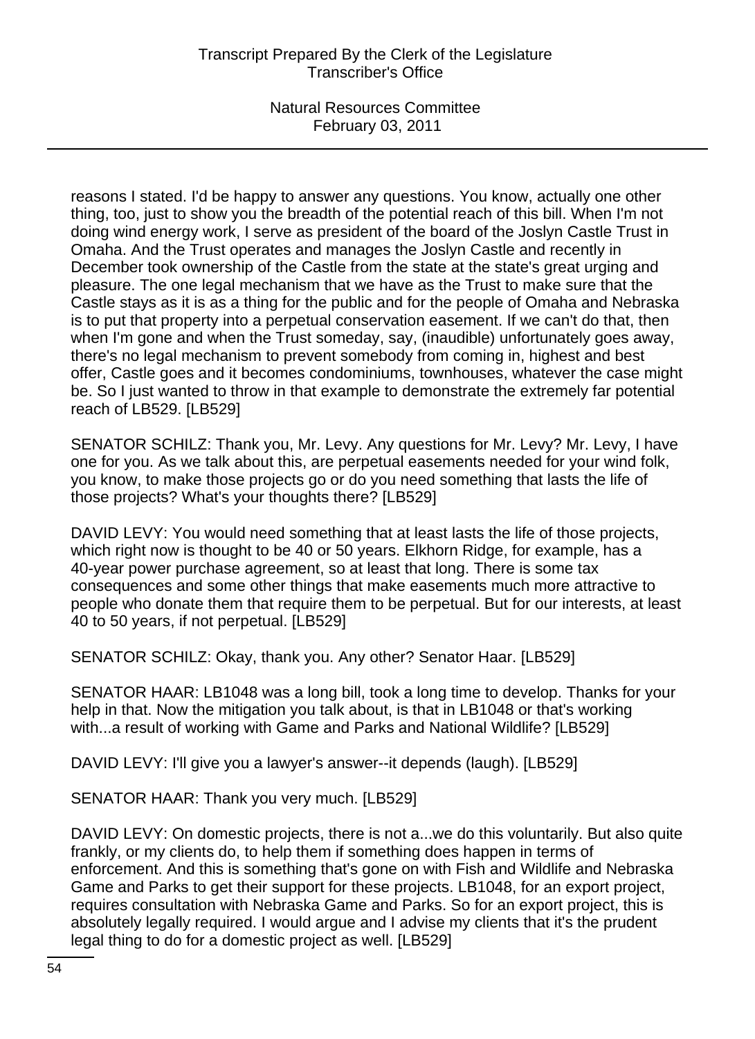reasons I stated. I'd be happy to answer any questions. You know, actually one other thing, too, just to show you the breadth of the potential reach of this bill. When I'm not doing wind energy work, I serve as president of the board of the Joslyn Castle Trust in Omaha. And the Trust operates and manages the Joslyn Castle and recently in December took ownership of the Castle from the state at the state's great urging and pleasure. The one legal mechanism that we have as the Trust to make sure that the Castle stays as it is as a thing for the public and for the people of Omaha and Nebraska is to put that property into a perpetual conservation easement. If we can't do that, then when I'm gone and when the Trust someday, say, (inaudible) unfortunately goes away, there's no legal mechanism to prevent somebody from coming in, highest and best offer, Castle goes and it becomes condominiums, townhouses, whatever the case might be. So I just wanted to throw in that example to demonstrate the extremely far potential reach of LB529. [LB529]

SENATOR SCHILZ: Thank you, Mr. Levy. Any questions for Mr. Levy? Mr. Levy, I have one for you. As we talk about this, are perpetual easements needed for your wind folk, you know, to make those projects go or do you need something that lasts the life of those projects? What's your thoughts there? [LB529]

DAVID LEVY: You would need something that at least lasts the life of those projects, which right now is thought to be 40 or 50 years. Elkhorn Ridge, for example, has a 40-year power purchase agreement, so at least that long. There is some tax consequences and some other things that make easements much more attractive to people who donate them that require them to be perpetual. But for our interests, at least 40 to 50 years, if not perpetual. [LB529]

SENATOR SCHILZ: Okay, thank you. Any other? Senator Haar. [LB529]

SENATOR HAAR: LB1048 was a long bill, took a long time to develop. Thanks for your help in that. Now the mitigation you talk about, is that in LB1048 or that's working with...a result of working with Game and Parks and National Wildlife? [LB529]

DAVID LEVY: I'll give you a lawyer's answer--it depends (laugh). [LB529]

SENATOR HAAR: Thank you very much. [LB529]

DAVID LEVY: On domestic projects, there is not a...we do this voluntarily. But also quite frankly, or my clients do, to help them if something does happen in terms of enforcement. And this is something that's gone on with Fish and Wildlife and Nebraska Game and Parks to get their support for these projects. LB1048, for an export project, requires consultation with Nebraska Game and Parks. So for an export project, this is absolutely legally required. I would argue and I advise my clients that it's the prudent legal thing to do for a domestic project as well. [LB529]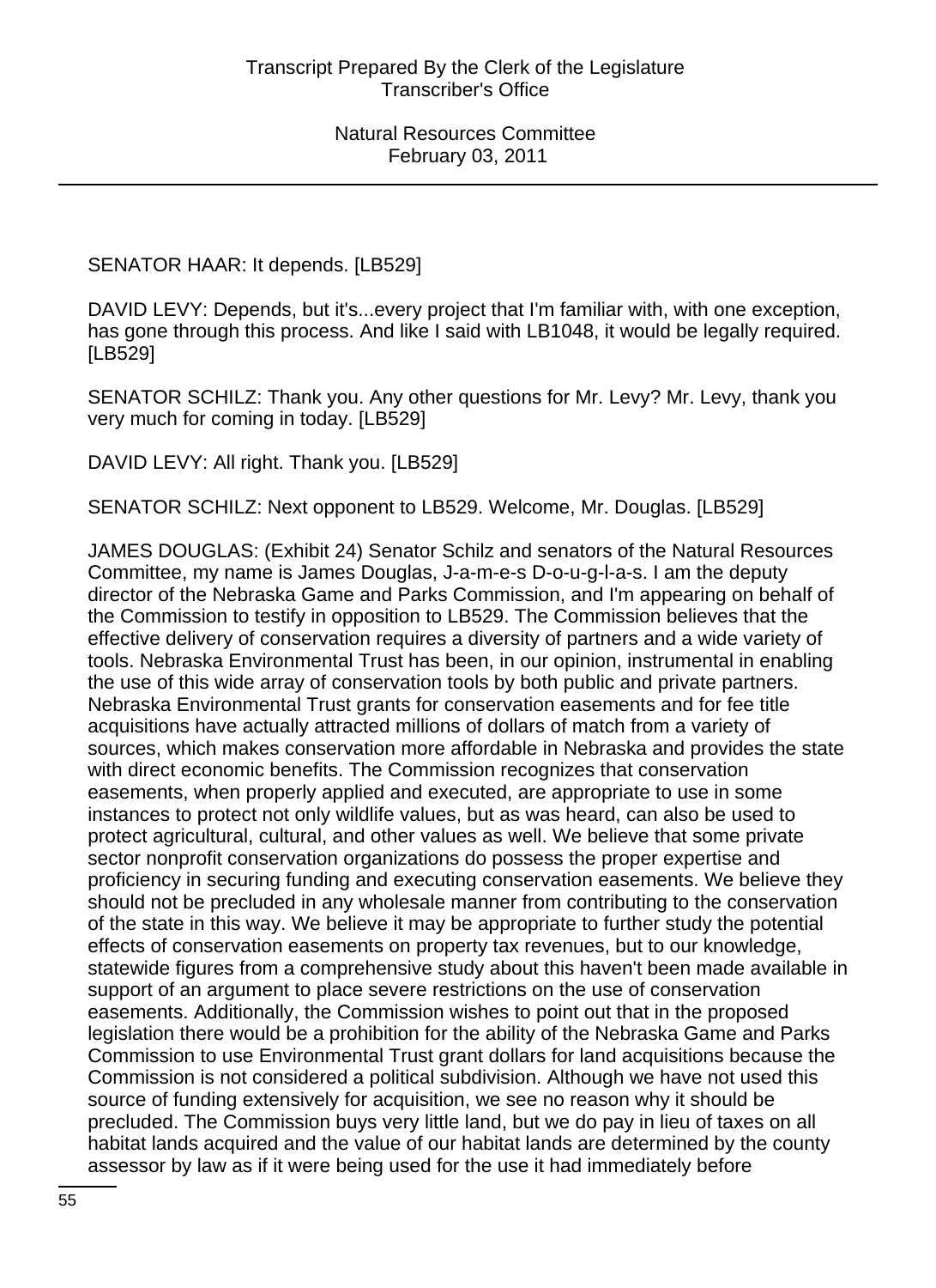SENATOR HAAR: It depends. [LB529]

DAVID LEVY: Depends, but it's...every project that I'm familiar with, with one exception, has gone through this process. And like I said with LB1048, it would be legally required. [LB529]

SENATOR SCHILZ: Thank you. Any other questions for Mr. Levy? Mr. Levy, thank you very much for coming in today. [LB529]

DAVID LEVY: All right. Thank you. [LB529]

SENATOR SCHILZ: Next opponent to LB529. Welcome, Mr. Douglas. [LB529]

JAMES DOUGLAS: (Exhibit 24) Senator Schilz and senators of the Natural Resources Committee, my name is James Douglas, J-a-m-e-s D-o-u-g-l-a-s. I am the deputy director of the Nebraska Game and Parks Commission, and I'm appearing on behalf of the Commission to testify in opposition to LB529. The Commission believes that the effective delivery of conservation requires a diversity of partners and a wide variety of tools. Nebraska Environmental Trust has been, in our opinion, instrumental in enabling the use of this wide array of conservation tools by both public and private partners. Nebraska Environmental Trust grants for conservation easements and for fee title acquisitions have actually attracted millions of dollars of match from a variety of sources, which makes conservation more affordable in Nebraska and provides the state with direct economic benefits. The Commission recognizes that conservation easements, when properly applied and executed, are appropriate to use in some instances to protect not only wildlife values, but as was heard, can also be used to protect agricultural, cultural, and other values as well. We believe that some private sector nonprofit conservation organizations do possess the proper expertise and proficiency in securing funding and executing conservation easements. We believe they should not be precluded in any wholesale manner from contributing to the conservation of the state in this way. We believe it may be appropriate to further study the potential effects of conservation easements on property tax revenues, but to our knowledge, statewide figures from a comprehensive study about this haven't been made available in support of an argument to place severe restrictions on the use of conservation easements. Additionally, the Commission wishes to point out that in the proposed legislation there would be a prohibition for the ability of the Nebraska Game and Parks Commission to use Environmental Trust grant dollars for land acquisitions because the Commission is not considered a political subdivision. Although we have not used this source of funding extensively for acquisition, we see no reason why it should be precluded. The Commission buys very little land, but we do pay in lieu of taxes on all habitat lands acquired and the value of our habitat lands are determined by the county assessor by law as if it were being used for the use it had immediately before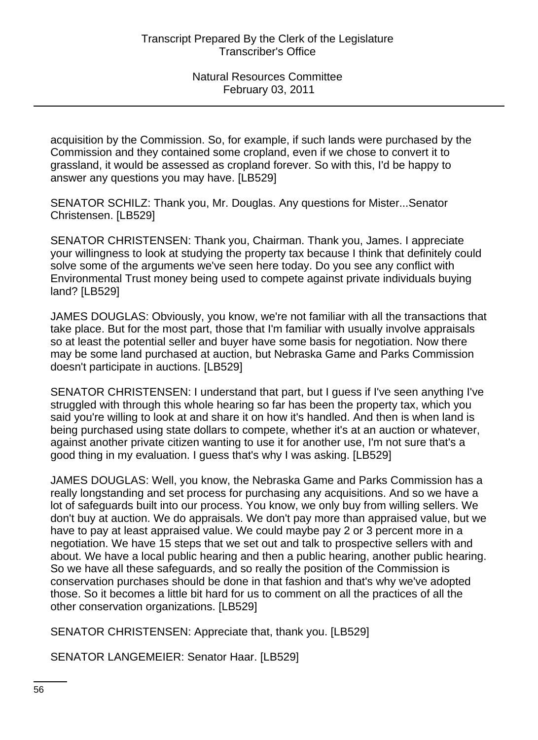acquisition by the Commission. So, for example, if such lands were purchased by the Commission and they contained some cropland, even if we chose to convert it to grassland, it would be assessed as cropland forever. So with this, I'd be happy to answer any questions you may have. [LB529]

SENATOR SCHILZ: Thank you, Mr. Douglas. Any questions for Mister...Senator Christensen. [LB529]

SENATOR CHRISTENSEN: Thank you, Chairman. Thank you, James. I appreciate your willingness to look at studying the property tax because I think that definitely could solve some of the arguments we've seen here today. Do you see any conflict with Environmental Trust money being used to compete against private individuals buying land? [LB529]

JAMES DOUGLAS: Obviously, you know, we're not familiar with all the transactions that take place. But for the most part, those that I'm familiar with usually involve appraisals so at least the potential seller and buyer have some basis for negotiation. Now there may be some land purchased at auction, but Nebraska Game and Parks Commission doesn't participate in auctions. [LB529]

SENATOR CHRISTENSEN: I understand that part, but I guess if I've seen anything I've struggled with through this whole hearing so far has been the property tax, which you said you're willing to look at and share it on how it's handled. And then is when land is being purchased using state dollars to compete, whether it's at an auction or whatever, against another private citizen wanting to use it for another use, I'm not sure that's a good thing in my evaluation. I guess that's why I was asking. [LB529]

JAMES DOUGLAS: Well, you know, the Nebraska Game and Parks Commission has a really longstanding and set process for purchasing any acquisitions. And so we have a lot of safeguards built into our process. You know, we only buy from willing sellers. We don't buy at auction. We do appraisals. We don't pay more than appraised value, but we have to pay at least appraised value. We could maybe pay 2 or 3 percent more in a negotiation. We have 15 steps that we set out and talk to prospective sellers with and about. We have a local public hearing and then a public hearing, another public hearing. So we have all these safeguards, and so really the position of the Commission is conservation purchases should be done in that fashion and that's why we've adopted those. So it becomes a little bit hard for us to comment on all the practices of all the other conservation organizations. [LB529]

SENATOR CHRISTENSEN: Appreciate that, thank you. [LB529]

SENATOR LANGEMEIER: Senator Haar. [LB529]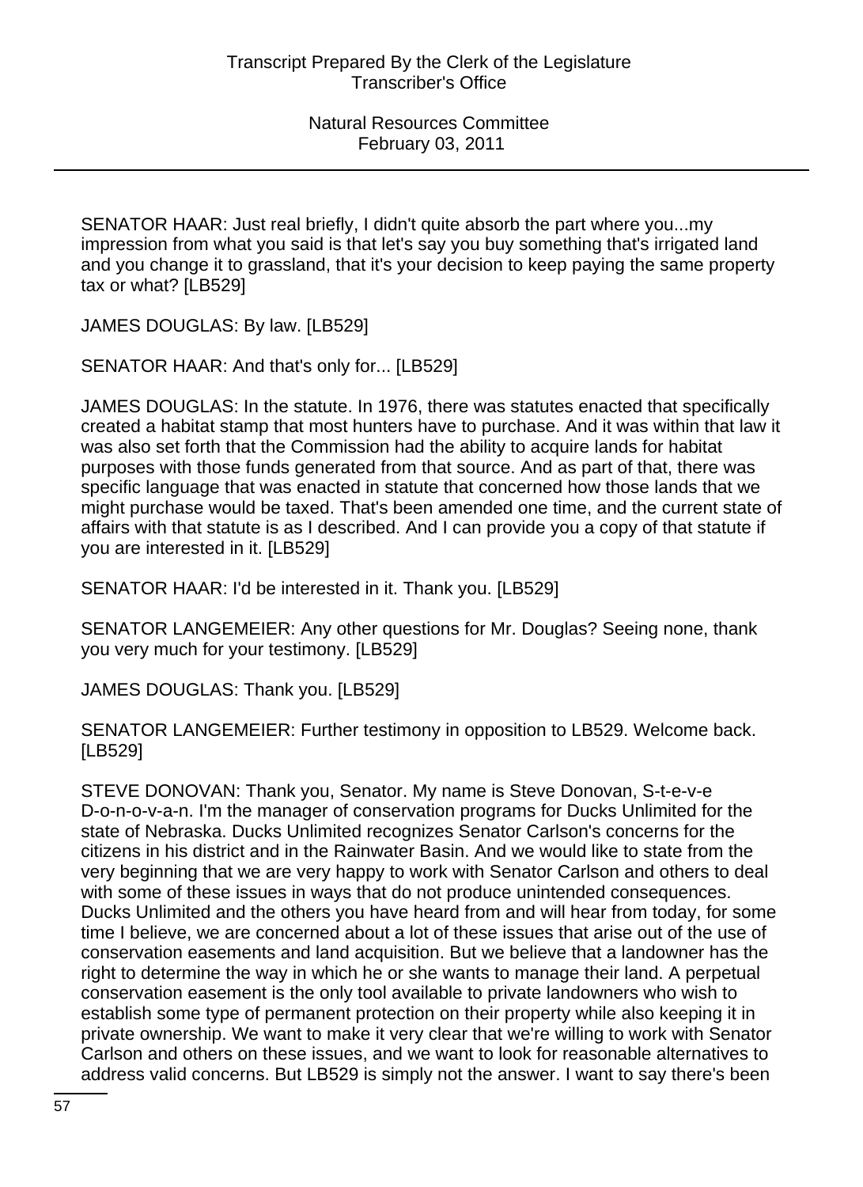SENATOR HAAR: Just real briefly, I didn't quite absorb the part where you...my impression from what you said is that let's say you buy something that's irrigated land and you change it to grassland, that it's your decision to keep paying the same property tax or what? [LB529]

JAMES DOUGLAS: By law. [LB529]

SENATOR HAAR: And that's only for... [LB529]

JAMES DOUGLAS: In the statute. In 1976, there was statutes enacted that specifically created a habitat stamp that most hunters have to purchase. And it was within that law it was also set forth that the Commission had the ability to acquire lands for habitat purposes with those funds generated from that source. And as part of that, there was specific language that was enacted in statute that concerned how those lands that we might purchase would be taxed. That's been amended one time, and the current state of affairs with that statute is as I described. And I can provide you a copy of that statute if you are interested in it. [LB529]

SENATOR HAAR: I'd be interested in it. Thank you. [LB529]

SENATOR LANGEMEIER: Any other questions for Mr. Douglas? Seeing none, thank you very much for your testimony. [LB529]

JAMES DOUGLAS: Thank you. [LB529]

SENATOR LANGEMEIER: Further testimony in opposition to LB529. Welcome back. [LB529]

STEVE DONOVAN: Thank you, Senator. My name is Steve Donovan, S-t-e-v-e D-o-n-o-v-a-n. I'm the manager of conservation programs for Ducks Unlimited for the state of Nebraska. Ducks Unlimited recognizes Senator Carlson's concerns for the citizens in his district and in the Rainwater Basin. And we would like to state from the very beginning that we are very happy to work with Senator Carlson and others to deal with some of these issues in ways that do not produce unintended consequences. Ducks Unlimited and the others you have heard from and will hear from today, for some time I believe, we are concerned about a lot of these issues that arise out of the use of conservation easements and land acquisition. But we believe that a landowner has the right to determine the way in which he or she wants to manage their land. A perpetual conservation easement is the only tool available to private landowners who wish to establish some type of permanent protection on their property while also keeping it in private ownership. We want to make it very clear that we're willing to work with Senator Carlson and others on these issues, and we want to look for reasonable alternatives to address valid concerns. But LB529 is simply not the answer. I want to say there's been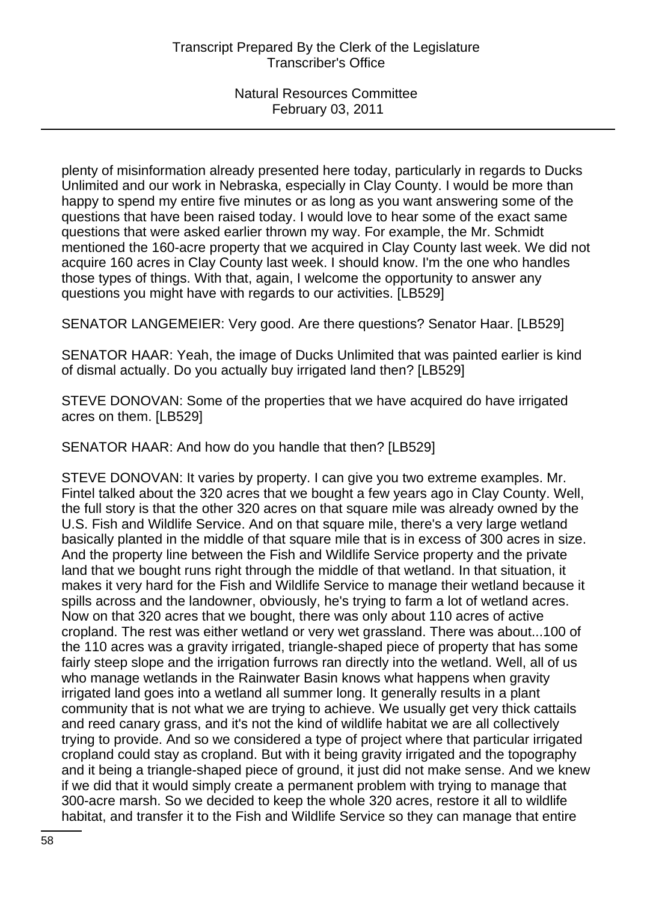plenty of misinformation already presented here today, particularly in regards to Ducks Unlimited and our work in Nebraska, especially in Clay County. I would be more than happy to spend my entire five minutes or as long as you want answering some of the questions that have been raised today. I would love to hear some of the exact same questions that were asked earlier thrown my way. For example, the Mr. Schmidt mentioned the 160-acre property that we acquired in Clay County last week. We did not acquire 160 acres in Clay County last week. I should know. I'm the one who handles those types of things. With that, again, I welcome the opportunity to answer any questions you might have with regards to our activities. [LB529]

SENATOR LANGEMEIER: Very good. Are there questions? Senator Haar. [LB529]

SENATOR HAAR: Yeah, the image of Ducks Unlimited that was painted earlier is kind of dismal actually. Do you actually buy irrigated land then? [LB529]

STEVE DONOVAN: Some of the properties that we have acquired do have irrigated acres on them. [LB529]

SENATOR HAAR: And how do you handle that then? [LB529]

STEVE DONOVAN: It varies by property. I can give you two extreme examples. Mr. Fintel talked about the 320 acres that we bought a few years ago in Clay County. Well, the full story is that the other 320 acres on that square mile was already owned by the U.S. Fish and Wildlife Service. And on that square mile, there's a very large wetland basically planted in the middle of that square mile that is in excess of 300 acres in size. And the property line between the Fish and Wildlife Service property and the private land that we bought runs right through the middle of that wetland. In that situation, it makes it very hard for the Fish and Wildlife Service to manage their wetland because it spills across and the landowner, obviously, he's trying to farm a lot of wetland acres. Now on that 320 acres that we bought, there was only about 110 acres of active cropland. The rest was either wetland or very wet grassland. There was about...100 of the 110 acres was a gravity irrigated, triangle-shaped piece of property that has some fairly steep slope and the irrigation furrows ran directly into the wetland. Well, all of us who manage wetlands in the Rainwater Basin knows what happens when gravity irrigated land goes into a wetland all summer long. It generally results in a plant community that is not what we are trying to achieve. We usually get very thick cattails and reed canary grass, and it's not the kind of wildlife habitat we are all collectively trying to provide. And so we considered a type of project where that particular irrigated cropland could stay as cropland. But with it being gravity irrigated and the topography and it being a triangle-shaped piece of ground, it just did not make sense. And we knew if we did that it would simply create a permanent problem with trying to manage that 300-acre marsh. So we decided to keep the whole 320 acres, restore it all to wildlife habitat, and transfer it to the Fish and Wildlife Service so they can manage that entire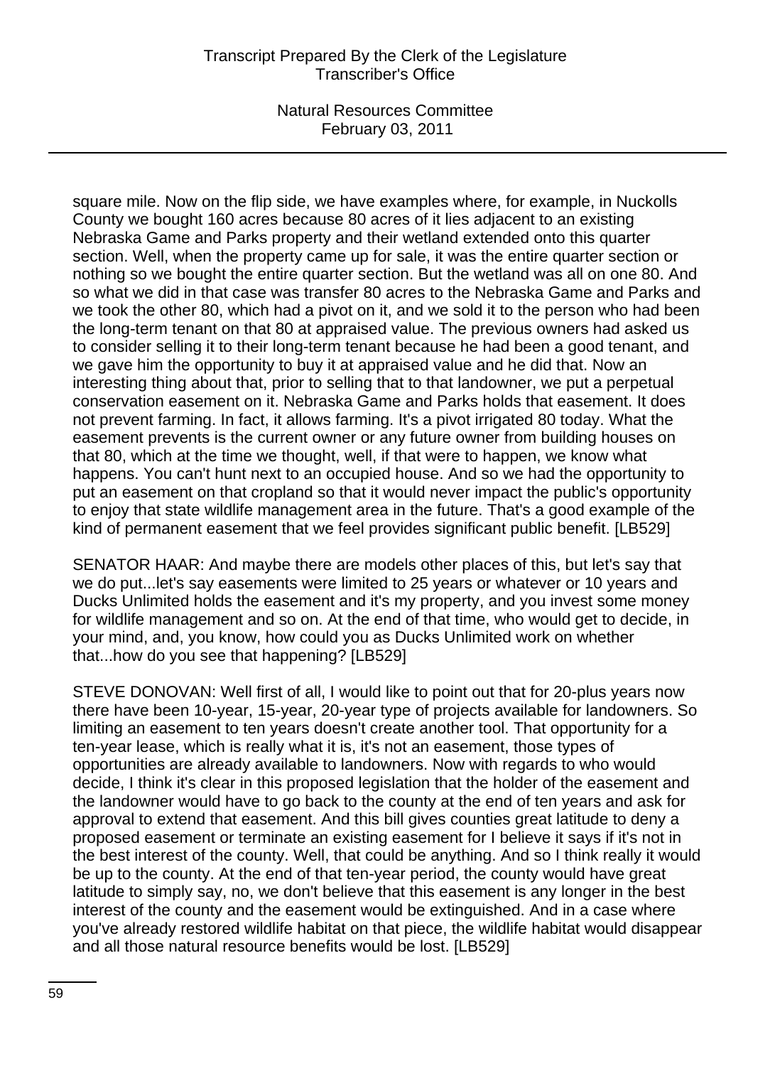square mile. Now on the flip side, we have examples where, for example, in Nuckolls County we bought 160 acres because 80 acres of it lies adjacent to an existing Nebraska Game and Parks property and their wetland extended onto this quarter section. Well, when the property came up for sale, it was the entire quarter section or nothing so we bought the entire quarter section. But the wetland was all on one 80. And so what we did in that case was transfer 80 acres to the Nebraska Game and Parks and we took the other 80, which had a pivot on it, and we sold it to the person who had been the long-term tenant on that 80 at appraised value. The previous owners had asked us to consider selling it to their long-term tenant because he had been a good tenant, and we gave him the opportunity to buy it at appraised value and he did that. Now an interesting thing about that, prior to selling that to that landowner, we put a perpetual conservation easement on it. Nebraska Game and Parks holds that easement. It does not prevent farming. In fact, it allows farming. It's a pivot irrigated 80 today. What the easement prevents is the current owner or any future owner from building houses on that 80, which at the time we thought, well, if that were to happen, we know what happens. You can't hunt next to an occupied house. And so we had the opportunity to put an easement on that cropland so that it would never impact the public's opportunity to enjoy that state wildlife management area in the future. That's a good example of the kind of permanent easement that we feel provides significant public benefit. [LB529]

SENATOR HAAR: And maybe there are models other places of this, but let's say that we do put...let's say easements were limited to 25 years or whatever or 10 years and Ducks Unlimited holds the easement and it's my property, and you invest some money for wildlife management and so on. At the end of that time, who would get to decide, in your mind, and, you know, how could you as Ducks Unlimited work on whether that...how do you see that happening? [LB529]

STEVE DONOVAN: Well first of all, I would like to point out that for 20-plus years now there have been 10-year, 15-year, 20-year type of projects available for landowners. So limiting an easement to ten years doesn't create another tool. That opportunity for a ten-year lease, which is really what it is, it's not an easement, those types of opportunities are already available to landowners. Now with regards to who would decide, I think it's clear in this proposed legislation that the holder of the easement and the landowner would have to go back to the county at the end of ten years and ask for approval to extend that easement. And this bill gives counties great latitude to deny a proposed easement or terminate an existing easement for I believe it says if it's not in the best interest of the county. Well, that could be anything. And so I think really it would be up to the county. At the end of that ten-year period, the county would have great latitude to simply say, no, we don't believe that this easement is any longer in the best interest of the county and the easement would be extinguished. And in a case where you've already restored wildlife habitat on that piece, the wildlife habitat would disappear and all those natural resource benefits would be lost. [LB529]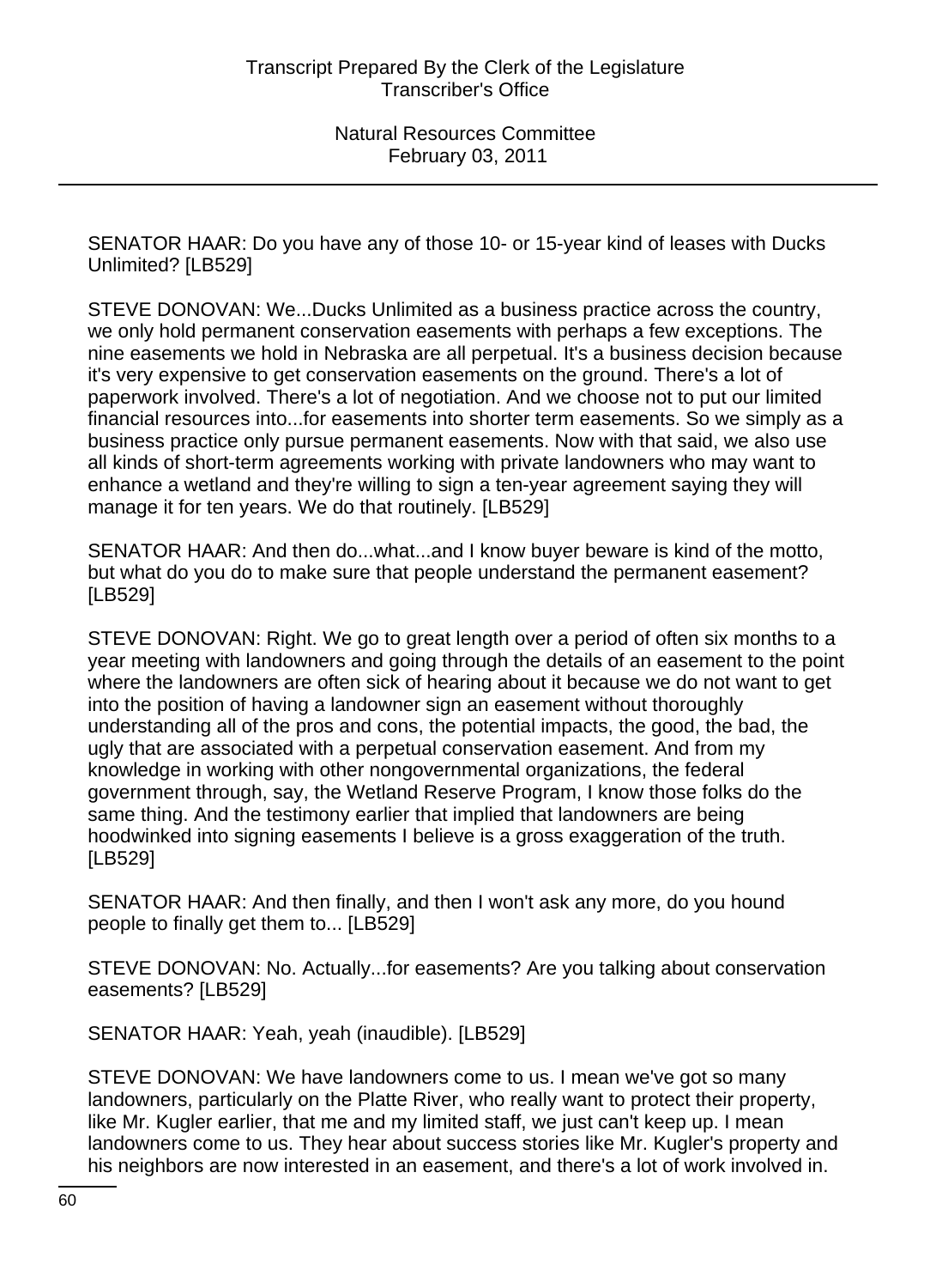SENATOR HAAR: Do you have any of those 10- or 15-year kind of leases with Ducks Unlimited? [LB529]

STEVE DONOVAN: We...Ducks Unlimited as a business practice across the country, we only hold permanent conservation easements with perhaps a few exceptions. The nine easements we hold in Nebraska are all perpetual. It's a business decision because it's very expensive to get conservation easements on the ground. There's a lot of paperwork involved. There's a lot of negotiation. And we choose not to put our limited financial resources into...for easements into shorter term easements. So we simply as a business practice only pursue permanent easements. Now with that said, we also use all kinds of short-term agreements working with private landowners who may want to enhance a wetland and they're willing to sign a ten-year agreement saying they will manage it for ten years. We do that routinely. [LB529]

SENATOR HAAR: And then do...what...and I know buyer beware is kind of the motto, but what do you do to make sure that people understand the permanent easement? [LB529]

STEVE DONOVAN: Right. We go to great length over a period of often six months to a year meeting with landowners and going through the details of an easement to the point where the landowners are often sick of hearing about it because we do not want to get into the position of having a landowner sign an easement without thoroughly understanding all of the pros and cons, the potential impacts, the good, the bad, the ugly that are associated with a perpetual conservation easement. And from my knowledge in working with other nongovernmental organizations, the federal government through, say, the Wetland Reserve Program, I know those folks do the same thing. And the testimony earlier that implied that landowners are being hoodwinked into signing easements I believe is a gross exaggeration of the truth. [LB529]

SENATOR HAAR: And then finally, and then I won't ask any more, do you hound people to finally get them to... [LB529]

STEVE DONOVAN: No. Actually...for easements? Are you talking about conservation easements? [LB529]

SENATOR HAAR: Yeah, yeah (inaudible). [LB529]

STEVE DONOVAN: We have landowners come to us. I mean we've got so many landowners, particularly on the Platte River, who really want to protect their property, like Mr. Kugler earlier, that me and my limited staff, we just can't keep up. I mean landowners come to us. They hear about success stories like Mr. Kugler's property and his neighbors are now interested in an easement, and there's a lot of work involved in.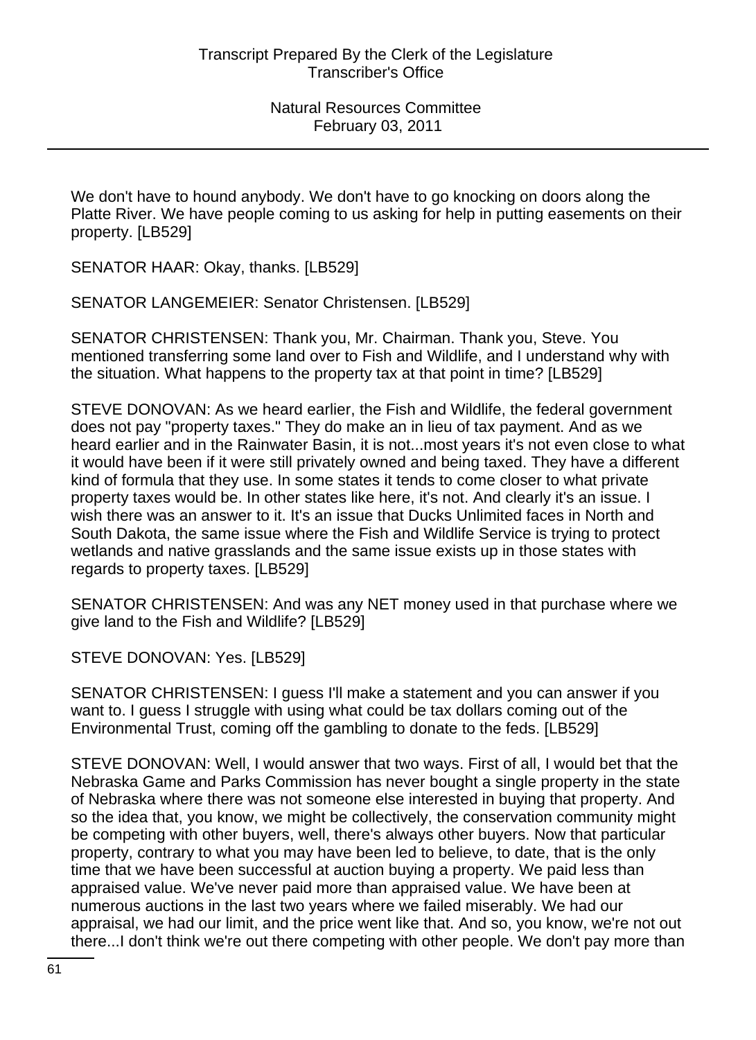We don't have to hound anybody. We don't have to go knocking on doors along the Platte River. We have people coming to us asking for help in putting easements on their property. [LB529]

SENATOR HAAR: Okay, thanks. [LB529]

SENATOR LANGEMEIER: Senator Christensen. [LB529]

SENATOR CHRISTENSEN: Thank you, Mr. Chairman. Thank you, Steve. You mentioned transferring some land over to Fish and Wildlife, and I understand why with the situation. What happens to the property tax at that point in time? [LB529]

STEVE DONOVAN: As we heard earlier, the Fish and Wildlife, the federal government does not pay "property taxes." They do make an in lieu of tax payment. And as we heard earlier and in the Rainwater Basin, it is not...most years it's not even close to what it would have been if it were still privately owned and being taxed. They have a different kind of formula that they use. In some states it tends to come closer to what private property taxes would be. In other states like here, it's not. And clearly it's an issue. I wish there was an answer to it. It's an issue that Ducks Unlimited faces in North and South Dakota, the same issue where the Fish and Wildlife Service is trying to protect wetlands and native grasslands and the same issue exists up in those states with regards to property taxes. [LB529]

SENATOR CHRISTENSEN: And was any NET money used in that purchase where we give land to the Fish and Wildlife? [LB529]

STEVE DONOVAN: Yes. [LB529]

SENATOR CHRISTENSEN: I guess I'll make a statement and you can answer if you want to. I guess I struggle with using what could be tax dollars coming out of the Environmental Trust, coming off the gambling to donate to the feds. [LB529]

STEVE DONOVAN: Well, I would answer that two ways. First of all, I would bet that the Nebraska Game and Parks Commission has never bought a single property in the state of Nebraska where there was not someone else interested in buying that property. And so the idea that, you know, we might be collectively, the conservation community might be competing with other buyers, well, there's always other buyers. Now that particular property, contrary to what you may have been led to believe, to date, that is the only time that we have been successful at auction buying a property. We paid less than appraised value. We've never paid more than appraised value. We have been at numerous auctions in the last two years where we failed miserably. We had our appraisal, we had our limit, and the price went like that. And so, you know, we're not out there...I don't think we're out there competing with other people. We don't pay more than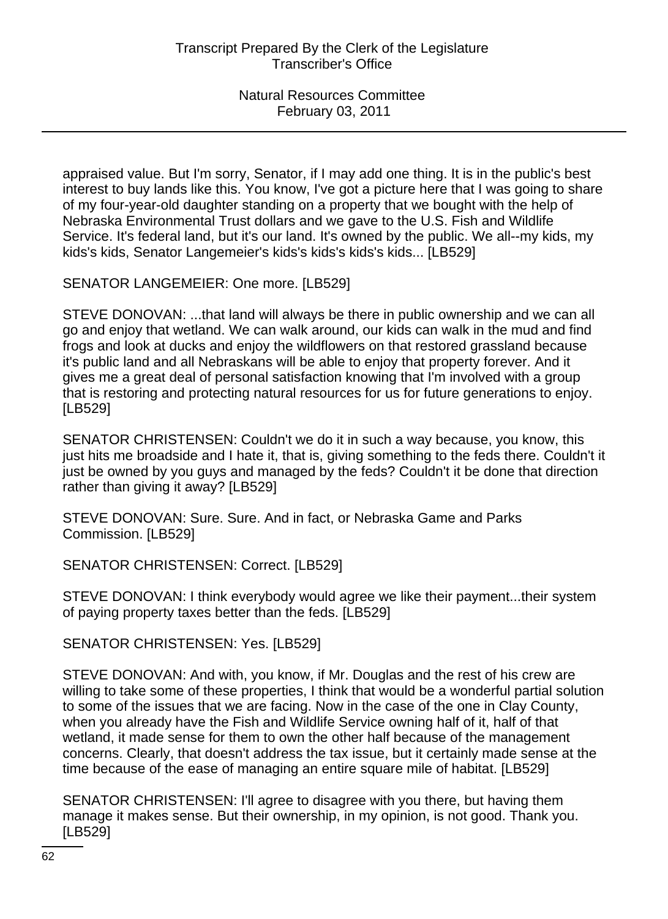appraised value. But I'm sorry, Senator, if I may add one thing. It is in the public's best interest to buy lands like this. You know, I've got a picture here that I was going to share of my four-year-old daughter standing on a property that we bought with the help of Nebraska Environmental Trust dollars and we gave to the U.S. Fish and Wildlife Service. It's federal land, but it's our land. It's owned by the public. We all--my kids, my kids's kids, Senator Langemeier's kids's kids's kids's kids... [LB529]

SENATOR LANGEMEIER: One more. [LB529]

STEVE DONOVAN: ...that land will always be there in public ownership and we can all go and enjoy that wetland. We can walk around, our kids can walk in the mud and find frogs and look at ducks and enjoy the wildflowers on that restored grassland because it's public land and all Nebraskans will be able to enjoy that property forever. And it gives me a great deal of personal satisfaction knowing that I'm involved with a group that is restoring and protecting natural resources for us for future generations to enjoy. [LB529]

SENATOR CHRISTENSEN: Couldn't we do it in such a way because, you know, this just hits me broadside and I hate it, that is, giving something to the feds there. Couldn't it just be owned by you guys and managed by the feds? Couldn't it be done that direction rather than giving it away? [LB529]

STEVE DONOVAN: Sure. Sure. And in fact, or Nebraska Game and Parks Commission. [LB529]

SENATOR CHRISTENSEN: Correct. [LB529]

STEVE DONOVAN: I think everybody would agree we like their payment...their system of paying property taxes better than the feds. [LB529]

SENATOR CHRISTENSEN: Yes. [LB529]

STEVE DONOVAN: And with, you know, if Mr. Douglas and the rest of his crew are willing to take some of these properties, I think that would be a wonderful partial solution to some of the issues that we are facing. Now in the case of the one in Clay County, when you already have the Fish and Wildlife Service owning half of it, half of that wetland, it made sense for them to own the other half because of the management concerns. Clearly, that doesn't address the tax issue, but it certainly made sense at the time because of the ease of managing an entire square mile of habitat. [LB529]

SENATOR CHRISTENSEN: I'll agree to disagree with you there, but having them manage it makes sense. But their ownership, in my opinion, is not good. Thank you. [LB529]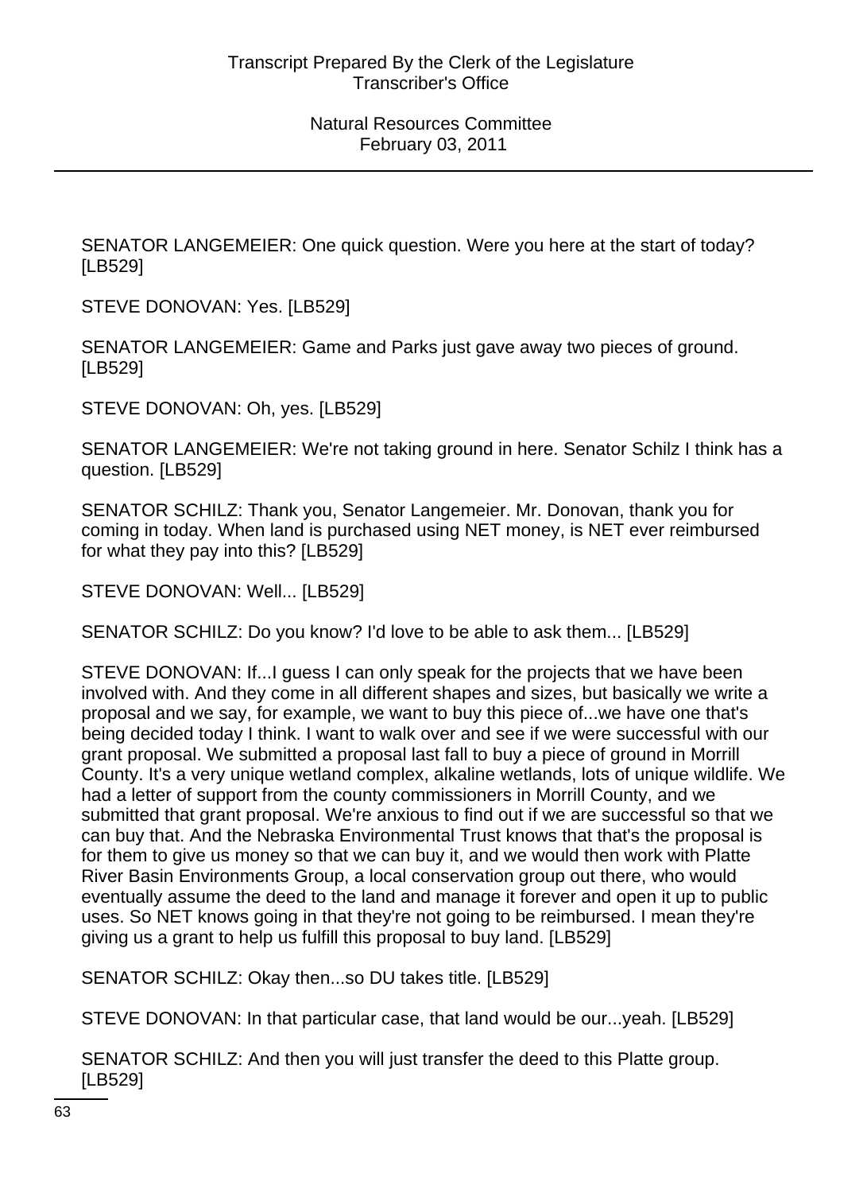SENATOR LANGEMEIER: One quick question. Were you here at the start of today? [LB529]

STEVE DONOVAN: Yes. [LB529]

SENATOR LANGEMEIER: Game and Parks just gave away two pieces of ground. [LB529]

STEVE DONOVAN: Oh, yes. [LB529]

SENATOR LANGEMEIER: We're not taking ground in here. Senator Schilz I think has a question. [LB529]

SENATOR SCHILZ: Thank you, Senator Langemeier. Mr. Donovan, thank you for coming in today. When land is purchased using NET money, is NET ever reimbursed for what they pay into this? [LB529]

STEVE DONOVAN: Well... [LB529]

SENATOR SCHILZ: Do you know? I'd love to be able to ask them... [LB529]

STEVE DONOVAN: If...I guess I can only speak for the projects that we have been involved with. And they come in all different shapes and sizes, but basically we write a proposal and we say, for example, we want to buy this piece of...we have one that's being decided today I think. I want to walk over and see if we were successful with our grant proposal. We submitted a proposal last fall to buy a piece of ground in Morrill County. It's a very unique wetland complex, alkaline wetlands, lots of unique wildlife. We had a letter of support from the county commissioners in Morrill County, and we submitted that grant proposal. We're anxious to find out if we are successful so that we can buy that. And the Nebraska Environmental Trust knows that that's the proposal is for them to give us money so that we can buy it, and we would then work with Platte River Basin Environments Group, a local conservation group out there, who would eventually assume the deed to the land and manage it forever and open it up to public uses. So NET knows going in that they're not going to be reimbursed. I mean they're giving us a grant to help us fulfill this proposal to buy land. [LB529]

SENATOR SCHILZ: Okay then...so DU takes title. [LB529]

STEVE DONOVAN: In that particular case, that land would be our...yeah. [LB529]

SENATOR SCHILZ: And then you will just transfer the deed to this Platte group. [LB529]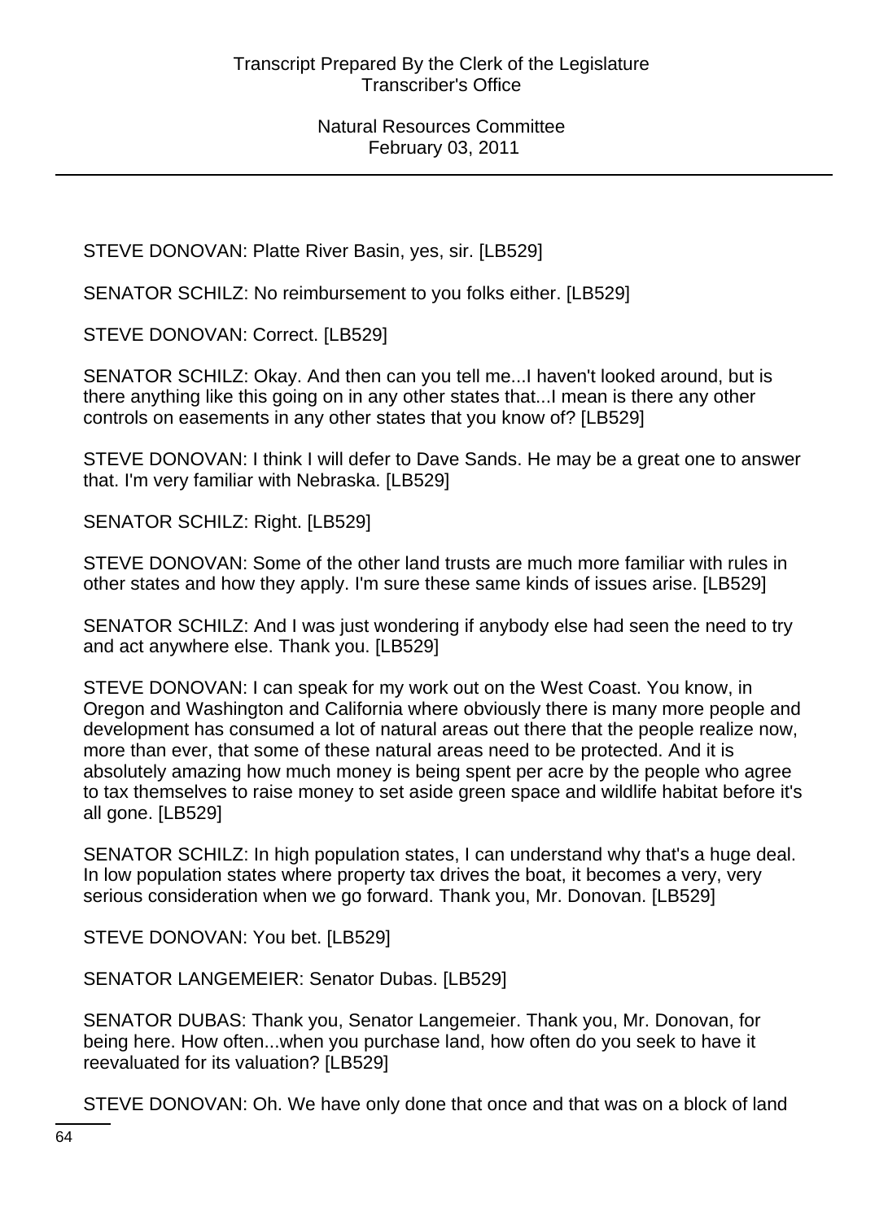STEVE DONOVAN: Platte River Basin, yes, sir. [LB529]

SENATOR SCHILZ: No reimbursement to you folks either. [LB529]

STEVE DONOVAN: Correct. [LB529]

SENATOR SCHILZ: Okay. And then can you tell me...I haven't looked around, but is there anything like this going on in any other states that...I mean is there any other controls on easements in any other states that you know of? [LB529]

STEVE DONOVAN: I think I will defer to Dave Sands. He may be a great one to answer that. I'm very familiar with Nebraska. [LB529]

SENATOR SCHILZ: Right. [LB529]

STEVE DONOVAN: Some of the other land trusts are much more familiar with rules in other states and how they apply. I'm sure these same kinds of issues arise. [LB529]

SENATOR SCHILZ: And I was just wondering if anybody else had seen the need to try and act anywhere else. Thank you. [LB529]

STEVE DONOVAN: I can speak for my work out on the West Coast. You know, in Oregon and Washington and California where obviously there is many more people and development has consumed a lot of natural areas out there that the people realize now, more than ever, that some of these natural areas need to be protected. And it is absolutely amazing how much money is being spent per acre by the people who agree to tax themselves to raise money to set aside green space and wildlife habitat before it's all gone. [LB529]

SENATOR SCHILZ: In high population states, I can understand why that's a huge deal. In low population states where property tax drives the boat, it becomes a very, very serious consideration when we go forward. Thank you, Mr. Donovan. [LB529]

STEVE DONOVAN: You bet. [LB529]

SENATOR LANGEMEIER: Senator Dubas. [LB529]

SENATOR DUBAS: Thank you, Senator Langemeier. Thank you, Mr. Donovan, for being here. How often...when you purchase land, how often do you seek to have it reevaluated for its valuation? [LB529]

STEVE DONOVAN: Oh. We have only done that once and that was on a block of land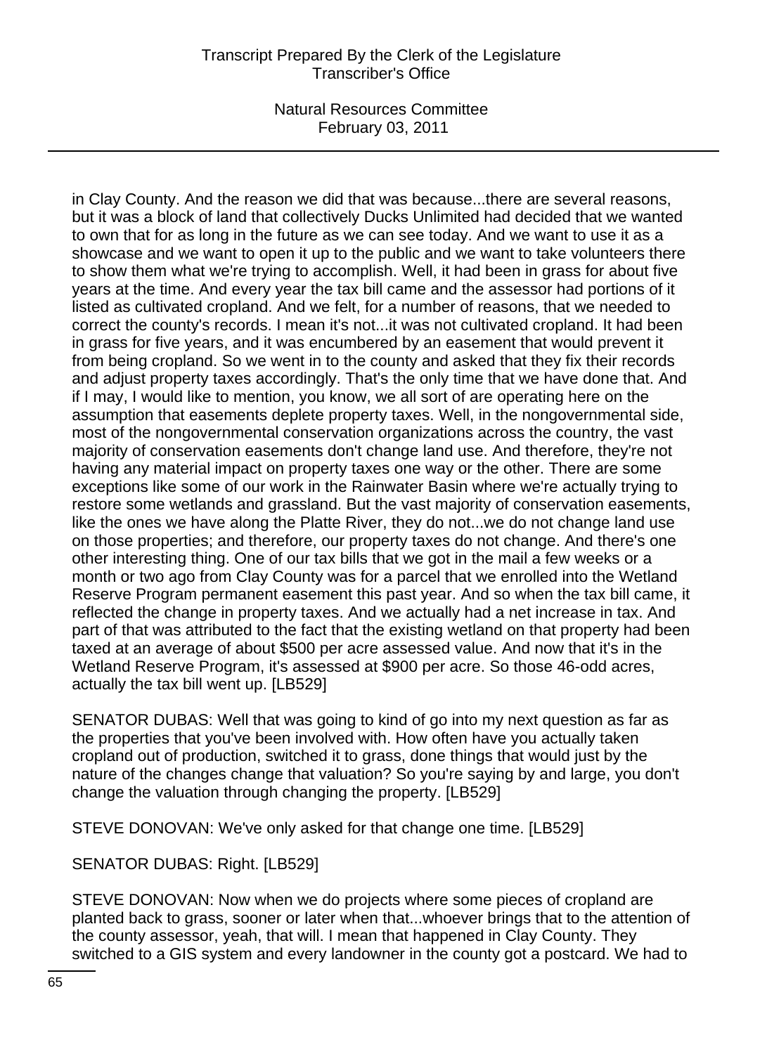in Clay County. And the reason we did that was because...there are several reasons, but it was a block of land that collectively Ducks Unlimited had decided that we wanted to own that for as long in the future as we can see today. And we want to use it as a showcase and we want to open it up to the public and we want to take volunteers there to show them what we're trying to accomplish. Well, it had been in grass for about five years at the time. And every year the tax bill came and the assessor had portions of it listed as cultivated cropland. And we felt, for a number of reasons, that we needed to correct the county's records. I mean it's not...it was not cultivated cropland. It had been in grass for five years, and it was encumbered by an easement that would prevent it from being cropland. So we went in to the county and asked that they fix their records and adjust property taxes accordingly. That's the only time that we have done that. And if I may, I would like to mention, you know, we all sort of are operating here on the assumption that easements deplete property taxes. Well, in the nongovernmental side, most of the nongovernmental conservation organizations across the country, the vast majority of conservation easements don't change land use. And therefore, they're not having any material impact on property taxes one way or the other. There are some exceptions like some of our work in the Rainwater Basin where we're actually trying to restore some wetlands and grassland. But the vast majority of conservation easements, like the ones we have along the Platte River, they do not...we do not change land use on those properties; and therefore, our property taxes do not change. And there's one other interesting thing. One of our tax bills that we got in the mail a few weeks or a month or two ago from Clay County was for a parcel that we enrolled into the Wetland Reserve Program permanent easement this past year. And so when the tax bill came, it reflected the change in property taxes. And we actually had a net increase in tax. And part of that was attributed to the fact that the existing wetland on that property had been taxed at an average of about $500 per acre assessed value. And now that it's in the Wetland Reserve Program, it's assessed at $900 per acre. So those 46-odd acres, actually the tax bill went up. [LB529]

SENATOR DUBAS: Well that was going to kind of go into my next question as far as the properties that you've been involved with. How often have you actually taken cropland out of production, switched it to grass, done things that would just by the nature of the changes change that valuation? So you're saying by and large, you don't change the valuation through changing the property. [LB529]

STEVE DONOVAN: We've only asked for that change one time. [LB529]

SENATOR DUBAS: Right. [LB529]

STEVE DONOVAN: Now when we do projects where some pieces of cropland are planted back to grass, sooner or later when that...whoever brings that to the attention of the county assessor, yeah, that will. I mean that happened in Clay County. They switched to a GIS system and every landowner in the county got a postcard. We had to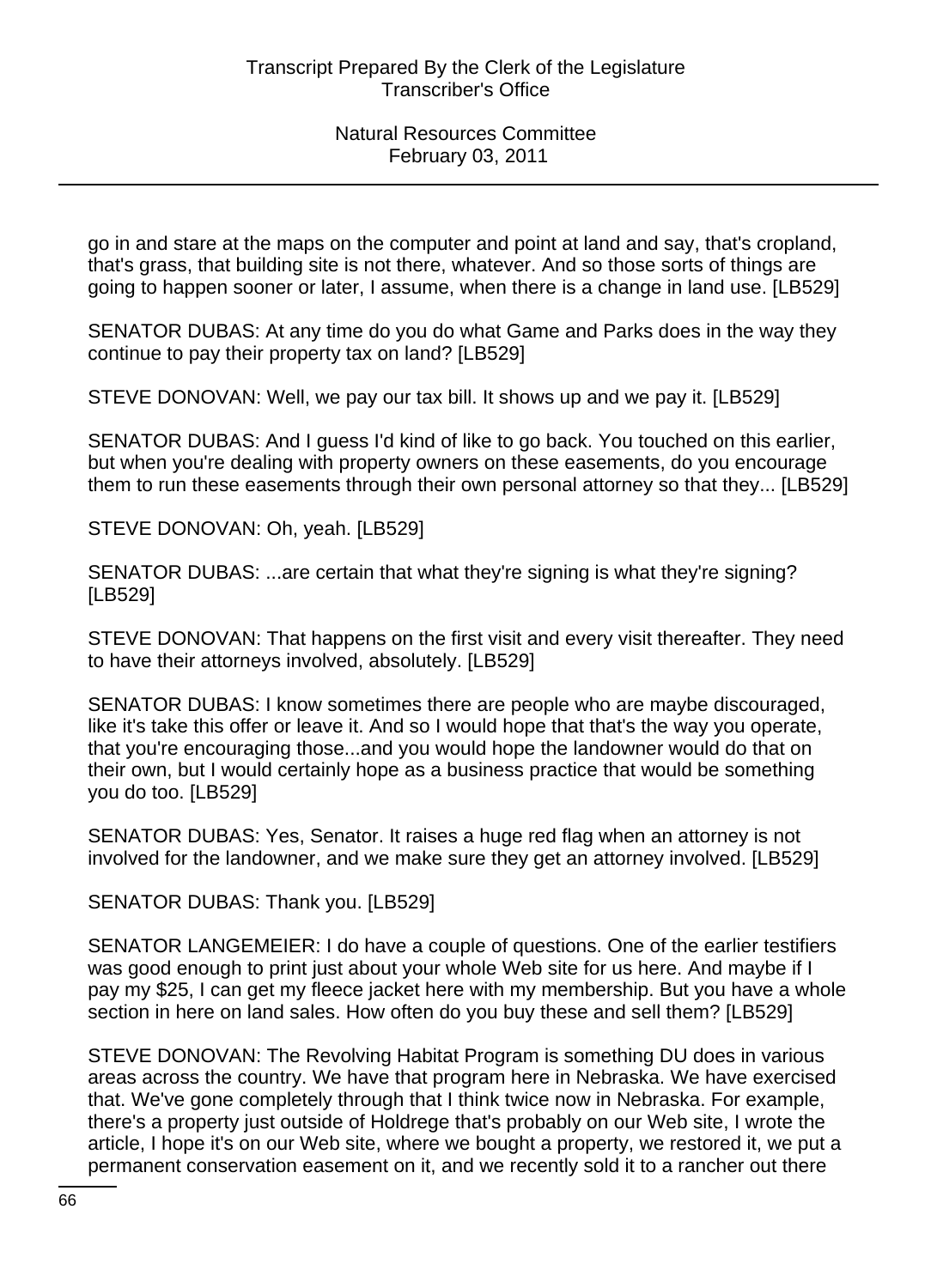go in and stare at the maps on the computer and point at land and say, that's cropland, that's grass, that building site is not there, whatever. And so those sorts of things are going to happen sooner or later, I assume, when there is a change in land use. [LB529]

SENATOR DUBAS: At any time do you do what Game and Parks does in the way they continue to pay their property tax on land? [LB529]

STEVE DONOVAN: Well, we pay our tax bill. It shows up and we pay it. [LB529]

SENATOR DUBAS: And I guess I'd kind of like to go back. You touched on this earlier, but when you're dealing with property owners on these easements, do you encourage them to run these easements through their own personal attorney so that they... [LB529]

STEVE DONOVAN: Oh, yeah. [LB529]

SENATOR DUBAS: ...are certain that what they're signing is what they're signing? [LB529]

STEVE DONOVAN: That happens on the first visit and every visit thereafter. They need to have their attorneys involved, absolutely. [LB529]

SENATOR DUBAS: I know sometimes there are people who are maybe discouraged, like it's take this offer or leave it. And so I would hope that that's the way you operate, that you're encouraging those...and you would hope the landowner would do that on their own, but I would certainly hope as a business practice that would be something you do too. [LB529]

SENATOR DUBAS: Yes, Senator. It raises a huge red flag when an attorney is not involved for the landowner, and we make sure they get an attorney involved. [LB529]

SENATOR DUBAS: Thank you. [LB529]

SENATOR LANGEMEIER: I do have a couple of questions. One of the earlier testifiers was good enough to print just about your whole Web site for us here. And maybe if I pay my $25, I can get my fleece jacket here with my membership. But you have a whole section in here on land sales. How often do you buy these and sell them? [LB529]

STEVE DONOVAN: The Revolving Habitat Program is something DU does in various areas across the country. We have that program here in Nebraska. We have exercised that. We've gone completely through that I think twice now in Nebraska. For example, there's a property just outside of Holdrege that's probably on our Web site, I wrote the article, I hope it's on our Web site, where we bought a property, we restored it, we put a permanent conservation easement on it, and we recently sold it to a rancher out there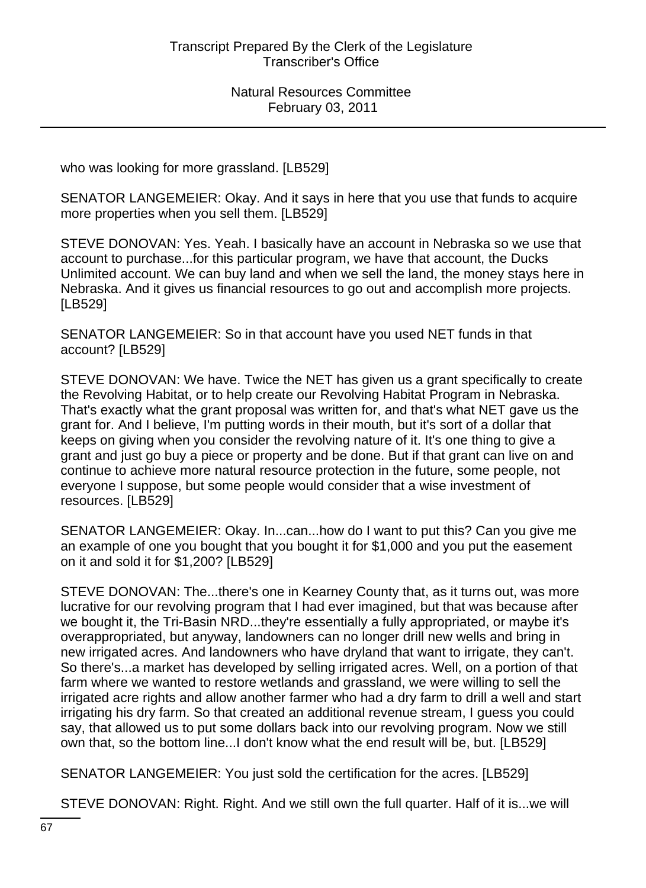who was looking for more grassland. [LB529]

SENATOR LANGEMEIER: Okay. And it says in here that you use that funds to acquire more properties when you sell them. [LB529]

STEVE DONOVAN: Yes. Yeah. I basically have an account in Nebraska so we use that account to purchase...for this particular program, we have that account, the Ducks Unlimited account. We can buy land and when we sell the land, the money stays here in Nebraska. And it gives us financial resources to go out and accomplish more projects. [LB529]

SENATOR LANGEMEIER: So in that account have you used NET funds in that account? [LB529]

STEVE DONOVAN: We have. Twice the NET has given us a grant specifically to create the Revolving Habitat, or to help create our Revolving Habitat Program in Nebraska. That's exactly what the grant proposal was written for, and that's what NET gave us the grant for. And I believe, I'm putting words in their mouth, but it's sort of a dollar that keeps on giving when you consider the revolving nature of it. It's one thing to give a grant and just go buy a piece or property and be done. But if that grant can live on and continue to achieve more natural resource protection in the future, some people, not everyone I suppose, but some people would consider that a wise investment of resources. [LB529]

SENATOR LANGEMEIER: Okay. In...can...how do I want to put this? Can you give me an example of one you bought that you bought it for $1,000 and you put the easement on it and sold it for $1,200? [LB529]

STEVE DONOVAN: The...there's one in Kearney County that, as it turns out, was more lucrative for our revolving program that I had ever imagined, but that was because after we bought it, the Tri-Basin NRD...they're essentially a fully appropriated, or maybe it's overappropriated, but anyway, landowners can no longer drill new wells and bring in new irrigated acres. And landowners who have dryland that want to irrigate, they can't. So there's...a market has developed by selling irrigated acres. Well, on a portion of that farm where we wanted to restore wetlands and grassland, we were willing to sell the irrigated acre rights and allow another farmer who had a dry farm to drill a well and start irrigating his dry farm. So that created an additional revenue stream, I guess you could say, that allowed us to put some dollars back into our revolving program. Now we still own that, so the bottom line...I don't know what the end result will be, but. [LB529]

SENATOR LANGEMEIER: You just sold the certification for the acres. [LB529]

STEVE DONOVAN: Right. Right. And we still own the full quarter. Half of it is...we will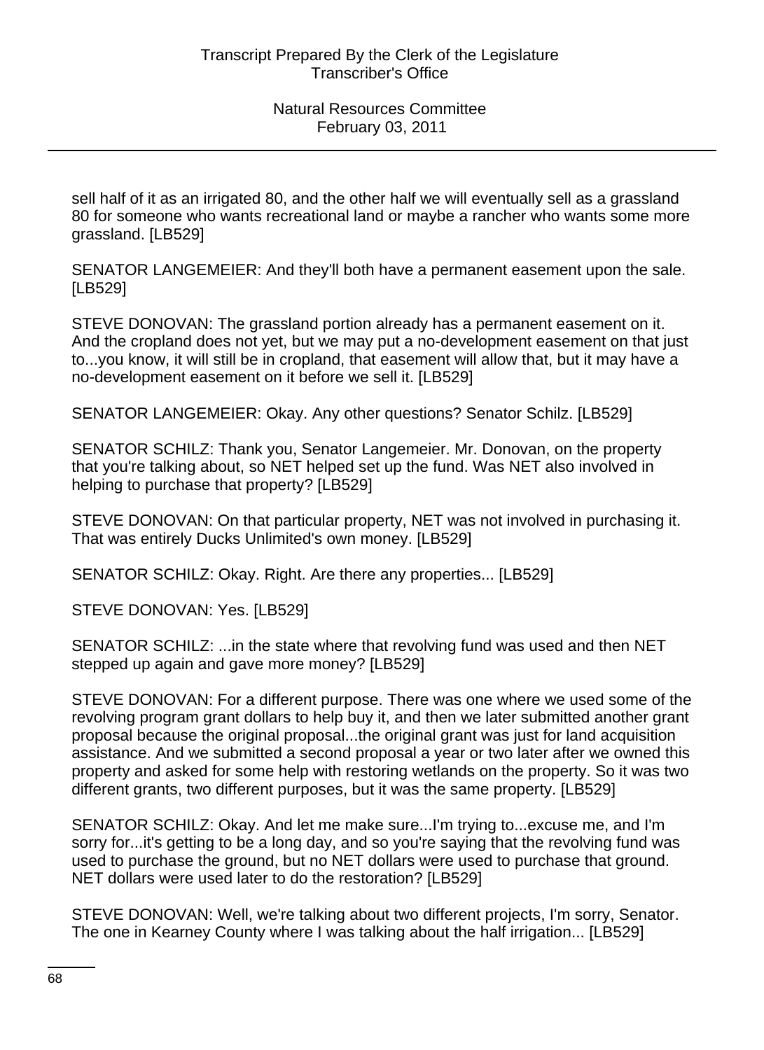sell half of it as an irrigated 80, and the other half we will eventually sell as a grassland 80 for someone who wants recreational land or maybe a rancher who wants some more grassland. [LB529]

SENATOR LANGEMEIER: And they'll both have a permanent easement upon the sale. [LB529]

STEVE DONOVAN: The grassland portion already has a permanent easement on it. And the cropland does not yet, but we may put a no-development easement on that just to...you know, it will still be in cropland, that easement will allow that, but it may have a no-development easement on it before we sell it. [LB529]

SENATOR LANGEMEIER: Okay. Any other questions? Senator Schilz. [LB529]

SENATOR SCHILZ: Thank you, Senator Langemeier. Mr. Donovan, on the property that you're talking about, so NET helped set up the fund. Was NET also involved in helping to purchase that property? [LB529]

STEVE DONOVAN: On that particular property, NET was not involved in purchasing it. That was entirely Ducks Unlimited's own money. [LB529]

SENATOR SCHILZ: Okay. Right. Are there any properties... [LB529]

STEVE DONOVAN: Yes. [LB529]

SENATOR SCHILZ: ...in the state where that revolving fund was used and then NET stepped up again and gave more money? [LB529]

STEVE DONOVAN: For a different purpose. There was one where we used some of the revolving program grant dollars to help buy it, and then we later submitted another grant proposal because the original proposal...the original grant was just for land acquisition assistance. And we submitted a second proposal a year or two later after we owned this property and asked for some help with restoring wetlands on the property. So it was two different grants, two different purposes, but it was the same property. [LB529]

SENATOR SCHILZ: Okay. And let me make sure...I'm trying to...excuse me, and I'm sorry for...it's getting to be a long day, and so you're saying that the revolving fund was used to purchase the ground, but no NET dollars were used to purchase that ground. NET dollars were used later to do the restoration? [LB529]

STEVE DONOVAN: Well, we're talking about two different projects, I'm sorry, Senator. The one in Kearney County where I was talking about the half irrigation... [LB529]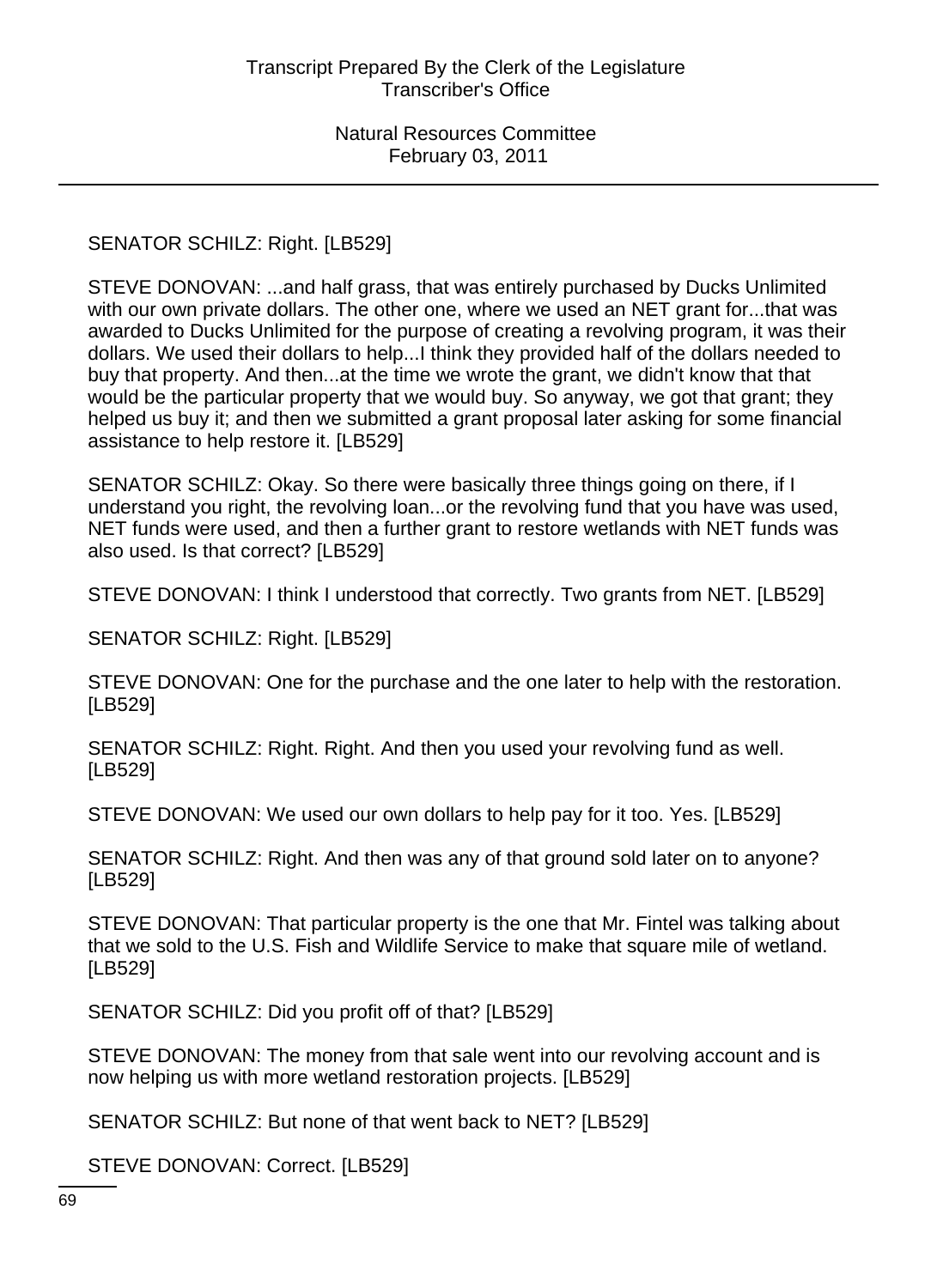SENATOR SCHILZ: Right. [LB529]

STEVE DONOVAN: ...and half grass, that was entirely purchased by Ducks Unlimited with our own private dollars. The other one, where we used an NET grant for...that was awarded to Ducks Unlimited for the purpose of creating a revolving program, it was their dollars. We used their dollars to help...I think they provided half of the dollars needed to buy that property. And then...at the time we wrote the grant, we didn't know that that would be the particular property that we would buy. So anyway, we got that grant; they helped us buy it; and then we submitted a grant proposal later asking for some financial assistance to help restore it. [LB529]

SENATOR SCHILZ: Okay. So there were basically three things going on there, if I understand you right, the revolving loan...or the revolving fund that you have was used, NET funds were used, and then a further grant to restore wetlands with NET funds was also used. Is that correct? [LB529]

STEVE DONOVAN: I think I understood that correctly. Two grants from NET. [LB529]

SENATOR SCHILZ: Right. [LB529]

STEVE DONOVAN: One for the purchase and the one later to help with the restoration. [LB529]

SENATOR SCHILZ: Right. Right. And then you used your revolving fund as well. [LB529]

STEVE DONOVAN: We used our own dollars to help pay for it too. Yes. [LB529]

SENATOR SCHILZ: Right. And then was any of that ground sold later on to anyone? [LB529]

STEVE DONOVAN: That particular property is the one that Mr. Fintel was talking about that we sold to the U.S. Fish and Wildlife Service to make that square mile of wetland. [LB529]

SENATOR SCHILZ: Did you profit off of that? [LB529]

STEVE DONOVAN: The money from that sale went into our revolving account and is now helping us with more wetland restoration projects. [LB529]

SENATOR SCHILZ: But none of that went back to NET? [LB529]

STEVE DONOVAN: Correct. [LB529]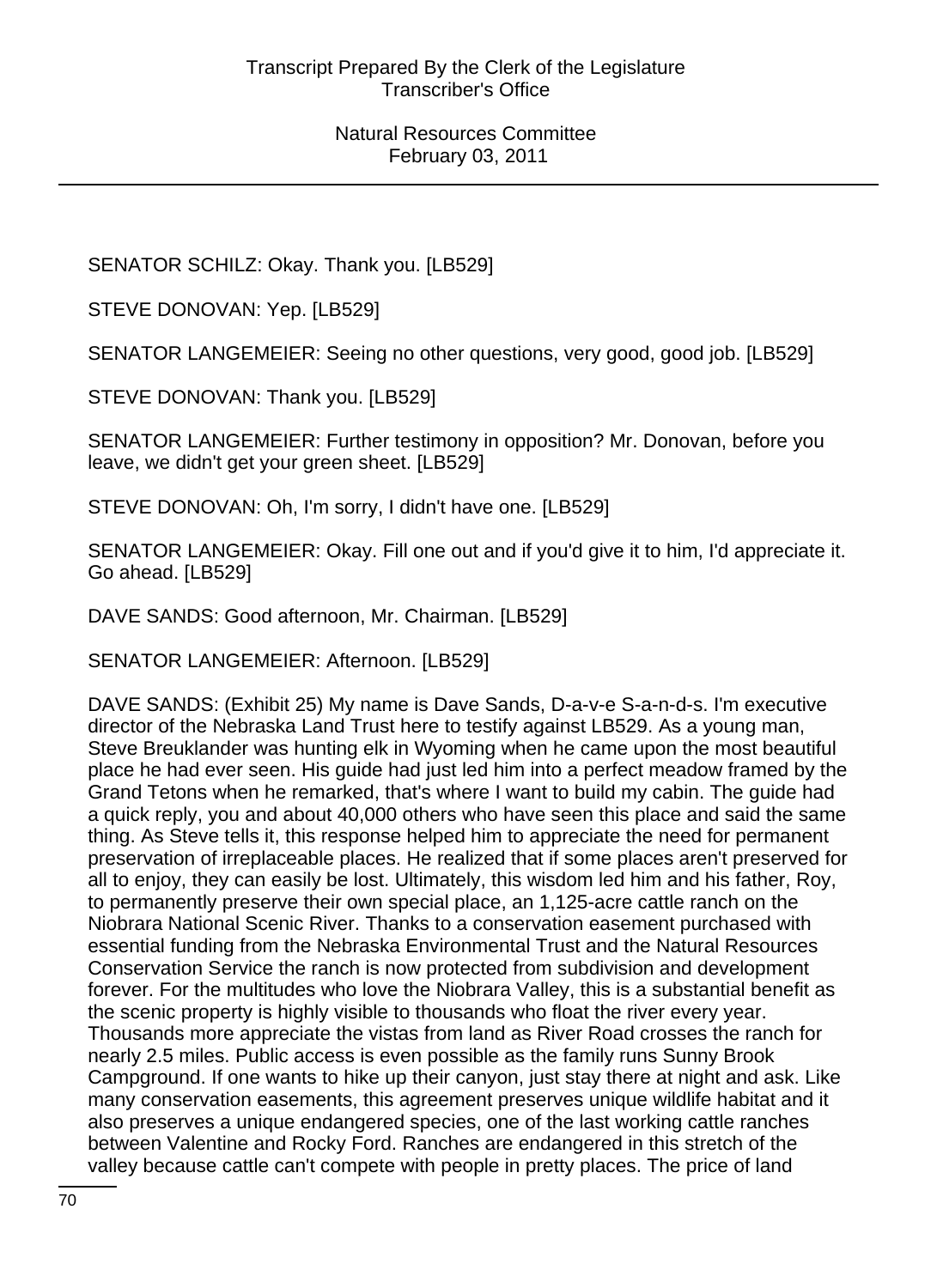SENATOR SCHILZ: Okay. Thank you. [LB529]

STEVE DONOVAN: Yep. [LB529]

SENATOR LANGEMEIER: Seeing no other questions, very good, good job. [LB529]

STEVE DONOVAN: Thank you. [LB529]

SENATOR LANGEMEIER: Further testimony in opposition? Mr. Donovan, before you leave, we didn't get your green sheet. [LB529]

STEVE DONOVAN: Oh, I'm sorry, I didn't have one. [LB529]

SENATOR LANGEMEIER: Okay. Fill one out and if you'd give it to him, I'd appreciate it. Go ahead. [LB529]

DAVE SANDS: Good afternoon, Mr. Chairman. [LB529]

SENATOR LANGEMEIER: Afternoon. [LB529]

DAVE SANDS: (Exhibit 25) My name is Dave Sands, D-a-v-e S-a-n-d-s. I'm executive director of the Nebraska Land Trust here to testify against LB529. As a young man, Steve Breuklander was hunting elk in Wyoming when he came upon the most beautiful place he had ever seen. His guide had just led him into a perfect meadow framed by the Grand Tetons when he remarked, that's where I want to build my cabin. The guide had a quick reply, you and about 40,000 others who have seen this place and said the same thing. As Steve tells it, this response helped him to appreciate the need for permanent preservation of irreplaceable places. He realized that if some places aren't preserved for all to enjoy, they can easily be lost. Ultimately, this wisdom led him and his father, Roy, to permanently preserve their own special place, an 1,125-acre cattle ranch on the Niobrara National Scenic River. Thanks to a conservation easement purchased with essential funding from the Nebraska Environmental Trust and the Natural Resources Conservation Service the ranch is now protected from subdivision and development forever. For the multitudes who love the Niobrara Valley, this is a substantial benefit as the scenic property is highly visible to thousands who float the river every year. Thousands more appreciate the vistas from land as River Road crosses the ranch for nearly 2.5 miles. Public access is even possible as the family runs Sunny Brook Campground. If one wants to hike up their canyon, just stay there at night and ask. Like many conservation easements, this agreement preserves unique wildlife habitat and it also preserves a unique endangered species, one of the last working cattle ranches between Valentine and Rocky Ford. Ranches are endangered in this stretch of the valley because cattle can't compete with people in pretty places. The price of land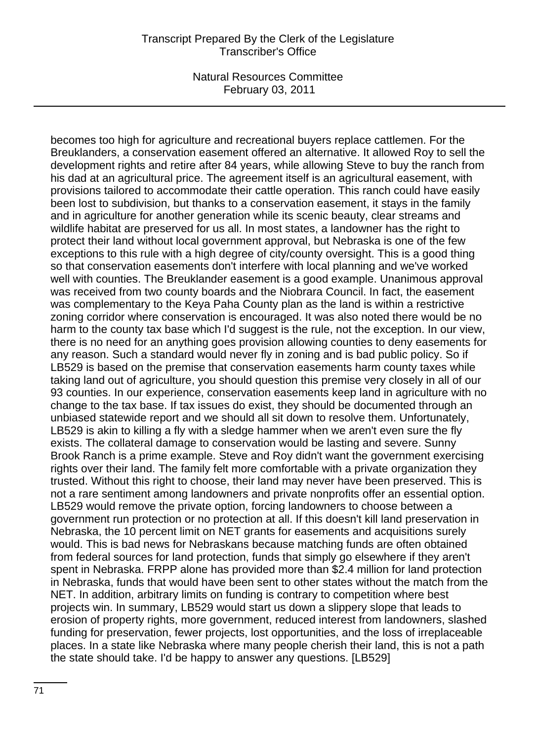becomes too high for agriculture and recreational buyers replace cattlemen. For the Breuklanders, a conservation easement offered an alternative. It allowed Roy to sell the development rights and retire after 84 years, while allowing Steve to buy the ranch from his dad at an agricultural price. The agreement itself is an agricultural easement, with provisions tailored to accommodate their cattle operation. This ranch could have easily been lost to subdivision, but thanks to a conservation easement, it stays in the family and in agriculture for another generation while its scenic beauty, clear streams and wildlife habitat are preserved for us all. In most states, a landowner has the right to protect their land without local government approval, but Nebraska is one of the few exceptions to this rule with a high degree of city/county oversight. This is a good thing so that conservation easements don't interfere with local planning and we've worked well with counties. The Breuklander easement is a good example. Unanimous approval was received from two county boards and the Niobrara Council. In fact, the easement was complementary to the Keya Paha County plan as the land is within a restrictive zoning corridor where conservation is encouraged. It was also noted there would be no harm to the county tax base which I'd suggest is the rule, not the exception. In our view, there is no need for an anything goes provision allowing counties to deny easements for any reason. Such a standard would never fly in zoning and is bad public policy. So if LB529 is based on the premise that conservation easements harm county taxes while taking land out of agriculture, you should question this premise very closely in all of our 93 counties. In our experience, conservation easements keep land in agriculture with no change to the tax base. If tax issues do exist, they should be documented through an unbiased statewide report and we should all sit down to resolve them. Unfortunately, LB529 is akin to killing a fly with a sledge hammer when we aren't even sure the fly exists. The collateral damage to conservation would be lasting and severe. Sunny Brook Ranch is a prime example. Steve and Roy didn't want the government exercising rights over their land. The family felt more comfortable with a private organization they trusted. Without this right to choose, their land may never have been preserved. This is not a rare sentiment among landowners and private nonprofits offer an essential option. LB529 would remove the private option, forcing landowners to choose between a government run protection or no protection at all. If this doesn't kill land preservation in Nebraska, the 10 percent limit on NET grants for easements and acquisitions surely would. This is bad news for Nebraskans because matching funds are often obtained from federal sources for land protection, funds that simply go elsewhere if they aren't spent in Nebraska. FRPP alone has provided more than $2.4 million for land protection in Nebraska, funds that would have been sent to other states without the match from the NET. In addition, arbitrary limits on funding is contrary to competition where best projects win. In summary, LB529 would start us down a slippery slope that leads to erosion of property rights, more government, reduced interest from landowners, slashed funding for preservation, fewer projects, lost opportunities, and the loss of irreplaceable places. In a state like Nebraska where many people cherish their land, this is not a path the state should take. I'd be happy to answer any questions. [LB529]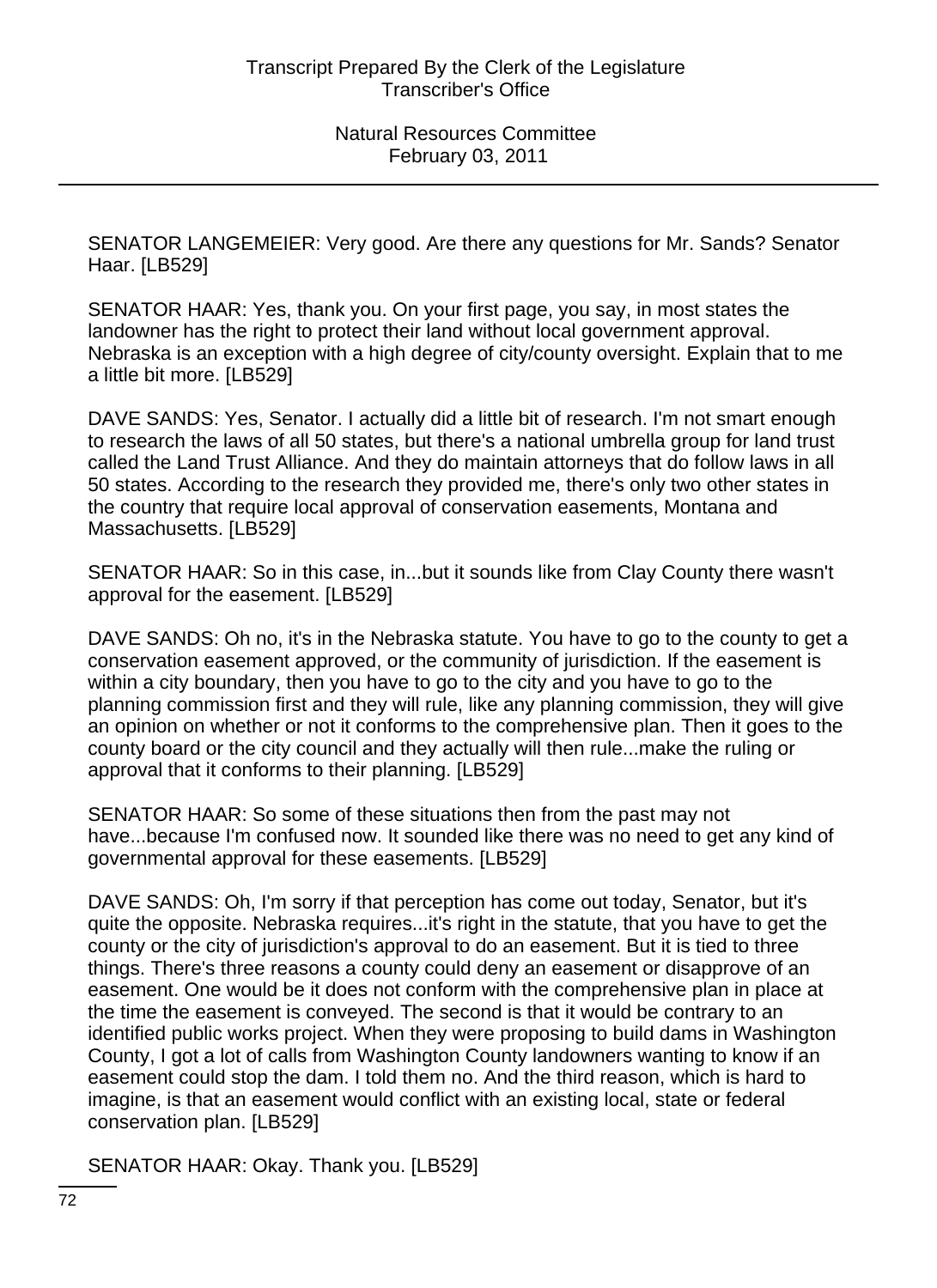SENATOR LANGEMEIER: Very good. Are there any questions for Mr. Sands? Senator Haar. [LB529]

SENATOR HAAR: Yes, thank you. On your first page, you say, in most states the landowner has the right to protect their land without local government approval. Nebraska is an exception with a high degree of city/county oversight. Explain that to me a little bit more. [LB529]

DAVE SANDS: Yes, Senator. I actually did a little bit of research. I'm not smart enough to research the laws of all 50 states, but there's a national umbrella group for land trust called the Land Trust Alliance. And they do maintain attorneys that do follow laws in all 50 states. According to the research they provided me, there's only two other states in the country that require local approval of conservation easements, Montana and Massachusetts. [LB529]

SENATOR HAAR: So in this case, in...but it sounds like from Clay County there wasn't approval for the easement. [LB529]

DAVE SANDS: Oh no, it's in the Nebraska statute. You have to go to the county to get a conservation easement approved, or the community of jurisdiction. If the easement is within a city boundary, then you have to go to the city and you have to go to the planning commission first and they will rule, like any planning commission, they will give an opinion on whether or not it conforms to the comprehensive plan. Then it goes to the county board or the city council and they actually will then rule...make the ruling or approval that it conforms to their planning. [LB529]

SENATOR HAAR: So some of these situations then from the past may not have...because I'm confused now. It sounded like there was no need to get any kind of governmental approval for these easements. [LB529]

DAVE SANDS: Oh, I'm sorry if that perception has come out today, Senator, but it's quite the opposite. Nebraska requires...it's right in the statute, that you have to get the county or the city of jurisdiction's approval to do an easement. But it is tied to three things. There's three reasons a county could deny an easement or disapprove of an easement. One would be it does not conform with the comprehensive plan in place at the time the easement is conveyed. The second is that it would be contrary to an identified public works project. When they were proposing to build dams in Washington County, I got a lot of calls from Washington County landowners wanting to know if an easement could stop the dam. I told them no. And the third reason, which is hard to imagine, is that an easement would conflict with an existing local, state or federal conservation plan. [LB529]

SENATOR HAAR: Okay. Thank you. [LB529]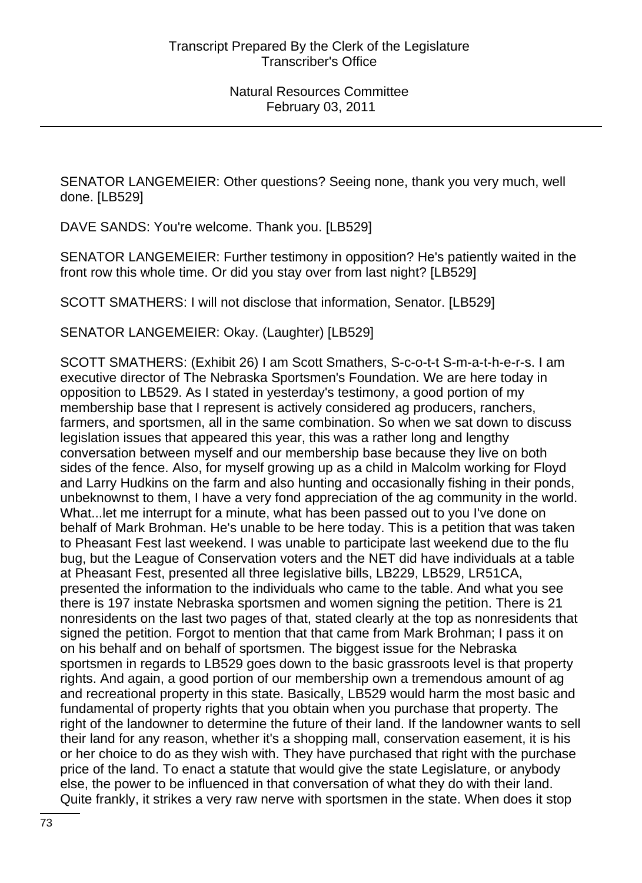SENATOR LANGEMEIER: Other questions? Seeing none, thank you very much, well done. [LB529]

DAVE SANDS: You're welcome. Thank you. [LB529]

SENATOR LANGEMEIER: Further testimony in opposition? He's patiently waited in the front row this whole time. Or did you stay over from last night? [LB529]

SCOTT SMATHERS: I will not disclose that information, Senator. [LB529]

SENATOR LANGEMEIER: Okay. (Laughter) [LB529]

SCOTT SMATHERS: (Exhibit 26) I am Scott Smathers, S-c-o-t-t S-m-a-t-h-e-r-s. I am executive director of The Nebraska Sportsmen's Foundation. We are here today in opposition to LB529. As I stated in yesterday's testimony, a good portion of my membership base that I represent is actively considered ag producers, ranchers, farmers, and sportsmen, all in the same combination. So when we sat down to discuss legislation issues that appeared this year, this was a rather long and lengthy conversation between myself and our membership base because they live on both sides of the fence. Also, for myself growing up as a child in Malcolm working for Floyd and Larry Hudkins on the farm and also hunting and occasionally fishing in their ponds, unbeknownst to them, I have a very fond appreciation of the ag community in the world. What...let me interrupt for a minute, what has been passed out to you I've done on behalf of Mark Brohman. He's unable to be here today. This is a petition that was taken to Pheasant Fest last weekend. I was unable to participate last weekend due to the flu bug, but the League of Conservation voters and the NET did have individuals at a table at Pheasant Fest, presented all three legislative bills, LB229, LB529, LR51CA, presented the information to the individuals who came to the table. And what you see there is 197 instate Nebraska sportsmen and women signing the petition. There is 21 nonresidents on the last two pages of that, stated clearly at the top as nonresidents that signed the petition. Forgot to mention that that came from Mark Brohman; I pass it on on his behalf and on behalf of sportsmen. The biggest issue for the Nebraska sportsmen in regards to LB529 goes down to the basic grassroots level is that property rights. And again, a good portion of our membership own a tremendous amount of ag and recreational property in this state. Basically, LB529 would harm the most basic and fundamental of property rights that you obtain when you purchase that property. The right of the landowner to determine the future of their land. If the landowner wants to sell their land for any reason, whether it's a shopping mall, conservation easement, it is his or her choice to do as they wish with. They have purchased that right with the purchase price of the land. To enact a statute that would give the state Legislature, or anybody else, the power to be influenced in that conversation of what they do with their land. Quite frankly, it strikes a very raw nerve with sportsmen in the state. When does it stop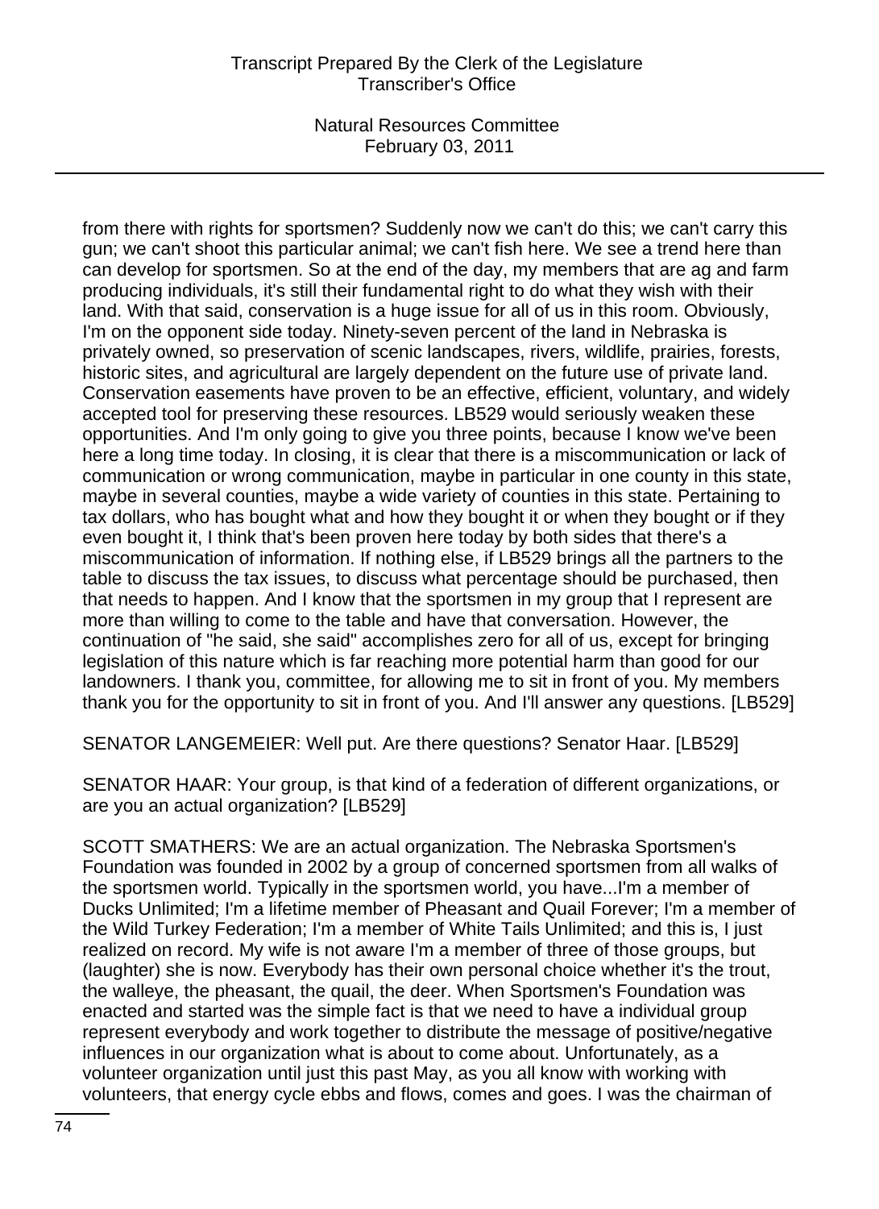from there with rights for sportsmen? Suddenly now we can't do this; we can't carry this gun; we can't shoot this particular animal; we can't fish here. We see a trend here than can develop for sportsmen. So at the end of the day, my members that are ag and farm producing individuals, it's still their fundamental right to do what they wish with their land. With that said, conservation is a huge issue for all of us in this room. Obviously, I'm on the opponent side today. Ninety-seven percent of the land in Nebraska is privately owned, so preservation of scenic landscapes, rivers, wildlife, prairies, forests, historic sites, and agricultural are largely dependent on the future use of private land. Conservation easements have proven to be an effective, efficient, voluntary, and widely accepted tool for preserving these resources. LB529 would seriously weaken these opportunities. And I'm only going to give you three points, because I know we've been here a long time today. In closing, it is clear that there is a miscommunication or lack of communication or wrong communication, maybe in particular in one county in this state, maybe in several counties, maybe a wide variety of counties in this state. Pertaining to tax dollars, who has bought what and how they bought it or when they bought or if they even bought it, I think that's been proven here today by both sides that there's a miscommunication of information. If nothing else, if LB529 brings all the partners to the table to discuss the tax issues, to discuss what percentage should be purchased, then that needs to happen. And I know that the sportsmen in my group that I represent are more than willing to come to the table and have that conversation. However, the continuation of "he said, she said" accomplishes zero for all of us, except for bringing legislation of this nature which is far reaching more potential harm than good for our landowners. I thank you, committee, for allowing me to sit in front of you. My members thank you for the opportunity to sit in front of you. And I'll answer any questions. [LB529]

SENATOR LANGEMEIER: Well put. Are there questions? Senator Haar. [LB529]

SENATOR HAAR: Your group, is that kind of a federation of different organizations, or are you an actual organization? [LB529]

SCOTT SMATHERS: We are an actual organization. The Nebraska Sportsmen's Foundation was founded in 2002 by a group of concerned sportsmen from all walks of the sportsmen world. Typically in the sportsmen world, you have...I'm a member of Ducks Unlimited; I'm a lifetime member of Pheasant and Quail Forever; I'm a member of the Wild Turkey Federation; I'm a member of White Tails Unlimited; and this is, I just realized on record. My wife is not aware I'm a member of three of those groups, but (laughter) she is now. Everybody has their own personal choice whether it's the trout, the walleye, the pheasant, the quail, the deer. When Sportsmen's Foundation was enacted and started was the simple fact is that we need to have a individual group represent everybody and work together to distribute the message of positive/negative influences in our organization what is about to come about. Unfortunately, as a volunteer organization until just this past May, as you all know with working with volunteers, that energy cycle ebbs and flows, comes and goes. I was the chairman of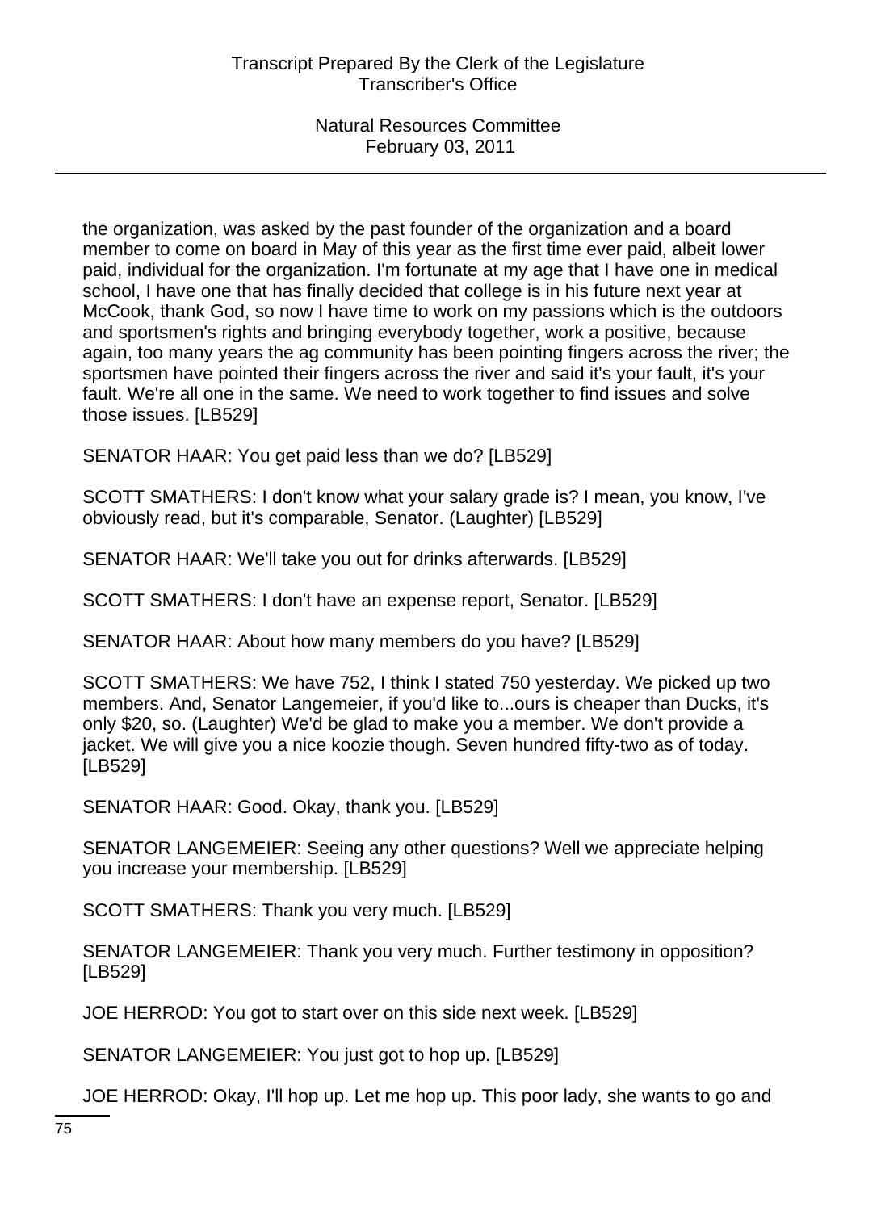the organization, was asked by the past founder of the organization and a board member to come on board in May of this year as the first time ever paid, albeit lower paid, individual for the organization. I'm fortunate at my age that I have one in medical school, I have one that has finally decided that college is in his future next year at McCook, thank God, so now I have time to work on my passions which is the outdoors and sportsmen's rights and bringing everybody together, work a positive, because again, too many years the ag community has been pointing fingers across the river; the sportsmen have pointed their fingers across the river and said it's your fault, it's your fault. We're all one in the same. We need to work together to find issues and solve those issues. [LB529]

SENATOR HAAR: You get paid less than we do? [LB529]

SCOTT SMATHERS: I don't know what your salary grade is? I mean, you know, I've obviously read, but it's comparable, Senator. (Laughter) [LB529]

SENATOR HAAR: We'll take you out for drinks afterwards. [LB529]

SCOTT SMATHERS: I don't have an expense report, Senator. [LB529]

SENATOR HAAR: About how many members do you have? [LB529]

SCOTT SMATHERS: We have 752, I think I stated 750 yesterday. We picked up two members. And, Senator Langemeier, if you'd like to...ours is cheaper than Ducks, it's only $20, so. (Laughter) We'd be glad to make you a member. We don't provide a jacket. We will give you a nice koozie though. Seven hundred fifty-two as of today. [LB529]

SENATOR HAAR: Good. Okay, thank you. [LB529]

SENATOR LANGEMEIER: Seeing any other questions? Well we appreciate helping you increase your membership. [LB529]

SCOTT SMATHERS: Thank you very much. [LB529]

SENATOR LANGEMEIER: Thank you very much. Further testimony in opposition? [LB529]

JOE HERROD: You got to start over on this side next week. [LB529]

SENATOR LANGEMEIER: You just got to hop up. [LB529]

JOE HERROD: Okay, I'll hop up. Let me hop up. This poor lady, she wants to go and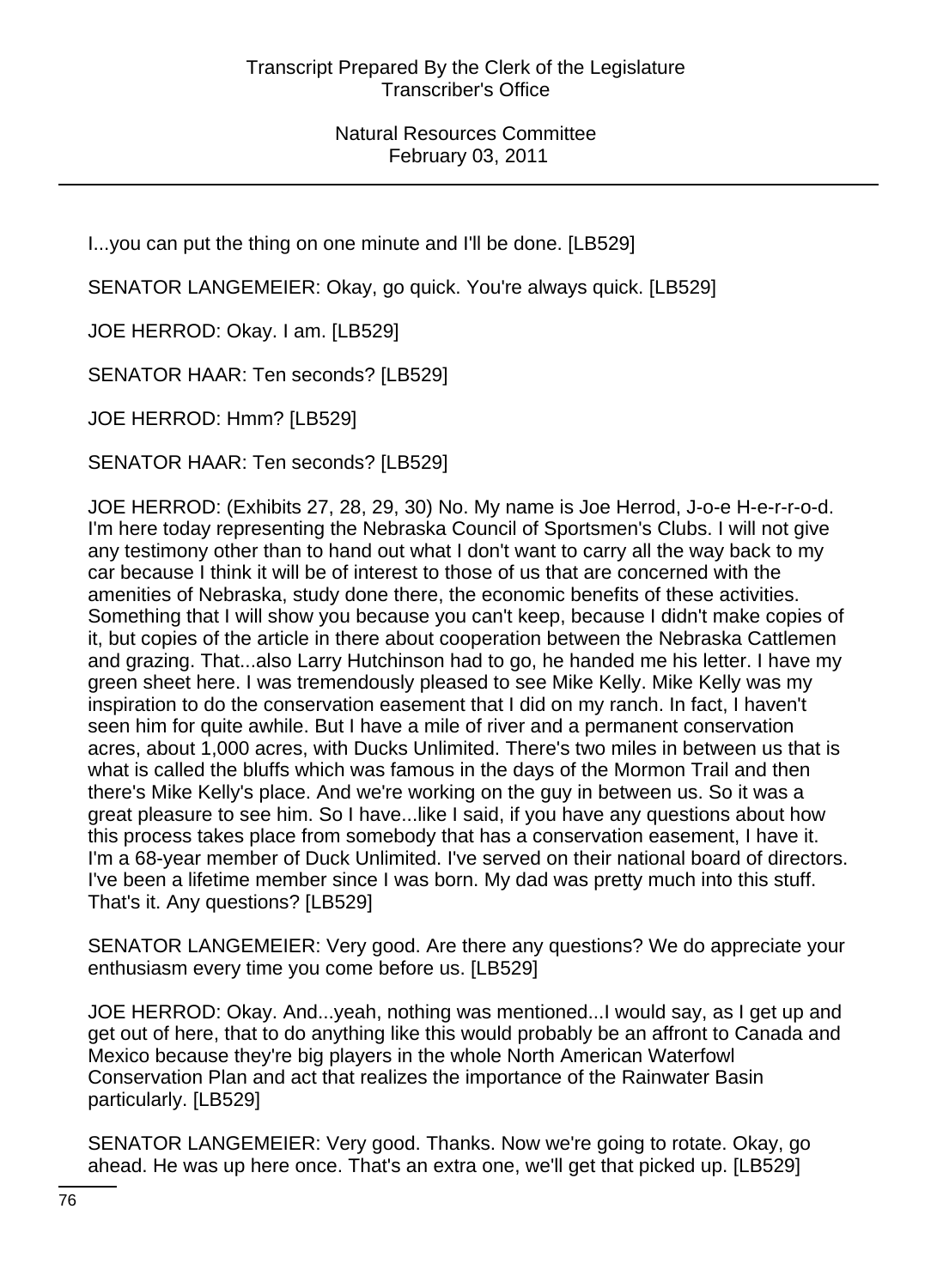I...you can put the thing on one minute and I'll be done. [LB529]

SENATOR LANGEMEIER: Okay, go quick. You're always quick. [LB529]

JOE HERROD: Okay. I am. [LB529]

SENATOR HAAR: Ten seconds? [LB529]

JOE HERROD: Hmm? [LB529]

SENATOR HAAR: Ten seconds? [LB529]

JOE HERROD: (Exhibits 27, 28, 29, 30) No. My name is Joe Herrod, J-o-e H-e-r-r-o-d. I'm here today representing the Nebraska Council of Sportsmen's Clubs. I will not give any testimony other than to hand out what I don't want to carry all the way back to my car because I think it will be of interest to those of us that are concerned with the amenities of Nebraska, study done there, the economic benefits of these activities. Something that I will show you because you can't keep, because I didn't make copies of it, but copies of the article in there about cooperation between the Nebraska Cattlemen and grazing. That...also Larry Hutchinson had to go, he handed me his letter. I have my green sheet here. I was tremendously pleased to see Mike Kelly. Mike Kelly was my inspiration to do the conservation easement that I did on my ranch. In fact, I haven't seen him for quite awhile. But I have a mile of river and a permanent conservation acres, about 1,000 acres, with Ducks Unlimited. There's two miles in between us that is what is called the bluffs which was famous in the days of the Mormon Trail and then there's Mike Kelly's place. And we're working on the guy in between us. So it was a great pleasure to see him. So I have...like I said, if you have any questions about how this process takes place from somebody that has a conservation easement, I have it. I'm a 68-year member of Duck Unlimited. I've served on their national board of directors. I've been a lifetime member since I was born. My dad was pretty much into this stuff. That's it. Any questions? [LB529]

SENATOR LANGEMEIER: Very good. Are there any questions? We do appreciate your enthusiasm every time you come before us. [LB529]

JOE HERROD: Okay. And...yeah, nothing was mentioned...I would say, as I get up and get out of here, that to do anything like this would probably be an affront to Canada and Mexico because they're big players in the whole North American Waterfowl Conservation Plan and act that realizes the importance of the Rainwater Basin particularly. [LB529]

SENATOR LANGEMEIER: Very good. Thanks. Now we're going to rotate. Okay, go ahead. He was up here once. That's an extra one, we'll get that picked up. [LB529]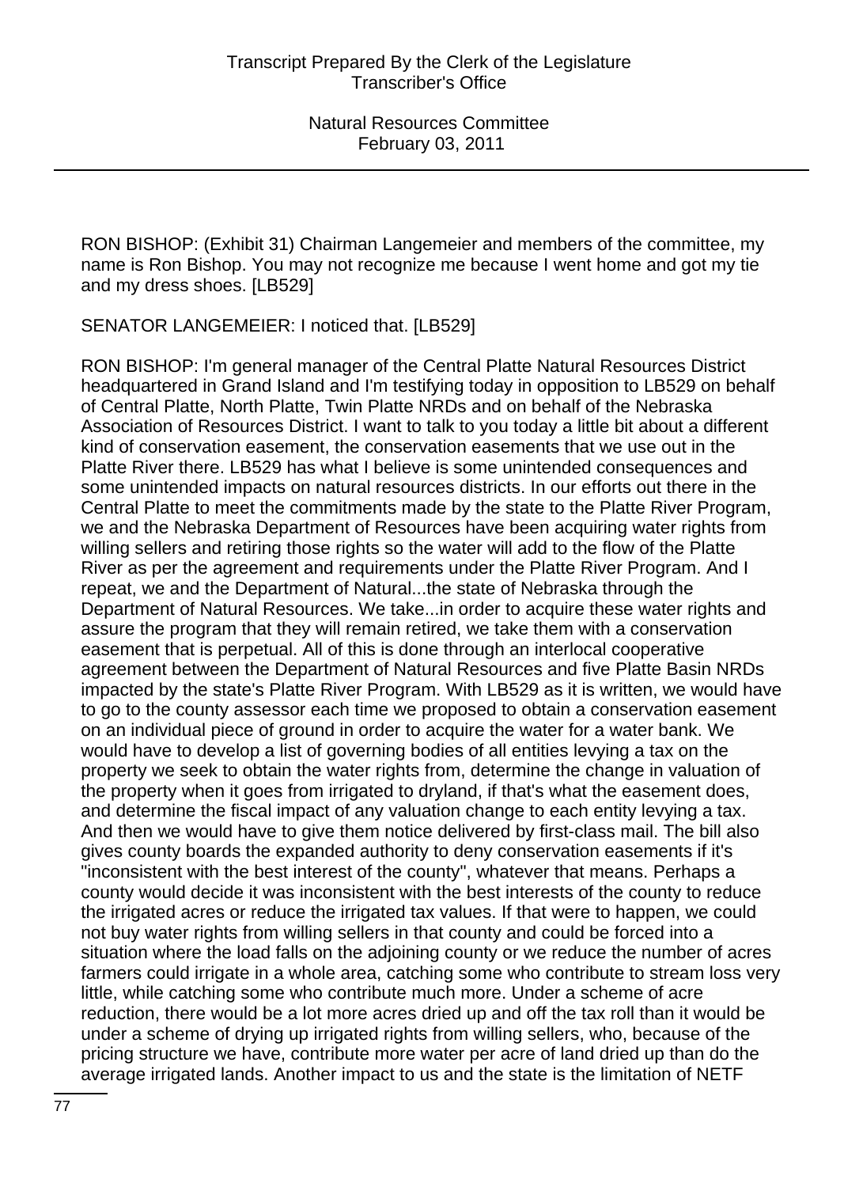RON BISHOP: (Exhibit 31) Chairman Langemeier and members of the committee, my name is Ron Bishop. You may not recognize me because I went home and got my tie and my dress shoes. [LB529]

SENATOR LANGEMEIER: I noticed that. [LB529]

RON BISHOP: I'm general manager of the Central Platte Natural Resources District headquartered in Grand Island and I'm testifying today in opposition to LB529 on behalf of Central Platte, North Platte, Twin Platte NRDs and on behalf of the Nebraska Association of Resources District. I want to talk to you today a little bit about a different kind of conservation easement, the conservation easements that we use out in the Platte River there. LB529 has what I believe is some unintended consequences and some unintended impacts on natural resources districts. In our efforts out there in the Central Platte to meet the commitments made by the state to the Platte River Program, we and the Nebraska Department of Resources have been acquiring water rights from willing sellers and retiring those rights so the water will add to the flow of the Platte River as per the agreement and requirements under the Platte River Program. And I repeat, we and the Department of Natural...the state of Nebraska through the Department of Natural Resources. We take...in order to acquire these water rights and assure the program that they will remain retired, we take them with a conservation easement that is perpetual. All of this is done through an interlocal cooperative agreement between the Department of Natural Resources and five Platte Basin NRDs impacted by the state's Platte River Program. With LB529 as it is written, we would have to go to the county assessor each time we proposed to obtain a conservation easement on an individual piece of ground in order to acquire the water for a water bank. We would have to develop a list of governing bodies of all entities levying a tax on the property we seek to obtain the water rights from, determine the change in valuation of the property when it goes from irrigated to dryland, if that's what the easement does, and determine the fiscal impact of any valuation change to each entity levying a tax. And then we would have to give them notice delivered by first-class mail. The bill also gives county boards the expanded authority to deny conservation easements if it's "inconsistent with the best interest of the county", whatever that means. Perhaps a county would decide it was inconsistent with the best interests of the county to reduce the irrigated acres or reduce the irrigated tax values. If that were to happen, we could not buy water rights from willing sellers in that county and could be forced into a situation where the load falls on the adjoining county or we reduce the number of acres farmers could irrigate in a whole area, catching some who contribute to stream loss very little, while catching some who contribute much more. Under a scheme of acre reduction, there would be a lot more acres dried up and off the tax roll than it would be under a scheme of drying up irrigated rights from willing sellers, who, because of the pricing structure we have, contribute more water per acre of land dried up than do the average irrigated lands. Another impact to us and the state is the limitation of NETF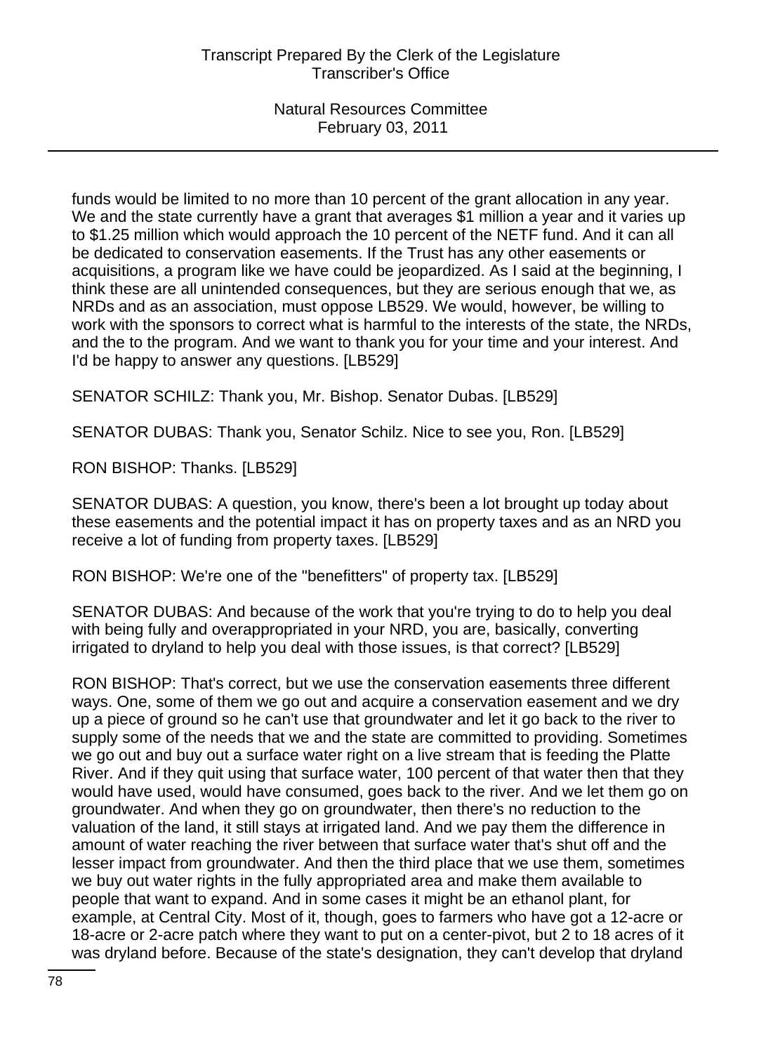funds would be limited to no more than 10 percent of the grant allocation in any year. We and the state currently have a grant that averages $1 million a year and it varies up to $1.25 million which would approach the 10 percent of the NETF fund. And it can all be dedicated to conservation easements. If the Trust has any other easements or acquisitions, a program like we have could be jeopardized. As I said at the beginning, I think these are all unintended consequences, but they are serious enough that we, as NRDs and as an association, must oppose LB529. We would, however, be willing to work with the sponsors to correct what is harmful to the interests of the state, the NRDs, and the to the program. And we want to thank you for your time and your interest. And I'd be happy to answer any questions. [LB529]

SENATOR SCHILZ: Thank you, Mr. Bishop. Senator Dubas. [LB529]

SENATOR DUBAS: Thank you, Senator Schilz. Nice to see you, Ron. [LB529]

RON BISHOP: Thanks. [LB529]

SENATOR DUBAS: A question, you know, there's been a lot brought up today about these easements and the potential impact it has on property taxes and as an NRD you receive a lot of funding from property taxes. [LB529]

RON BISHOP: We're one of the "benefitters" of property tax. [LB529]

SENATOR DUBAS: And because of the work that you're trying to do to help you deal with being fully and overappropriated in your NRD, you are, basically, converting irrigated to dryland to help you deal with those issues, is that correct? [LB529]

RON BISHOP: That's correct, but we use the conservation easements three different ways. One, some of them we go out and acquire a conservation easement and we dry up a piece of ground so he can't use that groundwater and let it go back to the river to supply some of the needs that we and the state are committed to providing. Sometimes we go out and buy out a surface water right on a live stream that is feeding the Platte River. And if they quit using that surface water, 100 percent of that water then that they would have used, would have consumed, goes back to the river. And we let them go on groundwater. And when they go on groundwater, then there's no reduction to the valuation of the land, it still stays at irrigated land. And we pay them the difference in amount of water reaching the river between that surface water that's shut off and the lesser impact from groundwater. And then the third place that we use them, sometimes we buy out water rights in the fully appropriated area and make them available to people that want to expand. And in some cases it might be an ethanol plant, for example, at Central City. Most of it, though, goes to farmers who have got a 12-acre or 18-acre or 2-acre patch where they want to put on a center-pivot, but 2 to 18 acres of it was dryland before. Because of the state's designation, they can't develop that dryland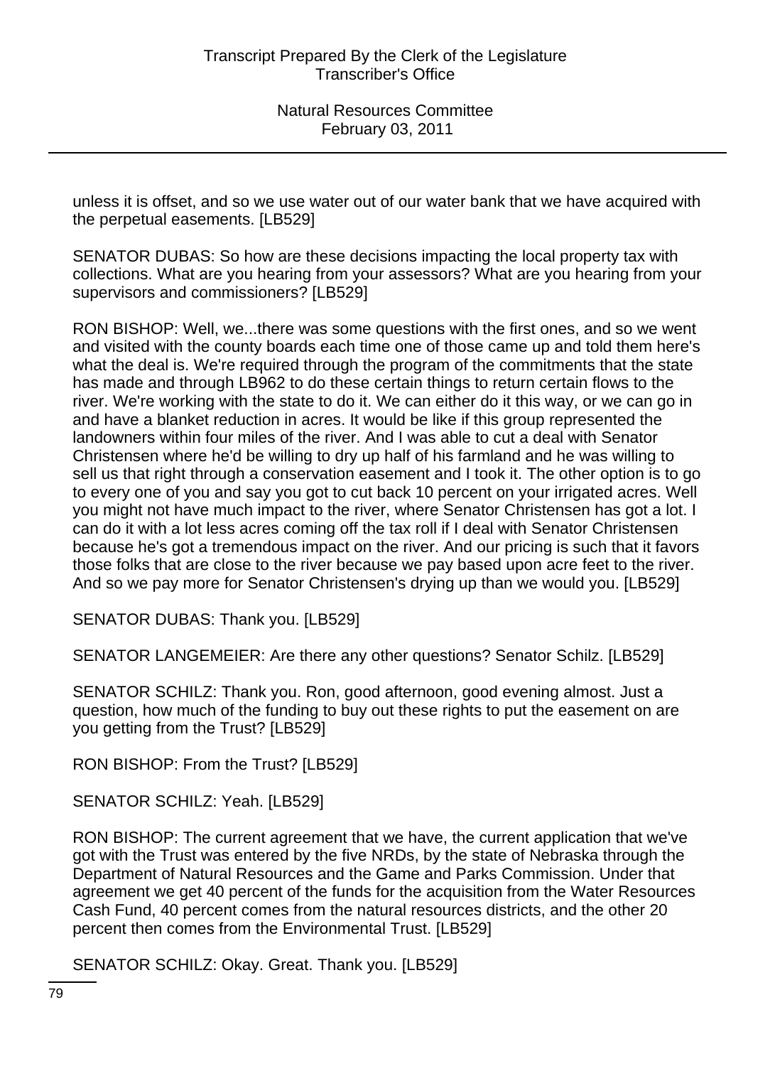unless it is offset, and so we use water out of our water bank that we have acquired with the perpetual easements. [LB529]

SENATOR DUBAS: So how are these decisions impacting the local property tax with collections. What are you hearing from your assessors? What are you hearing from your supervisors and commissioners? [LB529]

RON BISHOP: Well, we...there was some questions with the first ones, and so we went and visited with the county boards each time one of those came up and told them here's what the deal is. We're required through the program of the commitments that the state has made and through LB962 to do these certain things to return certain flows to the river. We're working with the state to do it. We can either do it this way, or we can go in and have a blanket reduction in acres. It would be like if this group represented the landowners within four miles of the river. And I was able to cut a deal with Senator Christensen where he'd be willing to dry up half of his farmland and he was willing to sell us that right through a conservation easement and I took it. The other option is to go to every one of you and say you got to cut back 10 percent on your irrigated acres. Well you might not have much impact to the river, where Senator Christensen has got a lot. I can do it with a lot less acres coming off the tax roll if I deal with Senator Christensen because he's got a tremendous impact on the river. And our pricing is such that it favors those folks that are close to the river because we pay based upon acre feet to the river. And so we pay more for Senator Christensen's drying up than we would you. [LB529]

SENATOR DUBAS: Thank you. [LB529]

SENATOR LANGEMEIER: Are there any other questions? Senator Schilz. [LB529]

SENATOR SCHILZ: Thank you. Ron, good afternoon, good evening almost. Just a question, how much of the funding to buy out these rights to put the easement on are you getting from the Trust? [LB529]

RON BISHOP: From the Trust? [LB529]

SENATOR SCHILZ: Yeah. [LB529]

RON BISHOP: The current agreement that we have, the current application that we've got with the Trust was entered by the five NRDs, by the state of Nebraska through the Department of Natural Resources and the Game and Parks Commission. Under that agreement we get 40 percent of the funds for the acquisition from the Water Resources Cash Fund, 40 percent comes from the natural resources districts, and the other 20 percent then comes from the Environmental Trust. [LB529]

SENATOR SCHILZ: Okay. Great. Thank you. [LB529]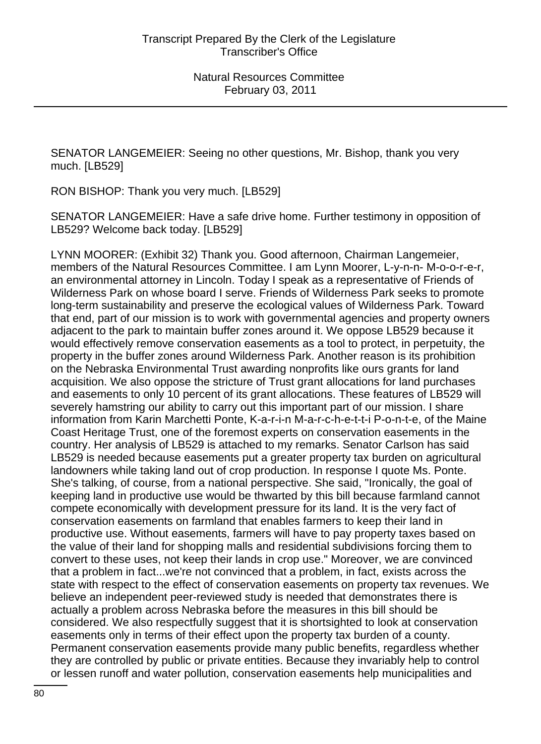SENATOR LANGEMEIER: Seeing no other questions, Mr. Bishop, thank you very much. [LB529]

RON BISHOP: Thank you very much. [LB529]

SENATOR LANGEMEIER: Have a safe drive home. Further testimony in opposition of LB529? Welcome back today. [LB529]

LYNN MOORER: (Exhibit 32) Thank you. Good afternoon, Chairman Langemeier, members of the Natural Resources Committee. I am Lynn Moorer, L-y-n-n- M-o-o-r-e-r, an environmental attorney in Lincoln. Today I speak as a representative of Friends of Wilderness Park on whose board I serve. Friends of Wilderness Park seeks to promote long-term sustainability and preserve the ecological values of Wilderness Park. Toward that end, part of our mission is to work with governmental agencies and property owners adjacent to the park to maintain buffer zones around it. We oppose LB529 because it would effectively remove conservation easements as a tool to protect, in perpetuity, the property in the buffer zones around Wilderness Park. Another reason is its prohibition on the Nebraska Environmental Trust awarding nonprofits like ours grants for land acquisition. We also oppose the stricture of Trust grant allocations for land purchases and easements to only 10 percent of its grant allocations. These features of LB529 will severely hamstring our ability to carry out this important part of our mission. I share information from Karin Marchetti Ponte, K-a-r-i-n M-a-r-c-h-e-t-t-i P-o-n-t-e, of the Maine Coast Heritage Trust, one of the foremost experts on conservation easements in the country. Her analysis of LB529 is attached to my remarks. Senator Carlson has said LB529 is needed because easements put a greater property tax burden on agricultural landowners while taking land out of crop production. In response I quote Ms. Ponte. She's talking, of course, from a national perspective. She said, "Ironically, the goal of keeping land in productive use would be thwarted by this bill because farmland cannot compete economically with development pressure for its land. It is the very fact of conservation easements on farmland that enables farmers to keep their land in productive use. Without easements, farmers will have to pay property taxes based on the value of their land for shopping malls and residential subdivisions forcing them to convert to these uses, not keep their lands in crop use." Moreover, we are convinced that a problem in fact...we're not convinced that a problem, in fact, exists across the state with respect to the effect of conservation easements on property tax revenues. We believe an independent peer-reviewed study is needed that demonstrates there is actually a problem across Nebraska before the measures in this bill should be considered. We also respectfully suggest that it is shortsighted to look at conservation easements only in terms of their effect upon the property tax burden of a county. Permanent conservation easements provide many public benefits, regardless whether they are controlled by public or private entities. Because they invariably help to control or lessen runoff and water pollution, conservation easements help municipalities and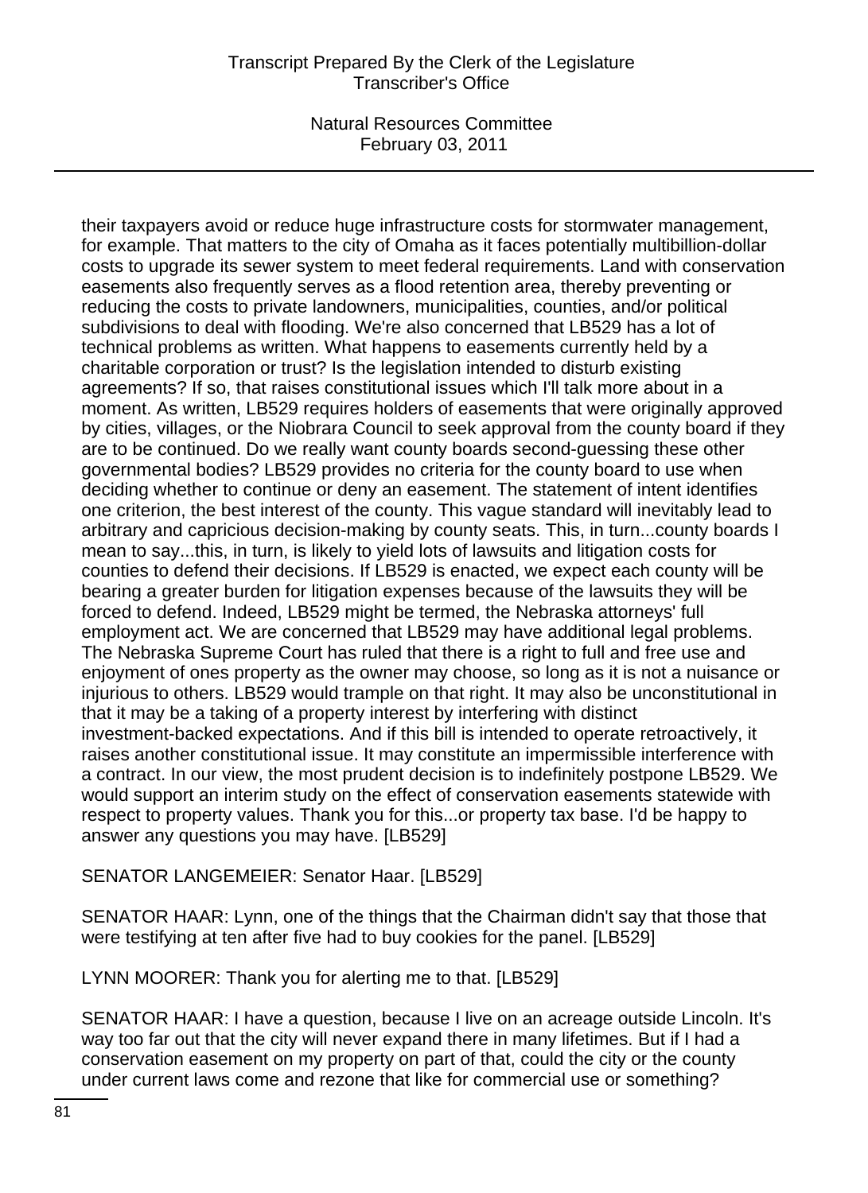their taxpayers avoid or reduce huge infrastructure costs for stormwater management, for example. That matters to the city of Omaha as it faces potentially multibillion-dollar costs to upgrade its sewer system to meet federal requirements. Land with conservation easements also frequently serves as a flood retention area, thereby preventing or reducing the costs to private landowners, municipalities, counties, and/or political subdivisions to deal with flooding. We're also concerned that LB529 has a lot of technical problems as written. What happens to easements currently held by a charitable corporation or trust? Is the legislation intended to disturb existing agreements? If so, that raises constitutional issues which I'll talk more about in a moment. As written, LB529 requires holders of easements that were originally approved by cities, villages, or the Niobrara Council to seek approval from the county board if they are to be continued. Do we really want county boards second-guessing these other governmental bodies? LB529 provides no criteria for the county board to use when deciding whether to continue or deny an easement. The statement of intent identifies one criterion, the best interest of the county. This vague standard will inevitably lead to arbitrary and capricious decision-making by county seats. This, in turn...county boards I mean to say...this, in turn, is likely to yield lots of lawsuits and litigation costs for counties to defend their decisions. If LB529 is enacted, we expect each county will be bearing a greater burden for litigation expenses because of the lawsuits they will be forced to defend. Indeed, LB529 might be termed, the Nebraska attorneys' full employment act. We are concerned that LB529 may have additional legal problems. The Nebraska Supreme Court has ruled that there is a right to full and free use and enjoyment of ones property as the owner may choose, so long as it is not a nuisance or injurious to others. LB529 would trample on that right. It may also be unconstitutional in that it may be a taking of a property interest by interfering with distinct investment-backed expectations. And if this bill is intended to operate retroactively, it raises another constitutional issue. It may constitute an impermissible interference with a contract. In our view, the most prudent decision is to indefinitely postpone LB529. We would support an interim study on the effect of conservation easements statewide with respect to property values. Thank you for this...or property tax base. I'd be happy to answer any questions you may have. [LB529]

SENATOR LANGEMEIER: Senator Haar. [LB529]

SENATOR HAAR: Lynn, one of the things that the Chairman didn't say that those that were testifying at ten after five had to buy cookies for the panel. [LB529]

LYNN MOORER: Thank you for alerting me to that. [LB529]

SENATOR HAAR: I have a question, because I live on an acreage outside Lincoln. It's way too far out that the city will never expand there in many lifetimes. But if I had a conservation easement on my property on part of that, could the city or the county under current laws come and rezone that like for commercial use or something?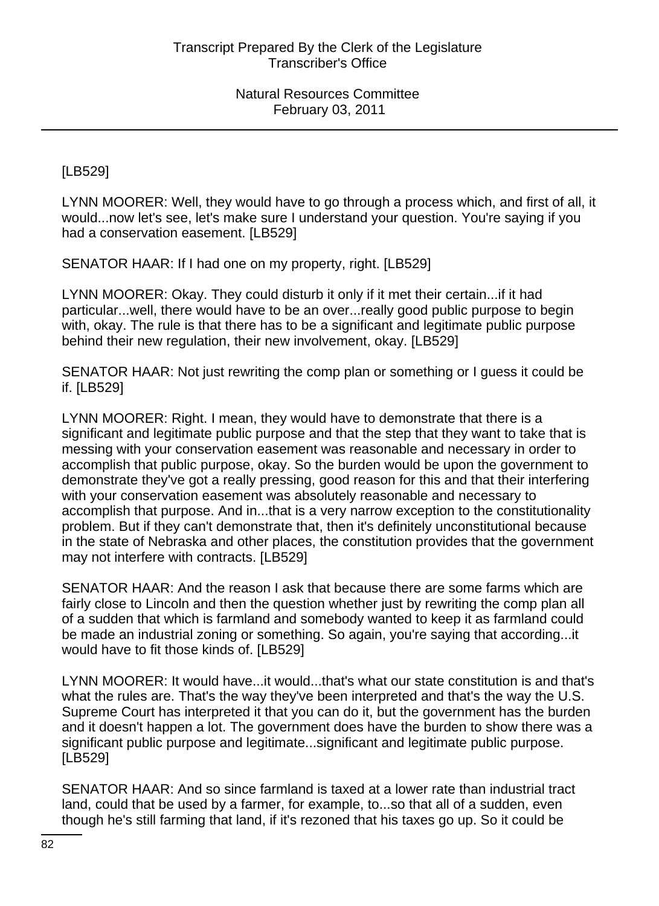[LB529]

LYNN MOORER: Well, they would have to go through a process which, and first of all, it would...now let's see, let's make sure I understand your question. You're saying if you had a conservation easement. [LB529]

SENATOR HAAR: If I had one on my property, right. [LB529]

LYNN MOORER: Okay. They could disturb it only if it met their certain...if it had particular...well, there would have to be an over...really good public purpose to begin with, okay. The rule is that there has to be a significant and legitimate public purpose behind their new regulation, their new involvement, okay. [LB529]

SENATOR HAAR: Not just rewriting the comp plan or something or I guess it could be if. [LB529]

LYNN MOORER: Right. I mean, they would have to demonstrate that there is a significant and legitimate public purpose and that the step that they want to take that is messing with your conservation easement was reasonable and necessary in order to accomplish that public purpose, okay. So the burden would be upon the government to demonstrate they've got a really pressing, good reason for this and that their interfering with your conservation easement was absolutely reasonable and necessary to accomplish that purpose. And in...that is a very narrow exception to the constitutionality problem. But if they can't demonstrate that, then it's definitely unconstitutional because in the state of Nebraska and other places, the constitution provides that the government may not interfere with contracts. [LB529]

SENATOR HAAR: And the reason I ask that because there are some farms which are fairly close to Lincoln and then the question whether just by rewriting the comp plan all of a sudden that which is farmland and somebody wanted to keep it as farmland could be made an industrial zoning or something. So again, you're saying that according...it would have to fit those kinds of. [LB529]

LYNN MOORER: It would have...it would...that's what our state constitution is and that's what the rules are. That's the way they've been interpreted and that's the way the U.S. Supreme Court has interpreted it that you can do it, but the government has the burden and it doesn't happen a lot. The government does have the burden to show there was a significant public purpose and legitimate...significant and legitimate public purpose. [LB529]

SENATOR HAAR: And so since farmland is taxed at a lower rate than industrial tract land, could that be used by a farmer, for example, to...so that all of a sudden, even though he's still farming that land, if it's rezoned that his taxes go up. So it could be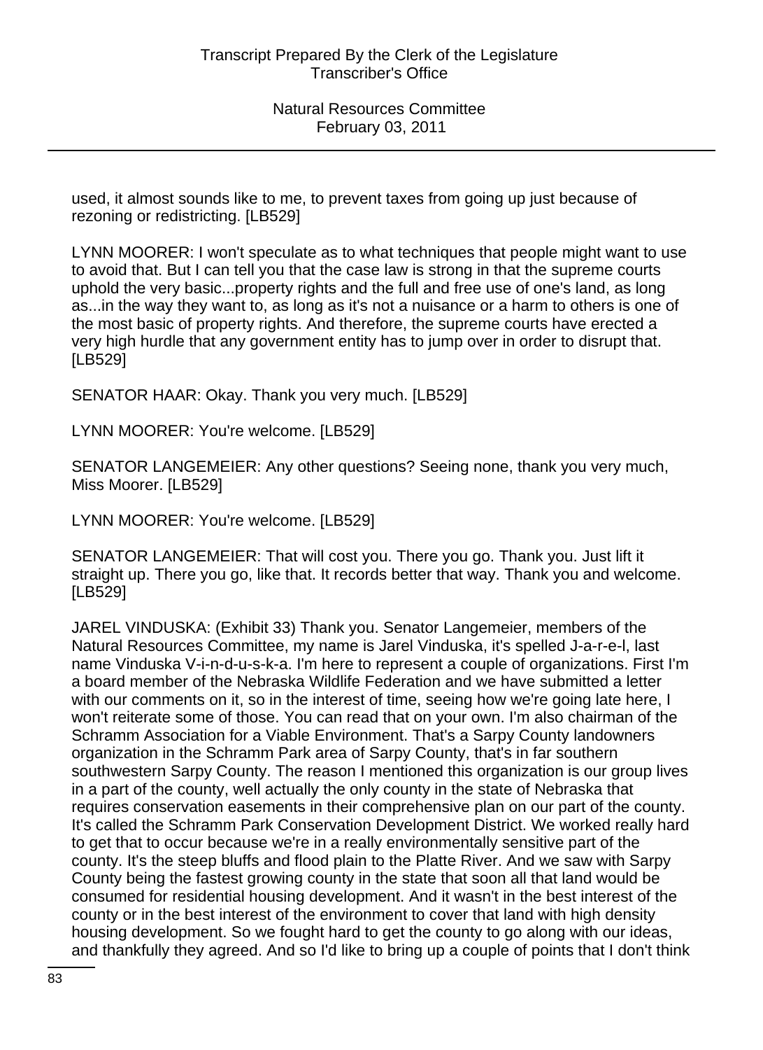used, it almost sounds like to me, to prevent taxes from going up just because of rezoning or redistricting. [LB529]

LYNN MOORER: I won't speculate as to what techniques that people might want to use to avoid that. But I can tell you that the case law is strong in that the supreme courts uphold the very basic...property rights and the full and free use of one's land, as long as...in the way they want to, as long as it's not a nuisance or a harm to others is one of the most basic of property rights. And therefore, the supreme courts have erected a very high hurdle that any government entity has to jump over in order to disrupt that. [LB529]

SENATOR HAAR: Okay. Thank you very much. [LB529]

LYNN MOORER: You're welcome. [LB529]

SENATOR LANGEMEIER: Any other questions? Seeing none, thank you very much, Miss Moorer. [LB529]

LYNN MOORER: You're welcome. [LB529]

SENATOR LANGEMEIER: That will cost you. There you go. Thank you. Just lift it straight up. There you go, like that. It records better that way. Thank you and welcome. [LB529]

JAREL VINDUSKA: (Exhibit 33) Thank you. Senator Langemeier, members of the Natural Resources Committee, my name is Jarel Vinduska, it's spelled J-a-r-e-l, last name Vinduska V-i-n-d-u-s-k-a. I'm here to represent a couple of organizations. First I'm a board member of the Nebraska Wildlife Federation and we have submitted a letter with our comments on it, so in the interest of time, seeing how we're going late here, I won't reiterate some of those. You can read that on your own. I'm also chairman of the Schramm Association for a Viable Environment. That's a Sarpy County landowners organization in the Schramm Park area of Sarpy County, that's in far southern southwestern Sarpy County. The reason I mentioned this organization is our group lives in a part of the county, well actually the only county in the state of Nebraska that requires conservation easements in their comprehensive plan on our part of the county. It's called the Schramm Park Conservation Development District. We worked really hard to get that to occur because we're in a really environmentally sensitive part of the county. It's the steep bluffs and flood plain to the Platte River. And we saw with Sarpy County being the fastest growing county in the state that soon all that land would be consumed for residential housing development. And it wasn't in the best interest of the county or in the best interest of the environment to cover that land with high density housing development. So we fought hard to get the county to go along with our ideas, and thankfully they agreed. And so I'd like to bring up a couple of points that I don't think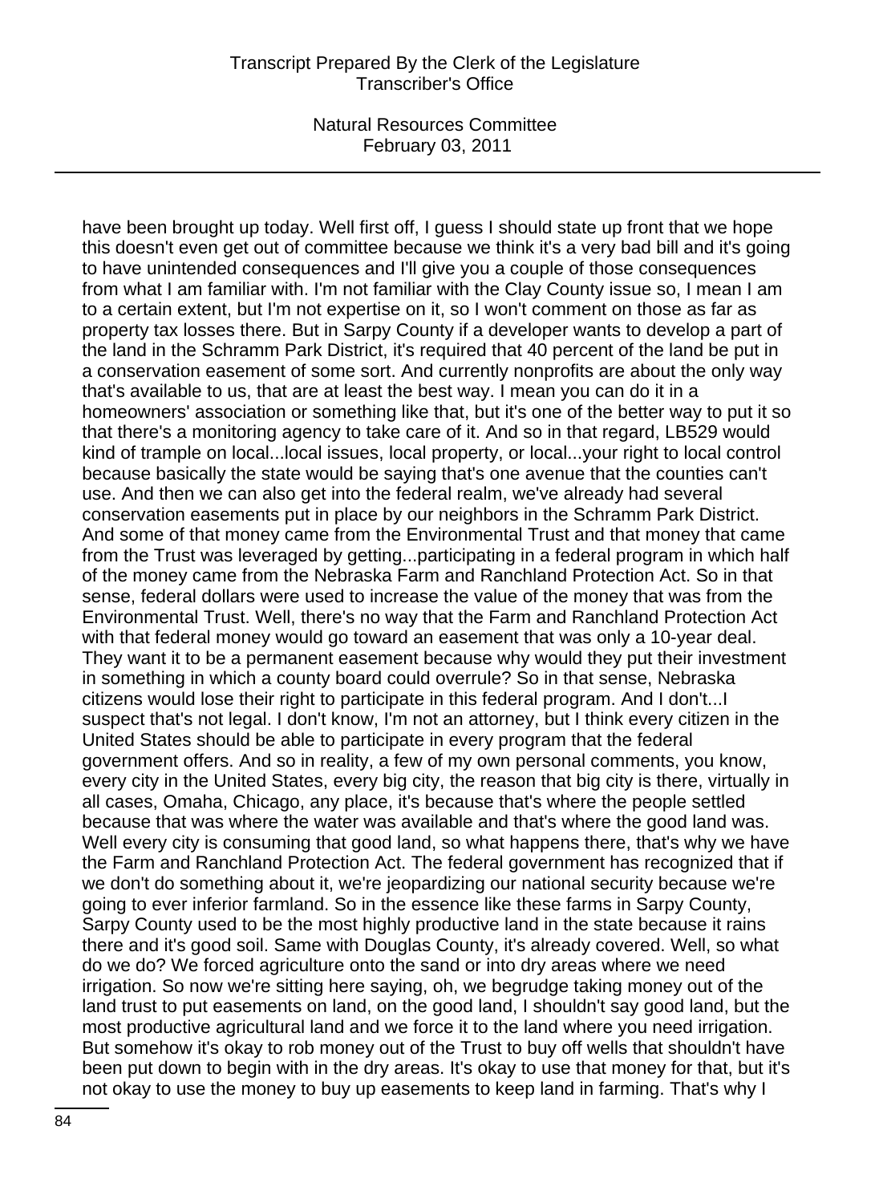have been brought up today. Well first off, I guess I should state up front that we hope this doesn't even get out of committee because we think it's a very bad bill and it's going to have unintended consequences and I'll give you a couple of those consequences from what I am familiar with. I'm not familiar with the Clay County issue so, I mean I am to a certain extent, but I'm not expertise on it, so I won't comment on those as far as property tax losses there. But in Sarpy County if a developer wants to develop a part of the land in the Schramm Park District, it's required that 40 percent of the land be put in a conservation easement of some sort. And currently nonprofits are about the only way that's available to us, that are at least the best way. I mean you can do it in a homeowners' association or something like that, but it's one of the better way to put it so that there's a monitoring agency to take care of it. And so in that regard, LB529 would kind of trample on local...local issues, local property, or local...your right to local control because basically the state would be saying that's one avenue that the counties can't use. And then we can also get into the federal realm, we've already had several conservation easements put in place by our neighbors in the Schramm Park District. And some of that money came from the Environmental Trust and that money that came from the Trust was leveraged by getting...participating in a federal program in which half of the money came from the Nebraska Farm and Ranchland Protection Act. So in that sense, federal dollars were used to increase the value of the money that was from the Environmental Trust. Well, there's no way that the Farm and Ranchland Protection Act with that federal money would go toward an easement that was only a 10-year deal. They want it to be a permanent easement because why would they put their investment in something in which a county board could overrule? So in that sense, Nebraska citizens would lose their right to participate in this federal program. And I don't...I suspect that's not legal. I don't know, I'm not an attorney, but I think every citizen in the United States should be able to participate in every program that the federal government offers. And so in reality, a few of my own personal comments, you know, every city in the United States, every big city, the reason that big city is there, virtually in all cases, Omaha, Chicago, any place, it's because that's where the people settled because that was where the water was available and that's where the good land was. Well every city is consuming that good land, so what happens there, that's why we have the Farm and Ranchland Protection Act. The federal government has recognized that if we don't do something about it, we're jeopardizing our national security because we're going to ever inferior farmland. So in the essence like these farms in Sarpy County, Sarpy County used to be the most highly productive land in the state because it rains there and it's good soil. Same with Douglas County, it's already covered. Well, so what do we do? We forced agriculture onto the sand or into dry areas where we need irrigation. So now we're sitting here saying, oh, we begrudge taking money out of the land trust to put easements on land, on the good land, I shouldn't say good land, but the most productive agricultural land and we force it to the land where you need irrigation. But somehow it's okay to rob money out of the Trust to buy off wells that shouldn't have been put down to begin with in the dry areas. It's okay to use that money for that, but it's not okay to use the money to buy up easements to keep land in farming. That's why I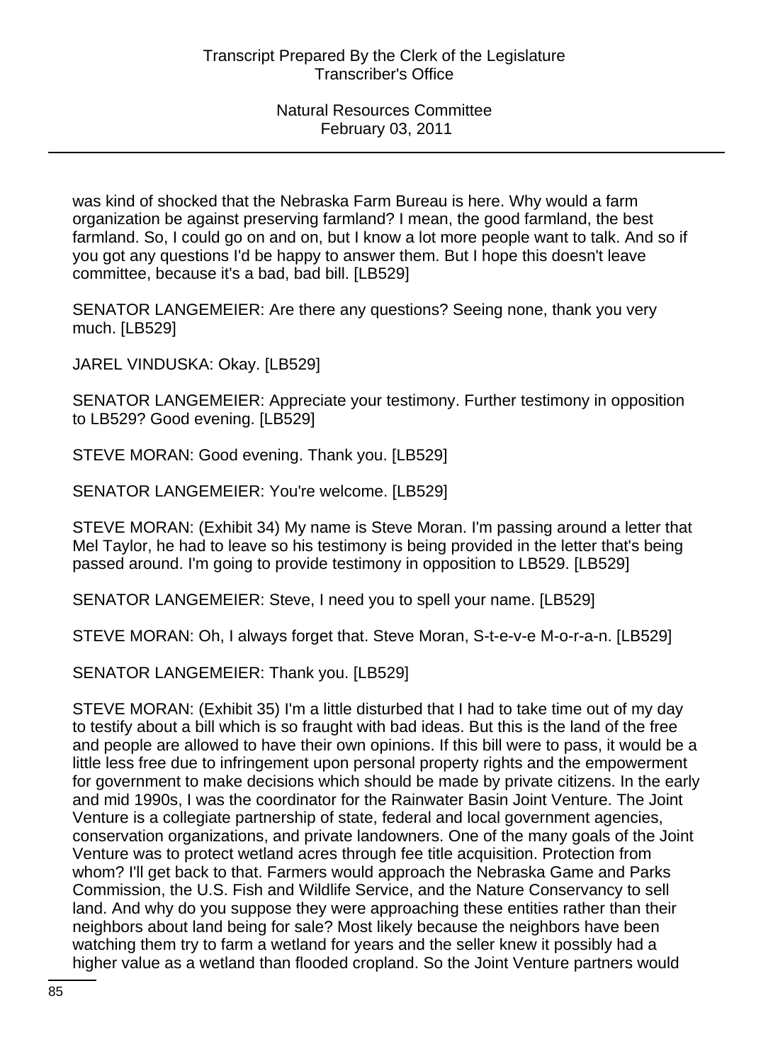was kind of shocked that the Nebraska Farm Bureau is here. Why would a farm organization be against preserving farmland? I mean, the good farmland, the best farmland. So, I could go on and on, but I know a lot more people want to talk. And so if you got any questions I'd be happy to answer them. But I hope this doesn't leave committee, because it's a bad, bad bill. [LB529]

SENATOR LANGEMEIER: Are there any questions? Seeing none, thank you very much. [LB529]

JAREL VINDUSKA: Okay. [LB529]

SENATOR LANGEMEIER: Appreciate your testimony. Further testimony in opposition to LB529? Good evening. [LB529]

STEVE MORAN: Good evening. Thank you. [LB529]

SENATOR LANGEMEIER: You're welcome. [LB529]

STEVE MORAN: (Exhibit 34) My name is Steve Moran. I'm passing around a letter that Mel Taylor, he had to leave so his testimony is being provided in the letter that's being passed around. I'm going to provide testimony in opposition to LB529. [LB529]

SENATOR LANGEMEIER: Steve, I need you to spell your name. [LB529]

STEVE MORAN: Oh, I always forget that. Steve Moran, S-t-e-v-e M-o-r-a-n. [LB529]

SENATOR LANGEMEIER: Thank you. [LB529]

STEVE MORAN: (Exhibit 35) I'm a little disturbed that I had to take time out of my day to testify about a bill which is so fraught with bad ideas. But this is the land of the free and people are allowed to have their own opinions. If this bill were to pass, it would be a little less free due to infringement upon personal property rights and the empowerment for government to make decisions which should be made by private citizens. In the early and mid 1990s, I was the coordinator for the Rainwater Basin Joint Venture. The Joint Venture is a collegiate partnership of state, federal and local government agencies, conservation organizations, and private landowners. One of the many goals of the Joint Venture was to protect wetland acres through fee title acquisition. Protection from whom? I'll get back to that. Farmers would approach the Nebraska Game and Parks Commission, the U.S. Fish and Wildlife Service, and the Nature Conservancy to sell land. And why do you suppose they were approaching these entities rather than their neighbors about land being for sale? Most likely because the neighbors have been watching them try to farm a wetland for years and the seller knew it possibly had a higher value as a wetland than flooded cropland. So the Joint Venture partners would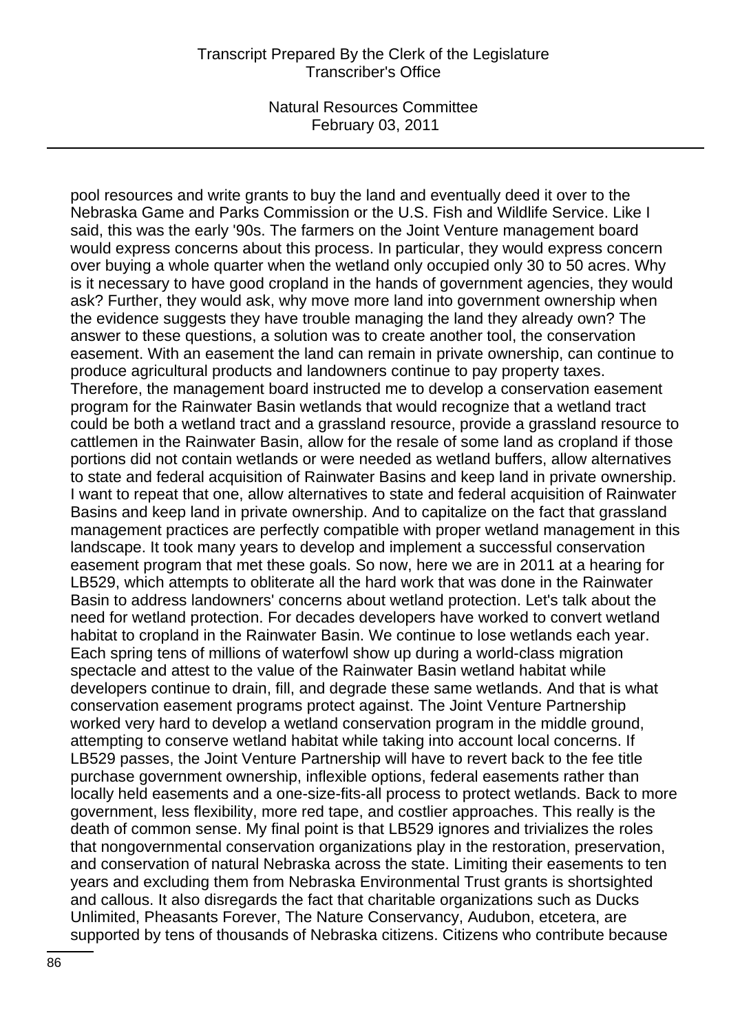pool resources and write grants to buy the land and eventually deed it over to the Nebraska Game and Parks Commission or the U.S. Fish and Wildlife Service. Like I said, this was the early '90s. The farmers on the Joint Venture management board would express concerns about this process. In particular, they would express concern over buying a whole quarter when the wetland only occupied only 30 to 50 acres. Why is it necessary to have good cropland in the hands of government agencies, they would ask? Further, they would ask, why move more land into government ownership when the evidence suggests they have trouble managing the land they already own? The answer to these questions, a solution was to create another tool, the conservation easement. With an easement the land can remain in private ownership, can continue to produce agricultural products and landowners continue to pay property taxes. Therefore, the management board instructed me to develop a conservation easement program for the Rainwater Basin wetlands that would recognize that a wetland tract could be both a wetland tract and a grassland resource, provide a grassland resource to cattlemen in the Rainwater Basin, allow for the resale of some land as cropland if those portions did not contain wetlands or were needed as wetland buffers, allow alternatives to state and federal acquisition of Rainwater Basins and keep land in private ownership. I want to repeat that one, allow alternatives to state and federal acquisition of Rainwater Basins and keep land in private ownership. And to capitalize on the fact that grassland management practices are perfectly compatible with proper wetland management in this landscape. It took many years to develop and implement a successful conservation easement program that met these goals. So now, here we are in 2011 at a hearing for LB529, which attempts to obliterate all the hard work that was done in the Rainwater Basin to address landowners' concerns about wetland protection. Let's talk about the need for wetland protection. For decades developers have worked to convert wetland habitat to cropland in the Rainwater Basin. We continue to lose wetlands each year. Each spring tens of millions of waterfowl show up during a world-class migration spectacle and attest to the value of the Rainwater Basin wetland habitat while developers continue to drain, fill, and degrade these same wetlands. And that is what conservation easement programs protect against. The Joint Venture Partnership worked very hard to develop a wetland conservation program in the middle ground, attempting to conserve wetland habitat while taking into account local concerns. If LB529 passes, the Joint Venture Partnership will have to revert back to the fee title purchase government ownership, inflexible options, federal easements rather than locally held easements and a one-size-fits-all process to protect wetlands. Back to more government, less flexibility, more red tape, and costlier approaches. This really is the death of common sense. My final point is that LB529 ignores and trivializes the roles that nongovernmental conservation organizations play in the restoration, preservation, and conservation of natural Nebraska across the state. Limiting their easements to ten years and excluding them from Nebraska Environmental Trust grants is shortsighted and callous. It also disregards the fact that charitable organizations such as Ducks Unlimited, Pheasants Forever, The Nature Conservancy, Audubon, etcetera, are supported by tens of thousands of Nebraska citizens. Citizens who contribute because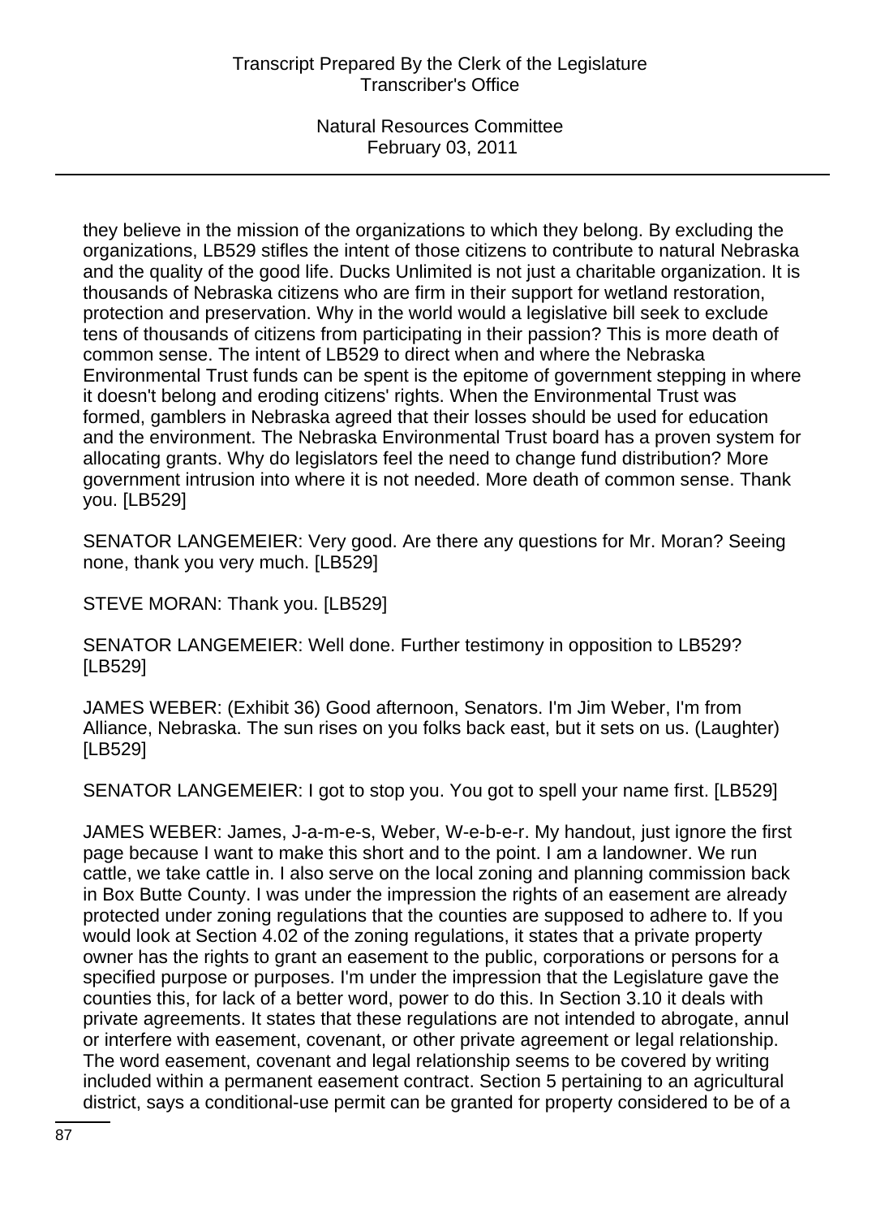they believe in the mission of the organizations to which they belong. By excluding the organizations, LB529 stifles the intent of those citizens to contribute to natural Nebraska and the quality of the good life. Ducks Unlimited is not just a charitable organization. It is thousands of Nebraska citizens who are firm in their support for wetland restoration, protection and preservation. Why in the world would a legislative bill seek to exclude tens of thousands of citizens from participating in their passion? This is more death of common sense. The intent of LB529 to direct when and where the Nebraska Environmental Trust funds can be spent is the epitome of government stepping in where it doesn't belong and eroding citizens' rights. When the Environmental Trust was formed, gamblers in Nebraska agreed that their losses should be used for education and the environment. The Nebraska Environmental Trust board has a proven system for allocating grants. Why do legislators feel the need to change fund distribution? More government intrusion into where it is not needed. More death of common sense. Thank you. [LB529]

SENATOR LANGEMEIER: Very good. Are there any questions for Mr. Moran? Seeing none, thank you very much. [LB529]

STEVE MORAN: Thank you. [LB529]

SENATOR LANGEMEIER: Well done. Further testimony in opposition to LB529? [LB529]

JAMES WEBER: (Exhibit 36) Good afternoon, Senators. I'm Jim Weber, I'm from Alliance, Nebraska. The sun rises on you folks back east, but it sets on us. (Laughter) [LB529]

SENATOR LANGEMEIER: I got to stop you. You got to spell your name first. [LB529]

JAMES WEBER: James, J-a-m-e-s, Weber, W-e-b-e-r. My handout, just ignore the first page because I want to make this short and to the point. I am a landowner. We run cattle, we take cattle in. I also serve on the local zoning and planning commission back in Box Butte County. I was under the impression the rights of an easement are already protected under zoning regulations that the counties are supposed to adhere to. If you would look at Section 4.02 of the zoning regulations, it states that a private property owner has the rights to grant an easement to the public, corporations or persons for a specified purpose or purposes. I'm under the impression that the Legislature gave the counties this, for lack of a better word, power to do this. In Section 3.10 it deals with private agreements. It states that these regulations are not intended to abrogate, annul or interfere with easement, covenant, or other private agreement or legal relationship. The word easement, covenant and legal relationship seems to be covered by writing included within a permanent easement contract. Section 5 pertaining to an agricultural district, says a conditional-use permit can be granted for property considered to be of a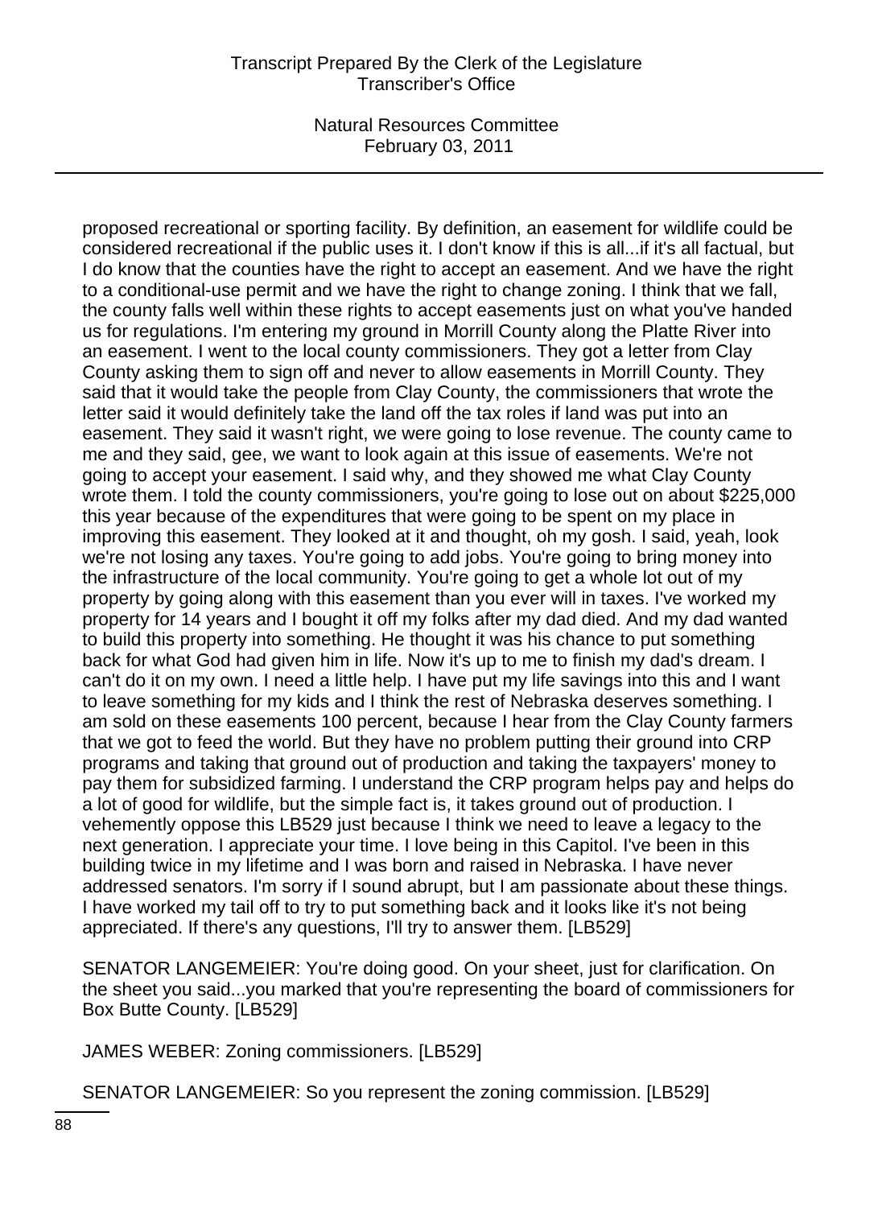proposed recreational or sporting facility. By definition, an easement for wildlife could be considered recreational if the public uses it. I don't know if this is all...if it's all factual, but I do know that the counties have the right to accept an easement. And we have the right to a conditional-use permit and we have the right to change zoning. I think that we fall, the county falls well within these rights to accept easements just on what you've handed us for regulations. I'm entering my ground in Morrill County along the Platte River into an easement. I went to the local county commissioners. They got a letter from Clay County asking them to sign off and never to allow easements in Morrill County. They said that it would take the people from Clay County, the commissioners that wrote the letter said it would definitely take the land off the tax roles if land was put into an easement. They said it wasn't right, we were going to lose revenue. The county came to me and they said, gee, we want to look again at this issue of easements. We're not going to accept your easement. I said why, and they showed me what Clay County wrote them. I told the county commissioners, you're going to lose out on about $225,000 this year because of the expenditures that were going to be spent on my place in improving this easement. They looked at it and thought, oh my gosh. I said, yeah, look we're not losing any taxes. You're going to add jobs. You're going to bring money into the infrastructure of the local community. You're going to get a whole lot out of my property by going along with this easement than you ever will in taxes. I've worked my property for 14 years and I bought it off my folks after my dad died. And my dad wanted to build this property into something. He thought it was his chance to put something back for what God had given him in life. Now it's up to me to finish my dad's dream. I can't do it on my own. I need a little help. I have put my life savings into this and I want to leave something for my kids and I think the rest of Nebraska deserves something. I am sold on these easements 100 percent, because I hear from the Clay County farmers that we got to feed the world. But they have no problem putting their ground into CRP programs and taking that ground out of production and taking the taxpayers' money to pay them for subsidized farming. I understand the CRP program helps pay and helps do a lot of good for wildlife, but the simple fact is, it takes ground out of production. I vehemently oppose this LB529 just because I think we need to leave a legacy to the next generation. I appreciate your time. I love being in this Capitol. I've been in this building twice in my lifetime and I was born and raised in Nebraska. I have never addressed senators. I'm sorry if I sound abrupt, but I am passionate about these things. I have worked my tail off to try to put something back and it looks like it's not being appreciated. If there's any questions, I'll try to answer them. [LB529]

SENATOR LANGEMEIER: You're doing good. On your sheet, just for clarification. On the sheet you said...you marked that you're representing the board of commissioners for Box Butte County. [LB529]

JAMES WEBER: Zoning commissioners. [LB529]

SENATOR LANGEMEIER: So you represent the zoning commission. [LB529]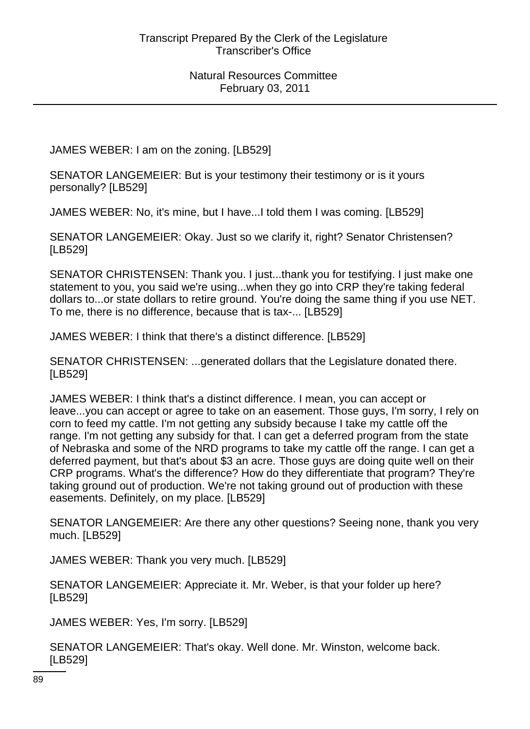JAMES WEBER: I am on the zoning. [LB529]

SENATOR LANGEMEIER: But is your testimony their testimony or is it yours personally? [LB529]

JAMES WEBER: No, it's mine, but I have...I told them I was coming. [LB529]

SENATOR LANGEMEIER: Okay. Just so we clarify it, right? Senator Christensen? [LB529]

SENATOR CHRISTENSEN: Thank you. I just...thank you for testifying. I just make one statement to you, you said we're using...when they go into CRP they're taking federal dollars to...or state dollars to retire ground. You're doing the same thing if you use NET. To me, there is no difference, because that is tax-... [LB529]

JAMES WEBER: I think that there's a distinct difference. [LB529]

SENATOR CHRISTENSEN: ...generated dollars that the Legislature donated there. [LB529]

JAMES WEBER: I think that's a distinct difference. I mean, you can accept or leave...you can accept or agree to take on an easement. Those guys, I'm sorry, I rely on corn to feed my cattle. I'm not getting any subsidy because I take my cattle off the range. I'm not getting any subsidy for that. I can get a deferred program from the state of Nebraska and some of the NRD programs to take my cattle off the range. I can get a deferred payment, but that's about $3 an acre. Those guys are doing quite well on their CRP programs. What's the difference? How do they differentiate that program? They're taking ground out of production. We're not taking ground out of production with these easements. Definitely, on my place. [LB529]

SENATOR LANGEMEIER: Are there any other questions? Seeing none, thank you very much. [LB529]

JAMES WEBER: Thank you very much. [LB529]

SENATOR LANGEMEIER: Appreciate it. Mr. Weber, is that your folder up here? [LB529]

JAMES WEBER: Yes, I'm sorry. [LB529]

SENATOR LANGEMEIER: That's okay. Well done. Mr. Winston, welcome back. [LB529]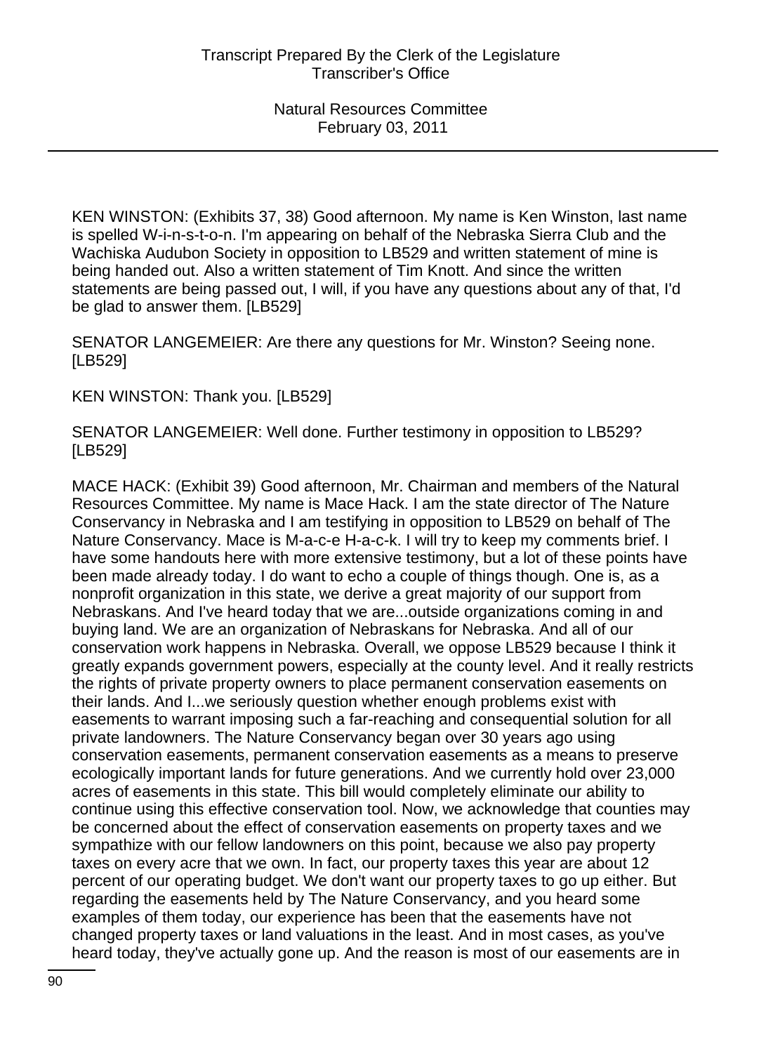KEN WINSTON: (Exhibits 37, 38) Good afternoon. My name is Ken Winston, last name is spelled W-i-n-s-t-o-n. I'm appearing on behalf of the Nebraska Sierra Club and the Wachiska Audubon Society in opposition to LB529 and written statement of mine is being handed out. Also a written statement of Tim Knott. And since the written statements are being passed out, I will, if you have any questions about any of that, I'd be glad to answer them. [LB529]

SENATOR LANGEMEIER: Are there any questions for Mr. Winston? Seeing none. [LB529]

KEN WINSTON: Thank you. [LB529]

SENATOR LANGEMEIER: Well done. Further testimony in opposition to LB529? [LB529]

MACE HACK: (Exhibit 39) Good afternoon, Mr. Chairman and members of the Natural Resources Committee. My name is Mace Hack. I am the state director of The Nature Conservancy in Nebraska and I am testifying in opposition to LB529 on behalf of The Nature Conservancy. Mace is M-a-c-e H-a-c-k. I will try to keep my comments brief. I have some handouts here with more extensive testimony, but a lot of these points have been made already today. I do want to echo a couple of things though. One is, as a nonprofit organization in this state, we derive a great majority of our support from Nebraskans. And I've heard today that we are...outside organizations coming in and buying land. We are an organization of Nebraskans for Nebraska. And all of our conservation work happens in Nebraska. Overall, we oppose LB529 because I think it greatly expands government powers, especially at the county level. And it really restricts the rights of private property owners to place permanent conservation easements on their lands. And I...we seriously question whether enough problems exist with easements to warrant imposing such a far-reaching and consequential solution for all private landowners. The Nature Conservancy began over 30 years ago using conservation easements, permanent conservation easements as a means to preserve ecologically important lands for future generations. And we currently hold over 23,000 acres of easements in this state. This bill would completely eliminate our ability to continue using this effective conservation tool. Now, we acknowledge that counties may be concerned about the effect of conservation easements on property taxes and we sympathize with our fellow landowners on this point, because we also pay property taxes on every acre that we own. In fact, our property taxes this year are about 12 percent of our operating budget. We don't want our property taxes to go up either. But regarding the easements held by The Nature Conservancy, and you heard some examples of them today, our experience has been that the easements have not changed property taxes or land valuations in the least. And in most cases, as you've heard today, they've actually gone up. And the reason is most of our easements are in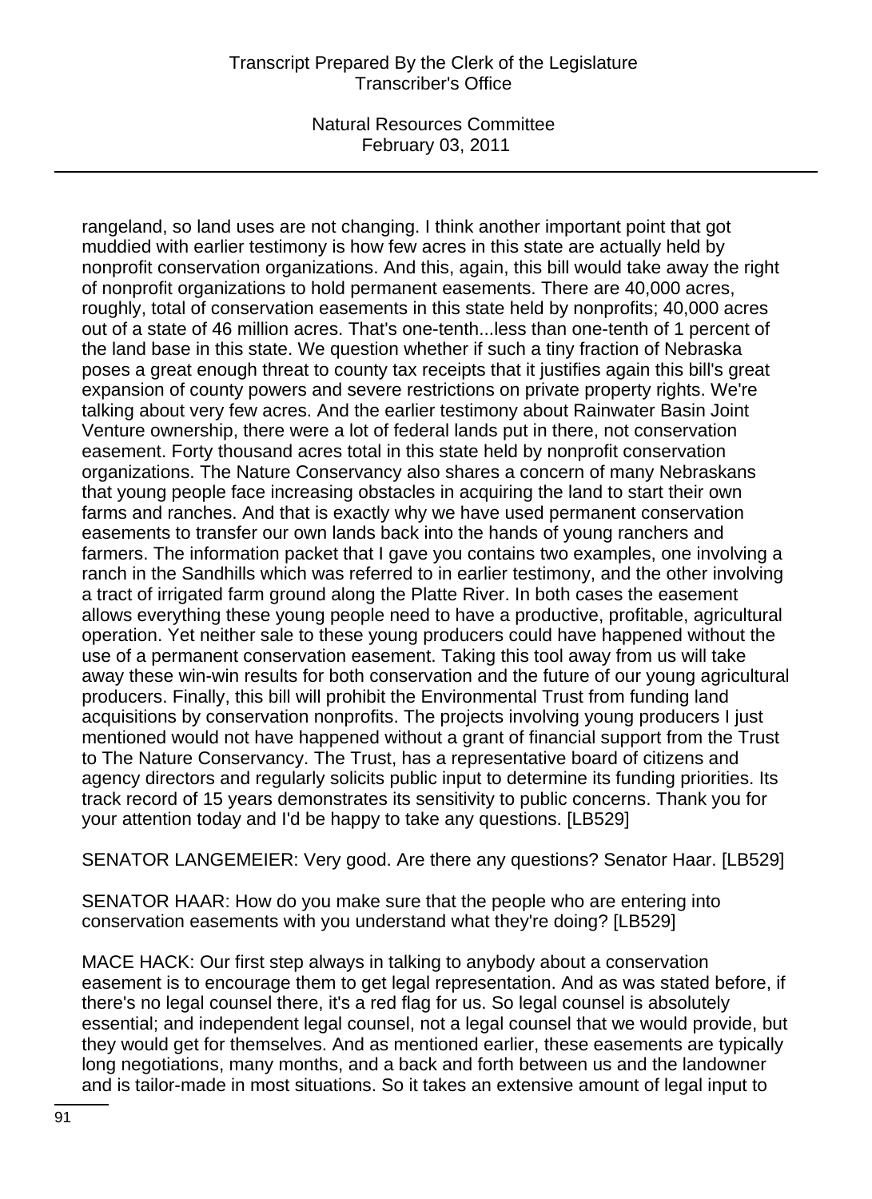rangeland, so land uses are not changing. I think another important point that got muddied with earlier testimony is how few acres in this state are actually held by nonprofit conservation organizations. And this, again, this bill would take away the right of nonprofit organizations to hold permanent easements. There are 40,000 acres, roughly, total of conservation easements in this state held by nonprofits; 40,000 acres out of a state of 46 million acres. That's one-tenth...less than one-tenth of 1 percent of the land base in this state. We question whether if such a tiny fraction of Nebraska poses a great enough threat to county tax receipts that it justifies again this bill's great expansion of county powers and severe restrictions on private property rights. We're talking about very few acres. And the earlier testimony about Rainwater Basin Joint Venture ownership, there were a lot of federal lands put in there, not conservation easement. Forty thousand acres total in this state held by nonprofit conservation organizations. The Nature Conservancy also shares a concern of many Nebraskans that young people face increasing obstacles in acquiring the land to start their own farms and ranches. And that is exactly why we have used permanent conservation easements to transfer our own lands back into the hands of young ranchers and farmers. The information packet that I gave you contains two examples, one involving a ranch in the Sandhills which was referred to in earlier testimony, and the other involving a tract of irrigated farm ground along the Platte River. In both cases the easement allows everything these young people need to have a productive, profitable, agricultural operation. Yet neither sale to these young producers could have happened without the use of a permanent conservation easement. Taking this tool away from us will take away these win-win results for both conservation and the future of our young agricultural producers. Finally, this bill will prohibit the Environmental Trust from funding land acquisitions by conservation nonprofits. The projects involving young producers I just mentioned would not have happened without a grant of financial support from the Trust to The Nature Conservancy. The Trust, has a representative board of citizens and agency directors and regularly solicits public input to determine its funding priorities. Its track record of 15 years demonstrates its sensitivity to public concerns. Thank you for your attention today and I'd be happy to take any questions. [LB529]

SENATOR LANGEMEIER: Very good. Are there any questions? Senator Haar. [LB529]

SENATOR HAAR: How do you make sure that the people who are entering into conservation easements with you understand what they're doing? [LB529]

MACE HACK: Our first step always in talking to anybody about a conservation easement is to encourage them to get legal representation. And as was stated before, if there's no legal counsel there, it's a red flag for us. So legal counsel is absolutely essential; and independent legal counsel, not a legal counsel that we would provide, but they would get for themselves. And as mentioned earlier, these easements are typically long negotiations, many months, and a back and forth between us and the landowner and is tailor-made in most situations. So it takes an extensive amount of legal input to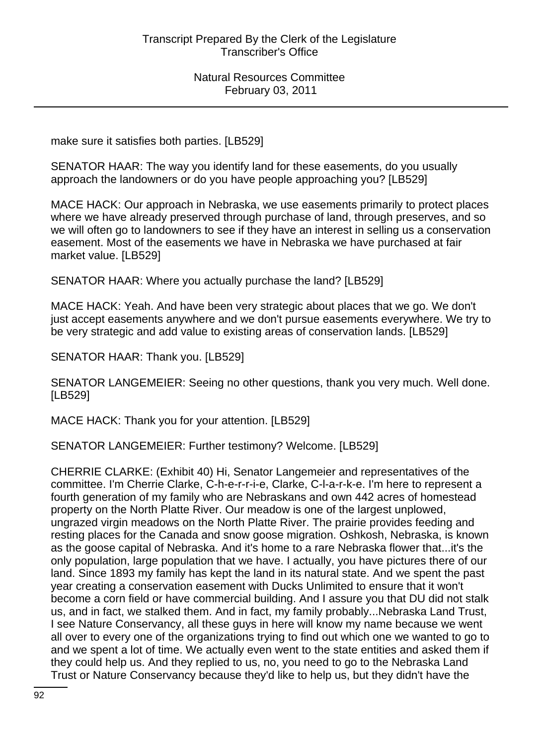make sure it satisfies both parties. [LB529]

SENATOR HAAR: The way you identify land for these easements, do you usually approach the landowners or do you have people approaching you? [LB529]

MACE HACK: Our approach in Nebraska, we use easements primarily to protect places where we have already preserved through purchase of land, through preserves, and so we will often go to landowners to see if they have an interest in selling us a conservation easement. Most of the easements we have in Nebraska we have purchased at fair market value. [LB529]

SENATOR HAAR: Where you actually purchase the land? [LB529]

MACE HACK: Yeah. And have been very strategic about places that we go. We don't just accept easements anywhere and we don't pursue easements everywhere. We try to be very strategic and add value to existing areas of conservation lands. [LB529]

SENATOR HAAR: Thank you. [LB529]

SENATOR LANGEMEIER: Seeing no other questions, thank you very much. Well done. [LB529]

MACE HACK: Thank you for your attention. [LB529]

SENATOR LANGEMEIER: Further testimony? Welcome. [LB529]

CHERRIE CLARKE: (Exhibit 40) Hi, Senator Langemeier and representatives of the committee. I'm Cherrie Clarke, C-h-e-r-r-i-e, Clarke, C-l-a-r-k-e. I'm here to represent a fourth generation of my family who are Nebraskans and own 442 acres of homestead property on the North Platte River. Our meadow is one of the largest unplowed, ungrazed virgin meadows on the North Platte River. The prairie provides feeding and resting places for the Canada and snow goose migration. Oshkosh, Nebraska, is known as the goose capital of Nebraska. And it's home to a rare Nebraska flower that...it's the only population, large population that we have. I actually, you have pictures there of our land. Since 1893 my family has kept the land in its natural state. And we spent the past year creating a conservation easement with Ducks Unlimited to ensure that it won't become a corn field or have commercial building. And I assure you that DU did not stalk us, and in fact, we stalked them. And in fact, my family probably...Nebraska Land Trust, I see Nature Conservancy, all these guys in here will know my name because we went all over to every one of the organizations trying to find out which one we wanted to go to and we spent a lot of time. We actually even went to the state entities and asked them if they could help us. And they replied to us, no, you need to go to the Nebraska Land Trust or Nature Conservancy because they'd like to help us, but they didn't have the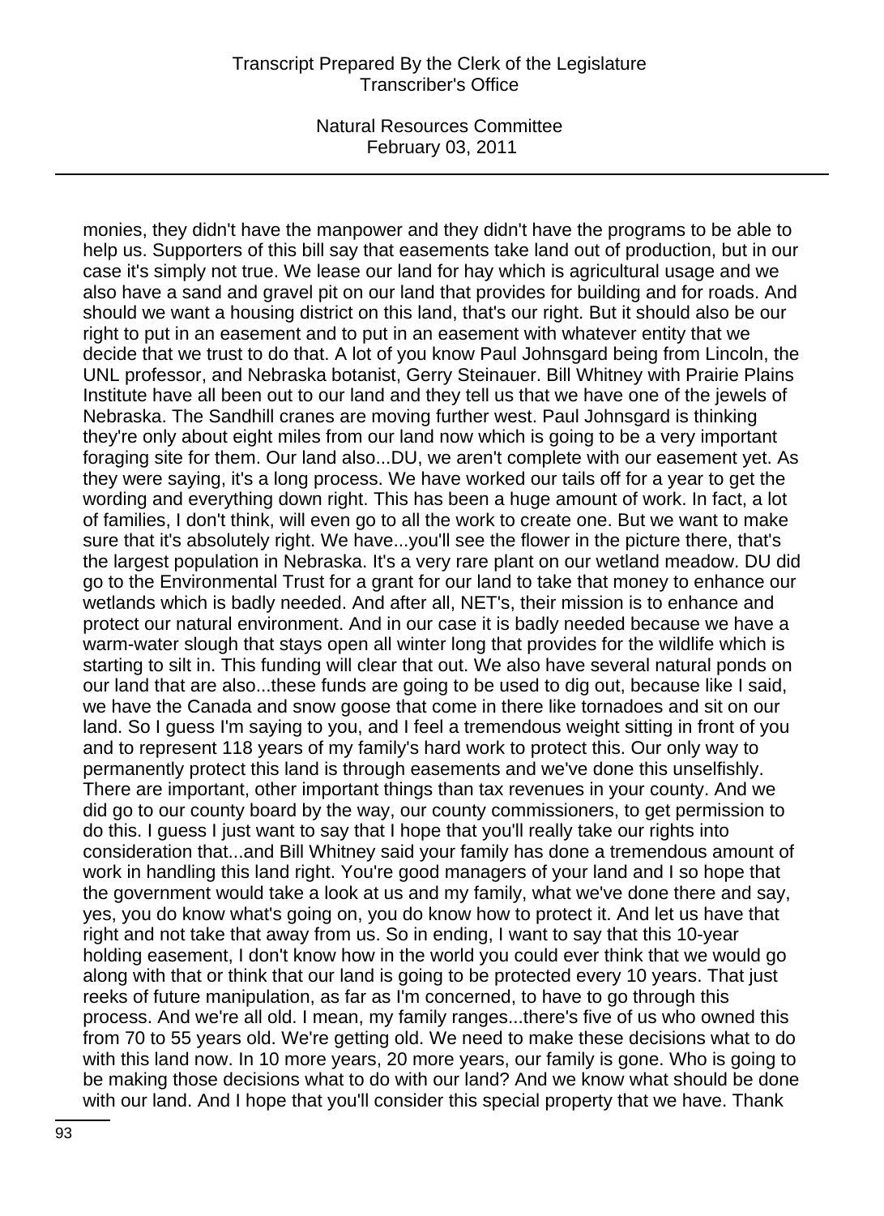monies, they didn't have the manpower and they didn't have the programs to be able to help us. Supporters of this bill say that easements take land out of production, but in our case it's simply not true. We lease our land for hay which is agricultural usage and we also have a sand and gravel pit on our land that provides for building and for roads. And should we want a housing district on this land, that's our right. But it should also be our right to put in an easement and to put in an easement with whatever entity that we decide that we trust to do that. A lot of you know Paul Johnsgard being from Lincoln, the UNL professor, and Nebraska botanist, Gerry Steinauer. Bill Whitney with Prairie Plains Institute have all been out to our land and they tell us that we have one of the jewels of Nebraska. The Sandhill cranes are moving further west. Paul Johnsgard is thinking they're only about eight miles from our land now which is going to be a very important foraging site for them. Our land also...DU, we aren't complete with our easement yet. As they were saying, it's a long process. We have worked our tails off for a year to get the wording and everything down right. This has been a huge amount of work. In fact, a lot of families, I don't think, will even go to all the work to create one. But we want to make sure that it's absolutely right. We have...you'll see the flower in the picture there, that's the largest population in Nebraska. It's a very rare plant on our wetland meadow. DU did go to the Environmental Trust for a grant for our land to take that money to enhance our wetlands which is badly needed. And after all, NET's, their mission is to enhance and protect our natural environment. And in our case it is badly needed because we have a warm-water slough that stays open all winter long that provides for the wildlife which is starting to silt in. This funding will clear that out. We also have several natural ponds on our land that are also...these funds are going to be used to dig out, because like I said, we have the Canada and snow goose that come in there like tornadoes and sit on our land. So I guess I'm saying to you, and I feel a tremendous weight sitting in front of you and to represent 118 years of my family's hard work to protect this. Our only way to permanently protect this land is through easements and we've done this unselfishly. There are important, other important things than tax revenues in your county. And we did go to our county board by the way, our county commissioners, to get permission to do this. I guess I just want to say that I hope that you'll really take our rights into consideration that...and Bill Whitney said your family has done a tremendous amount of work in handling this land right. You're good managers of your land and I so hope that the government would take a look at us and my family, what we've done there and say, yes, you do know what's going on, you do know how to protect it. And let us have that right and not take that away from us. So in ending, I want to say that this 10-year holding easement, I don't know how in the world you could ever think that we would go along with that or think that our land is going to be protected every 10 years. That just reeks of future manipulation, as far as I'm concerned, to have to go through this process. And we're all old. I mean, my family ranges...there's five of us who owned this from 70 to 55 years old. We're getting old. We need to make these decisions what to do with this land now. In 10 more years, 20 more years, our family is gone. Who is going to be making those decisions what to do with our land? And we know what should be done with our land. And I hope that you'll consider this special property that we have. Thank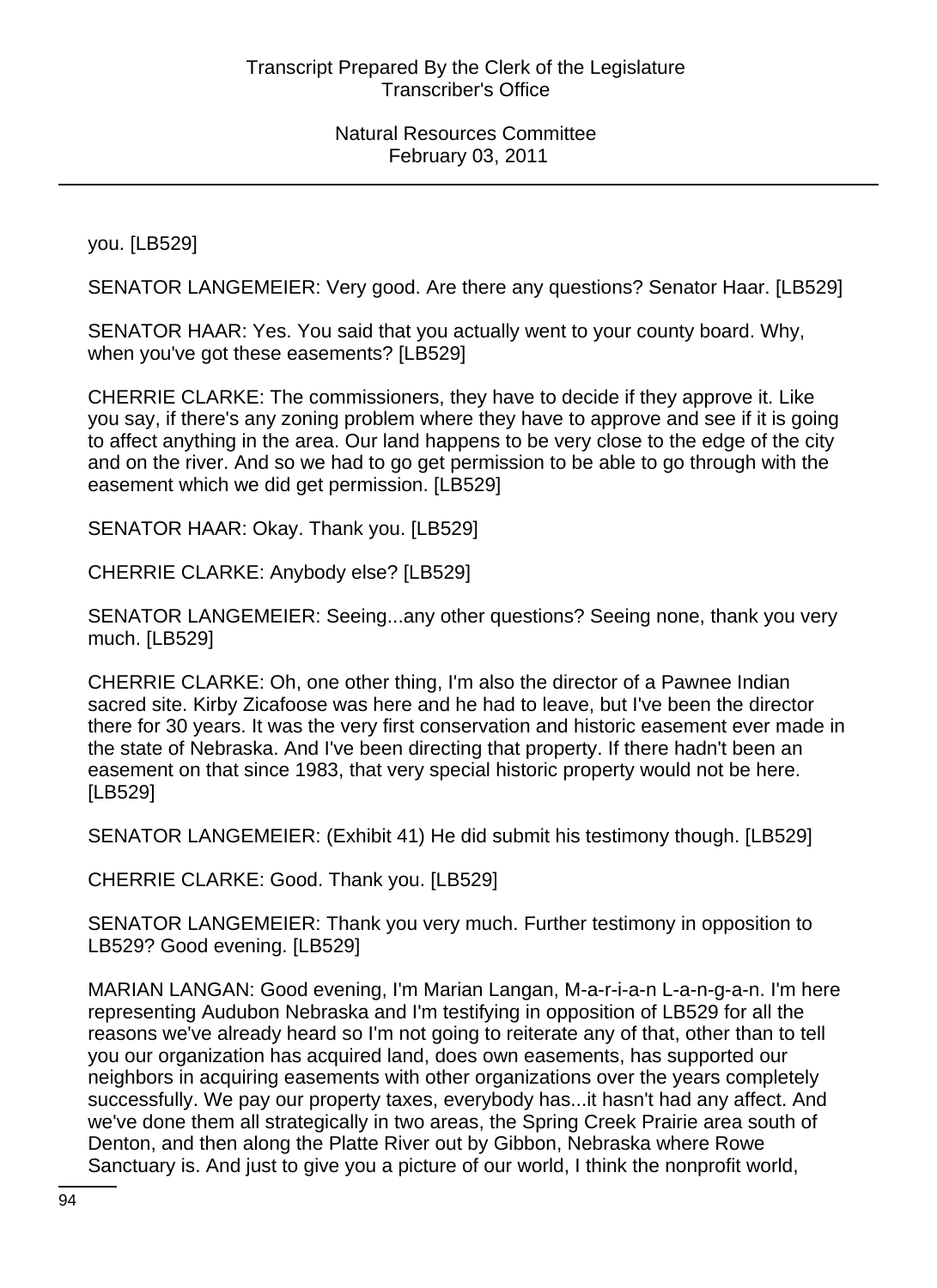you. [LB529]

SENATOR LANGEMEIER: Very good. Are there any questions? Senator Haar. [LB529]

SENATOR HAAR: Yes. You said that you actually went to your county board. Why, when you've got these easements? [LB529]

CHERRIE CLARKE: The commissioners, they have to decide if they approve it. Like you say, if there's any zoning problem where they have to approve and see if it is going to affect anything in the area. Our land happens to be very close to the edge of the city and on the river. And so we had to go get permission to be able to go through with the easement which we did get permission. [LB529]

SENATOR HAAR: Okay. Thank you. [LB529]

CHERRIE CLARKE: Anybody else? [LB529]

SENATOR LANGEMEIER: Seeing...any other questions? Seeing none, thank you very much. [LB529]

CHERRIE CLARKE: Oh, one other thing, I'm also the director of a Pawnee Indian sacred site. Kirby Zicafoose was here and he had to leave, but I've been the director there for 30 years. It was the very first conservation and historic easement ever made in the state of Nebraska. And I've been directing that property. If there hadn't been an easement on that since 1983, that very special historic property would not be here. [LB529]

SENATOR LANGEMEIER: (Exhibit 41) He did submit his testimony though. [LB529]

CHERRIE CLARKE: Good. Thank you. [LB529]

SENATOR LANGEMEIER: Thank you very much. Further testimony in opposition to LB529? Good evening. [LB529]

MARIAN LANGAN: Good evening, I'm Marian Langan, M-a-r-i-a-n L-a-n-g-a-n. I'm here representing Audubon Nebraska and I'm testifying in opposition of LB529 for all the reasons we've already heard so I'm not going to reiterate any of that, other than to tell you our organization has acquired land, does own easements, has supported our neighbors in acquiring easements with other organizations over the years completely successfully. We pay our property taxes, everybody has...it hasn't had any affect. And we've done them all strategically in two areas, the Spring Creek Prairie area south of Denton, and then along the Platte River out by Gibbon, Nebraska where Rowe Sanctuary is. And just to give you a picture of our world, I think the nonprofit world,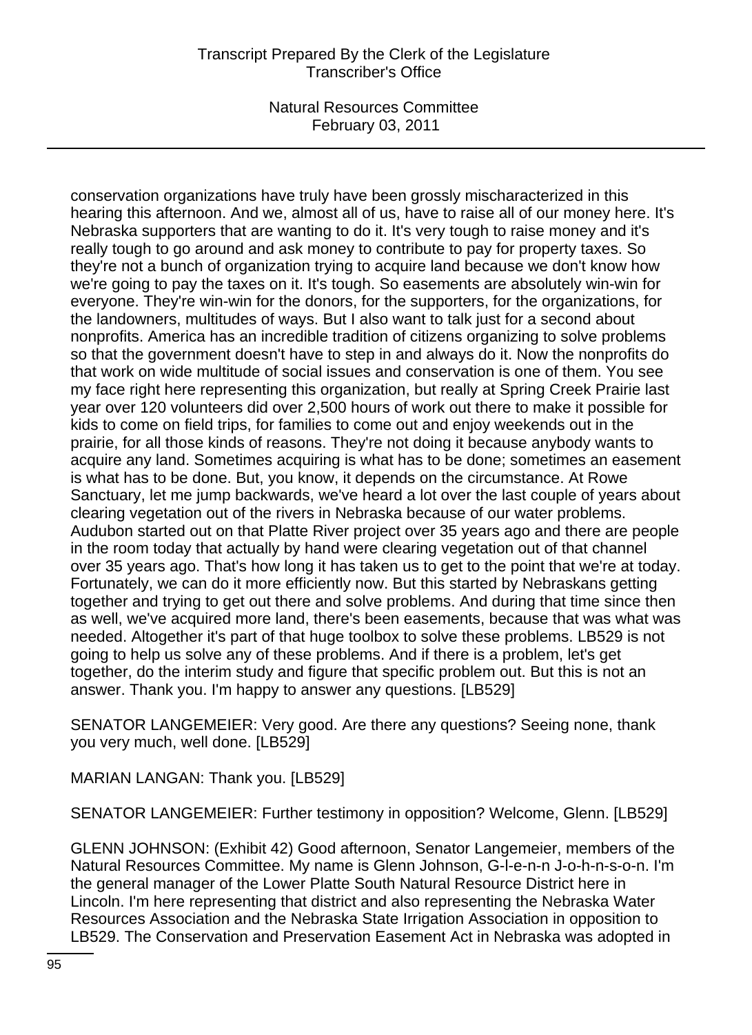conservation organizations have truly have been grossly mischaracterized in this hearing this afternoon. And we, almost all of us, have to raise all of our money here. It's Nebraska supporters that are wanting to do it. It's very tough to raise money and it's really tough to go around and ask money to contribute to pay for property taxes. So they're not a bunch of organization trying to acquire land because we don't know how we're going to pay the taxes on it. It's tough. So easements are absolutely win-win for everyone. They're win-win for the donors, for the supporters, for the organizations, for the landowners, multitudes of ways. But I also want to talk just for a second about nonprofits. America has an incredible tradition of citizens organizing to solve problems so that the government doesn't have to step in and always do it. Now the nonprofits do that work on wide multitude of social issues and conservation is one of them. You see my face right here representing this organization, but really at Spring Creek Prairie last year over 120 volunteers did over 2,500 hours of work out there to make it possible for kids to come on field trips, for families to come out and enjoy weekends out in the prairie, for all those kinds of reasons. They're not doing it because anybody wants to acquire any land. Sometimes acquiring is what has to be done; sometimes an easement is what has to be done. But, you know, it depends on the circumstance. At Rowe Sanctuary, let me jump backwards, we've heard a lot over the last couple of years about clearing vegetation out of the rivers in Nebraska because of our water problems. Audubon started out on that Platte River project over 35 years ago and there are people in the room today that actually by hand were clearing vegetation out of that channel over 35 years ago. That's how long it has taken us to get to the point that we're at today. Fortunately, we can do it more efficiently now. But this started by Nebraskans getting together and trying to get out there and solve problems. And during that time since then as well, we've acquired more land, there's been easements, because that was what was needed. Altogether it's part of that huge toolbox to solve these problems. LB529 is not going to help us solve any of these problems. And if there is a problem, let's get together, do the interim study and figure that specific problem out. But this is not an answer. Thank you. I'm happy to answer any questions. [LB529]

SENATOR LANGEMEIER: Very good. Are there any questions? Seeing none, thank you very much, well done. [LB529]

MARIAN LANGAN: Thank you. [LB529]

SENATOR LANGEMEIER: Further testimony in opposition? Welcome, Glenn. [LB529]

GLENN JOHNSON: (Exhibit 42) Good afternoon, Senator Langemeier, members of the Natural Resources Committee. My name is Glenn Johnson, G-l-e-n-n J-o-h-n-s-o-n. I'm the general manager of the Lower Platte South Natural Resource District here in Lincoln. I'm here representing that district and also representing the Nebraska Water Resources Association and the Nebraska State Irrigation Association in opposition to LB529. The Conservation and Preservation Easement Act in Nebraska was adopted in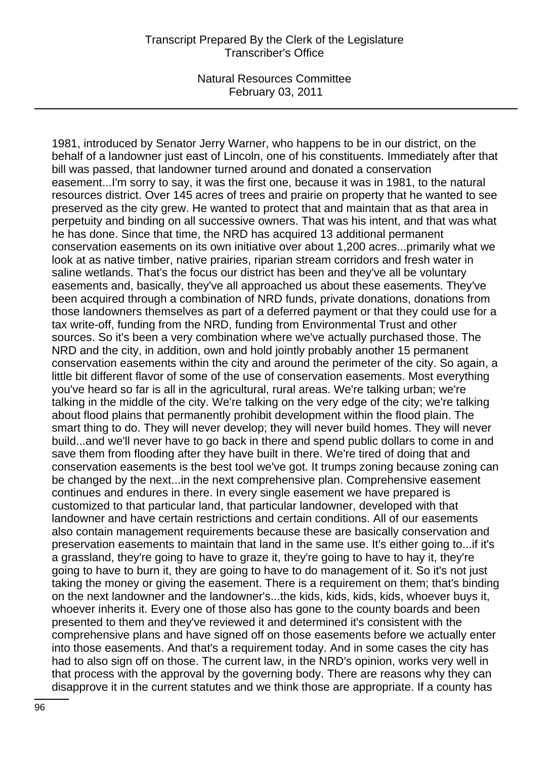1981, introduced by Senator Jerry Warner, who happens to be in our district, on the behalf of a landowner just east of Lincoln, one of his constituents. Immediately after that bill was passed, that landowner turned around and donated a conservation easement...I'm sorry to say, it was the first one, because it was in 1981, to the natural resources district. Over 145 acres of trees and prairie on property that he wanted to see preserved as the city grew. He wanted to protect that and maintain that as that area in perpetuity and binding on all successive owners. That was his intent, and that was what he has done. Since that time, the NRD has acquired 13 additional permanent conservation easements on its own initiative over about 1,200 acres...primarily what we look at as native timber, native prairies, riparian stream corridors and fresh water in saline wetlands. That's the focus our district has been and they've all be voluntary easements and, basically, they've all approached us about these easements. They've been acquired through a combination of NRD funds, private donations, donations from those landowners themselves as part of a deferred payment or that they could use for a tax write-off, funding from the NRD, funding from Environmental Trust and other sources. So it's been a very combination where we've actually purchased those. The NRD and the city, in addition, own and hold jointly probably another 15 permanent conservation easements within the city and around the perimeter of the city. So again, a little bit different flavor of some of the use of conservation easements. Most everything you've heard so far is all in the agricultural, rural areas. We're talking urban; we're talking in the middle of the city. We're talking on the very edge of the city; we're talking about flood plains that permanently prohibit development within the flood plain. The smart thing to do. They will never develop; they will never build homes. They will never build...and we'll never have to go back in there and spend public dollars to come in and save them from flooding after they have built in there. We're tired of doing that and conservation easements is the best tool we've got. It trumps zoning because zoning can be changed by the next...in the next comprehensive plan. Comprehensive easement continues and endures in there. In every single easement we have prepared is customized to that particular land, that particular landowner, developed with that landowner and have certain restrictions and certain conditions. All of our easements also contain management requirements because these are basically conservation and preservation easements to maintain that land in the same use. It's either going to...if it's a grassland, they're going to have to graze it, they're going to have to hay it, they're going to have to burn it, they are going to have to do management of it. So it's not just taking the money or giving the easement. There is a requirement on them; that's binding on the next landowner and the landowner's...the kids, kids, kids, kids, whoever buys it, whoever inherits it. Every one of those also has gone to the county boards and been presented to them and they've reviewed it and determined it's consistent with the comprehensive plans and have signed off on those easements before we actually enter into those easements. And that's a requirement today. And in some cases the city has had to also sign off on those. The current law, in the NRD's opinion, works very well in that process with the approval by the governing body. There are reasons why they can disapprove it in the current statutes and we think those are appropriate. If a county has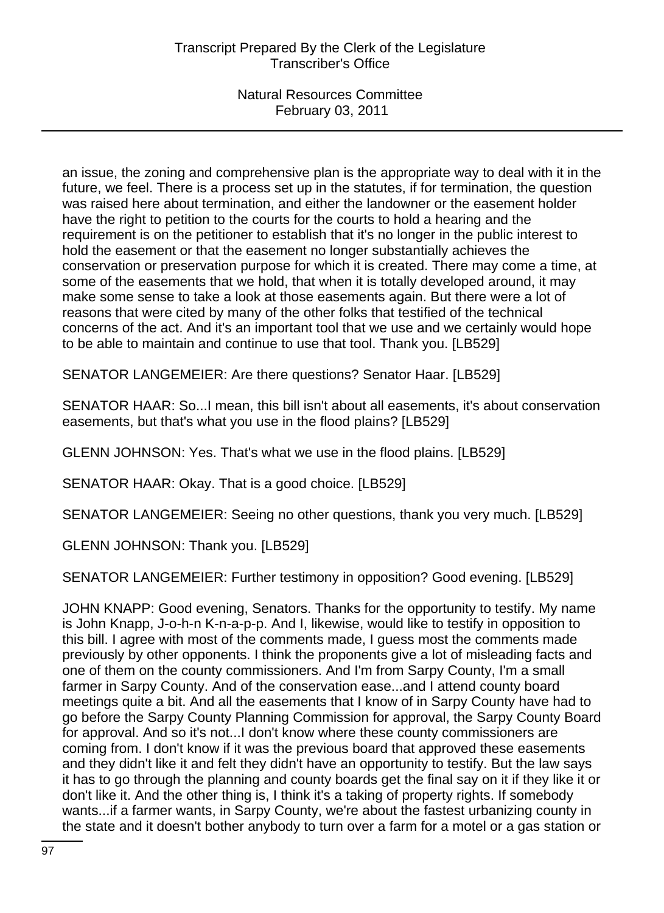an issue, the zoning and comprehensive plan is the appropriate way to deal with it in the future, we feel. There is a process set up in the statutes, if for termination, the question was raised here about termination, and either the landowner or the easement holder have the right to petition to the courts for the courts to hold a hearing and the requirement is on the petitioner to establish that it's no longer in the public interest to hold the easement or that the easement no longer substantially achieves the conservation or preservation purpose for which it is created. There may come a time, at some of the easements that we hold, that when it is totally developed around, it may make some sense to take a look at those easements again. But there were a lot of reasons that were cited by many of the other folks that testified of the technical concerns of the act. And it's an important tool that we use and we certainly would hope to be able to maintain and continue to use that tool. Thank you. [LB529]

SENATOR LANGEMEIER: Are there questions? Senator Haar. [LB529]

SENATOR HAAR: So...I mean, this bill isn't about all easements, it's about conservation easements, but that's what you use in the flood plains? [LB529]

GLENN JOHNSON: Yes. That's what we use in the flood plains. [LB529]

SENATOR HAAR: Okay. That is a good choice. [LB529]

SENATOR LANGEMEIER: Seeing no other questions, thank you very much. [LB529]

GLENN JOHNSON: Thank you. [LB529]

SENATOR LANGEMEIER: Further testimony in opposition? Good evening. [LB529]

JOHN KNAPP: Good evening, Senators. Thanks for the opportunity to testify. My name is John Knapp, J-o-h-n K-n-a-p-p. And I, likewise, would like to testify in opposition to this bill. I agree with most of the comments made, I guess most the comments made previously by other opponents. I think the proponents give a lot of misleading facts and one of them on the county commissioners. And I'm from Sarpy County, I'm a small farmer in Sarpy County. And of the conservation ease...and I attend county board meetings quite a bit. And all the easements that I know of in Sarpy County have had to go before the Sarpy County Planning Commission for approval, the Sarpy County Board for approval. And so it's not...I don't know where these county commissioners are coming from. I don't know if it was the previous board that approved these easements and they didn't like it and felt they didn't have an opportunity to testify. But the law says it has to go through the planning and county boards get the final say on it if they like it or don't like it. And the other thing is, I think it's a taking of property rights. If somebody wants...if a farmer wants, in Sarpy County, we're about the fastest urbanizing county in the state and it doesn't bother anybody to turn over a farm for a motel or a gas station or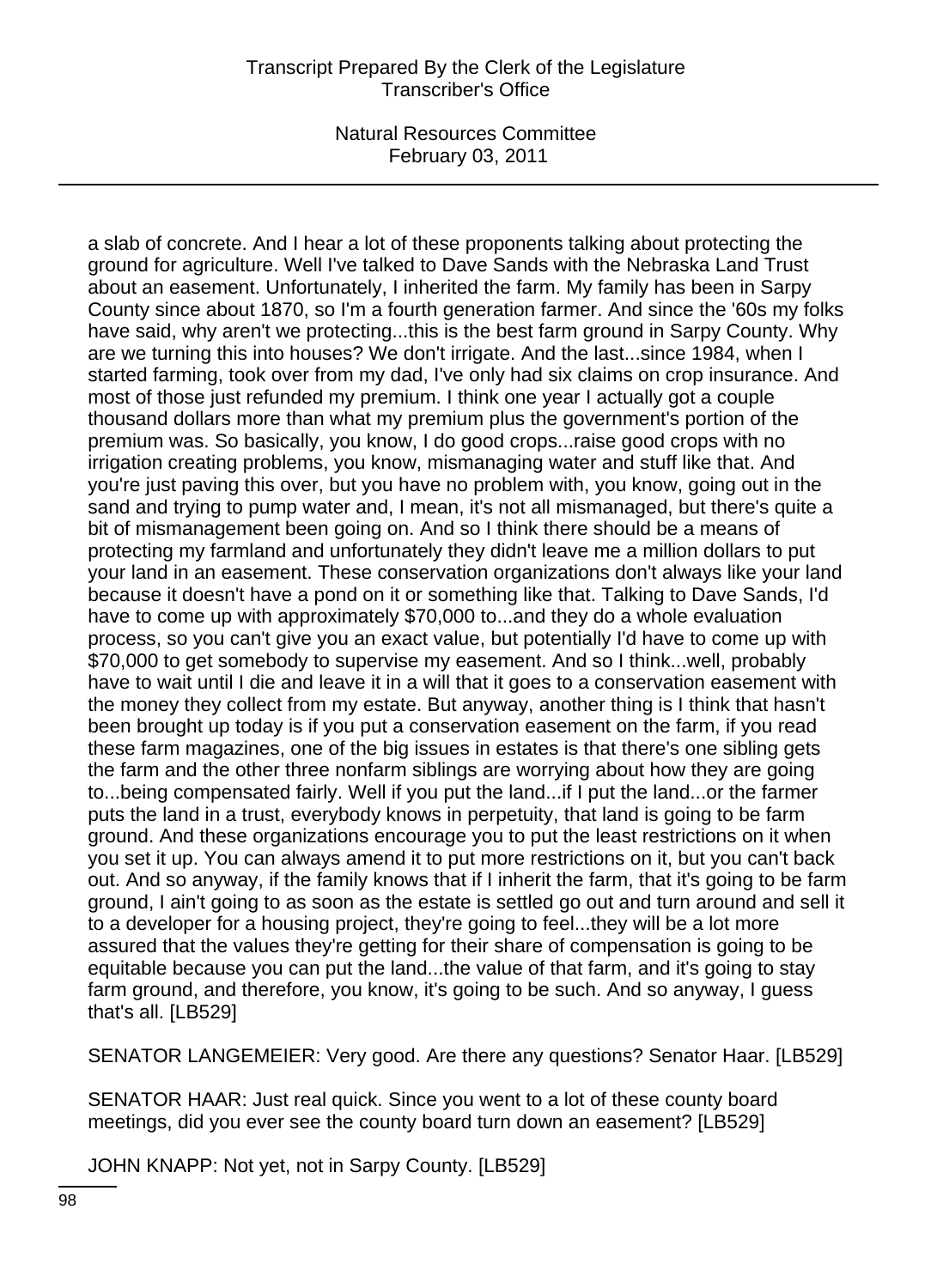a slab of concrete. And I hear a lot of these proponents talking about protecting the ground for agriculture. Well I've talked to Dave Sands with the Nebraska Land Trust about an easement. Unfortunately, I inherited the farm. My family has been in Sarpy County since about 1870, so I'm a fourth generation farmer. And since the '60s my folks have said, why aren't we protecting...this is the best farm ground in Sarpy County. Why are we turning this into houses? We don't irrigate. And the last...since 1984, when I started farming, took over from my dad, I've only had six claims on crop insurance. And most of those just refunded my premium. I think one year I actually got a couple thousand dollars more than what my premium plus the government's portion of the premium was. So basically, you know, I do good crops...raise good crops with no irrigation creating problems, you know, mismanaging water and stuff like that. And you're just paving this over, but you have no problem with, you know, going out in the sand and trying to pump water and, I mean, it's not all mismanaged, but there's quite a bit of mismanagement been going on. And so I think there should be a means of protecting my farmland and unfortunately they didn't leave me a million dollars to put your land in an easement. These conservation organizations don't always like your land because it doesn't have a pond on it or something like that. Talking to Dave Sands, I'd have to come up with approximately $70,000 to...and they do a whole evaluation process, so you can't give you an exact value, but potentially I'd have to come up with $70,000 to get somebody to supervise my easement. And so I think...well, probably have to wait until I die and leave it in a will that it goes to a conservation easement with the money they collect from my estate. But anyway, another thing is I think that hasn't been brought up today is if you put a conservation easement on the farm, if you read these farm magazines, one of the big issues in estates is that there's one sibling gets the farm and the other three nonfarm siblings are worrying about how they are going to...being compensated fairly. Well if you put the land...if I put the land...or the farmer puts the land in a trust, everybody knows in perpetuity, that land is going to be farm ground. And these organizations encourage you to put the least restrictions on it when you set it up. You can always amend it to put more restrictions on it, but you can't back out. And so anyway, if the family knows that if I inherit the farm, that it's going to be farm ground, I ain't going to as soon as the estate is settled go out and turn around and sell it to a developer for a housing project, they're going to feel...they will be a lot more assured that the values they're getting for their share of compensation is going to be equitable because you can put the land...the value of that farm, and it's going to stay farm ground, and therefore, you know, it's going to be such. And so anyway, I guess that's all. [LB529]

SENATOR LANGEMEIER: Very good. Are there any questions? Senator Haar. [LB529]

SENATOR HAAR: Just real quick. Since you went to a lot of these county board meetings, did you ever see the county board turn down an easement? [LB529]

JOHN KNAPP: Not yet, not in Sarpy County. [LB529]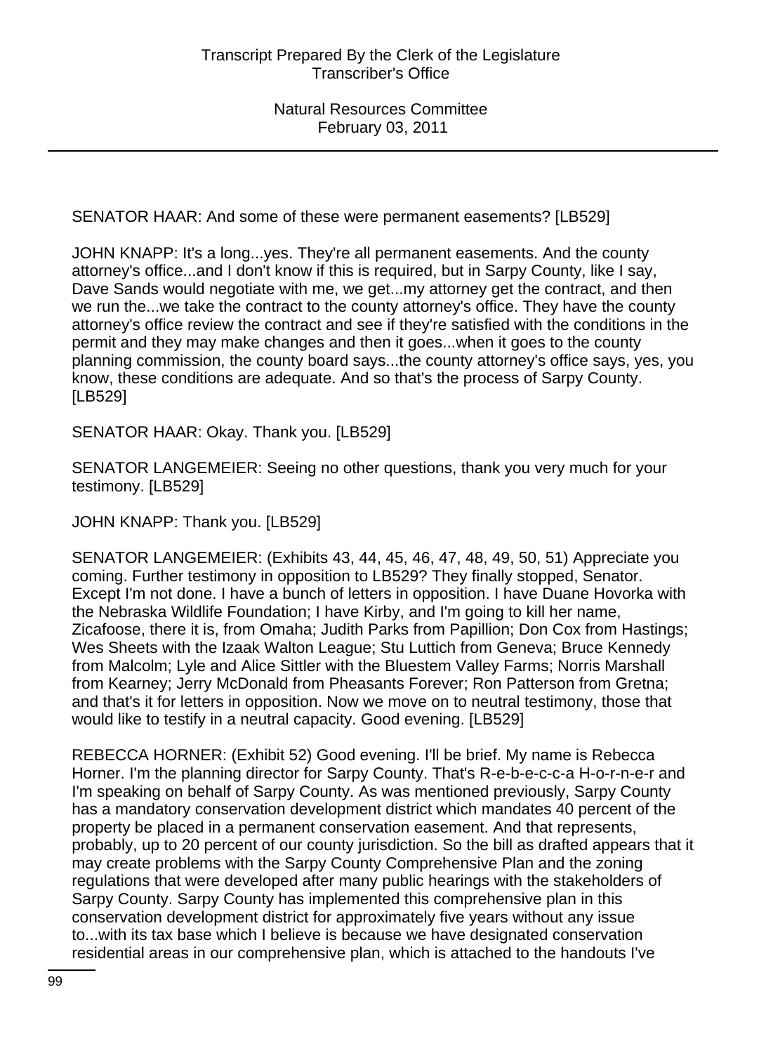SENATOR HAAR: And some of these were permanent easements? [LB529]

JOHN KNAPP: It's a long...yes. They're all permanent easements. And the county attorney's office...and I don't know if this is required, but in Sarpy County, like I say, Dave Sands would negotiate with me, we get...my attorney get the contract, and then we run the...we take the contract to the county attorney's office. They have the county attorney's office review the contract and see if they're satisfied with the conditions in the permit and they may make changes and then it goes...when it goes to the county planning commission, the county board says...the county attorney's office says, yes, you know, these conditions are adequate. And so that's the process of Sarpy County. [LB529]

SENATOR HAAR: Okay. Thank you. [LB529]

SENATOR LANGEMEIER: Seeing no other questions, thank you very much for your testimony. [LB529]

JOHN KNAPP: Thank you. [LB529]

SENATOR LANGEMEIER: (Exhibits 43, 44, 45, 46, 47, 48, 49, 50, 51) Appreciate you coming. Further testimony in opposition to LB529? They finally stopped, Senator. Except I'm not done. I have a bunch of letters in opposition. I have Duane Hovorka with the Nebraska Wildlife Foundation; I have Kirby, and I'm going to kill her name, Zicafoose, there it is, from Omaha; Judith Parks from Papillion; Don Cox from Hastings; Wes Sheets with the Izaak Walton League; Stu Luttich from Geneva; Bruce Kennedy from Malcolm; Lyle and Alice Sittler with the Bluestem Valley Farms; Norris Marshall from Kearney; Jerry McDonald from Pheasants Forever; Ron Patterson from Gretna; and that's it for letters in opposition. Now we move on to neutral testimony, those that would like to testify in a neutral capacity. Good evening. [LB529]

REBECCA HORNER: (Exhibit 52) Good evening. I'll be brief. My name is Rebecca Horner. I'm the planning director for Sarpy County. That's R-e-b-e-c-c-a H-o-r-n-e-r and I'm speaking on behalf of Sarpy County. As was mentioned previously, Sarpy County has a mandatory conservation development district which mandates 40 percent of the property be placed in a permanent conservation easement. And that represents, probably, up to 20 percent of our county jurisdiction. So the bill as drafted appears that it may create problems with the Sarpy County Comprehensive Plan and the zoning regulations that were developed after many public hearings with the stakeholders of Sarpy County. Sarpy County has implemented this comprehensive plan in this conservation development district for approximately five years without any issue to...with its tax base which I believe is because we have designated conservation residential areas in our comprehensive plan, which is attached to the handouts I've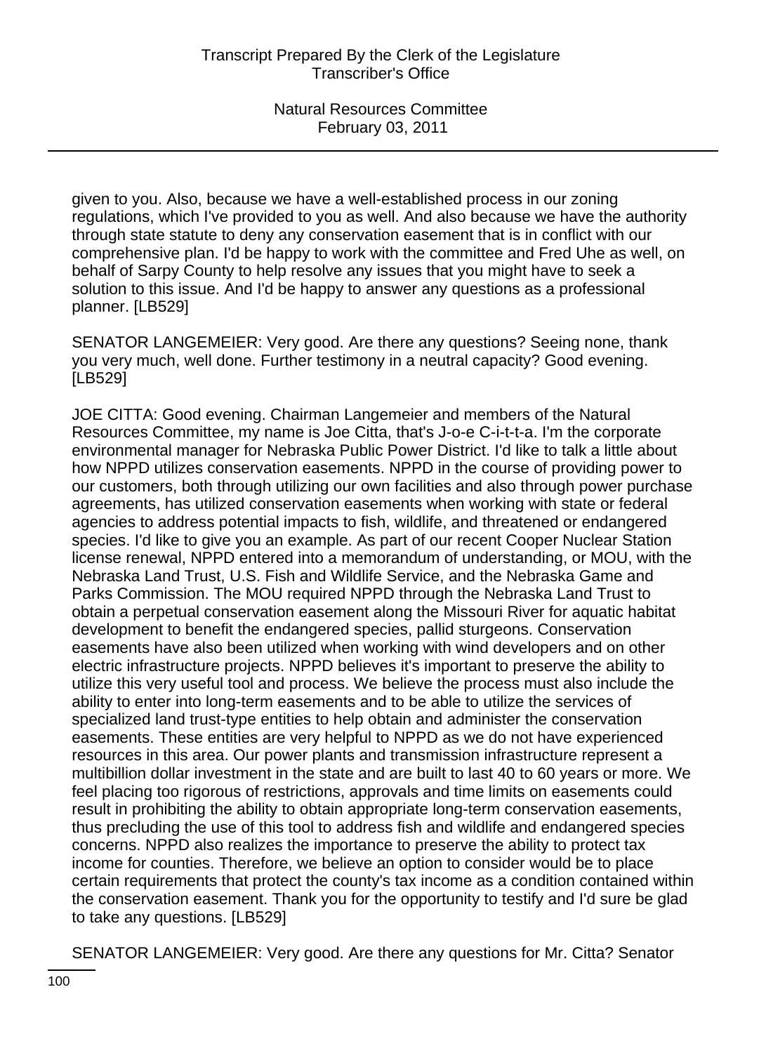given to you. Also, because we have a well-established process in our zoning regulations, which I've provided to you as well. And also because we have the authority through state statute to deny any conservation easement that is in conflict with our comprehensive plan. I'd be happy to work with the committee and Fred Uhe as well, on behalf of Sarpy County to help resolve any issues that you might have to seek a solution to this issue. And I'd be happy to answer any questions as a professional planner. [LB529]

SENATOR LANGEMEIER: Very good. Are there any questions? Seeing none, thank you very much, well done. Further testimony in a neutral capacity? Good evening. [LB529]

JOE CITTA: Good evening. Chairman Langemeier and members of the Natural Resources Committee, my name is Joe Citta, that's J-o-e C-i-t-t-a. I'm the corporate environmental manager for Nebraska Public Power District. I'd like to talk a little about how NPPD utilizes conservation easements. NPPD in the course of providing power to our customers, both through utilizing our own facilities and also through power purchase agreements, has utilized conservation easements when working with state or federal agencies to address potential impacts to fish, wildlife, and threatened or endangered species. I'd like to give you an example. As part of our recent Cooper Nuclear Station license renewal, NPPD entered into a memorandum of understanding, or MOU, with the Nebraska Land Trust, U.S. Fish and Wildlife Service, and the Nebraska Game and Parks Commission. The MOU required NPPD through the Nebraska Land Trust to obtain a perpetual conservation easement along the Missouri River for aquatic habitat development to benefit the endangered species, pallid sturgeons. Conservation easements have also been utilized when working with wind developers and on other electric infrastructure projects. NPPD believes it's important to preserve the ability to utilize this very useful tool and process. We believe the process must also include the ability to enter into long-term easements and to be able to utilize the services of specialized land trust-type entities to help obtain and administer the conservation easements. These entities are very helpful to NPPD as we do not have experienced resources in this area. Our power plants and transmission infrastructure represent a multibillion dollar investment in the state and are built to last 40 to 60 years or more. We feel placing too rigorous of restrictions, approvals and time limits on easements could result in prohibiting the ability to obtain appropriate long-term conservation easements, thus precluding the use of this tool to address fish and wildlife and endangered species concerns. NPPD also realizes the importance to preserve the ability to protect tax income for counties. Therefore, we believe an option to consider would be to place certain requirements that protect the county's tax income as a condition contained within the conservation easement. Thank you for the opportunity to testify and I'd sure be glad to take any questions. [LB529]

SENATOR LANGEMEIER: Very good. Are there any questions for Mr. Citta? Senator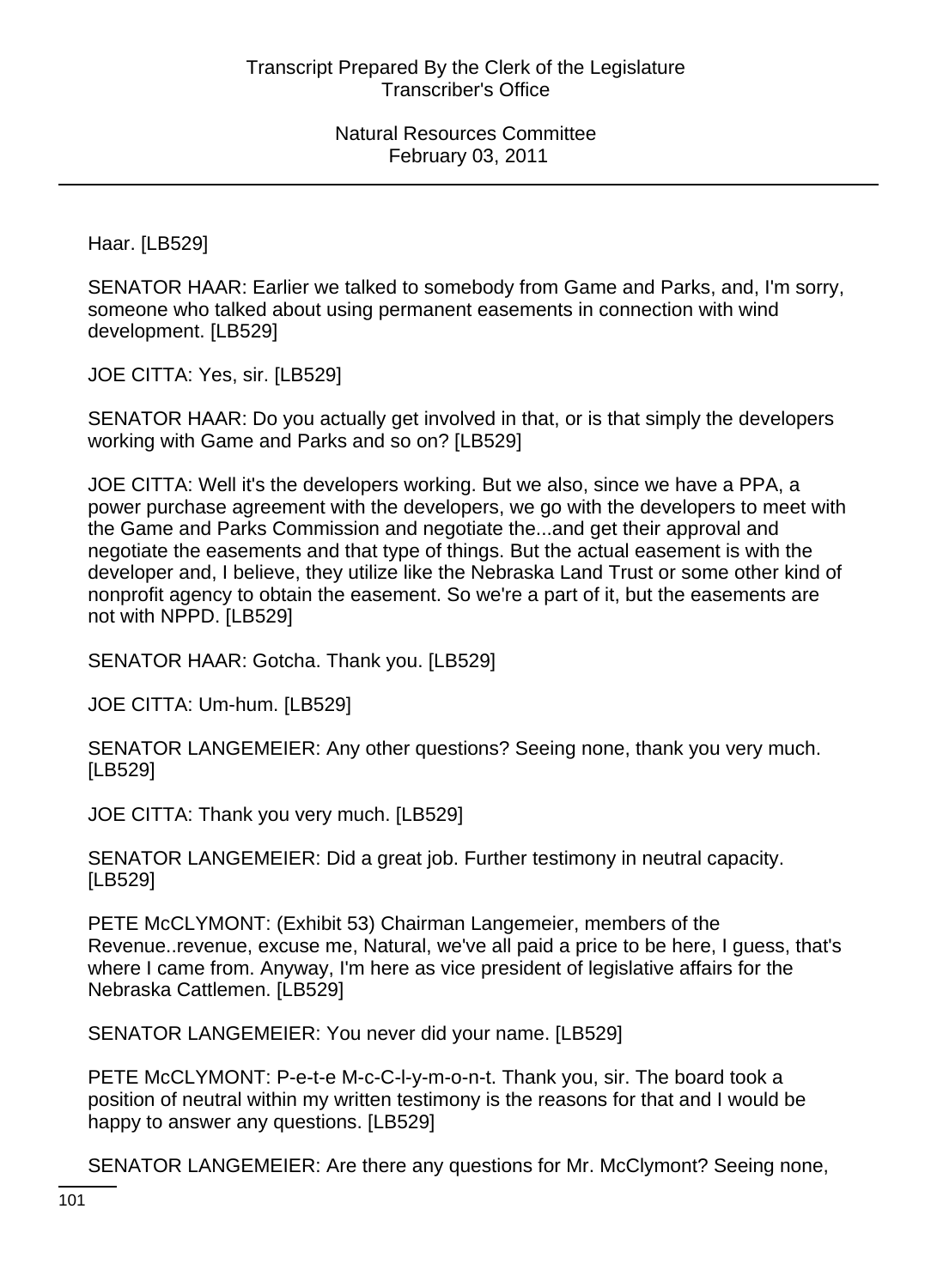Haar. [LB529]

SENATOR HAAR: Earlier we talked to somebody from Game and Parks, and, I'm sorry, someone who talked about using permanent easements in connection with wind development. [LB529]

JOE CITTA: Yes, sir. [LB529]

SENATOR HAAR: Do you actually get involved in that, or is that simply the developers working with Game and Parks and so on? [LB529]

JOE CITTA: Well it's the developers working. But we also, since we have a PPA, a power purchase agreement with the developers, we go with the developers to meet with the Game and Parks Commission and negotiate the...and get their approval and negotiate the easements and that type of things. But the actual easement is with the developer and, I believe, they utilize like the Nebraska Land Trust or some other kind of nonprofit agency to obtain the easement. So we're a part of it, but the easements are not with NPPD. [LB529]

SENATOR HAAR: Gotcha. Thank you. [LB529]

JOE CITTA: Um-hum. [LB529]

SENATOR LANGEMEIER: Any other questions? Seeing none, thank you very much. [LB529]

JOE CITTA: Thank you very much. [LB529]

SENATOR LANGEMEIER: Did a great job. Further testimony in neutral capacity. [LB529]

PETE McCLYMONT: (Exhibit 53) Chairman Langemeier, members of the Revenue..revenue, excuse me, Natural, we've all paid a price to be here, I guess, that's where I came from. Anyway, I'm here as vice president of legislative affairs for the Nebraska Cattlemen. [LB529]

SENATOR LANGEMEIER: You never did your name. [LB529]

PETE McCLYMONT: P-e-t-e M-c-C-l-y-m-o-n-t. Thank you, sir. The board took a position of neutral within my written testimony is the reasons for that and I would be happy to answer any questions. [LB529]

SENATOR LANGEMEIER: Are there any questions for Mr. McClymont? Seeing none,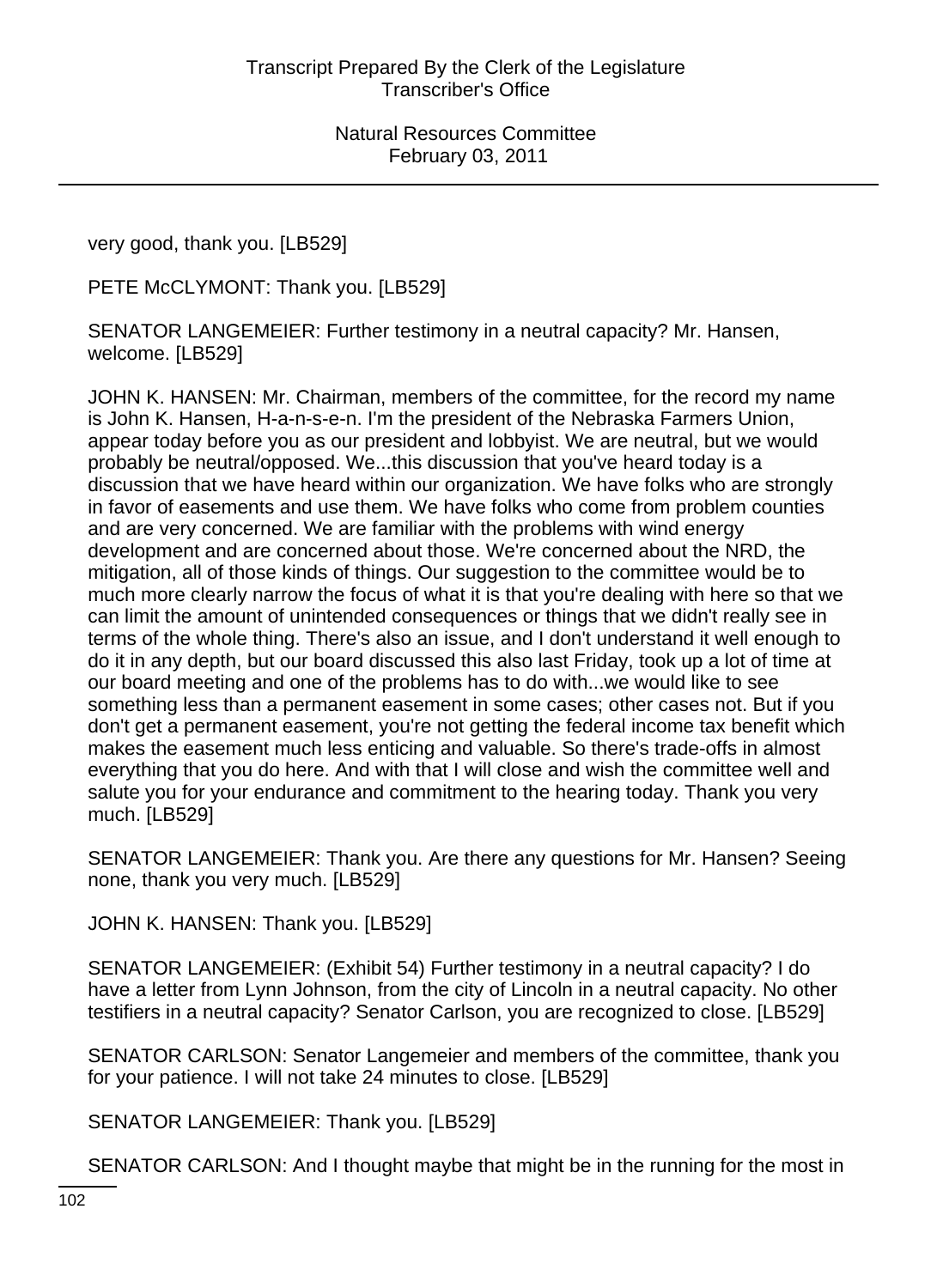very good, thank you. [LB529]

PETE McCLYMONT: Thank you. [LB529]

SENATOR LANGEMEIER: Further testimony in a neutral capacity? Mr. Hansen, welcome. [LB529]

JOHN K. HANSEN: Mr. Chairman, members of the committee, for the record my name is John K. Hansen, H-a-n-s-e-n. I'm the president of the Nebraska Farmers Union, appear today before you as our president and lobbyist. We are neutral, but we would probably be neutral/opposed. We...this discussion that you've heard today is a discussion that we have heard within our organization. We have folks who are strongly in favor of easements and use them. We have folks who come from problem counties and are very concerned. We are familiar with the problems with wind energy development and are concerned about those. We're concerned about the NRD, the mitigation, all of those kinds of things. Our suggestion to the committee would be to much more clearly narrow the focus of what it is that you're dealing with here so that we can limit the amount of unintended consequences or things that we didn't really see in terms of the whole thing. There's also an issue, and I don't understand it well enough to do it in any depth, but our board discussed this also last Friday, took up a lot of time at our board meeting and one of the problems has to do with...we would like to see something less than a permanent easement in some cases; other cases not. But if you don't get a permanent easement, you're not getting the federal income tax benefit which makes the easement much less enticing and valuable. So there's trade-offs in almost everything that you do here. And with that I will close and wish the committee well and salute you for your endurance and commitment to the hearing today. Thank you very much. [LB529]

SENATOR LANGEMEIER: Thank you. Are there any questions for Mr. Hansen? Seeing none, thank you very much. [LB529]

JOHN K. HANSEN: Thank you. [LB529]

SENATOR LANGEMEIER: (Exhibit 54) Further testimony in a neutral capacity? I do have a letter from Lynn Johnson, from the city of Lincoln in a neutral capacity. No other testifiers in a neutral capacity? Senator Carlson, you are recognized to close. [LB529]

SENATOR CARLSON: Senator Langemeier and members of the committee, thank you for your patience. I will not take 24 minutes to close. [LB529]

SENATOR LANGEMEIER: Thank you. [LB529]

SENATOR CARLSON: And I thought maybe that might be in the running for the most in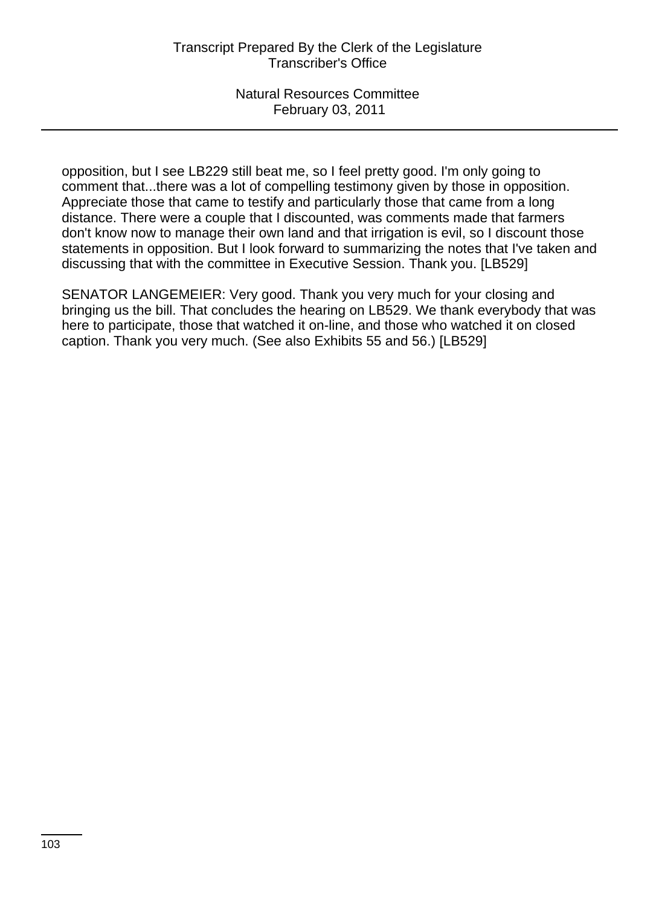opposition, but I see LB229 still beat me, so I feel pretty good. I'm only going to comment that...there was a lot of compelling testimony given by those in opposition. Appreciate those that came to testify and particularly those that came from a long distance. There were a couple that I discounted, was comments made that farmers don't know now to manage their own land and that irrigation is evil, so I discount those statements in opposition. But I look forward to summarizing the notes that I've taken and discussing that with the committee in Executive Session. Thank you. [LB529]

SENATOR LANGEMEIER: Very good. Thank you very much for your closing and bringing us the bill. That concludes the hearing on LB529. We thank everybody that was here to participate, those that watched it on-line, and those who watched it on closed caption. Thank you very much. (See also Exhibits 55 and 56.) [LB529]